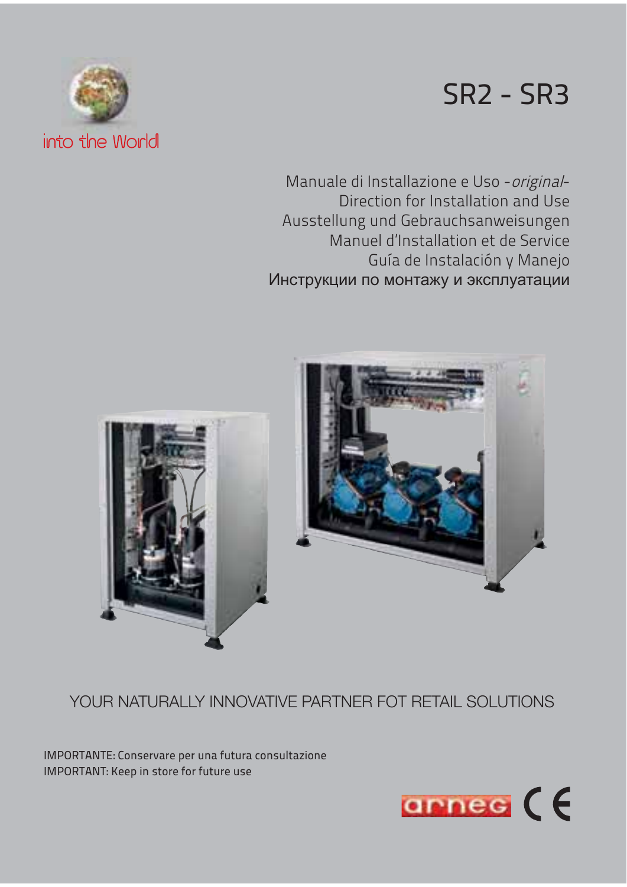into the World

# SR2 - SR3

Manuale di Installazione e Uso -*original*-
Direction for Installation and Use
Ausstellung und Gebrauchsanweisungen
Manuel d'Installation et de Service
Guía de Instalación y Manejo
Инструкции по монтажу и эксплуатации

YOUR NATURALLY INNOVATIVE PARTNER FOT RETAIL SOLUTIONS

IMPORTANTE: Conservare per una futura consultazione
IMPORTANT: Keep in store for future use

arneg CE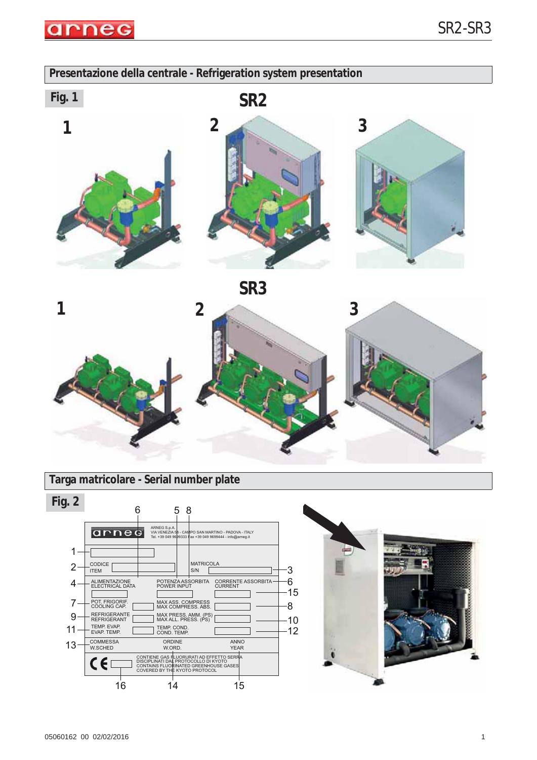## Presentazione della centrale - Refrigeration system presentation

**Fig. 1**

**SR2**

1 2 3

**SR3**

1 2 3

## Targa matricolare - Serial number plate

**Fig. 2**

ARNEG S.p.A.
VIA VENEZIA 58 - CAMPO SAN MARTINO - PADOVA - ITALY
Tel. +39 049 9699333 Fax +39 049 9699444 - info@arneg.it

| | | |
|---|---|---|
| 1 | | |
| 2 CODICE ITEM | MATRICOLA S/N | 3 |
| 4 ALIMENTAZIONE ELECTRICAL DATA | POTENZA ASSORBITA POWER INPUT | CORRENTE ASSORBITA CURRENT 6 / 15 |
| 7 POT. FRIGORIF. COOLING CAP. | MAX ASS. COMPRESS. MAX COMPRESS. ABS. | 8 |
| 9 REFRIGERANTE REFRIGERANT | MAX PRESS. AMM. (PS) MAX ALL. PRESS. (PS) | 10 |
| 11 TEMP. EVAP. EVAP. TEMP. | TEMP. COND. COND. TEMP. | 12 |
| 13 COMMESSA W.SCHED | ORDINE W.ORD. | ANNO YEAR |

CE — CONTIENE GAS FLUORURATI AD EFFETTO SERRA DISCIPLINATI DAL PROTOCOLLO DI KYOTO
CONTAINS FLUORINATED GREENHOUSE GASES COVERED BY THE KYOTO PROTOCOL

16 14 15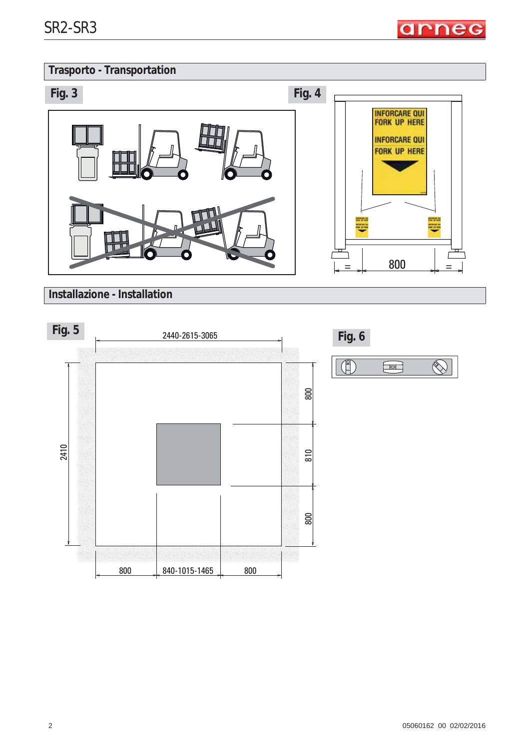## Trasporto - Transportation

**Fig. 3**

**Fig. 4**

INFORCARE QUI
FORK UP HERE

INFORCARE QUI
FORK UP HERE

= 800 =

## Installazione - Installation

**Fig. 5**

2440-2615-3065

2410

800

810

800

800 840-1015-1465 800

**Fig. 6**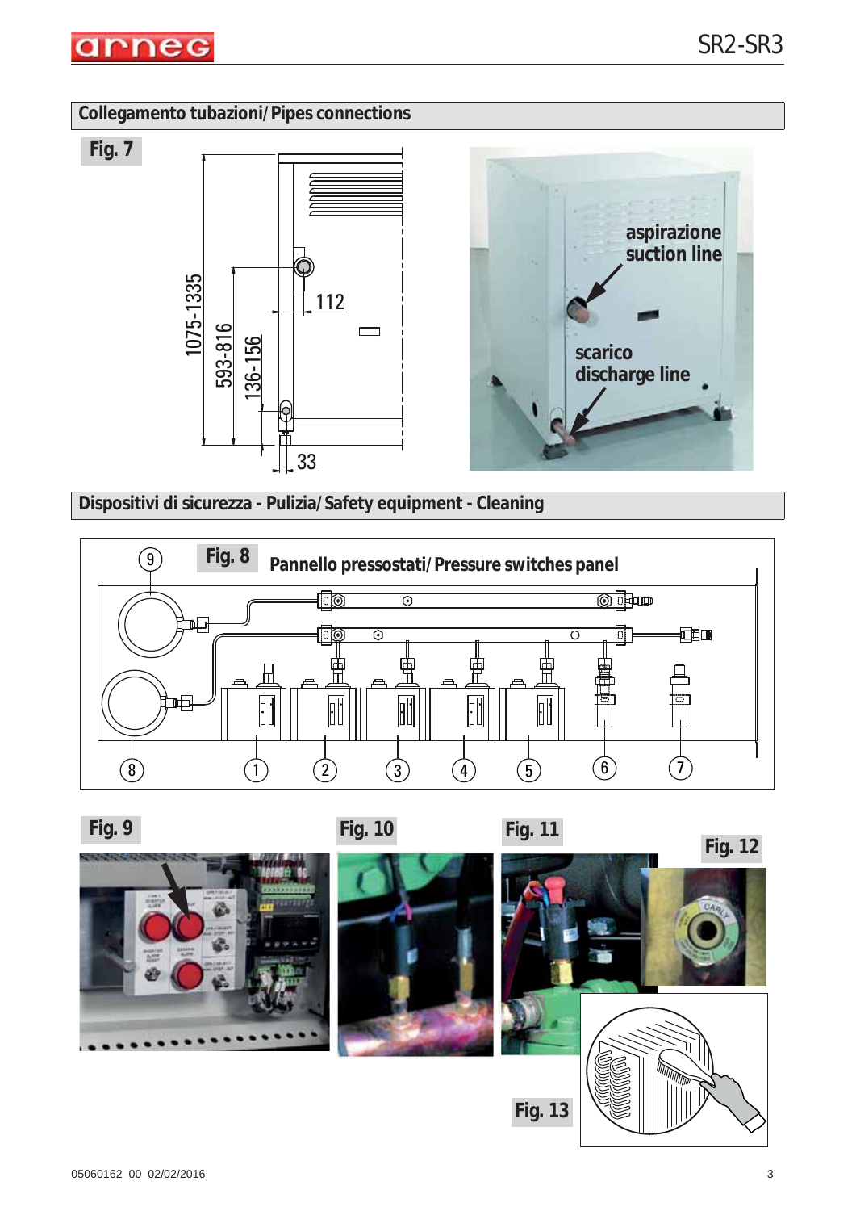## Collegamento tubazioni/Pipes connections

Fig. 7

1075-1335

593-816

136-156

112

33

aspirazione
suction line

scarico
discharge line

## Dispositivi di sicurezza - Pulizia/Safety equipment - Cleaning

Fig. 8 Pannello pressostati/Pressure switches panel

Fig. 9

Fig. 10

Fig. 11

Fig. 12

Fig. 13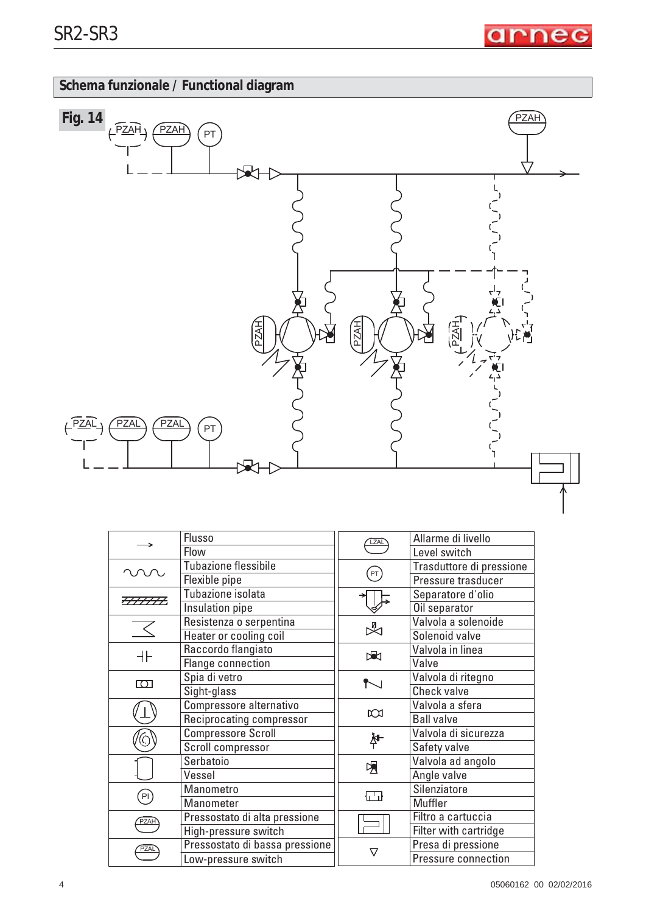## Schema funzionale / Functional diagram

**Fig. 14**

| Simbolo | Descrizione | Simbolo | Descrizione |
|---|---|---|---|
| → | Flusso / Flow | LZAL | Allarme di livello / Level switch |
| ∿∿∿ | Tubazione flessibile / Flexible pipe | PT | Trasduttore di pressione / Pressure transducer |
| ⫽⫽⫽ | Tubazione isolata / Insulation pipe | | Separatore d'oilo / Oil separator |
| | Resistenza o serpentina / Heater or cooling coil | | Valvola a solenoide / Solenoid valve |
| ⊣⊢ | Raccordo flangiato / Flange connection | | Valvola in linea / Valve |
| | Spia di vetro / Sight-glass | | Valvola di ritegno / Check valve |
| | Compressore alternativo / Reciprocating compressor | | Valvola a sfera / Ball valve |
| | Compressore Scroll / Scroll compressor | | Valvola di sicurezza / Safety valve |
| | Serbatoio / Vessel | | Valvola ad angolo / Angle valve |
| PI | Manometro / Manometer | | Silenziatore / Muffler |
| PZAH | Pressostato di alta pressione / High-pressure switch | | Filtro a cartuccia / Filter with cartridge |
| PZAL | Pressostato di bassa pressione / Low-pressure switch | ▽ | Presa di pressione / Pressure connection |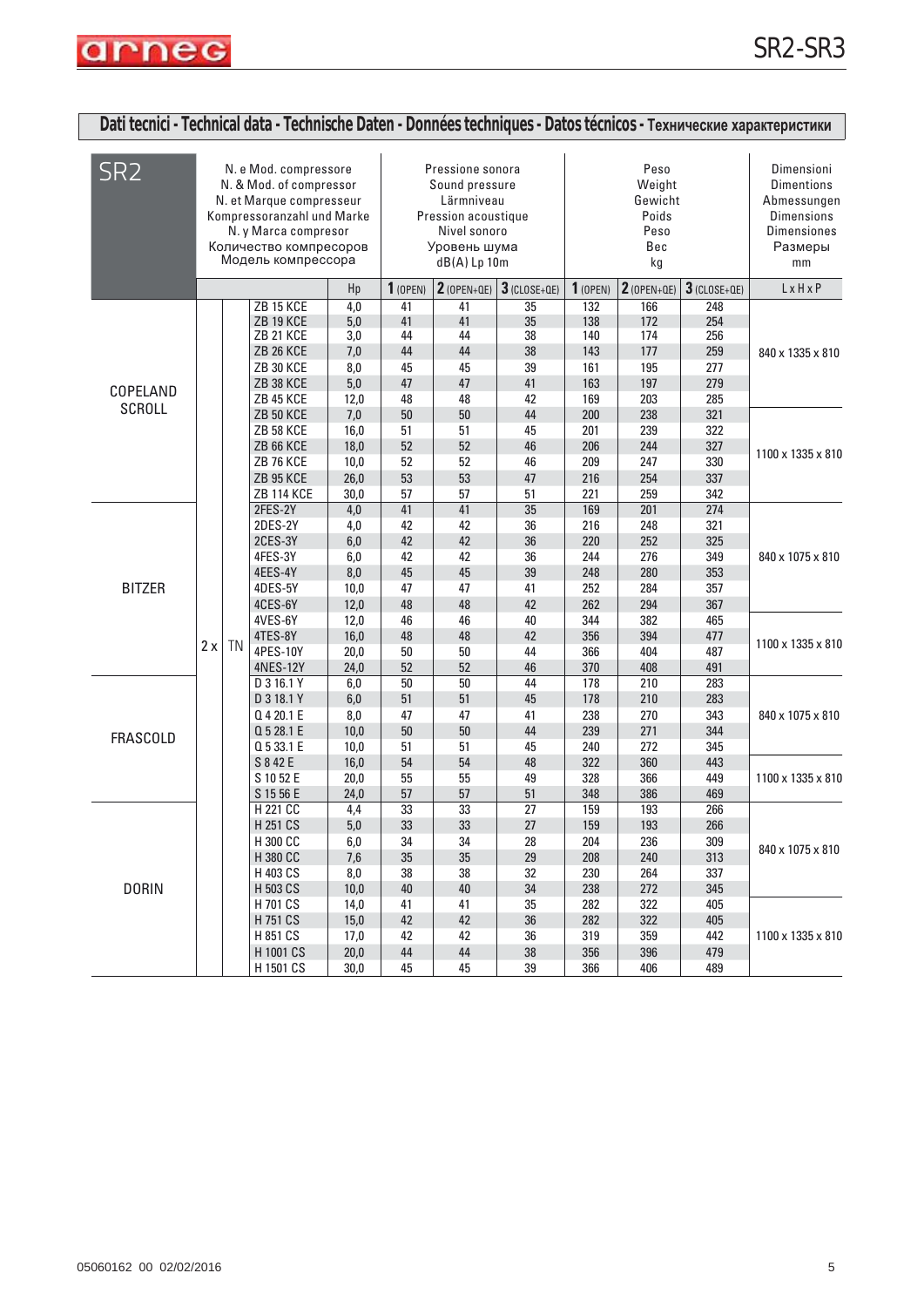## Dati tecnici - Technical data - Technische Daten - Données techniques - Datos técnicos - Технические характеристики

| SR2 | N. e Mod. compressore<br>N. & Mod. of compressor<br>N. et Marque compresseur<br>Kompressoranzahl und Marke<br>N. y Marca compresor<br>Количество компресоров<br>Модель компрессора | | | | Pressione sonora<br>Sound pressure<br>Lärmniveau<br>Pression acoustique<br>Nivel sonoro<br>Уровень шума<br>dB(A) Lp 10m | | | Peso<br>Weight<br>Gewicht<br>Poids<br>Peso<br>Вес<br>kg | | | Dimensioni<br>Dimentions<br>Abmessungen<br>Dimensions<br>Dimensiones<br>Размеры<br>mm |
|---|---|---|---|---|---|---|---|---|---|---|---|
| | | | | Hp | 1 (OPEN) | 2 (OPEN+QE) | 3 (CLOSE+QE) | 1 (OPEN) | 2 (OPEN+QE) | 3 (CLOSE+QE) | L x H x P |
| COPELAND SCROLL | 2 x | TN | ZB 15 KCE | 4,0 | 41 | 41 | 35 | 132 | 166 | 248 | 840 x 1335 x 810 |
| | | | ZB 19 KCE | 5,0 | 41 | 41 | 35 | 138 | 172 | 254 | |
| | | | ZB 21 KCE | 3,0 | 44 | 44 | 38 | 140 | 174 | 256 | |
| | | | ZB 26 KCE | 7,0 | 44 | 44 | 38 | 143 | 177 | 259 | |
| | | | ZB 30 KCE | 8,0 | 45 | 45 | 39 | 161 | 195 | 277 | |
| | | | ZB 38 KCE | 5,0 | 47 | 47 | 41 | 163 | 197 | 279 | |
| | | | ZB 45 KCE | 12,0 | 48 | 48 | 42 | 169 | 203 | 285 | |
| | | | ZB 50 KCE | 7,0 | 50 | 50 | 44 | 200 | 238 | 321 | 1100 x 1335 x 810 |
| | | | ZB 58 KCE | 16,0 | 51 | 51 | 45 | 201 | 239 | 322 | |
| | | | ZB 66 KCE | 18,0 | 52 | 52 | 46 | 206 | 244 | 327 | |
| | | | ZB 76 KCE | 10,0 | 52 | 52 | 46 | 209 | 247 | 330 | |
| | | | ZB 95 KCE | 26,0 | 53 | 53 | 47 | 216 | 254 | 337 | |
| | | | ZB 114 KCE | 30,0 | 57 | 57 | 51 | 221 | 259 | 342 | |
| BITZER | | | 2FES-2Y | 4,0 | 41 | 41 | 35 | 169 | 201 | 274 | 840 x 1075 x 810 |
| | | | 2DES-2Y | 4,0 | 42 | 42 | 36 | 216 | 248 | 321 | |
| | | | 2CES-3Y | 6,0 | 42 | 42 | 36 | 220 | 252 | 325 | |
| | | | 4FES-3Y | 6,0 | 42 | 42 | 36 | 244 | 276 | 349 | |
| | | | 4EES-4Y | 8,0 | 45 | 45 | 39 | 248 | 280 | 353 | |
| | | | 4DES-5Y | 10,0 | 47 | 47 | 41 | 252 | 284 | 357 | |
| | | | 4CES-6Y | 12,0 | 48 | 48 | 42 | 262 | 294 | 367 | |
| | | | 4VES-6Y | 12,0 | 46 | 46 | 40 | 344 | 382 | 465 | 1100 x 1335 x 810 |
| | | | 4TES-8Y | 16,0 | 48 | 48 | 42 | 356 | 394 | 477 | |
| | | | 4PES-10Y | 20,0 | 50 | 50 | 44 | 366 | 404 | 487 | |
| | | | 4NES-12Y | 24,0 | 52 | 52 | 46 | 370 | 408 | 491 | |
| FRASCOLD | | | D 3 16.1 Y | 6,0 | 50 | 50 | 44 | 178 | 210 | 283 | 840 x 1075 x 810 |
| | | | D 3 18.1 Y | 6,0 | 51 | 51 | 45 | 178 | 210 | 283 | |
| | | | Q 4 20.1 E | 8,0 | 47 | 47 | 41 | 238 | 270 | 343 | |
| | | | Q 5 28.1 E | 10,0 | 50 | 50 | 44 | 239 | 271 | 344 | |
| | | | Q 5 33.1 E | 10,0 | 51 | 51 | 45 | 240 | 272 | 345 | |
| | | | S 8 42 E | 16,0 | 54 | 54 | 48 | 322 | 360 | 443 | 1100 x 1335 x 810 |
| | | | S 10 52 E | 20,0 | 55 | 55 | 49 | 328 | 366 | 449 | |
| | | | S 15 56 E | 24,0 | 57 | 57 | 51 | 348 | 386 | 469 | |
| DORIN | | | H 221 CC | 4,4 | 33 | 33 | 27 | 159 | 193 | 266 | 840 x 1075 x 810 |
| | | | H 251 CS | 5,0 | 33 | 33 | 27 | 159 | 193 | 266 | |
| | | | H 300 CC | 6,0 | 34 | 34 | 28 | 204 | 236 | 309 | |
| | | | H 380 CC | 7,6 | 35 | 35 | 29 | 208 | 240 | 313 | |
| | | | H 403 CS | 8,0 | 38 | 38 | 32 | 230 | 264 | 337 | |
| | | | H 503 CS | 10,0 | 40 | 40 | 34 | 238 | 272 | 345 | |
| | | | H 701 CS | 14,0 | 41 | 41 | 35 | 282 | 322 | 405 | 1100 x 1335 x 810 |
| | | | H 751 CS | 15,0 | 42 | 42 | 36 | 282 | 322 | 405 | |
| | | | H 851 CS | 17,0 | 42 | 42 | 36 | 319 | 359 | 442 | |
| | | | H 1001 CS | 20,0 | 44 | 44 | 38 | 356 | 396 | 479 | |
| | | | H 1501 CS | 30,0 | 45 | 45 | 39 | 366 | 406 | 489 | |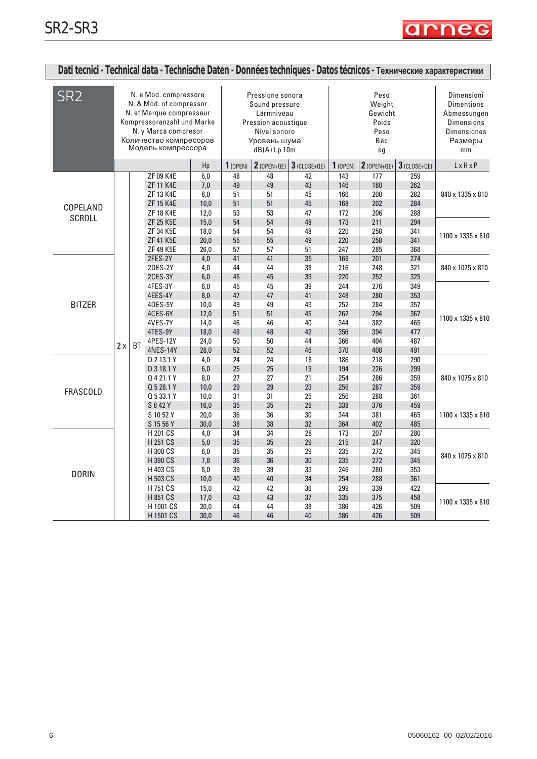# SR2-SR3

## Dati tecnici - Technical data - Technische Daten - Données techniques - Datos técnicos - Технические характеристики

| SR2 | N. e Mod. compressore<br>N. & Mod. of compressor<br>N. et Marque compresseur<br>Kompressoranzahl und Marke<br>N. y Marca compresor<br>Количество компрессоров<br>Модель компрессора | | | | Pressione sonora<br>Sound pressure<br>Lärmniveau<br>Pression acoustique<br>Nivel sonoro<br>Уровень шума<br>dB(A) Lp 10m | | | Peso<br>Weight<br>Gewicht<br>Poids<br>Peso<br>Вес<br>kg | | | Dimensioni<br>Dimentions<br>Abmessungen<br>Dimensions<br>Dimensiones<br>Размеры<br>mm |
|---|---|---|---|---|---|---|---|---|---|---|---|
| | | | | Hp | 1 (OPEN) | 2 (OPEN+QE) | 3 (CLOSE+QE) | 1 (OPEN) | 2 (OPEN+QE) | 3 (CLOSE+QE) | L x H x P |
| COPELAND SCROLL | 2 x | BT | ZF 09 K4E | 6,0 | 48 | 48 | 42 | 143 | 177 | 259 | 840 x 1335 x 810 |
| | | | ZF 11 K4E | 7,0 | 49 | 49 | 43 | 146 | 180 | 262 | |
| | | | ZF 13 K4E | 8,0 | 51 | 51 | 45 | 166 | 200 | 282 | |
| | | | ZF 15 K4E | 10,0 | 51 | 51 | 45 | 168 | 202 | 284 | |
| | | | ZF 18 K4E | 12,0 | 53 | 53 | 47 | 172 | 206 | 288 | |
| | | | ZF 25 K5E | 15,0 | 54 | 54 | 48 | 173 | 211 | 294 | 1100 x 1335 x 810 |
| | | | ZF 34 K5E | 18,0 | 54 | 54 | 48 | 220 | 258 | 341 | |
| | | | ZF 41 K5E | 20,0 | 55 | 55 | 49 | 220 | 258 | 341 | |
| | | | ZF 49 K5E | 26,0 | 57 | 57 | 51 | 247 | 285 | 368 | |
| BITZER | | | 2FES-2Y | 4,0 | 41 | 41 | 35 | 169 | 201 | 274 | 840 x 1075 x 810 |
| | | | 2DES-2Y | 4,0 | 44 | 44 | 38 | 216 | 248 | 321 | |
| | | | 2CES-3Y | 6,0 | 45 | 45 | 39 | 220 | 252 | 325 | |
| | | | 4FES-3Y | 6,0 | 45 | 45 | 39 | 244 | 276 | 349 | 1100 x 1335 x 810 |
| | | | 4EES-4Y | 8,0 | 47 | 47 | 41 | 248 | 280 | 353 | |
| | | | 4DES-5Y | 10,0 | 49 | 49 | 43 | 252 | 284 | 357 | |
| | | | 4CES-6Y | 12,0 | 51 | 51 | 45 | 262 | 294 | 367 | |
| | | | 4VES-7Y | 14,0 | 46 | 46 | 40 | 344 | 382 | 465 | |
| | | | 4TES-9Y | 18,0 | 48 | 48 | 42 | 356 | 394 | 477 | |
| | | | 4PES-12Y | 24,0 | 50 | 50 | 44 | 366 | 404 | 487 | |
| | | | 4NES-14Y | 28,0 | 52 | 52 | 46 | 370 | 408 | 491 | |
| FRASCOLD | | | D 2 13.1 Y | 4,0 | 24 | 24 | 18 | 186 | 218 | 290 | 840 x 1075 x 810 |
| | | | D 3 18.1 Y | 6,0 | 25 | 25 | 19 | 194 | 226 | 299 | |
| | | | Q 4 21.1 Y | 8,0 | 27 | 27 | 21 | 254 | 286 | 359 | |
| | | | Q 5 28.1 Y | 10,0 | 29 | 29 | 23 | 256 | 287 | 359 | |
| | | | Q 5 33.1 Y | 10,0 | 31 | 31 | 25 | 256 | 288 | 361 | |
| | | | S 8 42 Y | 16,0 | 35 | 35 | 29 | 338 | 376 | 459 | 1100 x 1335 x 810 |
| | | | S 10 52 Y | 20,0 | 36 | 36 | 30 | 344 | 381 | 465 | |
| | | | S 15 56 Y | 30,0 | 38 | 38 | 32 | 364 | 402 | 485 | |
| DORIN | | | H 201 CS | 4,0 | 34 | 34 | 28 | 173 | 207 | 280 | 840 x 1075 x 810 |
| | | | H 251 CS | 5,0 | 35 | 35 | 29 | 215 | 247 | 320 | |
| | | | H 300 CS | 6,0 | 35 | 35 | 29 | 235 | 272 | 345 | |
| | | | H 390 CS | 7,8 | 36 | 36 | 30 | 235 | 272 | 345 | |
| | | | H 403 CS | 8,0 | 39 | 39 | 33 | 246 | 280 | 353 | |
| | | | H 503 CS | 10,0 | 40 | 40 | 34 | 254 | 288 | 361 | |
| | | | H 751 CS | 15,0 | 42 | 42 | 36 | 299 | 339 | 422 | 1100 x 1335 x 810 |
| | | | H 851 CS | 17,0 | 43 | 43 | 37 | 335 | 375 | 458 | |
| | | | H 1001 CS | 20,0 | 44 | 44 | 38 | 386 | 426 | 509 | |
| | | | H 1501 CS | 30,0 | 46 | 46 | 40 | 386 | 426 | 509 | |

05060162 00 02/02/2016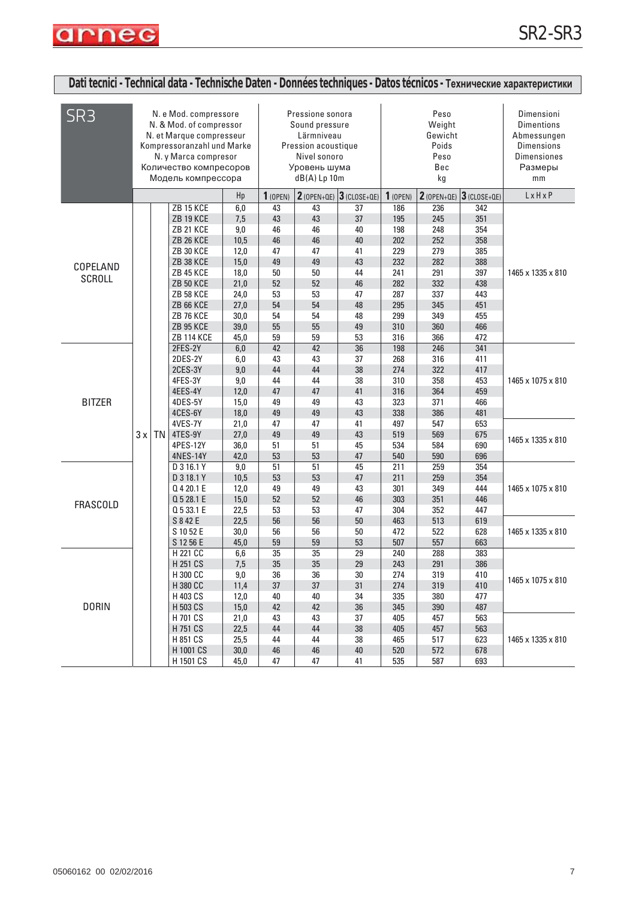## Dati tecnici - Technical data - Technische Daten - Données techniques - Datos técnicos - Технические характеристики

| SR3 | N. e Mod. compressore<br>N. & Mod. of compressor<br>N. et Marque compresseur<br>Kompressoranzahl und Marke<br>N. y Marca compresor<br>Количество компрессоров<br>Модель компрессора | | | | Pressione sonora<br>Sound pressure<br>Lärmniveau<br>Pression acoustique<br>Nivel sonoro<br>Уровень шума<br>dB(A) Lp 10m | | | Peso<br>Weight<br>Gewicht<br>Poids<br>Peso<br>Вес<br>kg | | | Dimensioni<br>Dimentions<br>Abmessungen<br>Dimensions<br>Dimensiones<br>Размеры<br>mm |
|---|---|---|---|---|---|---|---|---|---|---|---|
| | | | | Hp | 1 (OPEN) | 2 (OPEN+QE) | 3 (CLOSE+QE) | 1 (OPEN) | 2 (OPEN+QE) | 3 (CLOSE+QE) | L x H x P |
| COPELAND SCROLL | 3 x | TN | ZB 15 KCE | 6,0 | 43 | 43 | 37 | 186 | 236 | 342 | 1465 x 1335 x 810 |
| | | | ZB 19 KCE | 7,5 | 43 | 43 | 37 | 195 | 245 | 351 | |
| | | | ZB 21 KCE | 9,0 | 46 | 46 | 40 | 198 | 248 | 354 | |
| | | | ZB 26 KCE | 10,5 | 46 | 46 | 40 | 202 | 252 | 358 | |
| | | | ZB 30 KCE | 12,0 | 47 | 47 | 41 | 229 | 279 | 385 | |
| | | | ZB 38 KCE | 15,0 | 49 | 49 | 43 | 232 | 282 | 388 | |
| | | | ZB 45 KCE | 18,0 | 50 | 50 | 44 | 241 | 291 | 397 | |
| | | | ZB 50 KCE | 21,0 | 52 | 52 | 46 | 282 | 332 | 438 | |
| | | | ZB 58 KCE | 24,0 | 53 | 53 | 47 | 287 | 337 | 443 | |
| | | | ZB 66 KCE | 27,0 | 54 | 54 | 48 | 295 | 345 | 451 | |
| | | | ZB 76 KCE | 30,0 | 54 | 54 | 48 | 299 | 349 | 455 | |
| | | | ZB 95 KCE | 39,0 | 55 | 55 | 49 | 310 | 360 | 466 | |
| | | | ZB 114 KCE | 45,0 | 59 | 59 | 53 | 316 | 366 | 472 | |
| BITZER | | | 2FES-2Y | 6,0 | 42 | 42 | 36 | 198 | 246 | 341 | 1465 x 1075 x 810 |
| | | | 2DES-2Y | 6,0 | 43 | 43 | 37 | 268 | 316 | 411 | |
| | | | 2CES-3Y | 9,0 | 44 | 44 | 38 | 274 | 322 | 417 | |
| | | | 4FES-3Y | 9,0 | 44 | 44 | 38 | 310 | 358 | 453 | |
| | | | 4EES-4Y | 12,0 | 47 | 47 | 41 | 316 | 364 | 459 | |
| | | | 4DES-5Y | 15,0 | 49 | 49 | 43 | 323 | 371 | 466 | |
| | | | 4CES-6Y | 18,0 | 49 | 49 | 43 | 338 | 386 | 481 | |
| | | | 4VES-7Y | 21,0 | 47 | 47 | 41 | 497 | 547 | 653 | 1465 x 1335 x 810 |
| | | | 4TES-9Y | 27,0 | 49 | 49 | 43 | 519 | 569 | 675 | |
| | | | 4PES-12Y | 36,0 | 51 | 51 | 45 | 534 | 584 | 690 | |
| | | | 4NES-14Y | 42,0 | 53 | 53 | 47 | 540 | 590 | 696 | |
| FRASCOLD | | | D 3 16.1 Y | 9,0 | 51 | 51 | 45 | 211 | 259 | 354 | 1465 x 1075 x 810 |
| | | | D 3 18.1 Y | 10,5 | 53 | 53 | 47 | 211 | 259 | 354 | |
| | | | Q 4 20.1 E | 12,0 | 49 | 49 | 43 | 301 | 349 | 444 | |
| | | | Q 5 28.1 E | 15,0 | 52 | 52 | 46 | 303 | 351 | 446 | |
| | | | Q 5 33.1 E | 22,5 | 53 | 53 | 47 | 304 | 352 | 447 | |
| | | | S 8 42 E | 22,5 | 56 | 56 | 50 | 463 | 513 | 619 | 1465 x 1335 x 810 |
| | | | S 10 52 E | 30,0 | 56 | 56 | 50 | 472 | 522 | 628 | |
| | | | S 12 56 E | 45,0 | 59 | 59 | 53 | 507 | 557 | 663 | |
| DORIN | | | H 221 CC | 6,6 | 35 | 35 | 29 | 240 | 288 | 383 | 1465 x 1075 x 810 |
| | | | H 251 CS | 7,5 | 35 | 35 | 29 | 243 | 291 | 386 | |
| | | | H 300 CC | 9,0 | 36 | 36 | 30 | 274 | 319 | 410 | |
| | | | H 380 CC | 11,4 | 37 | 37 | 31 | 274 | 319 | 410 | |
| | | | H 403 CS | 12,0 | 40 | 40 | 34 | 335 | 380 | 477 | |
| | | | H 503 CS | 15,0 | 42 | 42 | 36 | 345 | 390 | 487 | |
| | | | H 701 CS | 21,0 | 43 | 43 | 37 | 405 | 457 | 563 | 1465 x 1335 x 810 |
| | | | H 751 CS | 22,5 | 44 | 44 | 38 | 405 | 457 | 563 | |
| | | | H 851 CS | 25,5 | 44 | 44 | 38 | 465 | 517 | 623 | |
| | | | H 1001 CS | 30,0 | 46 | 46 | 40 | 520 | 572 | 678 | |
| | | | H 1501 CS | 45,0 | 47 | 47 | 41 | 535 | 587 | 693 | |

05060162 00 02/02/2016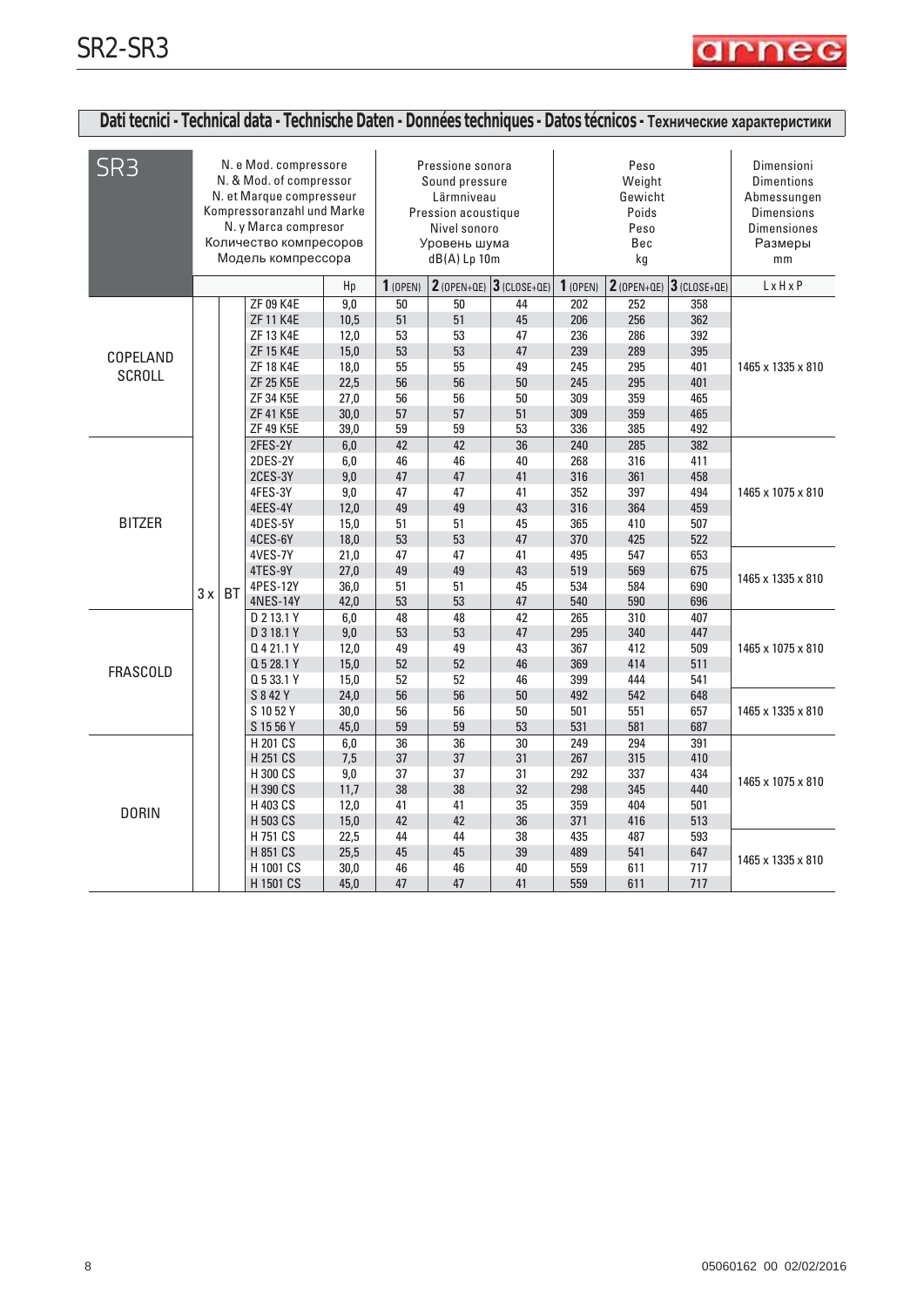# SR2-SR3

## Dati tecnici - Technical data - Technische Daten - Données techniques - Datos técnicos - Технические характеристики

| SR3 | N. e Mod. compressore / N. & Mod. of compressor / N. et Marque compresseur / Kompressoranzahl und Marke / N. y Marca compresor / Количество компресоров / Модель компрессора | | | | Pressione sonora / Sound pressure / Lärmniveau / Pression acoustique / Nivel sonoro / Уровень шума / dB(A) Lp 10m | | | Peso / Weight / Gewicht / Poids / Peso / Вес / kg | | | Dimensioni / Dimentions / Abmessungen / Dimensions / Dimensiones / Размеры / mm |
|---|---|---|---|---|---|---|---|---|---|---|---|
| | | | | Hp | 1 (OPEN) | 2 (OPEN+QE) | 3 (CLOSE+QE) | 1 (OPEN) | 2 (OPEN+QE) | 3 (CLOSE+QE) | L x H x P |
| COPELAND SCROLL | 3 x | BT | ZF 09 K4E | 9,0 | 50 | 50 | 44 | 202 | 252 | 358 | 1465 x 1335 x 810 |
| | | | ZF 11 K4E | 10,5 | 51 | 51 | 45 | 206 | 256 | 362 | |
| | | | ZF 13 K4E | 12,0 | 53 | 53 | 47 | 236 | 286 | 392 | |
| | | | ZF 15 K4E | 15,0 | 53 | 53 | 47 | 239 | 289 | 395 | |
| | | | ZF 18 K4E | 18,0 | 55 | 55 | 49 | 245 | 295 | 401 | |
| | | | ZF 25 K5E | 22,5 | 56 | 56 | 50 | 245 | 295 | 401 | |
| | | | ZF 34 K5E | 27,0 | 56 | 56 | 50 | 309 | 359 | 465 | |
| | | | ZF 41 K5E | 30,0 | 57 | 57 | 51 | 309 | 359 | 465 | |
| | | | ZF 49 K5E | 39,0 | 59 | 59 | 53 | 336 | 385 | 492 | |
| BITZER | | | 2FES-2Y | 6,0 | 42 | 42 | 36 | 240 | 285 | 382 | 1465 x 1075 x 810 |
| | | | 2DES-2Y | 6,0 | 46 | 46 | 40 | 268 | 316 | 411 | |
| | | | 2CES-3Y | 9,0 | 47 | 47 | 41 | 316 | 361 | 458 | |
| | | | 4FES-3Y | 9,0 | 47 | 47 | 41 | 352 | 397 | 494 | |
| | | | 4EES-4Y | 12,0 | 49 | 49 | 43 | 316 | 364 | 459 | |
| | | | 4DES-5Y | 15,0 | 51 | 51 | 45 | 365 | 410 | 507 | |
| | | | 4CES-6Y | 18,0 | 53 | 53 | 47 | 370 | 425 | 522 | |
| | | | 4VES-7Y | 21,0 | 47 | 47 | 41 | 495 | 547 | 653 | 1465 x 1335 x 810 |
| | | | 4TES-9Y | 27,0 | 49 | 49 | 43 | 519 | 569 | 675 | |
| | | | 4PES-12Y | 36,0 | 51 | 51 | 45 | 534 | 584 | 690 | |
| | | | 4NES-14Y | 42,0 | 53 | 53 | 47 | 540 | 590 | 696 | |
| FRASCOLD | | | D 2 13.1 Y | 6,0 | 48 | 48 | 42 | 265 | 310 | 407 | 1465 x 1075 x 810 |
| | | | D 3 18.1 Y | 9,0 | 53 | 53 | 47 | 295 | 340 | 447 | |
| | | | Q 4 21.1 Y | 12,0 | 49 | 49 | 43 | 367 | 412 | 509 | |
| | | | Q 5 28.1 Y | 15,0 | 52 | 52 | 46 | 369 | 414 | 511 | |
| | | | Q 5 33.1 Y | 15,0 | 52 | 52 | 46 | 399 | 444 | 541 | |
| | | | S 8 42 Y | 24,0 | 56 | 56 | 50 | 492 | 542 | 648 | 1465 x 1335 x 810 |
| | | | S 10 52 Y | 30,0 | 56 | 56 | 50 | 501 | 551 | 657 | |
| | | | S 15 56 Y | 45,0 | 59 | 59 | 53 | 531 | 581 | 687 | |
| DORIN | | | H 201 CS | 6,0 | 36 | 36 | 30 | 249 | 294 | 391 | 1465 x 1075 x 810 |
| | | | H 251 CS | 7,5 | 37 | 37 | 31 | 267 | 315 | 410 | |
| | | | H 300 CS | 9,0 | 37 | 37 | 31 | 292 | 337 | 434 | |
| | | | H 390 CS | 11,7 | 38 | 38 | 32 | 298 | 345 | 440 | |
| | | | H 403 CS | 12,0 | 41 | 41 | 35 | 359 | 404 | 501 | |
| | | | H 503 CS | 15,0 | 42 | 42 | 36 | 371 | 416 | 513 | |
| | | | H 751 CS | 22,5 | 44 | 44 | 38 | 435 | 487 | 593 | 1465 x 1335 x 810 |
| | | | H 851 CS | 25,5 | 45 | 45 | 39 | 489 | 541 | 647 | |
| | | | H 1001 CS | 30,0 | 46 | 46 | 40 | 559 | 611 | 717 | |
| | | | H 1501 CS | 45,0 | 47 | 47 | 41 | 559 | 611 | 717 | |

05060162 00 02/02/2016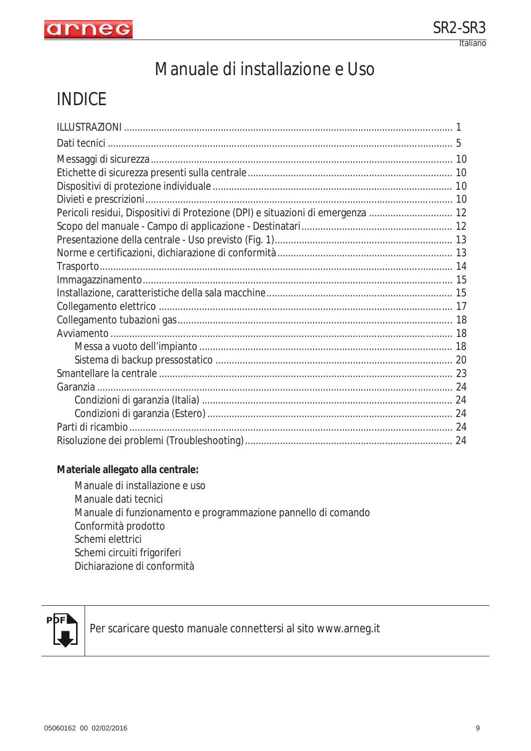# Manuale di installazione e Uso

## INDICE

ILLUSTRAZIONI ........................................ 1
Dati tecnici ........................................ 5
Messaggi di sicurezza ........................................ 10
Etichette di sicurezza presenti sulla centrale ........................................ 10
Dispositivi di protezione individuale ........................................ 10
Divieti e prescrizioni ........................................ 10
Pericoli residui, Dispositivi di Protezione (DPI) e situazioni di emergenza ........................................ 12
Scopo del manuale - Campo di applicazione - Destinatari ........................................ 12
Presentazione della centrale - Uso previsto (Fig. 1) ........................................ 13
Norme e certificazioni, dichiarazione di conformità ........................................ 13
Trasporto ........................................ 14
Immagazzinamento ........................................ 15
Installazione, caratteristiche della sala macchine ........................................ 15
Collegamento elettrico ........................................ 17
Collegamento tubazioni gas ........................................ 18
Avviamento ........................................ 18
- Messa a vuoto dell'impianto ........................................ 18
- Sistema di backup pressostatico ........................................ 20

Smantellare la centrale ........................................ 23
Garanzia ........................................ 24
- Condizioni di garanzia (Italia) ........................................ 24
- Condizioni di garanzia (Estero) ........................................ 24

Parti di ricambio ........................................ 24
Risoluzione dei problemi (Troubleshooting) ........................................ 24

**Materiale allegato alla centrale:**

- Manuale di installazione e uso
- Manuale dati tecnici
- Manuale di funzionamento e programmazione pannello di comando
- Conformità prodotto
- Schemi elettrici
- Schemi circuiti frigoriferi
- Dichiarazione di conformità

Per scaricare questo manuale connettersi al sito www.arneg.it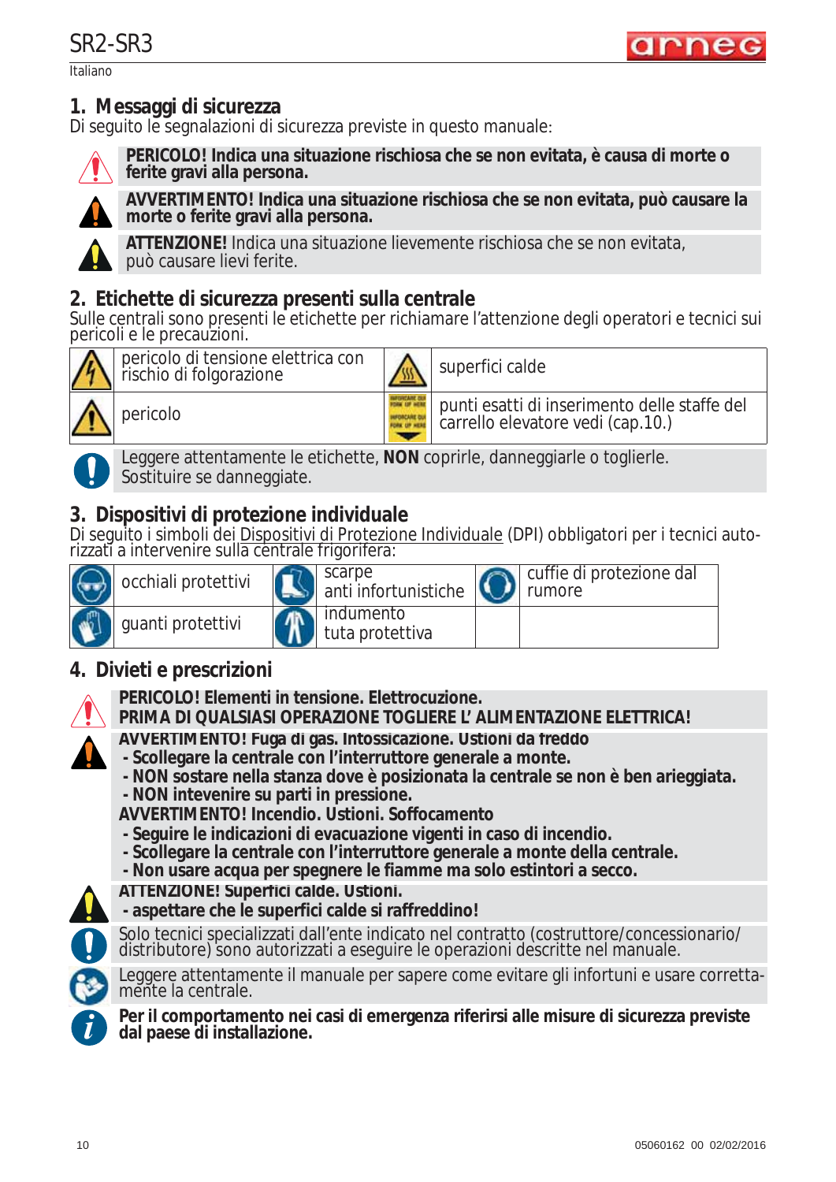# 1. Messaggi di sicurezza

Di seguito le segnalazioni di sicurezza previste in questo manuale:

**PERICOLO! Indica una situazione rischiosa che se non evitata, è causa di morte o ferite gravi alla persona.**

**AVVERTIMENTO! Indica una situazione rischiosa che se non evitata, può causare la morte o ferite gravi alla persona.**

**ATTENZIONE!** Indica una situazione lievemente rischiosa che se non evitata, può causare lievi ferite.

# 2. Etichette di sicurezza presenti sulla centrale

Sulle centrali sono presenti le etichette per richiamare l'attenzione degli operatori e tecnici sui pericoli e le precauzioni.

| | | | |
|---|---|---|---|
| | pericolo di tensione elettrica con rischio di folgorazione | | superfici calde |
| | pericolo | | punti esatti di inserimento delle staffe del carrello elevatore vedi (cap.10.) |

Leggere attentamente le etichette, **NON** coprirle, danneggiarle o toglierle. Sostituire se danneggiate.

# 3. Dispositivi di protezione individuale

Di seguito i simboli dei Dispositivi di Protezione Individuale (DPI) obbligatori per i tecnici autorizzati a intervenire sulla centrale frigorifera:

| | | | | | |
|---|---|---|---|---|---|
| | occhiali protettivi | | scarpe anti infortunistiche | | cuffie di protezione dal rumore |
| | guanti protettivi | | indumento tuta protettiva | | |

# 4. Divieti e prescrizioni

**PERICOLO! Elementi in tensione. Elettrocuzione.**
**PRIMA DI QUALSIASI OPERAZIONE TOGLIERE L' ALIMENTAZIONE ELETTRICA!**

**AVVERTIMENTO! Fuga di gas. Intossicazione. Ustioni da freddo**
- **Scollegare la centrale con l'interruttore generale a monte.**
- **NON sostare nella stanza dove è posizionata la centrale se non è ben arieggiata.**
- **NON intevenire su parti in pressione.**

**AVVERTIMENTO! Incendio. Ustioni. Soffocamento**
- **Seguire le indicazioni di evacuazione vigenti in caso di incendio.**
- **Scollegare la centrale con l'interruttore generale a monte della centrale.**
- **Non usare acqua per spegnere le fiamme ma solo estintori a secco.**

**ATTENZIONE! Superfici calde. Ustioni.**
- **aspettare che le superfici calde si raffreddino!**

Solo tecnici specializzati dall'ente indicato nel contratto (costruttore/concessionario/distributore) sono autorizzati a eseguire le operazioni descritte nel manuale.

Leggere attentamente il manuale per sapere come evitare gli infortuni e usare correttamente la centrale.

**Per il comportamento nei casi di emergenza riferirsi alle misure di sicurezza previste dal paese di installazione.**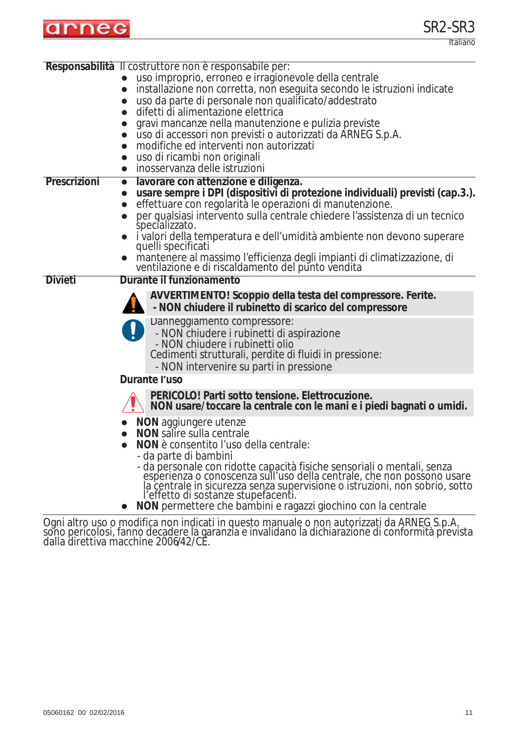**Responsabilità** Il costruttore non è responsabile per:

- uso improprio, erroneo e irragionevole della centrale
- installazione non corretta, non eseguita secondo le istruzioni indicate
- uso da parte di personale non qualificato/addestrato
- difetti di alimentazione elettrica
- gravi mancanze nella manutenzione e pulizia previste
- uso di accessori non previsti o autorizzati da ARNEG S.p.A.
- modifiche ed interventi non autorizzati
- uso di ricambi non originali
- inosservanza delle istruzioni

**Prescrizioni**

- **lavorare con attenzione e diligenza.**
- **usare sempre i DPI (dispositivi di protezione individuali) previsti (cap.3.).**
- effettuare con regolarità le operazioni di manutenzione.
- per qualsiasi intervento sulla centrale chiedere l'assistenza di un tecnico specializzato.
- i valori della temperatura e dell'umidità ambiente non devono superare quelli specificati
- mantenere al massimo l'efficienza degli impianti di climatizzazione, di ventilazione e di riscaldamento del punto vendita

**Divieti**

**Durante il funzionamento**

**AVVERTIMENTO! Scoppio della testa del compressore. Ferite.**
**- NON chiudere il rubinetto di scarico del compressore**

Danneggiamento compressore:
- NON chiudere i rubinetti di aspirazione
- NON chiudere i rubinetti olio

Cedimenti strutturali, perdite di fluidi in pressione:
- NON intervenire su parti in pressione

**Durante l'uso**

**PERICOLO! Parti sotto tensione. Elettrocuzione.**
**NON usare/toccare la centrale con le mani e i piedi bagnati o umidi.**

- **NON** aggiungere utenze
- **NON** salire sulla centrale
- **NON** è consentito l'uso della centrale:
  - da parte di bambini
  - da personale con ridotte capacità fisiche sensoriali o mentali, senza esperienza o conoscenza sull'uso della centrale, che non possono usare la centrale in sicurezza senza supervisione o istruzioni, non sobrio, sotto l'effetto di sostanze stupefacenti.
- **NON** permettere che bambini e ragazzi giochino con la centrale

Ogni altro uso o modifica non indicati in questo manuale o non autorizzati da ARNEG S.p.A. sono pericolosi, fanno decadere la garanzia e invalidano la dichiarazione di conformità prevista dalla direttiva macchine 2006/42/CE.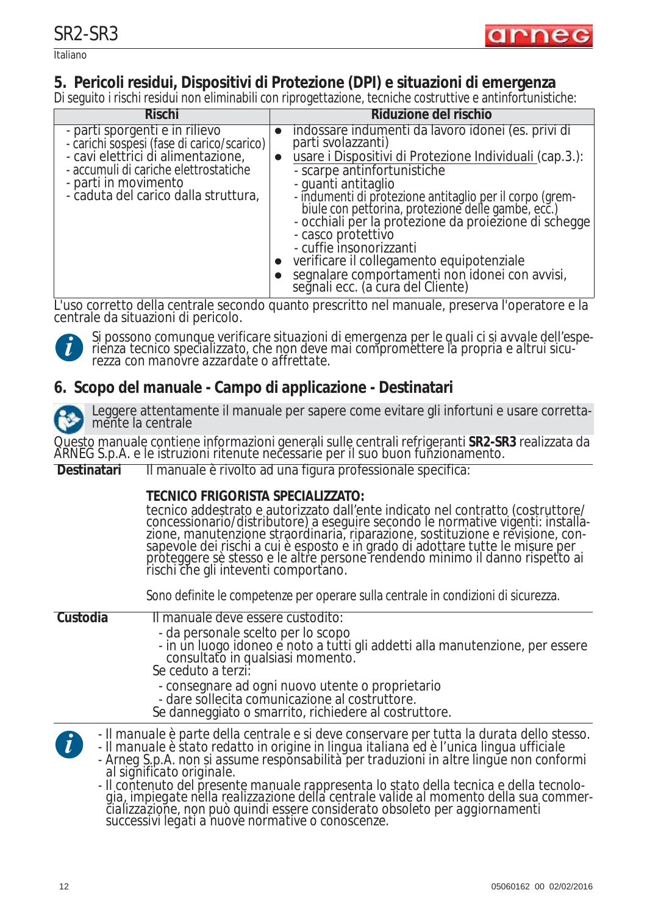## 5. Pericoli residui, Dispositivi di Protezione (DPI) e situazioni di emergenza

Di seguito i rischi residui non eliminabili con riprogettazione, tecniche costruttive e antinfortunistiche:

| Rischi | Riduzione del rischio |
|---|---|
| - parti sporgenti e in rilievo<br>- carichi sospesi (fase di carico/scarico)<br>- cavi elettrici di alimentazione,<br>- accumuli di cariche elettrostatiche<br>- parti in movimento<br>- caduta del carico dalla struttura, | • indossare indumenti da lavoro idonei (es. privi di parti svolazzanti)<br>• usare i Dispositivi di Protezione Individuali (cap.3.):<br>- scarpe antinfortunistiche<br>- guanti antitaglio<br>- indumenti di protezione antitaglio per il corpo (grembiule con pettorina, protezione delle gambe, ecc.)<br>- occhiali per la protezione da proiezione di schegge<br>- casco protettivo<br>- cuffie insonorizzanti<br>• verificare il collegamento equipotenziale<br>• segnalare comportamenti non idonei con avvisi, segnali ecc. (a cura del Cliente) |

L'uso corretto della centrale secondo quanto prescritto nel manuale, preserva l'operatore e la centrale da situazioni di pericolo.

Si possono comunque verificare situazioni di emergenza per le quali ci si avvale dell'esperienza tecnico specializzato, che non deve mai compromettere la propria e altrui sicurezza con manovre azzardate o affrettate.

## 6. Scopo del manuale - Campo di applicazione - Destinatari

Leggere attentamente il manuale per sapere come evitare gli infortuni e usare correttamente la centrale

Questo manuale contiene informazioni generali sulle centrali refrigeranti **SR2-SR3** realizzata da ARNEG S.p.A. e le istruzioni ritenute necessarie per il suo buon funzionamento.

**Destinatari** Il manuale è rivolto ad una figura professionale specifica:

**TECNICO FRIGORISTA SPECIALIZZATO:**
tecnico addestrato e autorizzato dall'ente indicato nel contratto (costruttore/concessionario/distributore) a eseguire secondo le normative vigenti: installazione, manutenzione straordinaria, riparazione, sostituzione e revisione, consapevole dei rischi a cui è esposto e in grado di adottare tutte le misure per proteggere sè stesso e le altre persone rendendo minimo il danno rispetto ai rischi che gli inteventi comportano.

Sono definite le competenze per operare sulla centrale in condizioni di sicurezza.

**Custodia** Il manuale deve essere custodito:
- da personale scelto per lo scopo
- in un luogo idoneo e noto a tutti gli addetti alla manutenzione, per essere consultato in qualsiasi momento.

Se ceduto a terzi:
- consegnare ad ogni nuovo utente o proprietario
- dare sollecita comunicazione al costruttore.

Se danneggiato o smarrito, richiedere al costruttore.

- Il manuale è parte della centrale e si deve conservare per tutta la durata dello stesso.
- Il manuale è stato redatto in origine in lingua italiana ed è l'unica lingua ufficiale
- Arneg S.p.A. non si assume responsabilità per traduzioni in altre lingue non conformi al significato originale.
- Il contenuto del presente manuale rappresenta lo stato della tecnica e della tecnologia, impiegate nella realizzazione della centrale valide al momento della sua commercializzazione, non può quindi essere considerato obsoleto per aggiornamenti successivi legati a nuove normative o conoscenze.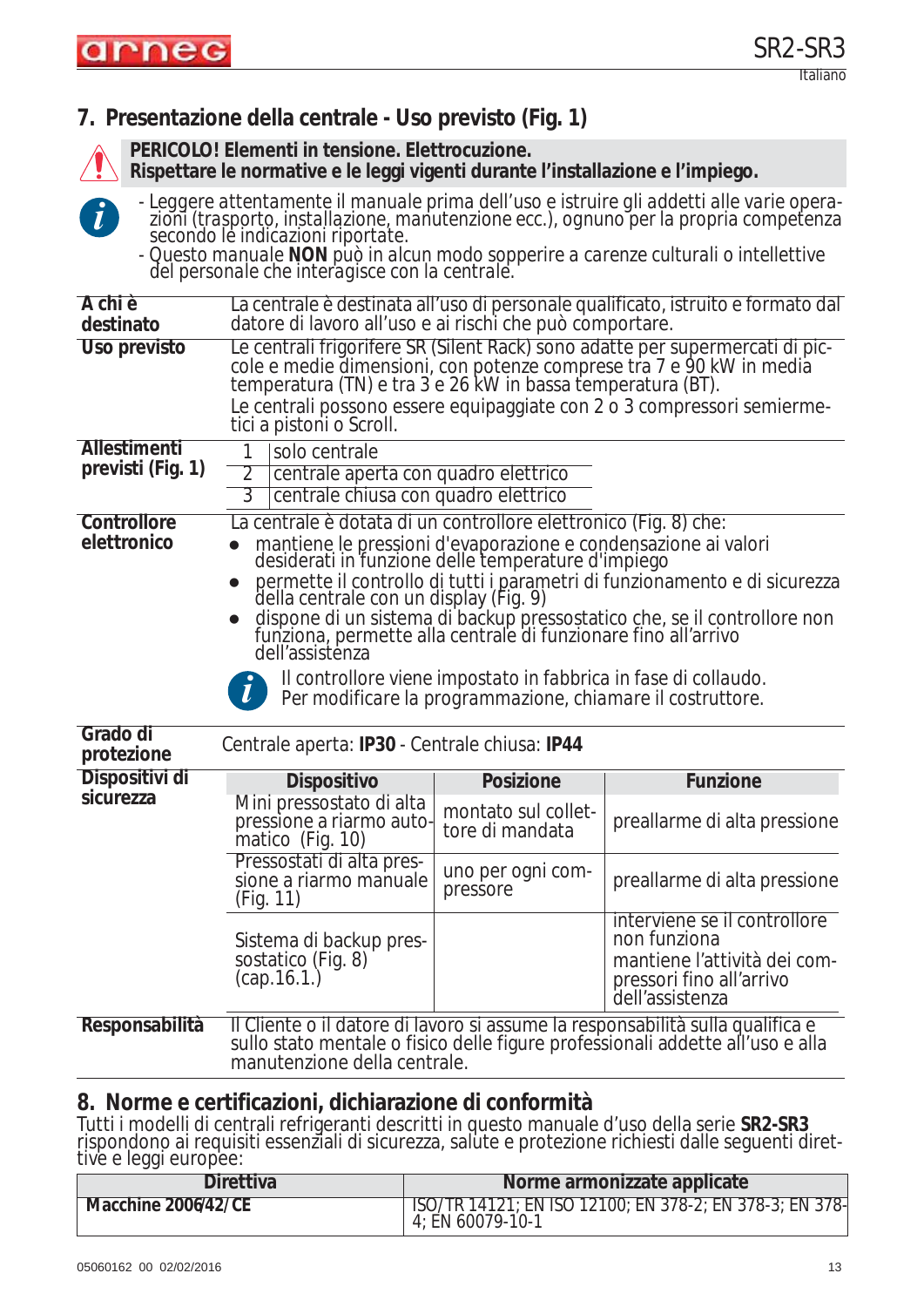## 7. Presentazione della centrale - Uso previsto (Fig. 1)

**PERICOLO! Elementi in tensione. Elettrocuzione.**
**Rispettare le normative e le leggi vigenti durante l'installazione e l'impiego.**

- Leggere attentamente il manuale prima dell'uso e istruire gli addetti alle varie operazioni (trasporto, installazione, manutenzione ecc.), ognuno per la propria competenza secondo le indicazioni riportate.
- Questo manuale **NON** può in alcun modo sopperire a carenze culturali o intellettive del personale che interagisce con la centrale.

**A chi è destinato**

La centrale è destinata all'uso di personale qualificato, istruito e formato dal datore di lavoro all'uso e ai rischi che può comportare.

**Uso previsto**

Le centrali frigorifere SR (Silent Rack) sono adatte per supermercati di piccole e medie dimensioni, con potenze comprese tra 7 e 90 kW in media temperatura (TN) e tra 3 e 26 kW in bassa temperatura (BT).

Le centrali possono essere equipaggiate con 2 o 3 compressori semiermetici a pistoni o Scroll.

**Allestimenti previsti (Fig. 1)**

| | |
|---|---|
| 1 | solo centrale |
| 2 | centrale aperta con quadro elettrico |
| 3 | centrale chiusa con quadro elettrico |

**Controllore elettronico**

La centrale è dotata di un controllore elettronico (Fig. 8) che:

- mantiene le pressioni d'evaporazione e condensazione ai valori desiderati in funzione delle temperature d'impiego
- permette il controllo di tutti i parametri di funzionamento e di sicurezza della centrale con un display (Fig. 9)
- dispone di un sistema di backup pressostatico che, se il controllore non funziona, permette alla centrale di funzionare fino all'arrivo dell'assistenza

Il controllore viene impostato in fabbrica in fase di collaudo. Per modificare la programmazione, chiamare il costruttore.

**Grado di protezione**

Centrale aperta: **IP30** - Centrale chiusa: **IP44**

**Dispositivi di sicurezza**

| Dispositivo | Posizione | Funzione |
|---|---|---|
| Mini pressostato di alta pressione a riarmo automatico (Fig. 10) | montato sul collettore di mandata | preallarme di alta pressione |
| Pressostati di alta pressione a riarmo manuale (Fig. 11) | uno per ogni compressore | preallarme di alta pressione |
| Sistema di backup pressostatico (Fig. 8) (cap.16.1.) | | interviene se il controllore non funziona mantiene l'attività dei compressori fino all'arrivo dell'assistenza |

**Responsabilità**

Il Cliente o il datore di lavoro si assume la responsabilità sulla qualifica e sullo stato mentale o fisico delle figure professionali addette all'uso e alla manutenzione della centrale.

## 8. Norme e certificazioni, dichiarazione di conformità

Tutti i modelli di centrali refrigeranti descritti in questo manuale d'uso della serie **SR2-SR3** rispondono ai requisiti essenziali di sicurezza, salute e protezione richiesti dalle seguenti direttive e leggi europee:

| Direttiva | Norme armonizzate applicate |
|---|---|
| Macchine 2006/42/CE | ISO/TR 14121; EN ISO 12100; EN 378-2; EN 378-3; EN 378-4; EN 60079-10-1 |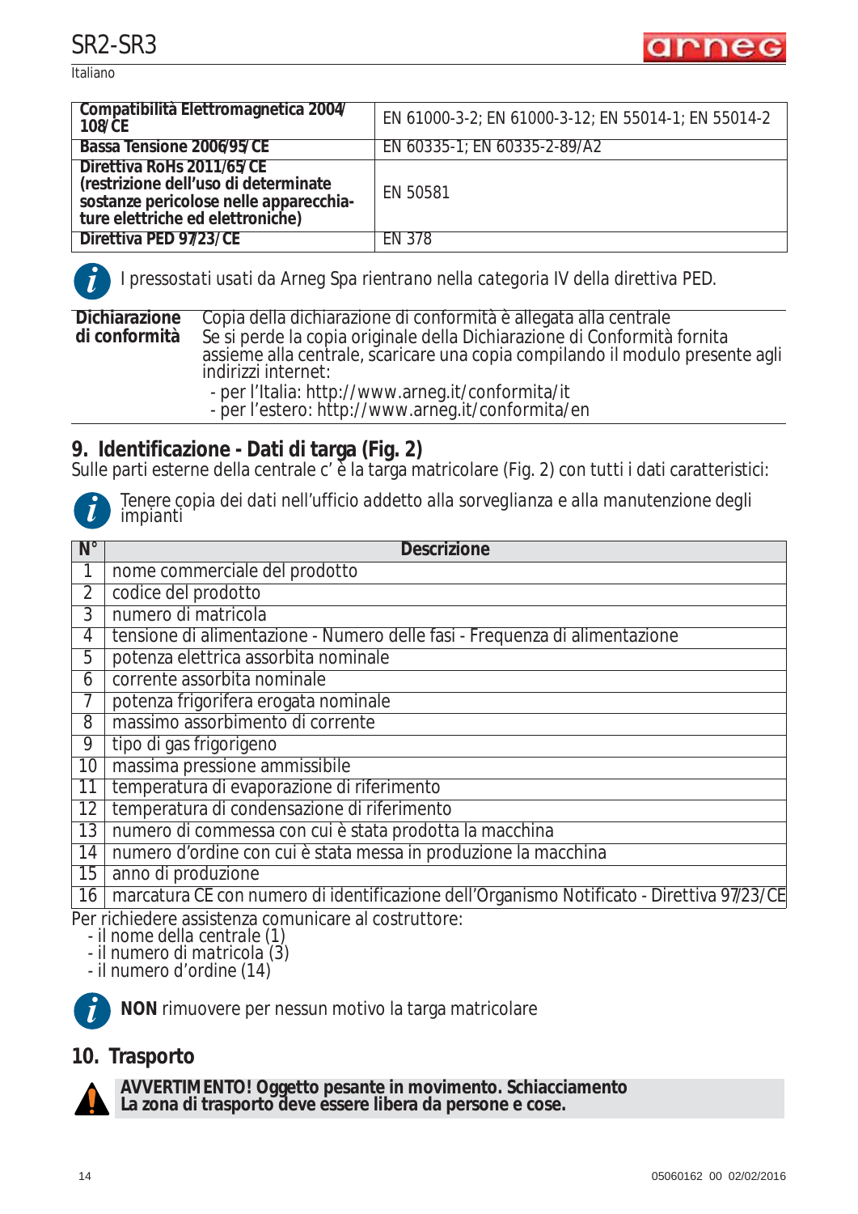| Compatibilità Elettromagnetica 2004/108/CE | EN 61000-3-2; EN 61000-3-12; EN 55014-1; EN 55014-2 |
|---|---|
| **Bassa Tensione 2006/95/CE** | EN 60335-1; EN 60335-2-89/A2 |
| **Direttiva RoHs 2011/65/CE (restrizione dell'uso di determinate sostanze pericolose nelle apparecchiature elettriche ed elettroniche)** | EN 50581 |
| **Direttiva PED 97/23/CE** | EN 378 |

*I pressostati usati da Arneg Spa rientrano nella categoria IV della direttiva PED.*

**Dichiarazione di conformità**
Copia della dichiarazione di conformità è allegata alla centrale
Se si perde la copia originale della Dichiarazione di Conformità fornita assieme alla centrale, scaricare una copia compilando il modulo presente agli indirizzi internet:
- per l'Italia: http://www.arneg.it/conformita/it
- per l'estero: http://www.arneg.it/conformita/en

## 9. Identificazione - Dati di targa (Fig. 2)

Sulle parti esterne della centrale c' è la targa matricolare (Fig. 2) con tutti i dati caratteristici:

*Tenere copia dei dati nell'ufficio addetto alla sorveglianza e alla manutenzione degli impianti*

| N° | Descrizione |
|---|---|
| 1 | nome commerciale del prodotto |
| 2 | codice del prodotto |
| 3 | numero di matricola |
| 4 | tensione di alimentazione - Numero delle fasi - Frequenza di alimentazione |
| 5 | potenza elettrica assorbita nominale |
| 6 | corrente assorbita nominale |
| 7 | potenza frigorifera erogata nominale |
| 8 | massimo assorbimento di corrente |
| 9 | tipo di gas frigorigeno |
| 10 | massima pressione ammissibile |
| 11 | temperatura di evaporazione di riferimento |
| 12 | temperatura di condensazione di riferimento |
| 13 | numero di commessa con cui è stata prodotta la macchina |
| 14 | numero d'ordine con cui è stata messa in produzione la macchina |
| 15 | anno di produzione |
| 16 | marcatura CE con numero di identificazione dell'Organismo Notificato - Direttiva 97/23/CE |

Per richiedere assistenza comunicare al costruttore:
- il nome della centrale (1)
- il numero di matricola (3)
- il numero d'ordine (14)

**NON** rimuovere per nessun motivo la targa matricolare

## 10. Trasporto

**AVVERTIMENTO! Oggetto pesante in movimento. Schiacciamento**
**La zona di trasporto deve essere libera da persone e cose.**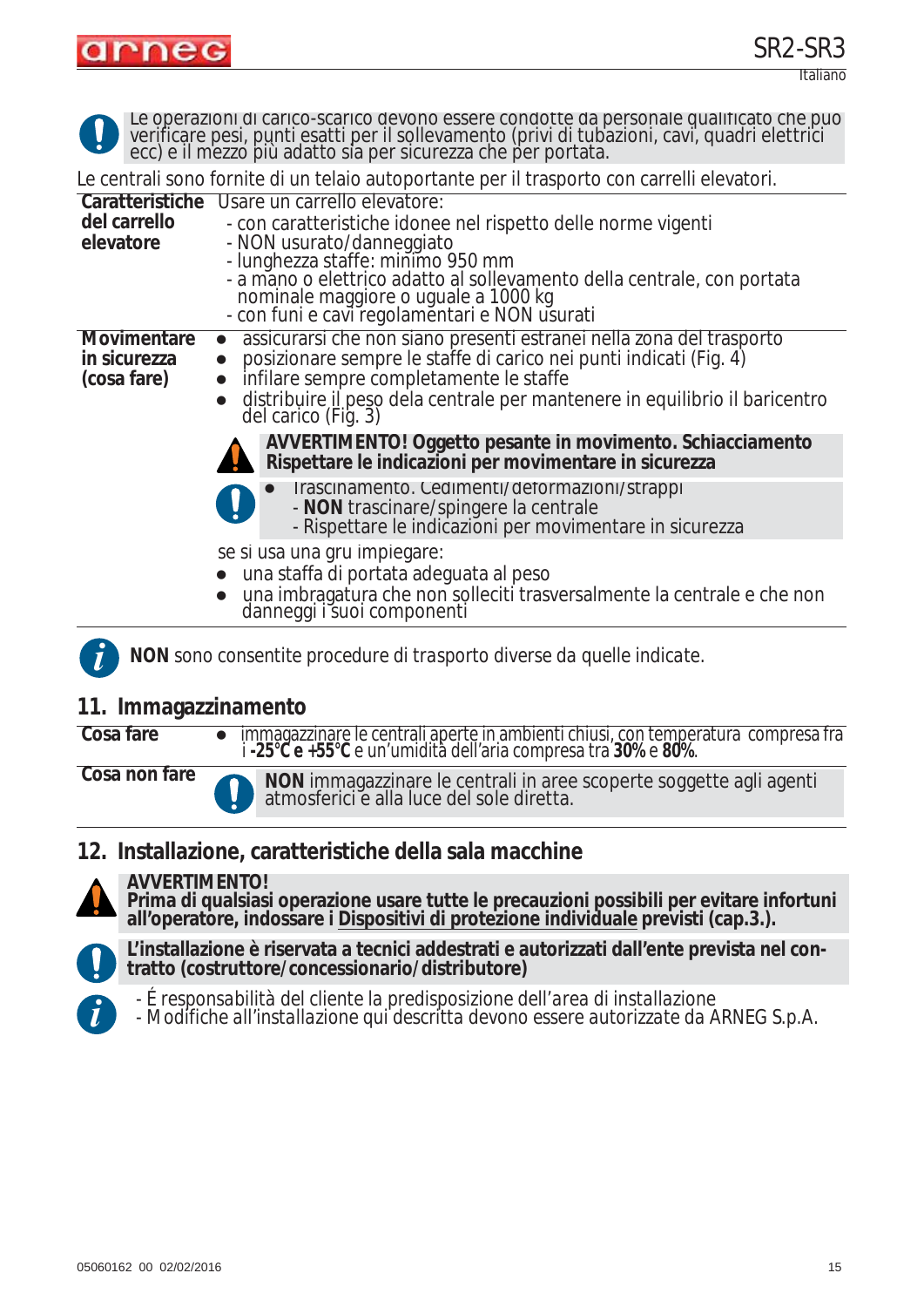Le operazioni di carico-scarico devono essere condotte da personale qualificato che può verificare pesi, punti esatti per il sollevamento (privi di tubazioni, cavi, quadri elettrici ecc) e il mezzo più adatto sia per sicurezza che per portata.

Le centrali sono fornite di un telaio autoportante per il trasporto con carrelli elevatori.

| | |
|---|---|
| **Caratteristiche del carrello elevatore** | Usare un carrello elevatore:<br>- con caratteristiche idonee nel rispetto delle norme vigenti<br>- NON usurato/danneggiato<br>- lunghezza staffe: minimo 950 mm<br>- a mano o elettrico adatto al sollevamento della centrale, con portata nominale maggiore o uguale a 1000 kg<br>- con funi e cavi regolamentari e NON usurati |
| **Movimentare in sicurezza (cosa fare)** | • assicurarsi che non siano presenti estranei nella zona del trasporto<br>• posizionare sempre le staffe di carico nei punti indicati (Fig. 4)<br>• infilare sempre completamente le staffe<br>• distribuire il peso dela centrale per mantenere in equilibrio il baricentro del carico (Fig. 3)<br>**AVVERTIMENTO! Oggetto pesante in movimento. Schiacciamento Rispettare le indicazioni per movimentare in sicurezza**<br>• Trascinamento. Cedimenti/deformazioni/strappi<br>- **NON** trascinare/spingere la centrale<br>- Rispettare le indicazioni per movimentare in sicurezza<br>se si usa una gru impiegare:<br>• una staffa di portata adeguata al peso<br>• una imbragatura che non solleciti trasversalmente la centrale e che non danneggi i suoi componenti |

**NON** sono consentite procedure di trasporto diverse da quelle indicate.

## 11. Immagazzinamento

| | |
|---|---|
| **Cosa fare** | • immagazzinare le centrali aperte in ambienti chiusi, con temperatura compresa fra i **-25°C e +55°C** e un'umidità dell'aria compresa tra **30%** e **80%**. |
| **Cosa non fare** | **NON** immagazzinare le centrali in aree scoperte soggette agli agenti atmosferici e alla luce del sole diretta. |

## 12. Installazione, caratteristiche della sala macchine

**AVVERTIMENTO!**
**Prima di qualsiasi operazione usare tutte le precauzioni possibili per evitare infortuni all'operatore, indossare i Dispositivi di protezione individuale previsti (cap.3.).**

**L'installazione è riservata a tecnici addestrati e autorizzati dall'ente prevista nel contratto (costruttore/concessionario/distributore)**

- É responsabilità del cliente la predisposizione dell'area di installazione
- Modifiche all'installazione qui descritta devono essere autorizzate da ARNEG S.p.A.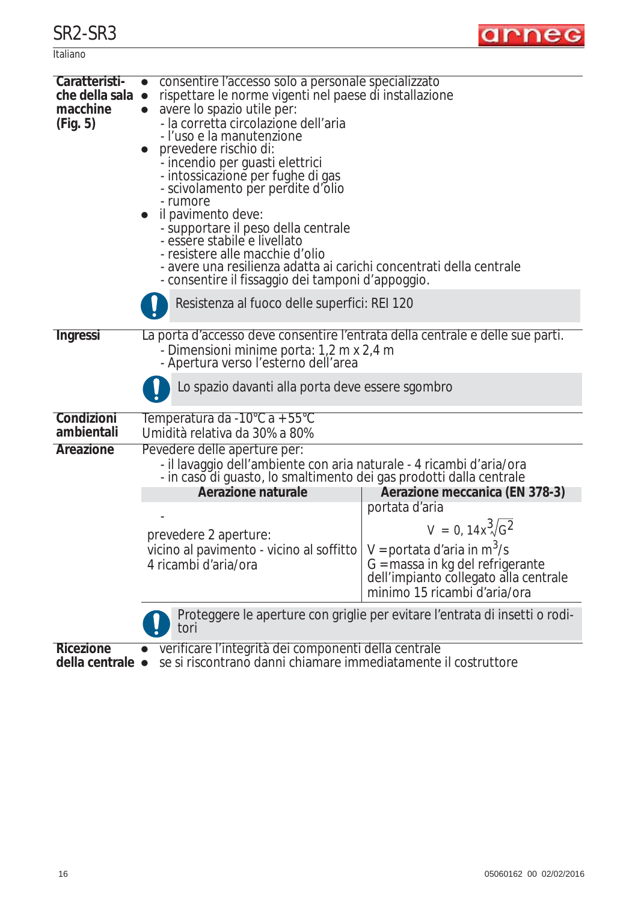**Caratteristiche della sala macchine (Fig. 5)**

- consentire l'accesso solo a personale specializzato
- rispettare le norme vigenti nel paese di installazione
- avere lo spazio utile per:
  - la corretta circolazione dell'aria
  - l'uso e la manutenzione
- prevedere rischio di:
  - incendio per guasti elettrici
  - intossicazione per fughe di gas
  - scivolamento per perdite d'olio
  - rumore
- il pavimento deve:
  - supportare il peso della centrale
  - essere stabile e livellato
  - resistere alle macchie d'olio
  - avere una resilienza adatta ai carichi concentrati della centrale
  - consentire il fissaggio dei tamponi d'appoggio.

> **!** Resistenza al fuoco delle superfici: REI 120

**Ingressi**

La porta d'accesso deve consentire l'entrata della centrale e delle sue parti.
- Dimensioni minime porta: 1,2 m x 2,4 m
- Apertura verso l'esterno dell'area

> **!** Lo spazio davanti alla porta deve essere sgombro

**Condizioni ambientali**

Temperatura da -10°C a +55°C
Umidità relativa da 30% a 80%

**Areazione**

Pevedere delle aperture per:
- il lavaggio dell'ambiente con aria naturale - 4 ricambi d'aria/ora
- in caso di guasto, lo smaltimento dei gas prodotti dalla centrale

| Aerazione naturale | Aerazione meccanica (EN 378-3) |
|---|---|
| - <br> prevedere 2 aperture: <br> vicino al pavimento - vicino al soffitto <br> 4 ricambi d'aria/ora | portata d'aria <br> $V = 0,14 x \sqrt[3]{G^2}$ <br> V = portata d'aria in $m^3/s$ <br> G = massa in kg del refrigerante dell'impianto collegato alla centrale <br> minimo 15 ricambi d'aria/ora |

> **!** Proteggere le aperture con griglie per evitare l'entrata di insetti o roditori

**Ricezione della centrale**

- verificare l'integrità dei componenti della centrale
- se si riscontrano danni chiamare immediatamente il costruttore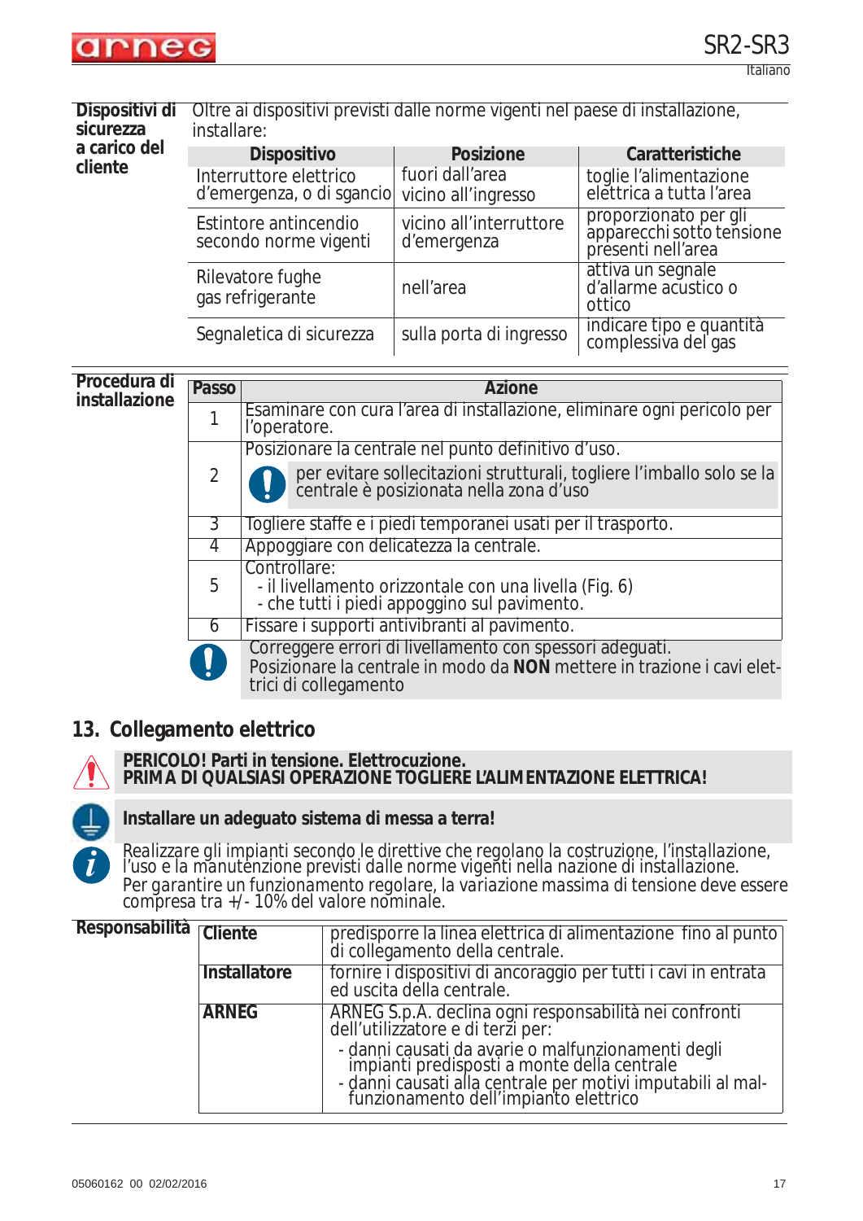**Dispositivi di sicurezza a carico del cliente**

Oltre ai dispositivi previsti dalle norme vigenti nel paese di installazione, installare:

| Dispositivo | Posizione | Caratteristiche |
|---|---|---|
| Interruttore elettrico d'emergenza, o di sgancio | fuori dall'area vicino all'ingresso | toglie l'alimentazione elettrica a tutta l'area |
| Estintore antincendio secondo norme vigenti | vicino all'interruttore d'emergenza | proporzionato per gli apparecchi sotto tensione presenti nell'area |
| Rilevatore fughe gas refrigerante | nell'area | attiva un segnale d'allarme acustico o ottico |
| Segnaletica di sicurezza | sulla porta di ingresso | indicare tipo e quantità complessiva del gas |

**Procedura di installazione**

| Passo | Azione |
|---|---|
| 1 | Esaminare con cura l'area di installazione, eliminare ogni pericolo per l'operatore. |
| 2 | Posizionare la centrale nel punto definitivo d'uso. ❗ per evitare sollecitazioni strutturali, togliere l'imballo solo se la centrale è posizionata nella zona d'uso |
| 3 | Togliere staffe e i piedi temporanei usati per il trasporto. |
| 4 | Appoggiare con delicatezza la centrale. |
| 5 | Controllare:<br>- il livellamento orizzontale con una livella (Fig. 6)<br>- che tutti i piedi appoggino sul pavimento. |
| 6 | Fissare i supporti antivibranti al pavimento. |

❗ Correggere errori di livellamento con spessori adeguati.
Posizionare la centrale in modo da **NON** mettere in trazione i cavi elettrici di collegamento

## 13. Collegamento elettrico

**PERICOLO! Parti in tensione. Elettrocuzione.**
**PRIMA DI QUALSIASI OPERAZIONE TOGLIERE L'ALIMENTAZIONE ELETTRICA!**

**Installare un adeguato sistema di messa a terra!**

Realizzare gli impianti secondo le direttive che regolano la costruzione, l'installazione, l'uso e la manutenzione previsti dalle norme vigenti nella nazione di installazione.
Per garantire un funzionamento regolare, la variazione massima di tensione deve essere compresa tra +/- 10% del valore nominale.

**Responsabilità**

| | |
|---|---|
| **Cliente** | predisporre la linea elettrica di alimentazione fino al punto di collegamento della centrale. |
| **Installatore** | fornire i dispositivi di ancoraggio per tutti i cavi in entrata ed uscita della centrale. |
| **ARNEG** | ARNEG S.p.A. declina ogni responsabilità nei confronti dell'utilizzatore e di terzi per:<br>- danni causati da avarie o malfunzionamenti degli impianti predisposti a monte della centrale<br>- danni causati alla centrale per motivi imputabili al malfunzionamento dell'impianto elettrico |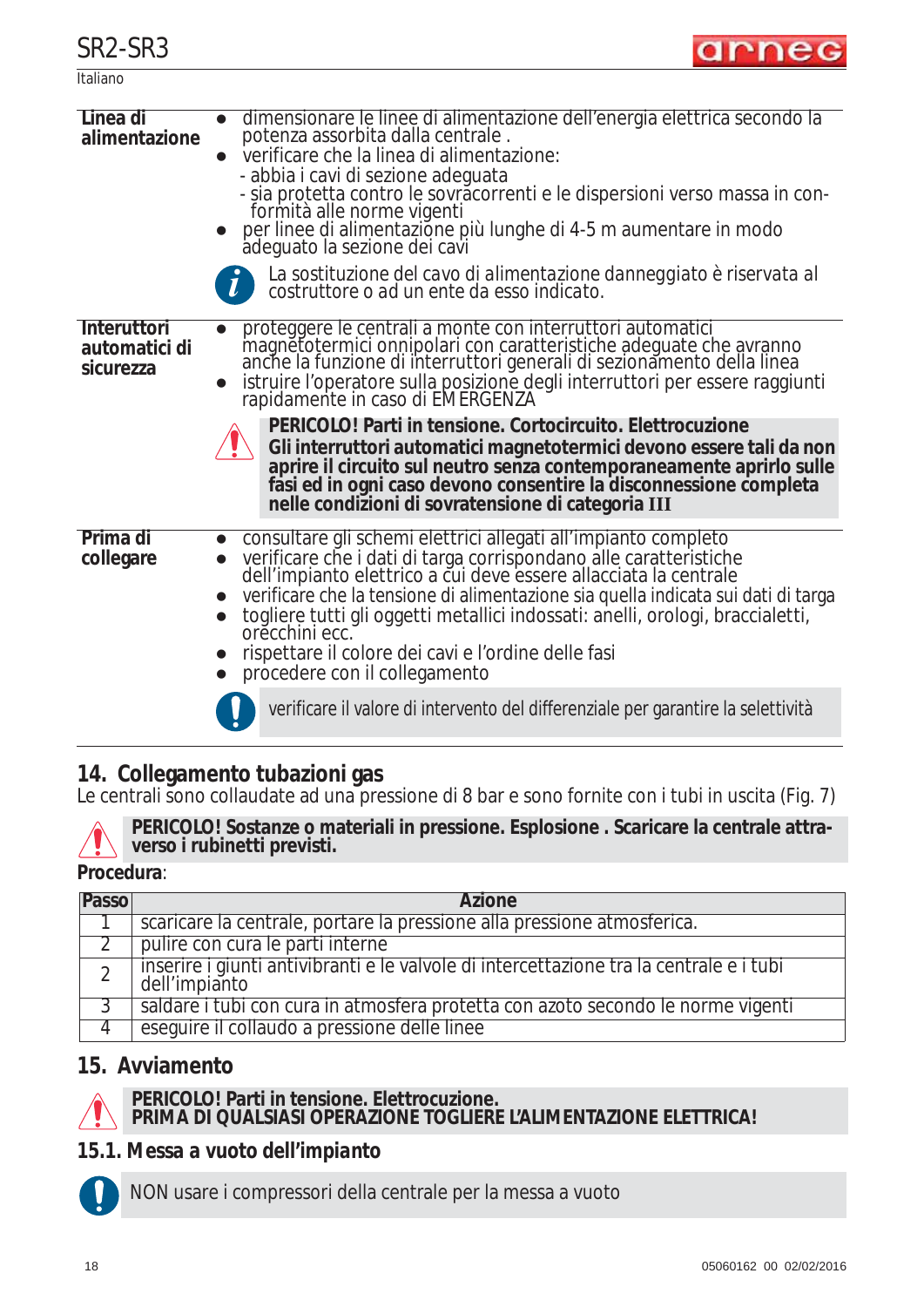| | |
|---|---|
| **Linea di alimentazione** | ● dimensionare le linee di alimentazione dell'energia elettrica secondo la potenza assorbita dalla centrale .<br>● verificare che la linea di alimentazione:<br>- abbia i cavi di sezione adeguata<br>- sia protetta contro le sovracorrenti e le dispersioni verso massa in conformità alle norme vigenti<br>● per linee di alimentazione più lunghe di 4-5 m aumentare in modo adeguato la sezione dei cavi<br><br>La sostituzione del cavo di alimentazione danneggiato è riservata al costruttore o ad un ente da esso indicato. |
| **Interuttori automatici di sicurezza** | ● proteggere le centrali a monte con interruttori automatici magnetotermici onnipolari con caratteristiche adeguate che avranno anche la funzione di interruttori generali di sezionamento della linea<br>● istruire l'operatore sulla posizione degli interruttori per essere raggiunti rapidamente in caso di EMERGENZA<br><br>**PERICOLO! Parti in tensione. Cortocircuito. Elettrocuzione**<br>**Gli interruttori automatici magnetotermici devono essere tali da non aprire il circuito sul neutro senza contemporaneamente aprirlo sulle fasi ed in ogni caso devono consentire la disconnessione completa nelle condizioni di sovratensione di categoria III** |
| **Prima di collegare** | ● consultare gli schemi elettrici allegati all'impianto completo<br>● verificare che i dati di targa corrispondano alle caratteristiche dell'impianto elettrico a cui deve essere allacciata la centrale<br>● verificare che la tensione di alimentazione sia quella indicata sui dati di targa<br>● togliere tutti gli oggetti metallici indossati: anelli, orologi, braccialetti, orecchini ecc.<br>● rispettare il colore dei cavi e l'ordine delle fasi<br>● procedere con il collegamento<br><br>verificare il valore di intervento del differenziale per garantire la selettività |

## 14. Collegamento tubazioni gas

Le centrali sono collaudate ad una pressione di 8 bar e sono fornite con i tubi in uscita (Fig. 7)

**PERICOLO! Sostanze o materiali in pressione. Esplosione . Scaricare la centrale attraverso i rubinetti previsti.**

**Procedura**:

| Passo | Azione |
|---|---|
| 1 | scaricare la centrale, portare la pressione alla pressione atmosferica. |
| 2 | pulire con cura le parti interne |
| 2 | inserire i giunti antivibranti e le valvole di intercettazione tra la centrale e i tubi dell'impianto |
| 3 | saldare i tubi con cura in atmosfera protetta con azoto secondo le norme vigenti |
| 4 | eseguire il collaudo a pressione delle linee |

## 15. Avviamento

**PERICOLO! Parti in tensione. Elettrocuzione.**
**PRIMA DI QUALSIASI OPERAZIONE TOGLIERE L'ALIMENTAZIONE ELETTRICA!**

### 15.1. Messa a vuoto dell'impianto

NON usare i compressori della centrale per la messa a vuoto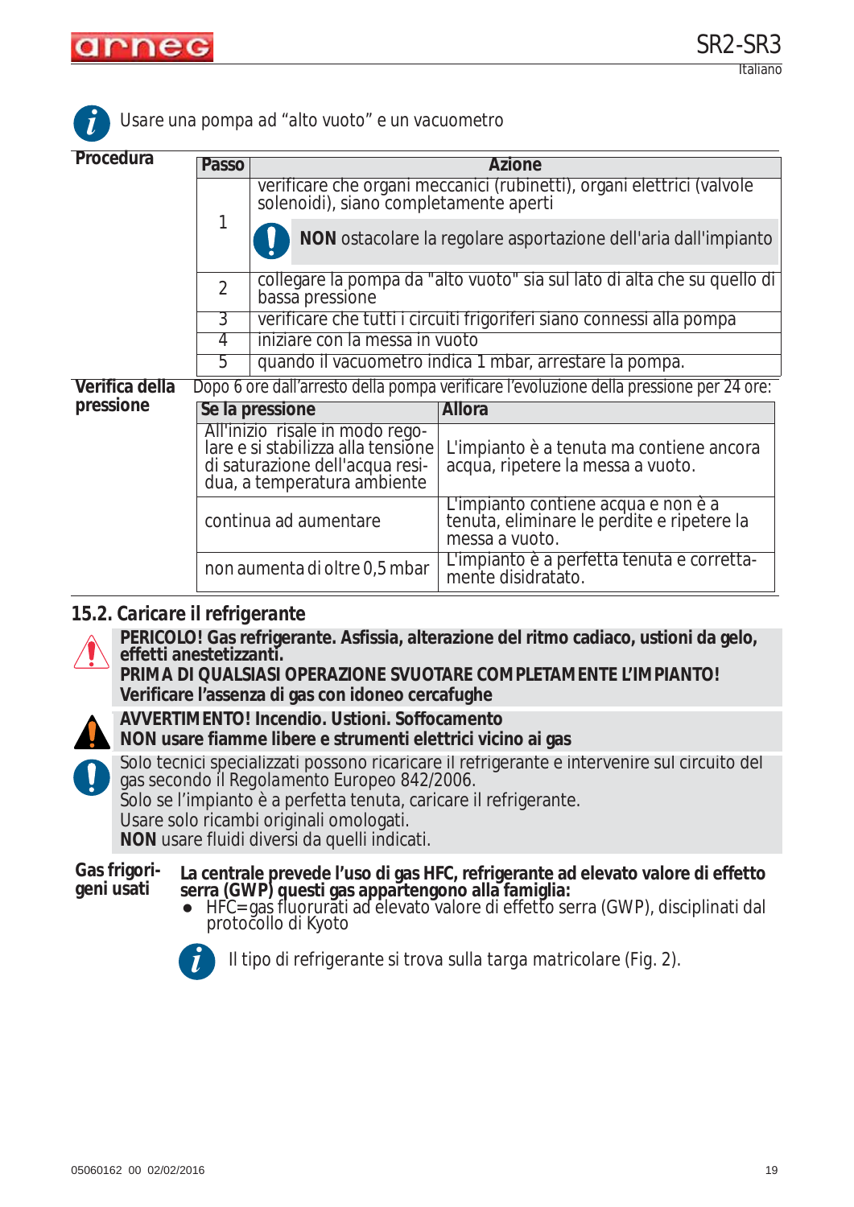Usare una pompa ad “alto vuoto” e un vacuometro

**Procedura**

| Passo | Azione |
|---|---|
| 1 | verificare che organi meccanici (rubinetti), organi elettrici (valvole solenoidi), siano completamente aperti<br>**NON** ostacolare la regolare asportazione dell'aria dall'impianto |
| 2 | collegare la pompa da "alto vuoto" sia sul lato di alta che su quello di bassa pressione |
| 3 | verificare che tutti i circuiti frigoriferi siano connessi alla pompa |
| 4 | iniziare con la messa in vuoto |
| 5 | quando il vacuometro indica 1 mbar, arrestare la pompa. |

**Verifica della pressione**

Dopo 6 ore dall’arresto della pompa verificare l’evoluzione della pressione per 24 ore:

| Se la pressione | Allora |
|---|---|
| All'inizio risale in modo regolare e si stabilizza alla tensione di saturazione dell'acqua residua, a temperatura ambiente | L'impianto è a tenuta ma contiene ancora acqua, ripetere la messa a vuoto. |
| continua ad aumentare | L'impianto contiene acqua e non è a tenuta, eliminare le perdite e ripetere la messa a vuoto. |
| non aumenta di oltre 0,5 mbar | L'impianto è a perfetta tenuta e correttamente disidratato. |

## 15.2. Caricare il refrigerante

**PERICOLO! Gas refrigerante. Asfissia, alterazione del ritmo cadiaco, ustioni da gelo, effetti anestetizzanti.**
**PRIMA DI QUALSIASI OPERAZIONE SVUOTARE COMPLETAMENTE L’IMPIANTO!**
**Verificare l’assenza di gas con idoneo cercafughe**

**AVVERTIMENTO! Incendio. Ustioni. Soffocamento**
**NON usare fiamme libere e strumenti elettrici vicino ai gas**

Solo tecnici specializzati possono ricaricare il refrigerante e intervenire sul circuito del gas secondo il Regolamento Europeo 842/2006.
Solo se l’impianto è a perfetta tenuta, caricare il refrigerante.
Usare solo ricambi originali omologati.
**NON** usare fluidi diversi da quelli indicati.

**Gas frigorigeni usati**

**La centrale prevede l’uso di gas HFC, refrigerante ad elevato valore di effetto serra (GWP) questi gas appartengono alla famiglia:**

- HFC=gas fluorurati ad elevato valore di effetto serra (GWP), disciplinati dal protocollo di Kyoto

Il tipo di refrigerante si trova sulla targa matricolare (Fig. 2).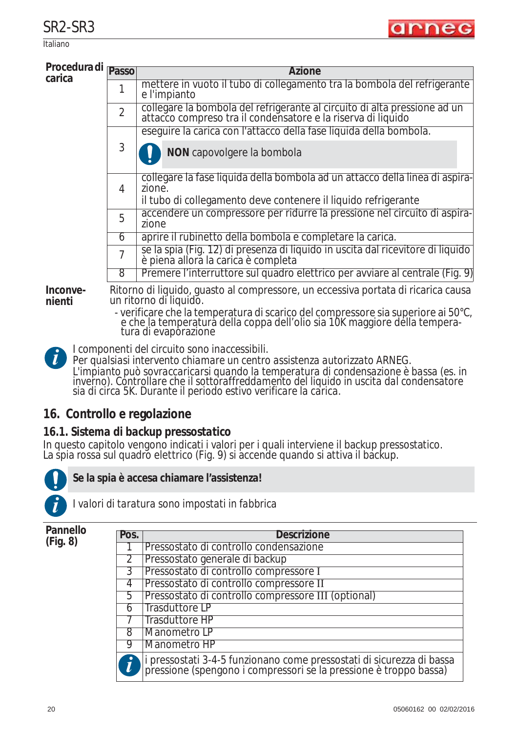**Procedura di carica**

| Passo | Azione |
|---|---|
| 1 | mettere in vuoto il tubo di collegamento tra la bombola del refrigerante e l'impianto |
| 2 | collegare la bombola del refrigerante al circuito di alta pressione ad un attacco compreso tra il condensatore e la riserva di liquido |
| 3 | eseguire la carica con l'attacco della fase liquida della bombola. **NON** capovolgere la bombola |
| 4 | collegare la fase liquida della bombola ad un attacco della linea di aspirazione. il tubo di collegamento deve contenere il liquido refrigerante |
| 5 | accendere un compressore per ridurre la pressione nel circuito di aspirazione |
| 6 | aprire il rubinetto della bombola e completare la carica. |
| 7 | se la spia (Fig. 12) di presenza di liquido in uscita dal ricevitore di liquido è piena allora la carica è completa |
| 8 | Premere l'interruttore sul quadro elettrico per avviare al centrale (Fig. 9) |

**Inconvenienti**

Ritorno di liquido, guasto al compressore, un eccessiva portata di ricarica causa un ritorno di liquido.

- verificare che la temperatura di scarico del compressore sia superiore ai 50°C, e che la temperatura della coppa dell'olio sia 10K maggiore della temperatura di evaporazione

*I componenti del circuito sono inaccessibili.*
*Per qualsiasi intervento chiamare un centro assistenza autorizzato ARNEG.*
*L'impianto può sovraccaricarsi quando la temperatura di condensazione è bassa (es. in inverno). Controllare che il sottoraffreddamento del liquido in uscita dal condensatore sia di circa 5K. Durante il periodo estivo verificare la carica.*

## 16. Controllo e regolazione

### 16.1. Sistema di backup pressostatico

In questo capitolo vengono indicati i valori per i quali interviene il backup pressostatico.
La spia rossa sul quadro elettrico (Fig. 9) si accende quando si attiva il backup.

**Se la spia è accesa chiamare l'assistenza!**

*I valori di taratura sono impostati in fabbrica*

**Pannello (Fig. 8)**

| Pos. | Descrizione |
|---|---|
| 1 | Pressostato di controllo condensazione |
| 2 | Pressostato generale di backup |
| 3 | Pressostato di controllo compressore I |
| 4 | Pressostato di controllo compressore II |
| 5 | Pressostato di controllo compressore III (optional) |
| 6 | Trasduttore LP |
| 7 | Trasduttore HP |
| 8 | Manometro LP |
| 9 | Manometro HP |
| i | i pressostati 3-4-5 funzionano come pressostati di sicurezza di bassa pressione (spengono i compressori se la pressione è troppo bassa) |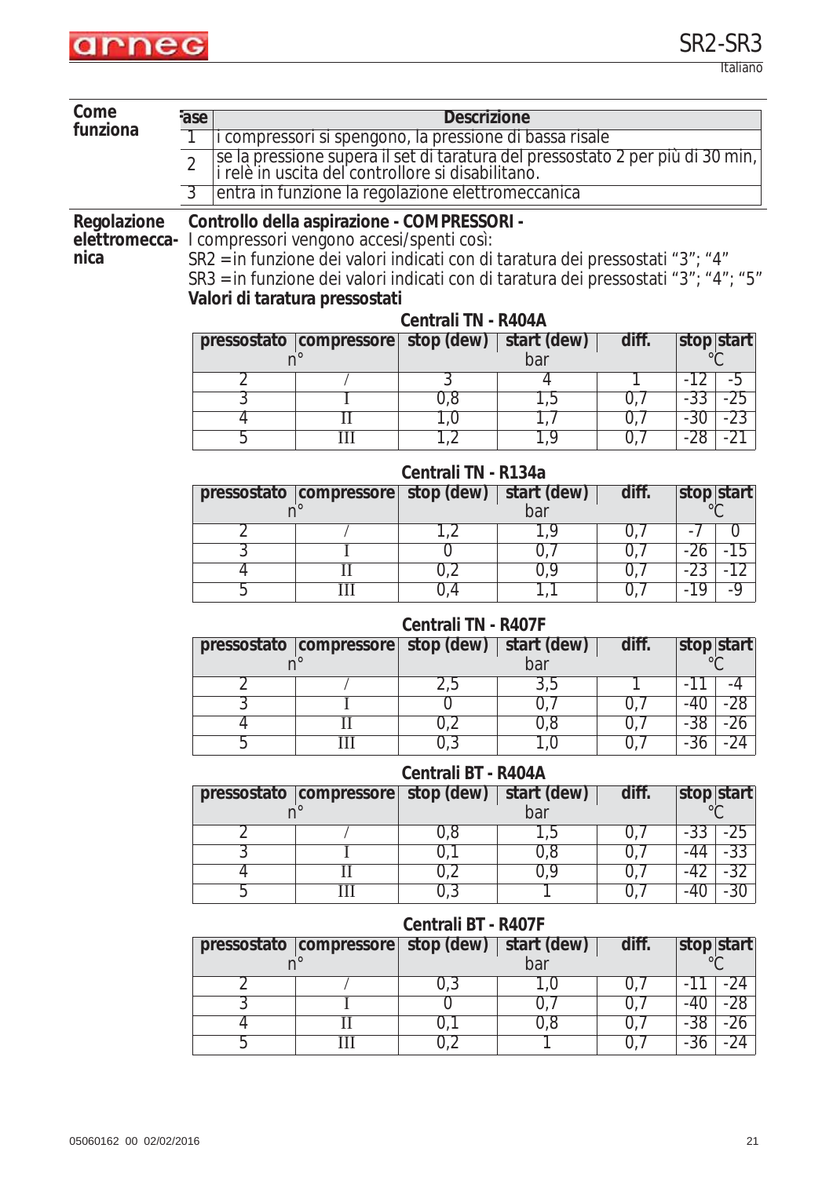## Come funziona

| Fase | Descrizione |
|---|---|
| 1 | i compressori si spengono, la pressione di bassa risale |
| 2 | se la pressione supera il set di taratura del pressostato 2 per più di 30 min, i relè in uscita del controllore si disabilitano. |
| 3 | entra in funzione la regolazione elettromeccanica |

## Regolazione elettromeccanica

**Controllo della aspirazione - COMPRESSORI -**

I compressori vengono accesi/spenti così:

SR2 = in funzione dei valori indicati con di taratura dei pressostati "3"; "4"

SR3 = in funzione dei valori indicati con di taratura dei pressostati "3"; "4"; "5"

**Valori di taratura pressostati**

**Centrali TN - R404A**

| pressostato | compressore | stop (dew) | start (dew) | diff. | stop | start |
|---|---|---|---|---|---|---|
| n° | | bar | | | °C | |
| 2 | / | 3 | 4 | 1 | -12 | -5 |
| 3 | I | 0,8 | 1,5 | 0,7 | -33 | -25 |
| 4 | II | 1,0 | 1,7 | 0,7 | -30 | -23 |
| 5 | III | 1,2 | 1,9 | 0,7 | -28 | -21 |

**Centrali TN - R134a**

| pressostato | compressore | stop (dew) | start (dew) | diff. | stop | start |
|---|---|---|---|---|---|---|
| n° | | bar | | | °C | |
| 2 | / | 1,2 | 1,9 | 0,7 | -7 | 0 |
| 3 | I | 0 | 0,7 | 0,7 | -26 | -15 |
| 4 | II | 0,2 | 0,9 | 0,7 | -23 | -12 |
| 5 | III | 0,4 | 1,1 | 0,7 | -19 | -9 |

**Centrali TN - R407F**

| pressostato | compressore | stop (dew) | start (dew) | diff. | stop | start |
|---|---|---|---|---|---|---|
| n° | | bar | | | °C | |
| 2 | / | 2,5 | 3,5 | 1 | -11 | -4 |
| 3 | I | 0 | 0,7 | 0,7 | -40 | -28 |
| 4 | II | 0,2 | 0,8 | 0,7 | -38 | -26 |
| 5 | III | 0,3 | 1,0 | 0,7 | -36 | -24 |

**Centrali BT - R404A**

| pressostato | compressore | stop (dew) | start (dew) | diff. | stop | start |
|---|---|---|---|---|---|---|
| n° | | bar | | | °C | |
| 2 | / | 0,8 | 1,5 | 0,7 | -33 | -25 |
| 3 | I | 0,1 | 0,8 | 0,7 | -44 | -33 |
| 4 | II | 0,2 | 0,9 | 0,7 | -42 | -32 |
| 5 | III | 0,3 | 1 | 0,7 | -40 | -30 |

**Centrali BT - R407F**

| pressostato | compressore | stop (dew) | start (dew) | diff. | stop | start |
|---|---|---|---|---|---|---|
| n° | | bar | | | °C | |
| 2 | / | 0,3 | 1,0 | 0,7 | -11 | -24 |
| 3 | I | 0 | 0,7 | 0,7 | -40 | -28 |
| 4 | II | 0,1 | 0,8 | 0,7 | -38 | -26 |
| 5 | III | 0,2 | 1 | 0,7 | -36 | -24 |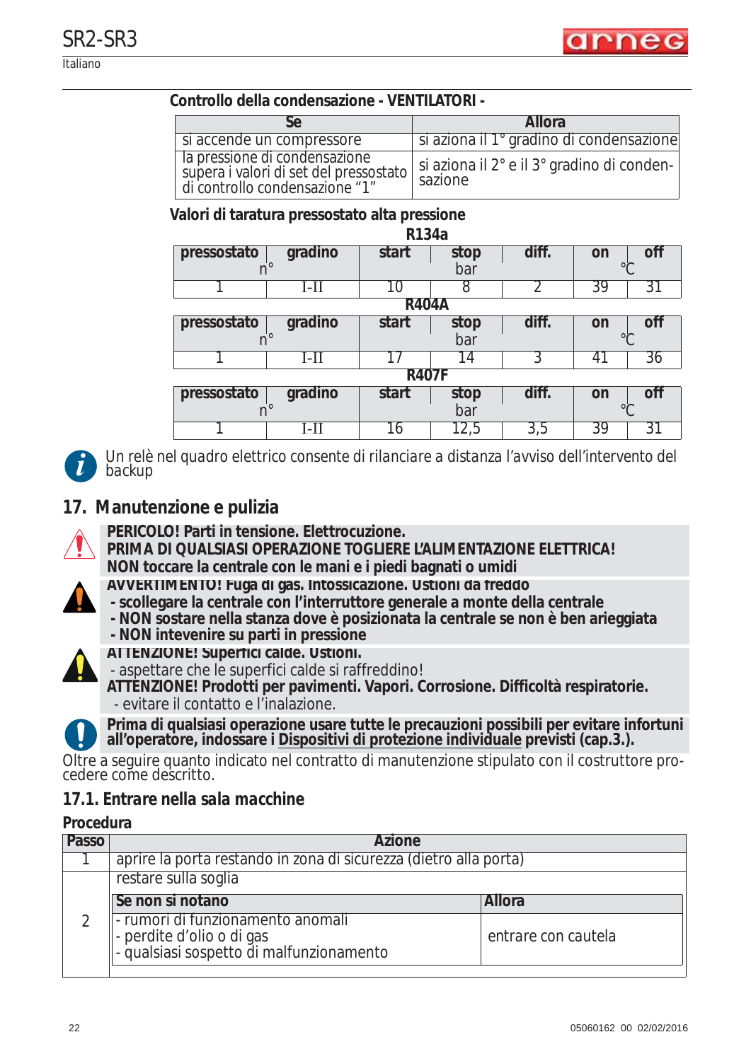**Controllo della condensazione - VENTILATORI -**

| Se | Allora |
|---|---|
| si accende un compressore | si aziona il 1° gradino di condensazione |
| la pressione di condensazione supera i valori di set del pressostato di controllo condensazione "1" | si aziona il 2° e il 3° gradino di condensazione |

**Valori di taratura pressostato alta pressione**

**R134a**

| pressostato n° | gradino | start bar | stop bar | diff. bar | on °C | off °C |
|---|---|---|---|---|---|---|
| 1 | I-II | 10 | 8 | 2 | 39 | 31 |

**R404A**

| pressostato n° | gradino | start bar | stop bar | diff. bar | on °C | off °C |
|---|---|---|---|---|---|---|
| 1 | I-II | 17 | 14 | 3 | 41 | 36 |

**R407F**

| pressostato n° | gradino | start bar | stop bar | diff. bar | on °C | off °C |
|---|---|---|---|---|---|---|
| 1 | I-II | 16 | 12,5 | 3,5 | 39 | 31 |

*Un relè nel quadro elettrico consente di rilanciare a distanza l'avviso dell'intervento del backup*

## 17. Manutenzione e pulizia

**PERICOLO! Parti in tensione. Elettrocuzione.**
**PRIMA DI QUALSIASI OPERAZIONE TOGLIERE L'ALIMENTAZIONE ELETTRICA!**
**NON toccare la centrale con le mani e i piedi bagnati o umidi**

**AVVERTIMENTO! Fuga di gas. Intossicazione. Ustioni da freddo**
- **scollegare la centrale con l'interruttore generale a monte della centrale**
- **NON sostare nella stanza dove è posizionata la centrale se non è ben arieggiata**
- **NON intevenire su parti in pressione**

**ATTENZIONE! Superfici calde. Ustioni.**
- aspettare che le superfici calde si raffreddino!

**ATTENZIONE! Prodotti per pavimenti. Vapori. Corrosione. Difficoltà respiratorie.**
- evitare il contatto e l'inalazione.

**Prima di qualsiasi operazione usare tutte le precauzioni possibili per evitare infortuni all'operatore, indossare i Dispositivi di protezione individuale previsti (cap.3.).**

Oltre a seguire quanto indicato nel contratto di manutenzione stipulato con il costruttore procedere come descritto.

### 17.1. Entrare nella sala macchine

**Procedura**

| Passo | Azione | |
|---|---|---|
| 1 | aprire la porta restando in zona di sicurezza (dietro alla porta) | |
| 2 | restare sulla soglia | |
| | **Se non si notano** | **Allora** |
| | - rumori di funzionamento anomali<br>- perdite d'olio o di gas<br>- qualsiasi sospetto di malfunzionamento | entrare con cautela |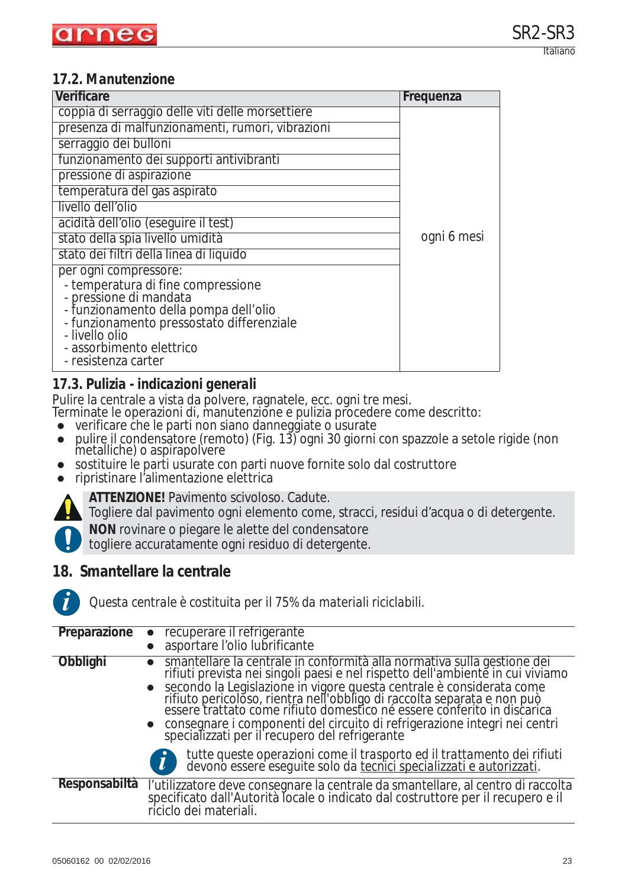## 17.2. Manutenzione

| Verificare | Frequenza |
|---|---|
| coppia di serraggio delle viti delle morsettiere | ogni 6 mesi |
| presenza di malfunzionamenti, rumori, vibrazioni | |
| serraggio dei bulloni | |
| funzionamento dei supporti antivibranti | |
| pressione di aspirazione | |
| temperatura del gas aspirato | |
| livello dell'olio | |
| acidità dell'olio (eseguire il test) | |
| stato della spia livello umidità | |
| stato dei filtri della linea di liquido | |
| per ogni compressore:<br>- temperatura di fine compressione<br>- pressione di mandata<br>- funzionamento della pompa dell'olio<br>- funzionamento pressostato differenziale<br>- livello olio<br>- assorbimento elettrico<br>- resistenza carter | |

## 17.3. Pulizia - indicazioni generali

Pulire la centrale a vista da polvere, ragnatele, ecc. ogni tre mesi.
Terminate le operazioni di, manutenzione e pulizia procedere come descritto:

- verificare che le parti non siano danneggiate o usurate
- pulire il condensatore (remoto) (Fig. 13) ogni 30 giorni con spazzole a setole rigide (non metalliche) o aspirapolvere
- sostituire le parti usurate con parti nuove fornite solo dal costruttore
- ripristinare l'alimentazione elettrica

**ATTENZIONE!** Pavimento scivoloso. Cadute.
Togliere dal pavimento ogni elemento come, stracci, residui d'acqua o di detergente.
**NON** rovinare o piegare le alette del condensatore
togliere accuratamente ogni residuo di detergente.

# 18. Smantellare la centrale

Questa centrale è costituita per il 75% da materiali riciclabili.

| | |
|---|---|
| **Preparazione** | • recuperare il refrigerante<br>• asportare l'olio lubrificante |
| **Obblighi** | • smantellare la centrale in conformità alla normativa sulla gestione dei rifiuti prevista nei singoli paesi e nel rispetto dell'ambiente in cui viviamo<br>• secondo la Legislazione in vigore questa centrale è considerata come rifiuto pericoloso, rientra nell'obbligo di raccolta separata e non può essere trattato come rifiuto domestico né essere conferito in discarica<br>• consegnare i componenti del circuito di refrigerazione integri nei centri specializzati per il recupero del refrigerante<br>tutte queste operazioni come il trasporto ed il trattamento dei rifiuti devono essere eseguite solo da tecnici specializzati e autorizzati. |
| **Responsabiltà** | l'utilizzatore deve consegnare la centrale da smantellare, al centro di raccolta specificato dall'Autorità locale o indicato dal costruttore per il recupero e il riciclo dei materiali. |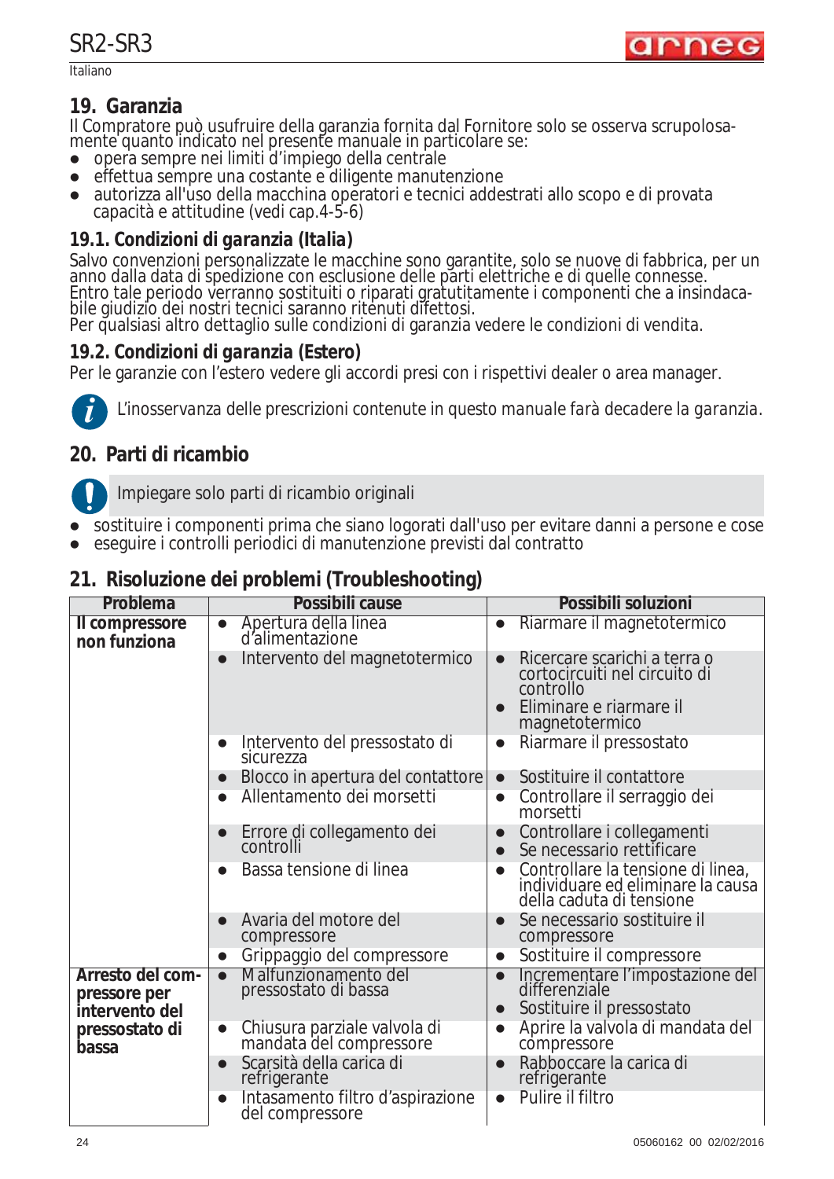## 19. Garanzia

Il Compratore può usufruire della garanzia fornita dal Fornitore solo se osserva scrupolosamente quanto indicato nel presente manuale in particolare se:

- opera sempre nei limiti d'impiego della centrale
- effettua sempre una costante e diligente manutenzione
- autorizza all'uso della macchina operatori e tecnici addestrati allo scopo e di provata capacità e attitudine (vedi cap.4-5-6)

### 19.1. Condizioni di garanzia (Italia)

Salvo convenzioni personalizzate le macchine sono garantite, solo se nuove di fabbrica, per un anno dalla data di spedizione con esclusione delle parti elettriche e di quelle connesse.
Entro tale periodo verranno sostituiti o riparati gratutitamente i componenti che a insindacabile giudizio dei nostri tecnici saranno ritenuti difettosi.
Per qualsiasi altro dettaglio sulle condizioni di garanzia vedere le condizioni di vendita.

### 19.2. Condizioni di garanzia (Estero)

Per le garanzie con l'estero vedere gli accordi presi con i rispettivi dealer o area manager.

*L'inosservanza delle prescrizioni contenute in questo manuale farà decadere la garanzia.*

## 20. Parti di ricambio

Impiegare solo parti di ricambio originali

- sostituire i componenti prima che siano logorati dall'uso per evitare danni a persone e cose
- eseguire i controlli periodici di manutenzione previsti dal contratto

## 21. Risoluzione dei problemi (Troubleshooting)

| Problema | Possibili cause | Possibili soluzioni |
|---|---|---|
| **Il compressore non funziona** | • Apertura della linea d'alimentazione | • Riarmare il magnetotermico |
| | • Intervento del magnetotermico | • Ricercare scarichi a terra o cortocircuiti nel circuito di controllo<br>• Eliminare e riarmare il magnetotermico |
| | • Intervento del pressostato di sicurezza | • Riarmare il pressostato |
| | • Blocco in apertura del contattore | • Sostituire il contattore |
| | • Allentamento dei morsetti | • Controllare il serraggio dei morsetti |
| | • Errore di collegamento dei controlli | • Controllare i collegamenti<br>• Se necessario rettificare |
| | • Bassa tensione di linea | • Controllare la tensione di linea, individuare ed eliminare la causa della caduta di tensione |
| | • Avaria del motore del compressore | • Se necessario sostituire il compressore |
| | • Grippaggio del compressore | • Sostituire il compressore |
| **Arresto del compressore per intervento del pressostato di bassa** | • Malfunzionamento del pressostato di bassa | • Incrementare l'impostazione del differenziale<br>• Sostituire il pressostato |
| | • Chiusura parziale valvola di mandata del compressore | • Aprire la valvola di mandata del compressore |
| | • Scarsità della carica di refrigerante | • Rabboccare la carica di refrigerante |
| | • Intasamento filtro d'aspirazione del compressore | • Pulire il filtro |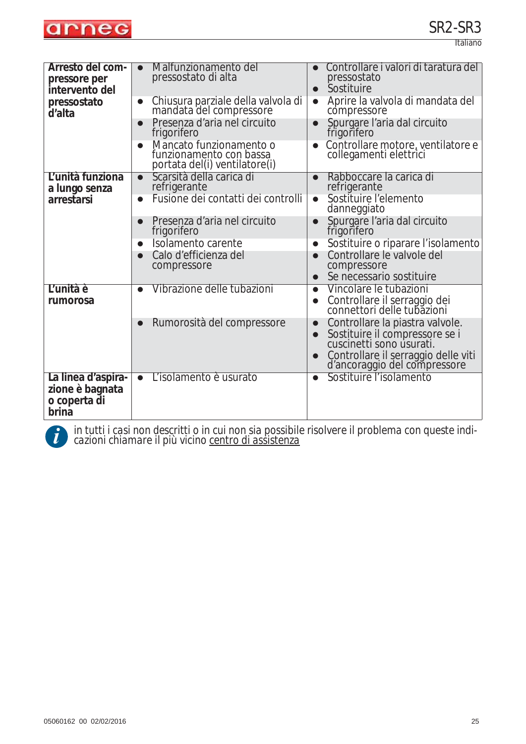| | | |
|---|---|---|
| **Arresto del compressore per intervento del pressostato d'alta** | • Malfunzionamento del pressostato di alta | • Controllare i valori di taratura del pressostato<br>• Sostituire |
| | • Chiusura parziale della valvola di mandata del compressore | • Aprire la valvola di mandata del compressore |
| | • Presenza d'aria nel circuito frigorifero | • Spurgare l'aria dal circuito frigorifero |
| | • Mancato funzionamento o funzionamento con bassa portata del(i) ventilatore(i) | • Controllare motore, ventilatore e collegamenti elettrici |
| **L'unità funziona a lungo senza arrestarsi** | • Scarsità della carica di refrigerante | • Rabboccare la carica di refrigerante |
| | • Fusione dei contatti dei controlli | • Sostituire l'elemento danneggiato |
| | • Presenza d'aria nel circuito frigorifero | • Spurgare l'aria dal circuito frigorifero |
| | • Isolamento carente | • Sostituire o riparare l'isolamento |
| | • Calo d'efficienza del compressore | • Controllare le valvole del compressore<br>• Se necessario sostituire |
| **L'unità è rumorosa** | • Vibrazione delle tubazioni | • Vincolare le tubazioni<br>• Controllare il serraggio dei connettori delle tubazioni |
| | • Rumorosità del compressore | • Controllare la piastra valvole.<br>• Sostituire il compressore se i cuscinetti sono usurati.<br>• Controllare il serraggio delle viti d'ancoraggio del compressore |
| **La linea d'aspirazione è bagnata o coperta di brina** | • L'isolamento è usurato | • Sostituire l'isolamento |

in tutti i casi non descritti o in cui non sia possibile risolvere il problema con queste indicazioni chiamare il più vicino centro di assistenza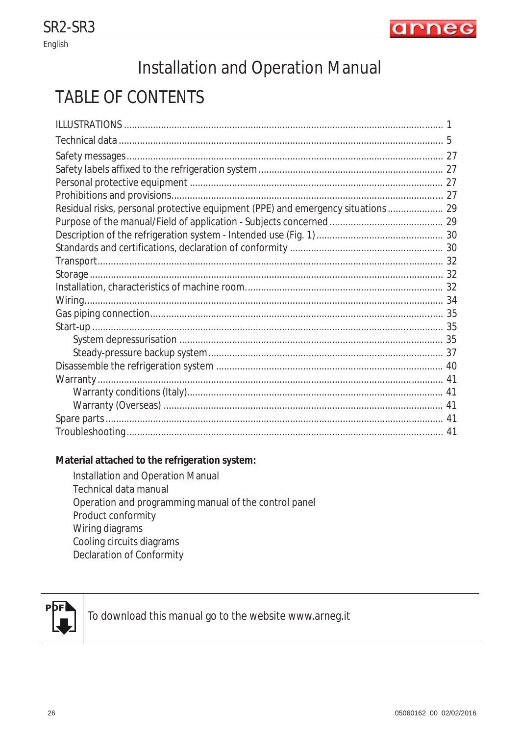# Installation and Operation Manual

## TABLE OF CONTENTS

| | |
|---|---|
| ILLUSTRATIONS | 1 |
| Technical data | 5 |
| Safety messages | 27 |
| Safety labels affixed to the refrigeration system | 27 |
| Personal protective equipment | 27 |
| Prohibitions and provisions | 27 |
| Residual risks, personal protective equipment (PPE) and emergency situations | 29 |
| Purpose of the manual/Field of application - Subjects concerned | 29 |
| Description of the refrigeration system - Intended use (Fig. 1) | 30 |
| Standards and certifications, declaration of conformity | 30 |
| Transport | 32 |
| Storage | 32 |
| Installation, characteristics of machine room | 32 |
| Wiring | 34 |
| Gas piping connection | 35 |
| Start-up | 35 |
| System depressurisation | 35 |
| Steady-pressure backup system | 37 |
| Disassemble the refrigeration system | 40 |
| Warranty | 41 |
| Warranty conditions (Italy) | 41 |
| Warranty (Overseas) | 41 |
| Spare parts | 41 |
| Troubleshooting | 41 |

**Material attached to the refrigeration system:**

- Installation and Operation Manual
- Technical data manual
- Operation and programming manual of the control panel
- Product conformity
- Wiring diagrams
- Cooling circuits diagrams
- Declaration of Conformity

To download this manual go to the website www.arneg.it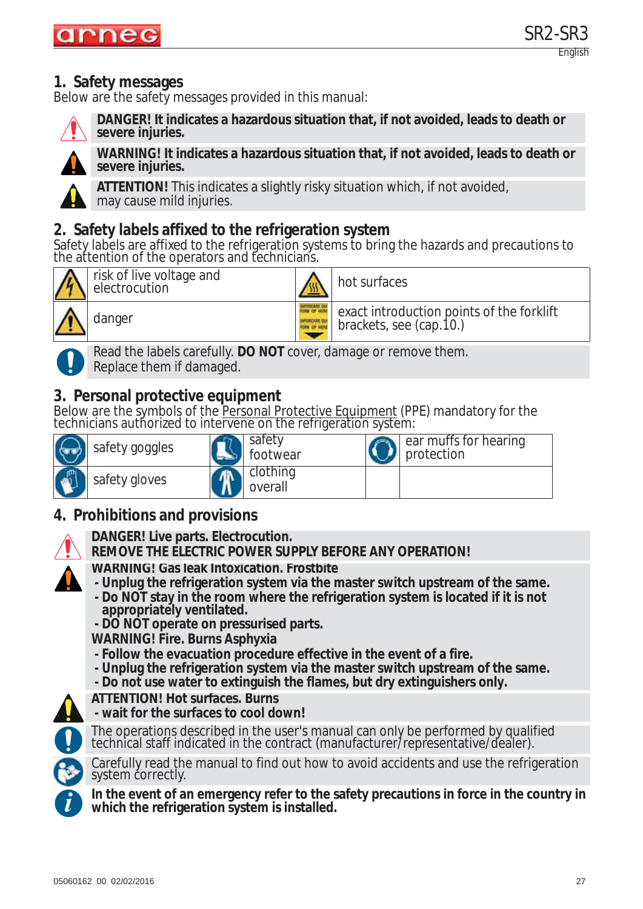## 1. Safety messages

Below are the safety messages provided in this manual:

**DANGER! It indicates a hazardous situation that, if not avoided, leads to death or severe injuries.**

**WARNING! It indicates a hazardous situation that, if not avoided, leads to death or severe injuries.**

**ATTENTION!** This indicates a slightly risky situation which, if not avoided, may cause mild injuries.

## 2. Safety labels affixed to the refrigeration system

Safety labels are affixed to the refrigeration systems to bring the hazards and precautions to the attention of the operators and technicians.

| | | | |
|---|---|---|---|
| | risk of live voltage and electrocution | | hot surfaces |
| | danger | | exact introduction points of the forklift brackets, see (cap.10.) |

Read the labels carefully. **DO NOT** cover, damage or remove them. Replace them if damaged.

## 3. Personal protective equipment

Below are the symbols of the Personal Protective Equipment (PPE) mandatory for the technicians authorized to intervene on the refrigeration system:

| | | | | | |
|---|---|---|---|---|---|
| | safety goggles | | safety footwear | | ear muffs for hearing protection |
| | safety gloves | | clothing overall | | |

## 4. Prohibitions and provisions

**DANGER! Live parts. Electrocution.**
**REMOVE THE ELECTRIC POWER SUPPLY BEFORE ANY OPERATION!**

**WARNING! Gas leak Intoxication. Frostbite**
- **Unplug the refrigeration system via the master switch upstream of the same.**
- **Do NOT stay in the room where the refrigeration system is located if it is not appropriately ventilated.**
- **DO NOT operate on pressurised parts.**

**WARNING! Fire. Burns Asphyxia**
- **Follow the evacuation procedure effective in the event of a fire.**
- **Unplug the refrigeration system via the master switch upstream of the same.**
- **Do not use water to extinguish the flames, but dry extinguishers only.**

**ATTENTION! Hot surfaces. Burns**
- **wait for the surfaces to cool down!**

The operations described in the user's manual can only be performed by qualified technical staff indicated in the contract (manufacturer/representative/dealer).

Carefully read the manual to find out how to avoid accidents and use the refrigeration system correctly.

**In the event of an emergency refer to the safety precautions in force in the country in which the refrigeration system is installed.**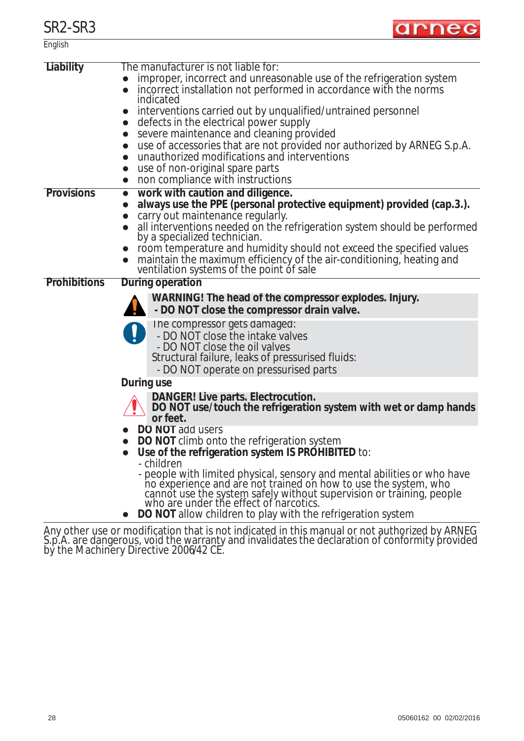**Liability**

The manufacturer is not liable for:

- improper, incorrect and unreasonable use of the refrigeration system
- incorrect installation not performed in accordance with the norms indicated
- interventions carried out by unqualified/untrained personnel
- defects in the electrical power supply
- severe maintenance and cleaning provided
- use of accessories that are not provided nor authorized by ARNEG S.p.A.
- unauthorized modifications and interventions
- use of non-original spare parts
- non compliance with instructions

**Provisions**

- **work with caution and diligence.**
- **always use the PPE (personal protective equipment) provided (cap.3.).**
- carry out maintenance regularly.
- all interventions needed on the refrigeration system should be performed by a specialized technician.
- room temperature and humidity should not exceed the specified values
- maintain the maximum efficiency of the air-conditioning, heating and ventilation systems of the point of sale

**Prohibitions**

**During operation**

**WARNING! The head of the compressor explodes. Injury.**
**- DO NOT close the compressor drain valve.**

The compressor gets damaged:
- DO NOT close the intake valves
- DO NOT close the oil valves

Structural failure, leaks of pressurised fluids:
- DO NOT operate on pressurised parts

**During use**

**DANGER! Live parts. Electrocution.**
**DO NOT use/touch the refrigeration system with wet or damp hands or feet.**

- **DO NOT** add users
- **DO NOT** climb onto the refrigeration system
- **Use of the refrigeration system IS PROHIBITED** to:
  - children
  - people with limited physical, sensory and mental abilities or who have no experience and are not trained on how to use the system, who cannot use the system safely without supervision or training, people who are under the effect of narcotics.
- **DO NOT** allow children to play with the refrigeration system

Any other use or modification that is not indicated in this manual or not authorized by ARNEG S.p.A. are dangerous, void the warranty and invalidates the declaration of conformity provided by the Machinery Directive 2006/42 CE.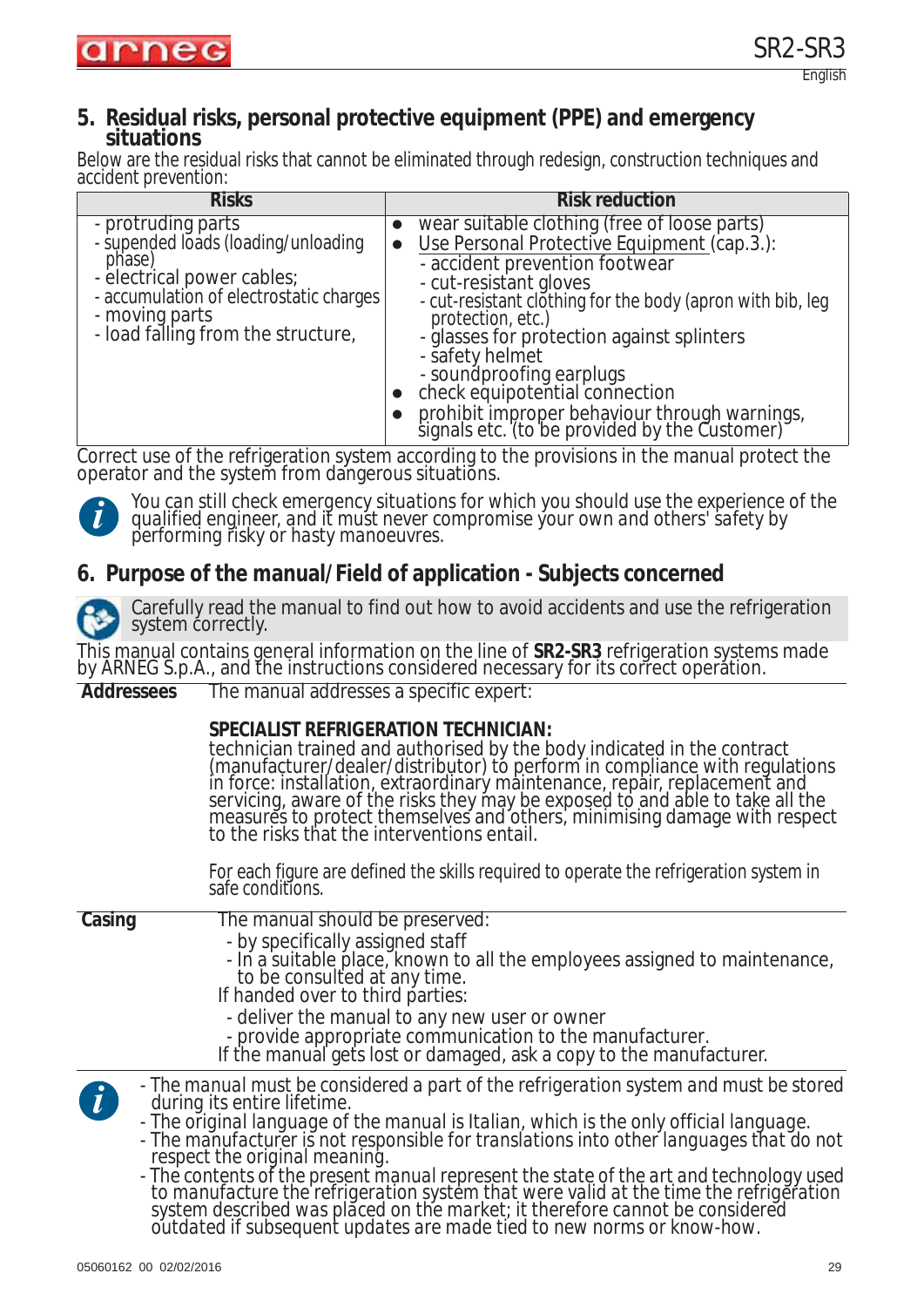## 5. Residual risks, personal protective equipment (PPE) and emergency situations

Below are the residual risks that cannot be eliminated through redesign, construction techniques and accident prevention:

| Risks | Risk reduction |
|---|---|
| - protruding parts<br>- supended loads (loading/unloading phase)<br>- electrical power cables;<br>- accumulation of electrostatic charges<br>- moving parts<br>- load falling from the structure, | • wear suitable clothing (free of loose parts)<br>• Use Personal Protective Equipment (cap.3.):<br>- accident prevention footwear<br>- cut-resistant gloves<br>- cut-resistant clothing for the body (apron with bib, leg protection, etc.)<br>- glasses for protection against splinters<br>- safety helmet<br>- soundproofing earplugs<br>• check equipotential connection<br>• prohibit improper behaviour through warnings, signals etc. (to be provided by the Customer) |

Correct use of the refrigeration system according to the provisions in the manual protect the operator and the system from dangerous situations.

*You can still check emergency situations for which you should use the experience of the qualified engineer, and it must never compromise your own and others' safety by performing risky or hasty manoeuvres.*

## 6. Purpose of the manual/Field of application - Subjects concerned

Carefully read the manual to find out how to avoid accidents and use the refrigeration system correctly.

This manual contains general information on the line of **SR2-SR3** refrigeration systems made by ARNEG S.p.A., and the instructions considered necessary for its correct operation.

**Addressees**

The manual addresses a specific expert:

**SPECIALIST REFRIGERATION TECHNICIAN:**
technician trained and authorised by the body indicated in the contract (manufacturer/dealer/distributor) to perform in compliance with regulations in force: installation, extraordinary maintenance, repair, replacement and servicing, aware of the risks they may be exposed to and able to take all the measures to protect themselves and others, minimising damage with respect to the risks that the interventions entail.

For each figure are defined the skills required to operate the refrigeration system in safe conditions.

**Casing**

The manual should be preserved:
- by specifically assigned staff
- In a suitable place, known to all the employees assigned to maintenance, to be consulted at any time.

If handed over to third parties:
- deliver the manual to any new user or owner
- provide appropriate communication to the manufacturer.

If the manual gets lost or damaged, ask a copy to the manufacturer.

- *The manual must be considered a part of the refrigeration system and must be stored during its entire lifetime.*
- *The original language of the manual is Italian, which is the only official language.*
- *The manufacturer is not responsible for translations into other languages that do not respect the original meaning.*
- *The contents of the present manual represent the state of the art and technology used to manufacture the refrigeration system that were valid at the time the refrigeration system described was placed on the market; it therefore cannot be considered outdated if subsequent updates are made tied to new norms or know-how.*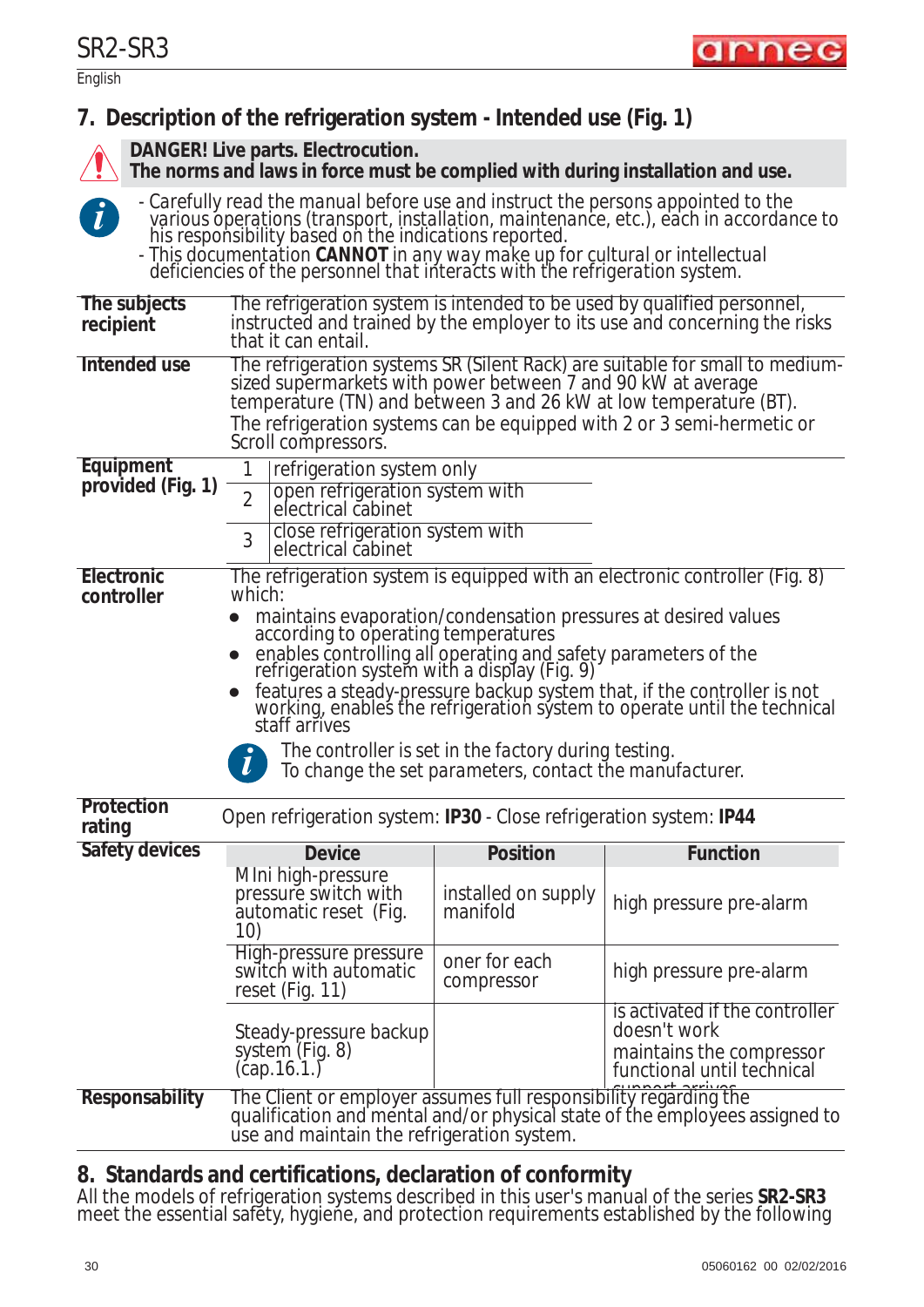## 7. Description of the refrigeration system - Intended use (Fig. 1)

**DANGER! Live parts. Electrocution.**
**The norms and laws in force must be complied with during installation and use.**

*- Carefully read the manual before use and instruct the persons appointed to the various operations (transport, installation, maintenance, etc.), each in accordance to his responsibility based on the indications reported.*
*- This documentation* ***CANNOT*** *in any way make up for cultural or intellectual deficiencies of the personnel that interacts with the refrigeration system.*

**The subjects recipient**

The refrigeration system is intended to be used by qualified personnel, instructed and trained by the employer to its use and concerning the risks that it can entail.

**Intended use**

The refrigeration systems SR (Silent Rack) are suitable for small to medium-sized supermarkets with power between 7 and 90 kW at average temperature (TN) and between 3 and 26 kW at low temperature (BT).
The refrigeration systems can be equipped with 2 or 3 semi-hermetic or Scroll compressors.

**Equipment provided (Fig. 1)**

| | |
|---|---|
| 1 | refrigeration system only |
| 2 | open refrigeration system with electrical cabinet |
| 3 | close refrigeration system with electrical cabinet |

**Electronic controller**

The refrigeration system is equipped with an electronic controller (Fig. 8) which:

- maintains evaporation/condensation pressures at desired values according to operating temperatures
- enables controlling all operating and safety parameters of the refrigeration system with a display (Fig. 9)
- features a steady-pressure backup system that, if the controller is not working, enables the refrigeration system to operate until the technical staff arrives

*The controller is set in the factory during testing.*
*To change the set parameters, contact the manufacturer.*

**Protection rating**

Open refrigeration system: **IP30** - Close refrigeration system: **IP44**

**Safety devices**

| Device | Position | Function |
|---|---|---|
| MIni high-pressure pressure switch with automatic reset (Fig. 10) | installed on supply manifold | high pressure pre-alarm |
| High-pressure pressure switch with automatic reset (Fig. 11) | oner for each compressor | high pressure pre-alarm |
| Steady-pressure backup system (Fig. 8) (cap.16.1.) | | is activated if the controller doesn't work<br>maintains the compressor functional until technical support arrives |

**Responsability**

The Client or employer assumes full responsibility regarding the qualification and mental and/or physical state of the employees assigned to use and maintain the refrigeration system.

## 8. Standards and certifications, declaration of conformity

All the models of refrigeration systems described in this user's manual of the series **SR2-SR3** meet the essential safety, hygiene, and protection requirements established by the following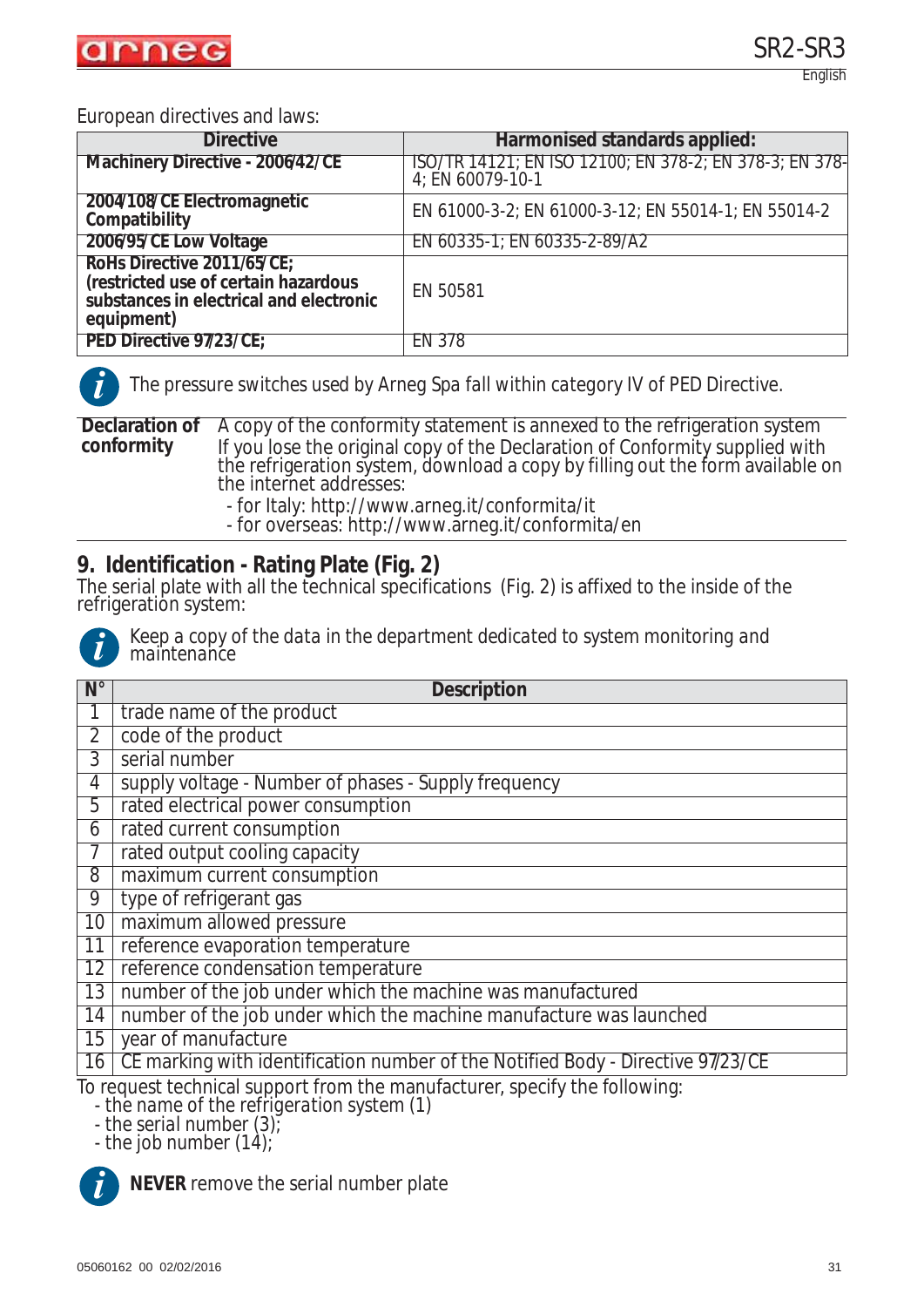European directives and laws:

| Directive | Harmonised standards applied: |
|---|---|
| **Machinery Directive - 2006/42/CE** | ISO/TR 14121; EN ISO 12100; EN 378-2; EN 378-3; EN 378-4; EN 60079-10-1 |
| **2004/108/CE Electromagnetic Compatibility** | EN 61000-3-2; EN 61000-3-12; EN 55014-1; EN 55014-2 |
| **2006/95/CE Low Voltage** | EN 60335-1; EN 60335-2-89/A2 |
| **RoHs Directive 2011/65/CE; (restricted use of certain hazardous substances in electrical and electronic equipment)** | EN 50581 |
| **PED Directive 97/23/CE;** | EN 378 |

The pressure switches used by Arneg Spa fall within category IV of PED Directive.

**Declaration of conformity** A copy of the conformity statement is annexed to the refrigeration system
If you lose the original copy of the Declaration of Conformity supplied with the refrigeration system, download a copy by filling out the form available on the internet addresses:
- for Italy: http://www.arneg.it/conformita/it
- for overseas: http://www.arneg.it/conformita/en

## 9. Identification - Rating Plate (Fig. 2)

The serial plate with all the technical specifications (Fig. 2) is affixed to the inside of the refrigeration system:

Keep a copy of the data in the department dedicated to system monitoring and maintenance

| N° | Description |
|---|---|
| 1 | trade name of the product |
| 2 | code of the product |
| 3 | serial number |
| 4 | supply voltage - Number of phases - Supply frequency |
| 5 | rated electrical power consumption |
| 6 | rated current consumption |
| 7 | rated output cooling capacity |
| 8 | maximum current consumption |
| 9 | type of refrigerant gas |
| 10 | maximum allowed pressure |
| 11 | reference evaporation temperature |
| 12 | reference condensation temperature |
| 13 | number of the job under which the machine was manufactured |
| 14 | number of the job under which the machine manufacture was launched |
| 15 | year of manufacture |
| 16 | CE marking with identification number of the Notified Body - Directive 97/23/CE |

To request technical support from the manufacturer, specify the following:
- the name of the refrigeration system (1)
- the serial number (3);
- the job number (14);

**NEVER** remove the serial number plate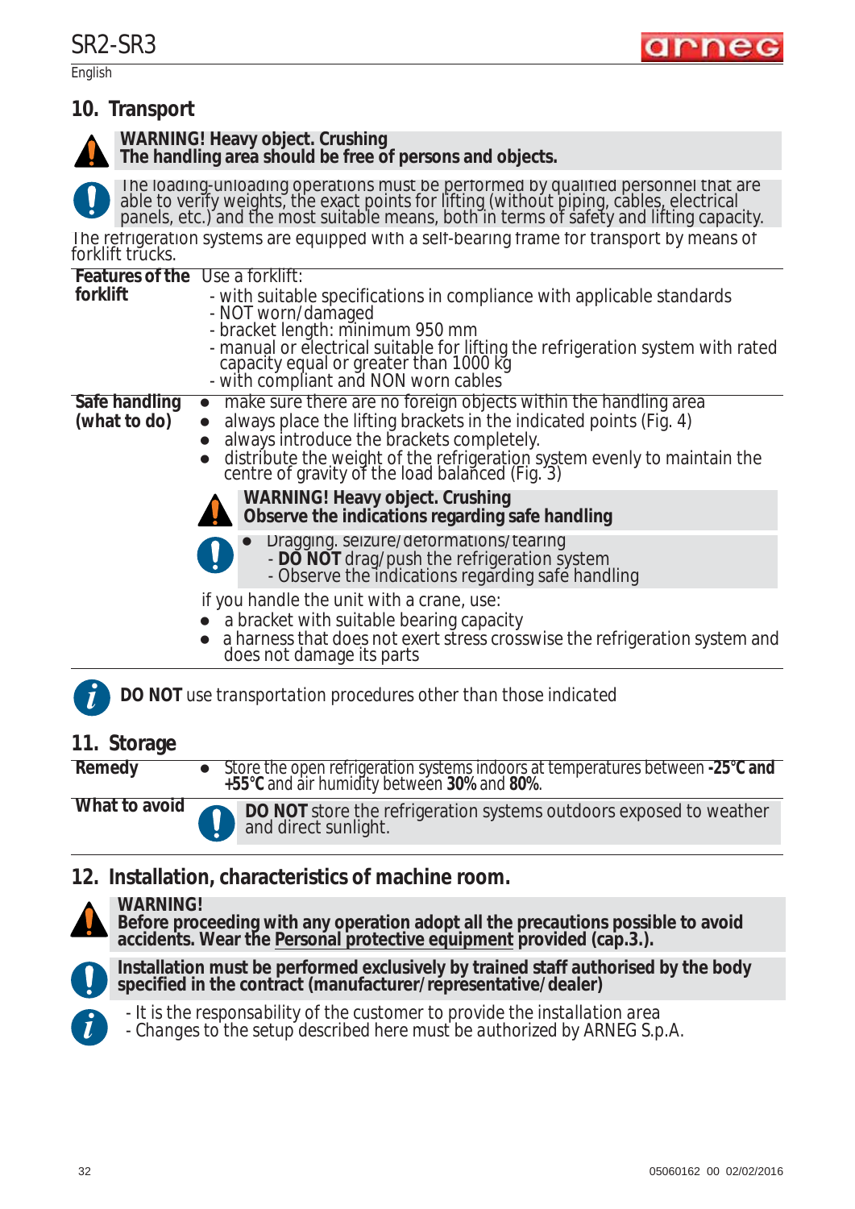## 10. Transport

**WARNING! Heavy object. Crushing**
**The handling area should be free of persons and objects.**

The loading-unloading operations must be performed by qualified personnel that are able to verify weights, the exact points for lifting (without piping, cables, electrical panels, etc.) and the most suitable means, both in terms of safety and lifting capacity.

The refrigeration systems are equipped with a self-bearing frame for transport by means of forklift trucks.

| | |
|---|---|
| **Features of the forklift** | Use a forklift:<br>- with suitable specifications in compliance with applicable standards<br>- NOT worn/damaged<br>- bracket length: minimum 950 mm<br>- manual or electrical suitable for lifting the refrigeration system with rated capacity equal or greater than 1000 kg<br>- with compliant and NON worn cables |
| **Safe handling (what to do)** | • make sure there are no foreign objects within the handling area<br>• always place the lifting brackets in the indicated points (Fig. 4)<br>• always introduce the brackets completely.<br>• distribute the weight of the refrigeration system evenly to maintain the centre of gravity of the load balanced (Fig. 3)<br>**WARNING! Heavy object. Crushing**<br>**Observe the indications regarding safe handling**<br>• Dragging. seizure/deformations/tearing<br>- **DO NOT** drag/push the refrigeration system<br>- Observe the indications regarding safe handling<br>if you handle the unit with a crane, use:<br>• a bracket with suitable bearing capacity<br>• a harness that does not exert stress crosswise the refrigeration system and does not damage its parts |

**DO NOT** use transportation procedures other than those indicated

## 11. Storage

| | |
|---|---|
| **Remedy** | • Store the open refrigeration systems indoors at temperatures between **-25°C and +55°C** and air humidity between **30%** and **80%**. |
| **What to avoid** | **DO NOT** store the refrigeration systems outdoors exposed to weather and direct sunlight. |

## 12. Installation, characteristics of machine room.

**WARNING!**
**Before proceeding with any operation adopt all the precautions possible to avoid accidents. Wear the Personal protective equipment provided (cap.3.).**

**Installation must be performed exclusively by trained staff authorised by the body specified in the contract (manufacturer/representative/dealer)**

- It is the responsability of the customer to provide the installation area
- Changes to the setup described here must be authorized by ARNEG S.p.A.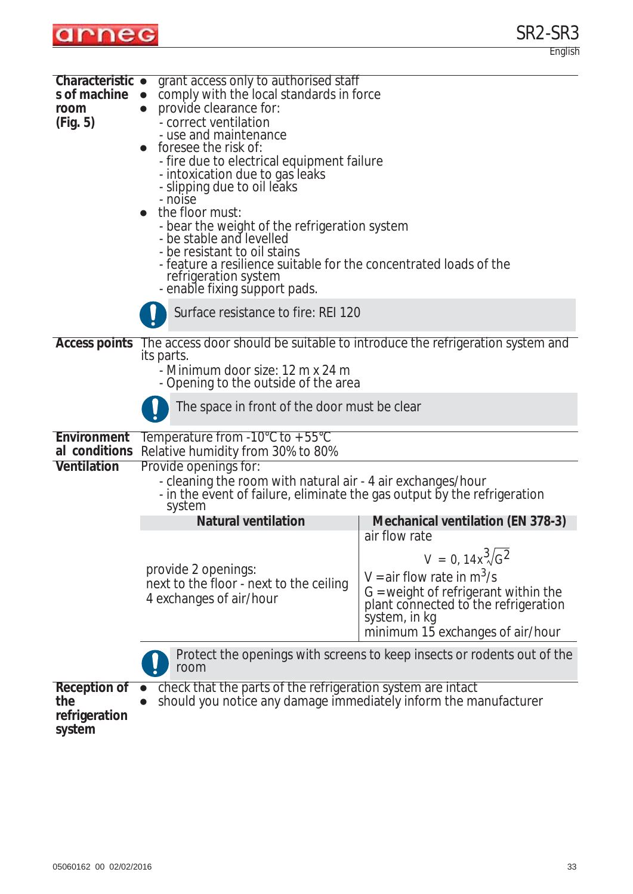| | |
|---|---|
| **Characteristics of machine room (Fig. 5)** | • grant access only to authorised staff<br>• comply with the local standards in force<br>• provide clearance for:<br>- correct ventilation<br>- use and maintenance<br>• foresee the risk of:<br>- fire due to electrical equipment failure<br>- intoxication due to gas leaks<br>- slipping due to oil leaks<br>- noise<br>• the floor must:<br>- bear the weight of the refrigeration system<br>- be stable and levelled<br>- be resistant to oil stains<br>- feature a resilience suitable for the concentrated loads of the refrigeration system<br>- enable fixing support pads. |

> **!** Surface resistance to fire: REI 120

**Access points** The access door should be suitable to introduce the refrigeration system and its parts.

- Minimum door size: 12 m x 24 m
- Opening to the outside of the area

> **!** The space in front of the door must be clear

**Environmental conditions** Temperature from -10°C to +55°C
Relative humidity from 30% to 80%

**Ventilation** Provide openings for:

- cleaning the room with natural air - 4 air exchanges/hour
- in the event of failure, eliminate the gas output by the refrigeration system

| Natural ventilation | Mechanical ventilation (EN 378-3) |
|---|---|
| provide 2 openings:<br>next to the floor - next to the ceiling<br>4 exchanges of air/hour | air flow rate<br>$V = 0,14 x \sqrt[3]{G^2}$<br>V = air flow rate in $m^3/s$<br>G = weight of refrigerant within the plant connected to the refrigeration system, in kg<br>minimum 15 exchanges of air/hour |

> **!** Protect the openings with screens to keep insects or rodents out of the room

**Reception of the refrigeration system**

- check that the parts of the refrigeration system are intact
- should you notice any damage immediately inform the manufacturer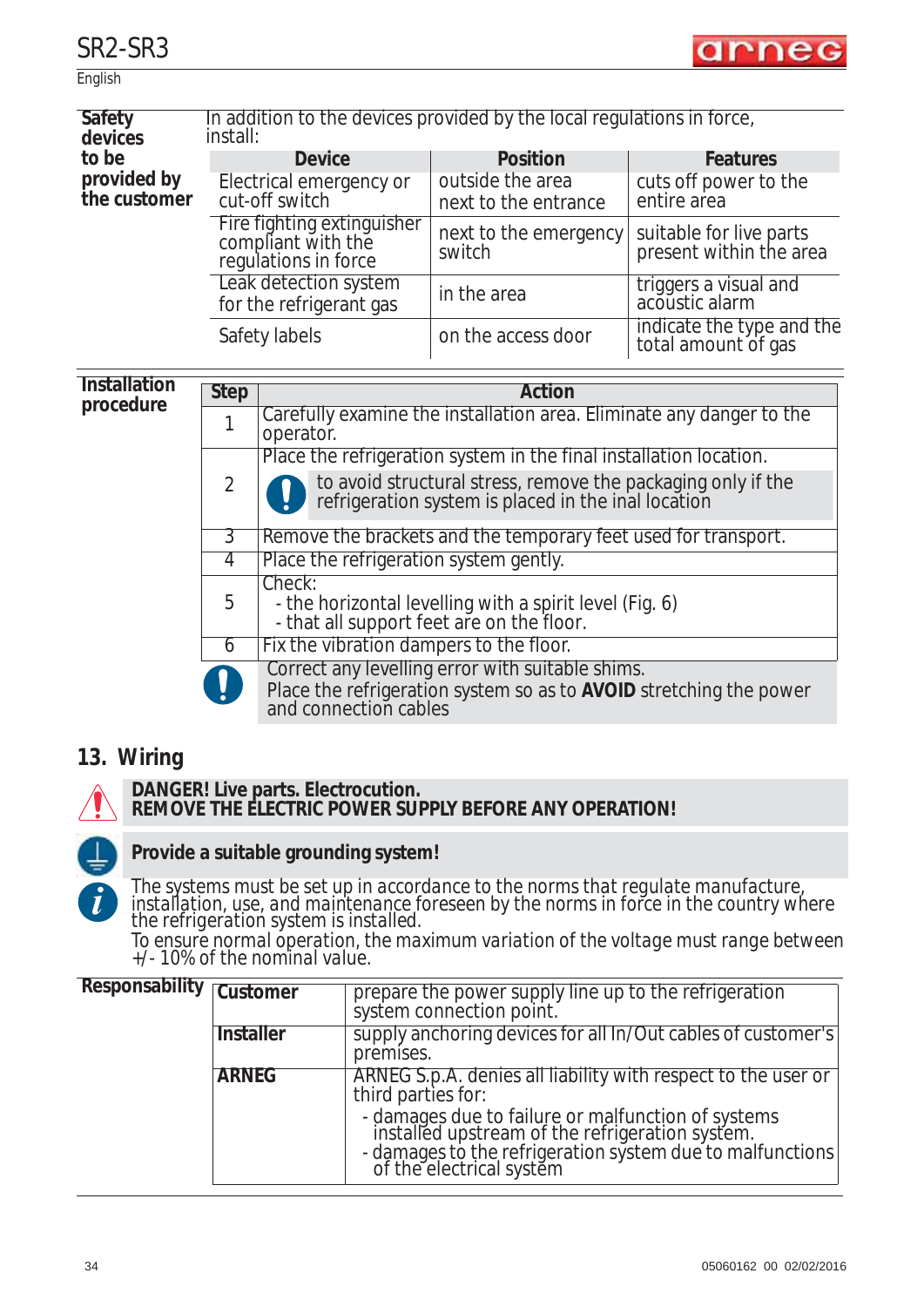**Safety devices to be provided by the customer**

In addition to the devices provided by the local regulations in force, install:

| Device | Position | Features |
|---|---|---|
| Electrical emergency or cut-off switch | outside the area next to the entrance | cuts off power to the entire area |
| Fire fighting extinguisher compliant with the regulations in force | next to the emergency switch | suitable for live parts present within the area |
| Leak detection system for the refrigerant gas | in the area | triggers a visual and acoustic alarm |
| Safety labels | on the access door | indicate the type and the total amount of gas |

**Installation procedure**

| Step | Action |
|---|---|
| 1 | Carefully examine the installation area. Eliminate any danger to the operator. |
| 2 | Place the refrigeration system in the final installation location. <br> ❗ to avoid structural stress, remove the packaging only if the refrigeration system is placed in the inal location |
| 3 | Remove the brackets and the temporary feet used for transport. |
| 4 | Place the refrigeration system gently. |
| 5 | Check: <br> - the horizontal levelling with a spirit level (Fig. 6) <br> - that all support feet are on the floor. |
| 6 | Fix the vibration dampers to the floor. |

❗ Correct any levelling error with suitable shims.
Place the refrigeration system so as to **AVOID** stretching the power and connection cables

## 13. Wiring

**DANGER! Live parts. Electrocution.**
**REMOVE THE ELECTRIC POWER SUPPLY BEFORE ANY OPERATION!**

**Provide a suitable grounding system!**

The systems must be set up in accordance to the norms that regulate manufacture, installation, use, and maintenance foreseen by the norms in force in the country where the refrigeration system is installed.
To ensure normal operation, the maximum variation of the voltage must range between +/- 10% of the nominal value.

**Responsability**

| | |
|---|---|
| **Customer** | prepare the power supply line up to the refrigeration system connection point. |
| **Installer** | supply anchoring devices for all In/Out cables of customer's premises. |
| **ARNEG** | ARNEG S.p.A. denies all liability with respect to the user or third parties for: <br> - damages due to failure or malfunction of systems installed upstream of the refrigeration system. <br> - damages to the refrigeration system due to malfunctions of the electrical system |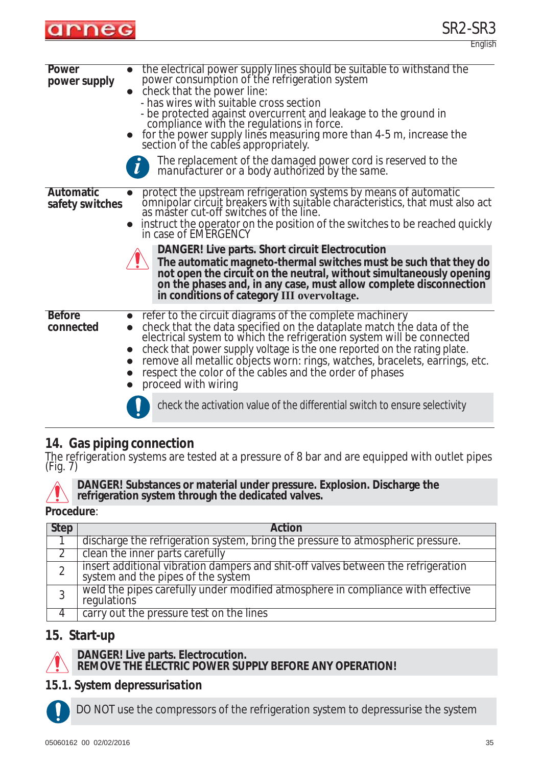| | |
|---|---|
| **Power power supply** | • the electrical power supply lines should be suitable to withstand the power consumption of the refrigeration system<br>• check that the power line:<br>- has wires with suitable cross section<br>- be protected against overcurrent and leakage to the ground in compliance with the regulations in force.<br>• for the power supply lines measuring more than 4-5 m, increase the section of the cables appropriately.<br>The replacement of the damaged power cord is reserved to the manufacturer or a body authorized by the same. |
| **Automatic safety switches** | • protect the upstream refrigeration systems by means of automatic omnipolar circuit breakers with suitable characteristics, that must also act as master cut-off switches of the line.<br>• instruct the operator on the position of the switches to be reached quickly in case of EMERGENCY<br>**DANGER! Live parts. Short circuit Electrocution**<br>**The automatic magneto-thermal switches must be such that they do not open the circuit on the neutral, without simultaneously opening on the phases and, in any case, must allow complete disconnection in conditions of category III overvoltage.** |
| **Before connected** | • refer to the circuit diagrams of the complete machinery<br>• check that the data specified on the dataplate match the data of the electrical system to which the refrigeration system will be connected<br>• check that power supply voltage is the one reported on the rating plate.<br>• remove all metallic objects worn: rings, watches, bracelets, earrings, etc.<br>• respect the color of the cables and the order of phases<br>• proceed with wiring<br>check the activation value of the differential switch to ensure selectivity |

## 14. Gas piping connection

The refrigeration systems are tested at a pressure of 8 bar and are equipped with outlet pipes (Fig. 7)

**DANGER! Substances or material under pressure. Explosion. Discharge the refrigeration system through the dedicated valves.**

**Procedure**:

| Step | Action |
|---|---|
| 1 | discharge the refrigeration system, bring the pressure to atmospheric pressure. |
| 2 | clean the inner parts carefully |
| 2 | insert additional vibration dampers and shit-off valves between the refrigeration system and the pipes of the system |
| 3 | weld the pipes carefully under modified atmosphere in compliance with effective regulations |
| 4 | carry out the pressure test on the lines |

## 15. Start-up

**DANGER! Live parts. Electrocution.**
**REMOVE THE ELECTRIC POWER SUPPLY BEFORE ANY OPERATION!**

### 15.1. System depressurisation

DO NOT use the compressors of the refrigeration system to depressurise the system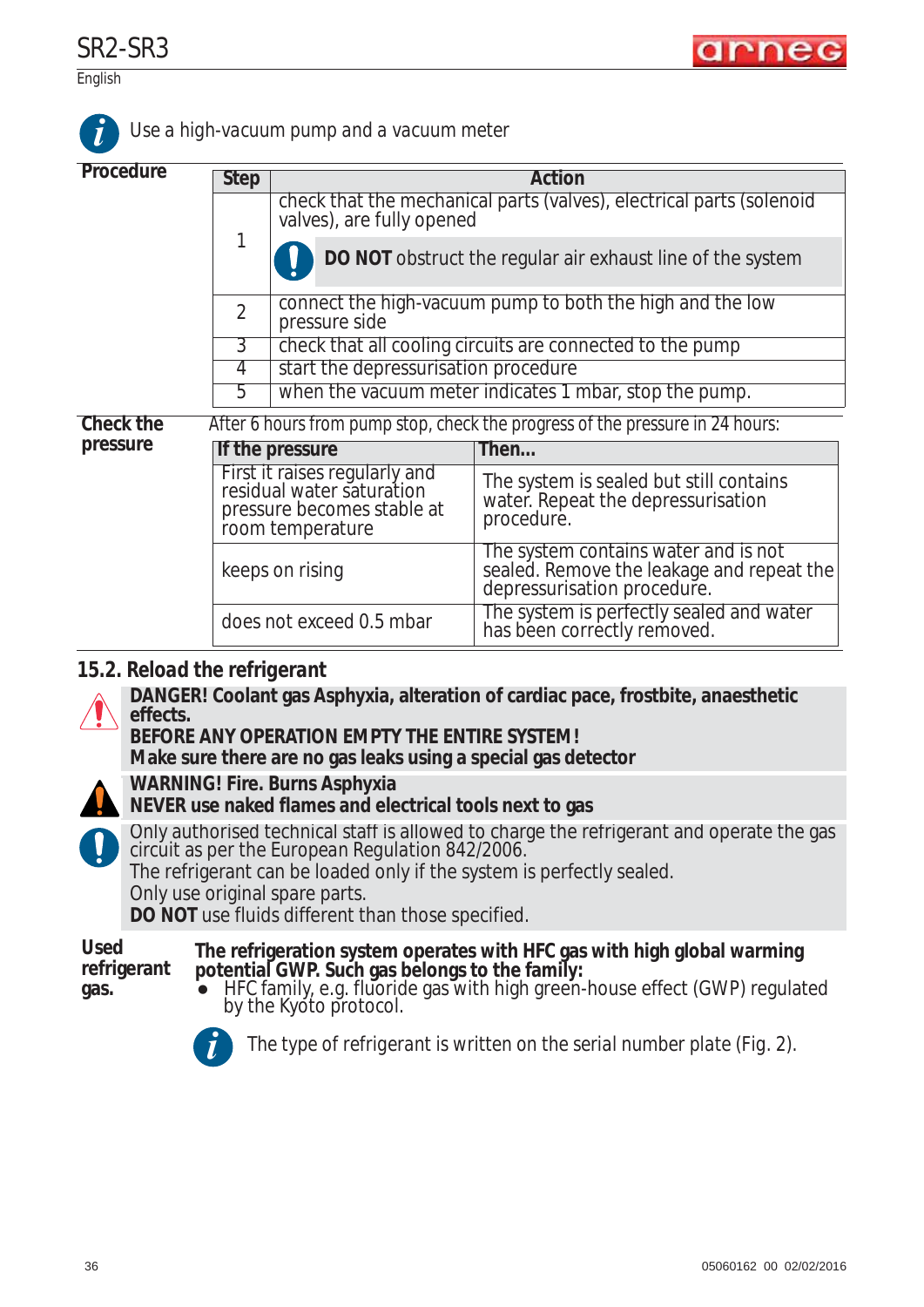Use a high-vacuum pump and a vacuum meter

**Procedure**

| Step | Action |
|---|---|
| 1 | check that the mechanical parts (valves), electrical parts (solenoid valves), are fully opened<br>**DO NOT** obstruct the regular air exhaust line of the system |
| 2 | connect the high-vacuum pump to both the high and the low pressure side |
| 3 | check that all cooling circuits are connected to the pump |
| 4 | start the depressurisation procedure |
| 5 | when the vacuum meter indicates 1 mbar, stop the pump. |

**Check the pressure**

After 6 hours from pump stop, check the progress of the pressure in 24 hours:

| If the pressure | Then... |
|---|---|
| First it raises regularly and residual water saturation pressure becomes stable at room temperature | The system is sealed but still contains water. Repeat the depressurisation procedure. |
| keeps on rising | The system contains water and is not sealed. Remove the leakage and repeat the depressurisation procedure. |
| does not exceed 0.5 mbar | The system is perfectly sealed and water has been correctly removed. |

## 15.2. Reload the refrigerant

**DANGER! Coolant gas Asphyxia, alteration of cardiac pace, frostbite, anaesthetic effects.**
**BEFORE ANY OPERATION EMPTY THE ENTIRE SYSTEM!**
**Make sure there are no gas leaks using a special gas detector**

**WARNING! Fire. Burns Asphyxia**
**NEVER use naked flames and electrical tools next to gas**

Only authorised technical staff is allowed to charge the refrigerant and operate the gas circuit as per the European Regulation 842/2006.
The refrigerant can be loaded only if the system is perfectly sealed.
Only use original spare parts.
**DO NOT** use fluids different than those specified.

**Used refrigerant gas.**

**The refrigeration system operates with HFC gas with high global warming potential GWP. Such gas belongs to the family:**

- HFC family, e.g. fluoride gas with high green-house effect (GWP) regulated by the Kyoto protocol.

The type of refrigerant is written on the serial number plate (Fig. 2).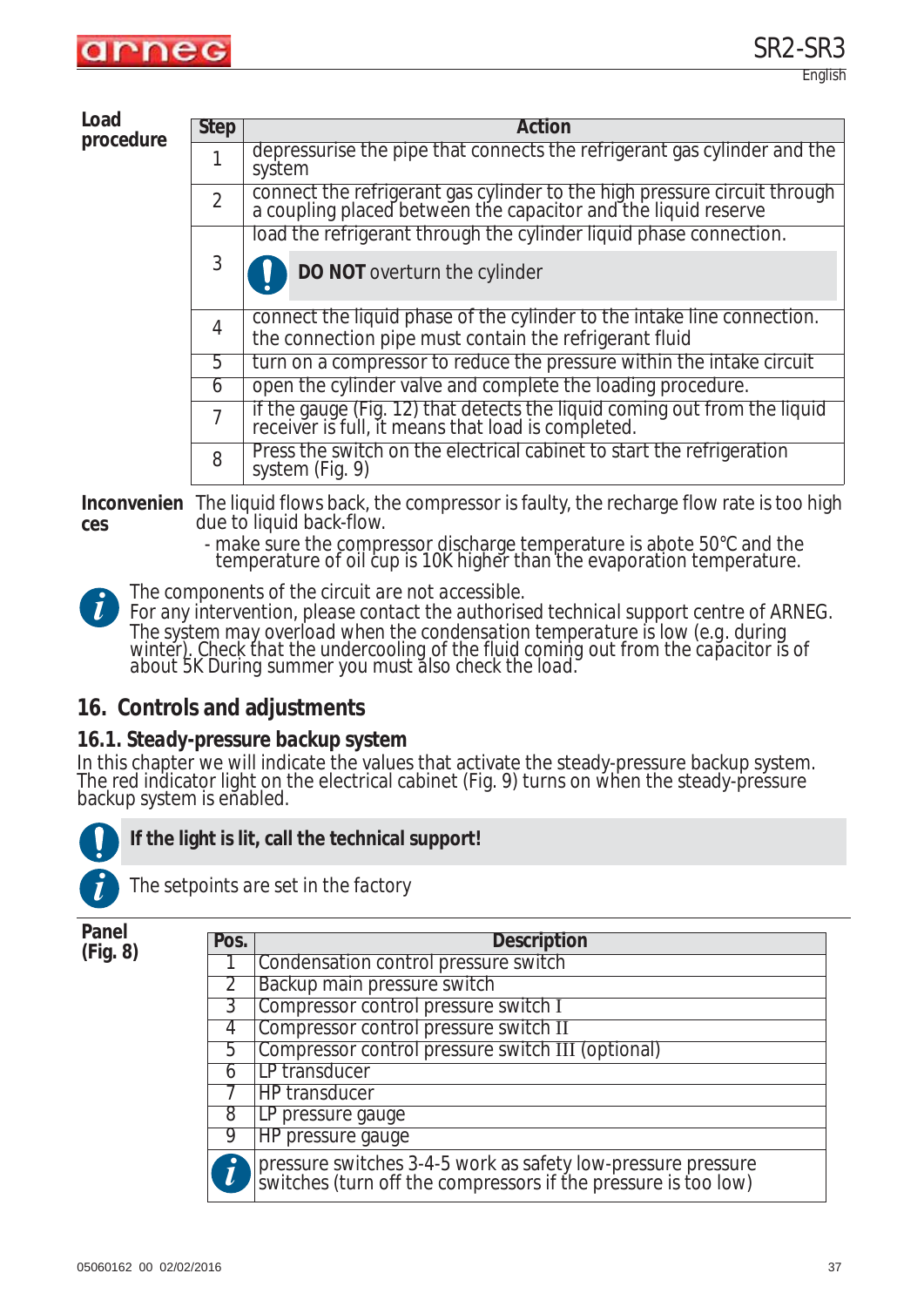**Load procedure**

| Step | Action |
|---|---|
| 1 | depressurise the pipe that connects the refrigerant gas cylinder and the system |
| 2 | connect the refrigerant gas cylinder to the high pressure circuit through a coupling placed between the capacitor and the liquid reserve |
| 3 | load the refrigerant through the cylinder liquid phase connection. **DO NOT** overturn the cylinder |
| 4 | connect the liquid phase of the cylinder to the intake line connection. the connection pipe must contain the refrigerant fluid |
| 5 | turn on a compressor to reduce the pressure within the intake circuit |
| 6 | open the cylinder valve and complete the loading procedure. |
| 7 | if the gauge (Fig. 12) that detects the liquid coming out from the liquid receiver is full, it means that load is completed. |
| 8 | Press the switch on the electrical cabinet to start the refrigeration system (Fig. 9) |

**Inconveniences** The liquid flows back, the compressor is faulty, the recharge flow rate is too high due to liquid back-flow.

- make sure the compressor discharge temperature is abote 50°C and the temperature of oil cup is 10K higher than the evaporation temperature.

The components of the circuit are not accessible.
For any intervention, please contact the authorised technical support centre of ARNEG.
The system may overload when the condensation temperature is low (e.g. during winter). Check that the undercooling of the fluid coming out from the capacitor is of about 5K During summer you must also check the load.

## 16. Controls and adjustments

### 16.1. Steady-pressure backup system

In this chapter we will indicate the values that activate the steady-pressure backup system. The red indicator light on the electrical cabinet (Fig. 9) turns on when the steady-pressure backup system is enabled.

**If the light is lit, call the technical support!**

The setpoints are set in the factory

**Panel (Fig. 8)**

| Pos. | Description |
|---|---|
| 1 | Condensation control pressure switch |
| 2 | Backup main pressure switch |
| 3 | Compressor control pressure switch I |
| 4 | Compressor control pressure switch II |
| 5 | Compressor control pressure switch III (optional) |
| 6 | LP transducer |
| 7 | HP transducer |
| 8 | LP pressure gauge |
| 9 | HP pressure gauge |
| | pressure switches 3-4-5 work as safety low-pressure pressure switches (turn off the compressors if the pressure is too low) |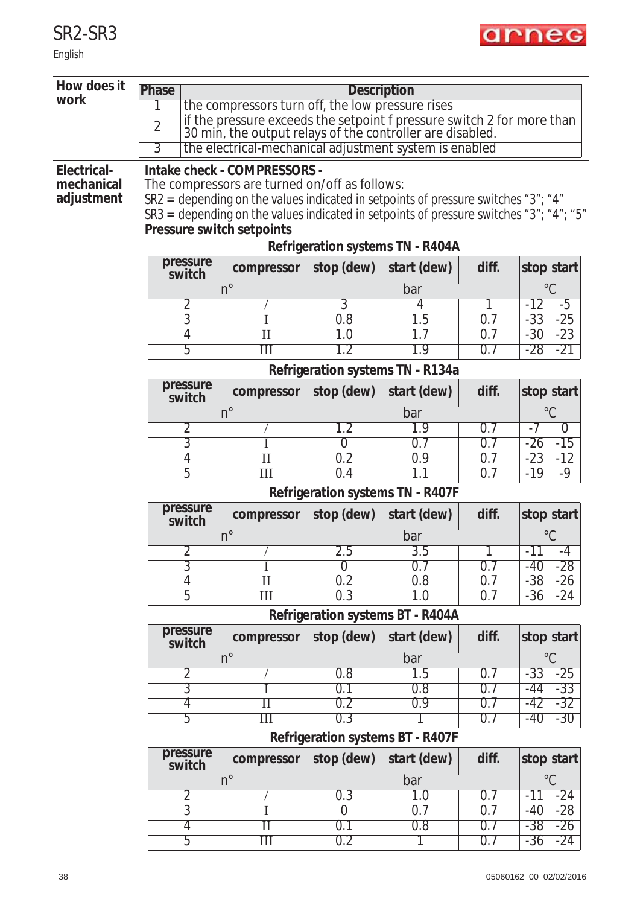## How does it work

| Phase | Description |
|---|---|
| 1 | the compressors turn off, the low pressure rises |
| 2 | if the pressure exceeds the setpoint f pressure switch 2 for more than 30 min, the output relays of the controller are disabled. |
| 3 | the electrical-mechanical adjustment system is enabled |

## Electrical-mechanical adjustment

**Intake check - COMPRESSORS -**

The compressors are turned on/off as follows:

SR2 = depending on the values indicated in setpoints of pressure switches “3”; “4”

SR3 = depending on the values indicated in setpoints of pressure switches “3”; “4”; “5”

**Pressure switch setpoints**

**Refrigeration systems TN - R404A**

| pressure switch | compressor | stop (dew) | start (dew) | diff. | stop | start |
|---|---|---|---|---|---|---|
| n° | | bar | | | °C | |
| 2 | / | 3 | 4 | 1 | -12 | -5 |
| 3 | I | 0.8 | 1.5 | 0.7 | -33 | -25 |
| 4 | II | 1.0 | 1.7 | 0.7 | -30 | -23 |
| 5 | III | 1.2 | 1.9 | 0.7 | -28 | -21 |

**Refrigeration systems TN - R134a**

| pressure switch | compressor | stop (dew) | start (dew) | diff. | stop | start |
|---|---|---|---|---|---|---|
| n° | | bar | | | °C | |
| 2 | / | 1.2 | 1.9 | 0.7 | -7 | 0 |
| 3 | I | 0 | 0.7 | 0.7 | -26 | -15 |
| 4 | II | 0.2 | 0.9 | 0.7 | -23 | -12 |
| 5 | III | 0.4 | 1.1 | 0.7 | -19 | -9 |

**Refrigeration systems TN - R407F**

| pressure switch | compressor | stop (dew) | start (dew) | diff. | stop | start |
|---|---|---|---|---|---|---|
| n° | | bar | | | °C | |
| 2 | / | 2.5 | 3.5 | 1 | -11 | -4 |
| 3 | I | 0 | 0.7 | 0.7 | -40 | -28 |
| 4 | II | 0.2 | 0.8 | 0.7 | -38 | -26 |
| 5 | III | 0.3 | 1.0 | 0.7 | -36 | -24 |

**Refrigeration systems BT - R404A**

| pressure switch | compressor | stop (dew) | start (dew) | diff. | stop | start |
|---|---|---|---|---|---|---|
| n° | | bar | | | °C | |
| 2 | / | 0.8 | 1.5 | 0.7 | -33 | -25 |
| 3 | I | 0.1 | 0.8 | 0.7 | -44 | -33 |
| 4 | II | 0.2 | 0.9 | 0.7 | -42 | -32 |
| 5 | III | 0.3 | 1 | 0.7 | -40 | -30 |

**Refrigeration systems BT - R407F**

| pressure switch | compressor | stop (dew) | start (dew) | diff. | stop | start |
|---|---|---|---|---|---|---|
| n° | | bar | | | °C | |
| 2 | / | 0.3 | 1.0 | 0.7 | -11 | -24 |
| 3 | I | 0 | 0.7 | 0.7 | -40 | -28 |
| 4 | II | 0.1 | 0.8 | 0.7 | -38 | -26 |
| 5 | III | 0.2 | 1 | 0.7 | -36 | -24 |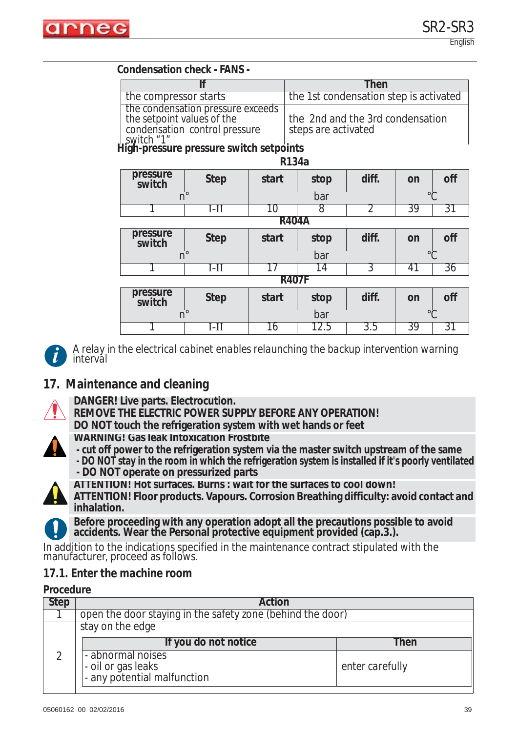**Condensation check - FANS -**

| If | Then |
|---|---|
| the compressor starts | the 1st condensation step is activated |
| the condensation pressure exceeds the setpoint values of the condensation control pressure switch “1” | the 2nd and the 3rd condensation steps are activated |

**High-pressure pressure switch setpoints**

**R134a**

| pressure switch | Step | start | stop | diff. | on | off |
|---|---|---|---|---|---|---|
| n° | | bar | | | °C | |
| 1 | I-II | 10 | 8 | 2 | 39 | 31 |

**R404A**

| pressure switch | Step | start | stop | diff. | on | off |
|---|---|---|---|---|---|---|
| n° | | bar | | | °C | |
| 1 | I-II | 17 | 14 | 3 | 41 | 36 |

**R407F**

| pressure switch | Step | start | stop | diff. | on | off |
|---|---|---|---|---|---|---|
| n° | | bar | | | °C | |
| 1 | I-II | 16 | 12.5 | 3.5 | 39 | 31 |

*A relay in the electrical cabinet enables relaunching the backup intervention warning interval*

## 17. Maintenance and cleaning

**DANGER! Live parts. Electrocution.**
**REMOVE THE ELECTRIC POWER SUPPLY BEFORE ANY OPERATION!**
**DO NOT touch the refrigeration system with wet hands or feet**

**WARNING! Gas leak Intoxication Frostbite**
- **cut off power to the refrigeration system via the master switch upstream of the same**
- **DO NOT stay in the room in which the refrigeration system is installed if it's poorly ventilated**
- **DO NOT operate on pressurized parts**

**ATTENTION! Hot surfaces. Burns : wait for the surfaces to cool down!**
**ATTENTION! Floor products. Vapours. Corrosion Breathing difficulty: avoid contact and inhalation.**

**Before proceeding with any operation adopt all the precautions possible to avoid accidents. Wear the Personal protective equipment provided (cap.3.).**

In addition to the indications specified in the maintenance contract stipulated with the manufacturer, proceed as follows.

### 17.1. Enter the machine room

**Procedure**

| Step | Action |
|---|---|
| 1 | open the door staying in the safety zone (behind the door) |
| 2 | stay on the edge<br>**If you do not notice:** - abnormal noises - oil or gas leaks - any potential malfunction<br>**Then:** enter carefully |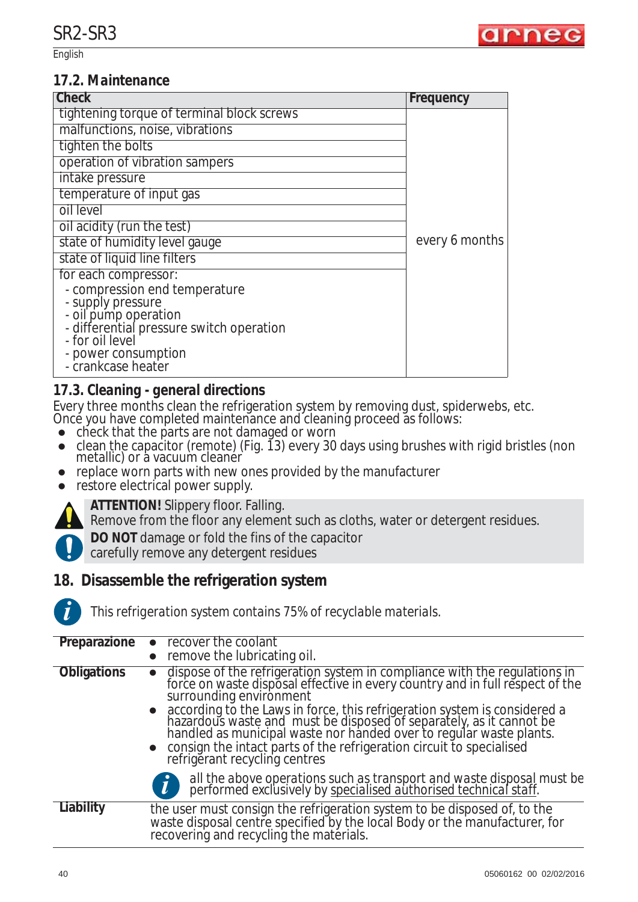## 17.2. Maintenance

| Check | Frequency |
|---|---|
| tightening torque of terminal block screws | every 6 months |
| malfunctions, noise, vibrations | |
| tighten the bolts | |
| operation of vibration sampers | |
| intake pressure | |
| temperature of input gas | |
| oil level | |
| oil acidity (run the test) | |
| state of humidity level gauge | |
| state of liquid line filters | |
| for each compressor:<br>- compression end temperature<br>- supply pressure<br>- oil pump operation<br>- differential pressure switch operation<br>- for oil level<br>- power consumption<br>- crankcase heater | |

## 17.3. Cleaning - general directions

Every three months clean the refrigeration system by removing dust, spiderwebs, etc.
Once you have completed maintenance and cleaning proceed as follows:

- check that the parts are not damaged or worn
- clean the capacitor (remote) (Fig. 13) every 30 days using brushes with rigid bristles (non metallic) or a vacuum cleaner
- replace worn parts with new ones provided by the manufacturer
- restore electrical power supply.

**ATTENTION!** Slippery floor. Falling.
Remove from the floor any element such as cloths, water or detergent residues.

**DO NOT** damage or fold the fins of the capacitor
carefully remove any detergent residues

# 18. Disassemble the refrigeration system

*This refrigeration system contains 75% of recyclable materials.*

| | |
|---|---|
| **Preparazione** | • recover the coolant<br>• remove the lubricating oil. |
| **Obligations** | • dispose of the refrigeration system in compliance with the regulations in force on waste disposal effective in every country and in full respect of the surrounding environment<br>• according to the Laws in force, this refrigeration system is considered a hazardous waste and must be disposed of separately, as it cannot be handled as municipal waste nor handed over to regular waste plants.<br>• consign the intact parts of the refrigeration circuit to specialised refrigerant recycling centres<br>*all the above operations such as transport and waste disposal must be performed exclusively by specialised authorised technical staff.* |
| **Liability** | the user must consign the refrigeration system to be disposed of, to the waste disposal centre specified by the local Body or the manufacturer, for recovering and recycling the materials. |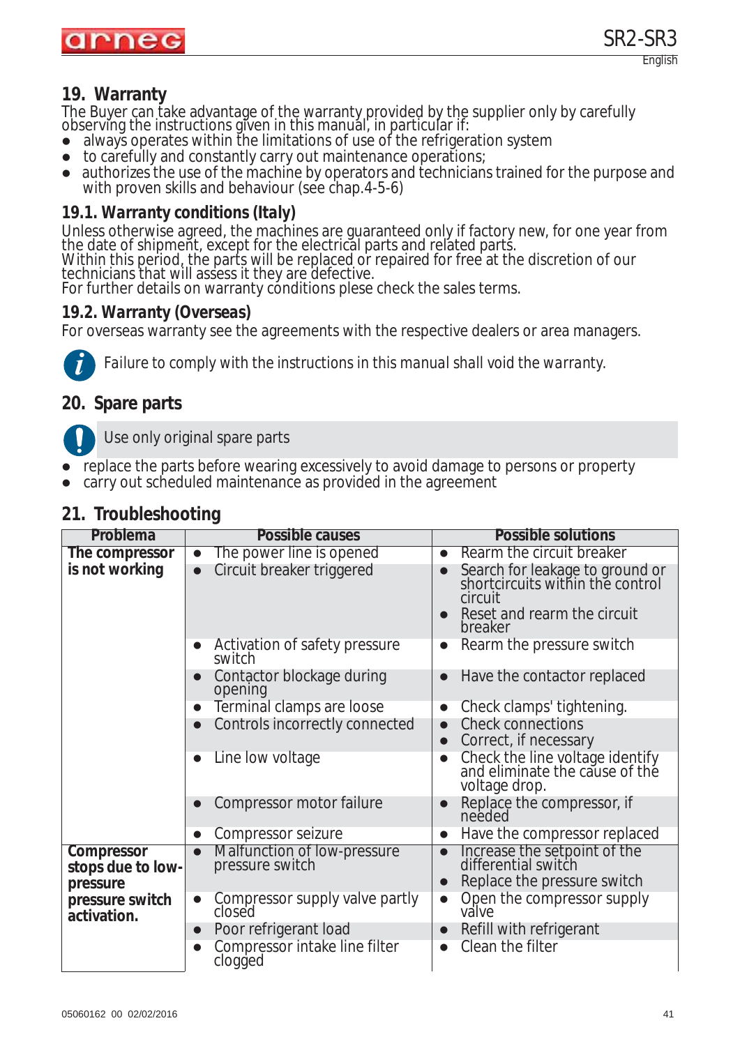## 19. Warranty

The Buyer can take advantage of the warranty provided by the supplier only by carefully observing the instructions given in this manual, in particular if:

- always operates within the limitations of use of the refrigeration system
- to carefully and constantly carry out maintenance operations;
- authorizes the use of the machine by operators and technicians trained for the purpose and with proven skills and behaviour (see chap.4-5-6)

### 19.1. Warranty conditions (Italy)

Unless otherwise agreed, the machines are guaranteed only if factory new, for one year from the date of shipment, except for the electrical parts and related parts.
Within this period, the parts will be replaced or repaired for free at the discretion of our technicians that will assess it they are defective.
For further details on warranty conditions plese check the sales terms.

### 19.2. Warranty (Overseas)

For overseas warranty see the agreements with the respective dealers or area managers.

*Failure to comply with the instructions in this manual shall void the warranty.*

## 20. Spare parts

Use only original spare parts

- replace the parts before wearing excessively to avoid damage to persons or property
- carry out scheduled maintenance as provided in the agreement

## 21. Troubleshooting

| Problema | Possible causes | Possible solutions |
|---|---|---|
| **The compressor is not working** | • The power line is opened | • Rearm the circuit breaker |
| | • Circuit breaker triggered | • Search for leakage to ground or shortcircuits within the control circuit<br>• Reset and rearm the circuit breaker |
| | • Activation of safety pressure switch | • Rearm the pressure switch |
| | • Contactor blockage during opening | • Have the contactor replaced |
| | • Terminal clamps are loose | • Check clamps' tightening. |
| | • Controls incorrectly connected | • Check connections<br>• Correct, if necessary |
| | • Line low voltage | • Check the line voltage identify and eliminate the cause of the voltage drop. |
| | • Compressor motor failure | • Replace the compressor, if needed |
| | • Compressor seizure | • Have the compressor replaced |
| **Compressor stops due to low-pressure pressure switch activation.** | • Malfunction of low-pressure pressure switch | • Increase the setpoint of the differential switch<br>• Replace the pressure switch |
| | • Compressor supply valve partly closed | • Open the compressor supply valve |
| | • Poor refrigerant load | • Refill with refrigerant |
| | • Compressor intake line filter clogged | • Clean the filter |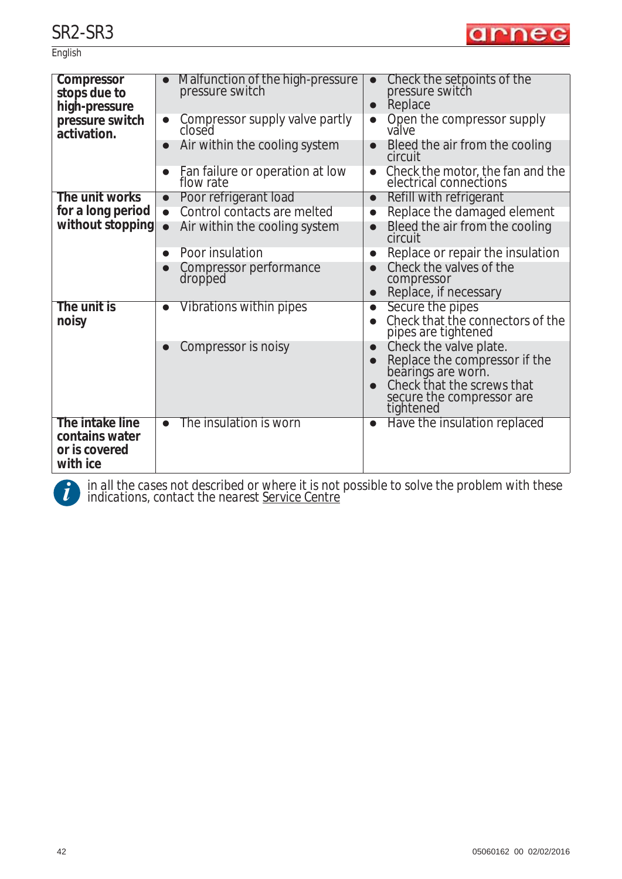| | | |
|---|---|---|
| **Compressor stops due to high-pressure pressure switch activation.** | • Malfunction of the high-pressure pressure switch | • Check the setpoints of the pressure switch<br>• Replace |
| | • Compressor supply valve partly closed | • Open the compressor supply valve |
| | • Air within the cooling system | • Bleed the air from the cooling circuit |
| | • Fan failure or operation at low flow rate | • Check the motor, the fan and the electrical connections |
| **The unit works for a long period without stopping** | • Poor refrigerant load | • Refill with refrigerant |
| | • Control contacts are melted | • Replace the damaged element |
| | • Air within the cooling system | • Bleed the air from the cooling circuit |
| | • Poor insulation | • Replace or repair the insulation |
| | • Compressor performance dropped | • Check the valves of the compressor<br>• Replace, if necessary |
| **The unit is noisy** | • Vibrations within pipes | • Secure the pipes<br>• Check that the connectors of the pipes are tightened |
| | • Compressor is noisy | • Check the valve plate.<br>• Replace the compressor if the bearings are worn.<br>• Check that the screws that secure the compressor are tightened |
| **The intake line contains water or is covered with ice** | • The insulation is worn | • Have the insulation replaced |

*in all the cases not described or where it is not possible to solve the problem with these indications, contact the nearest Service Centre*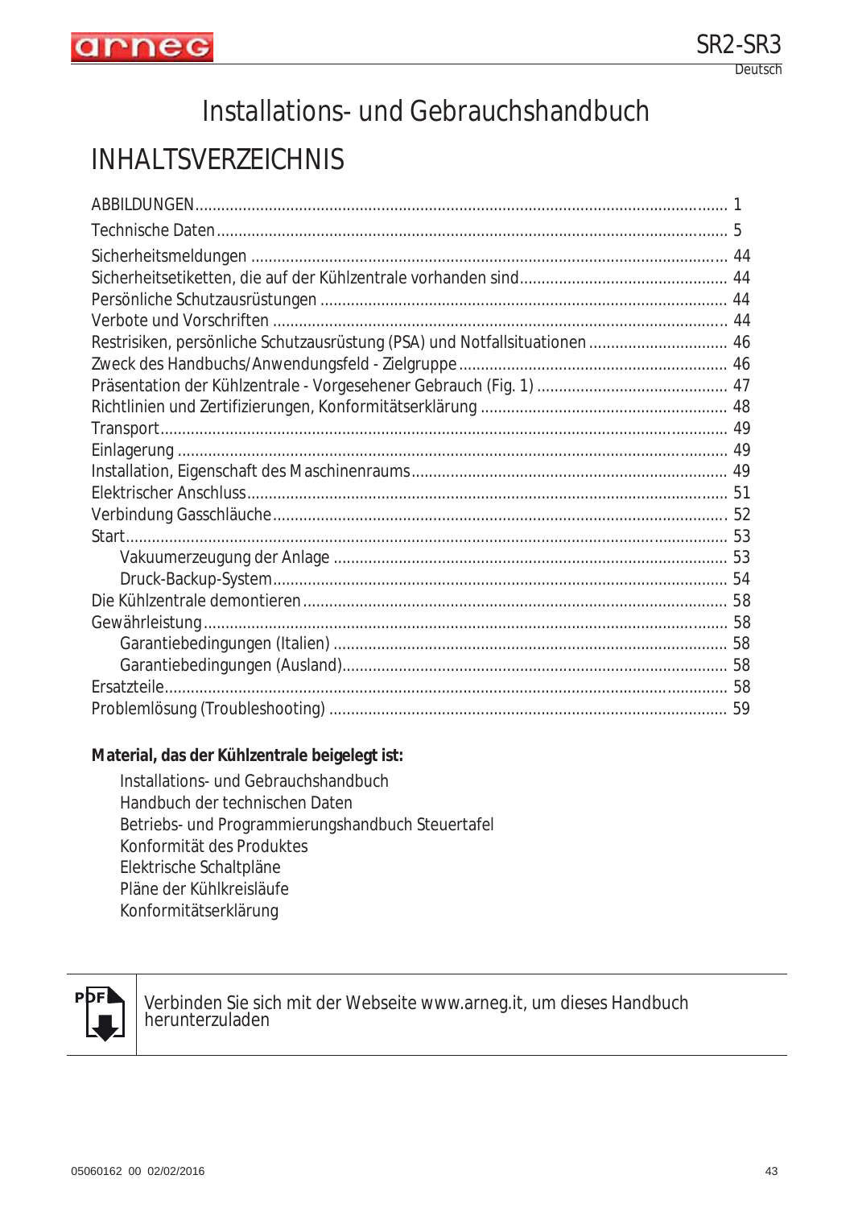# Installations- und Gebrauchshandbuch

## INHALTSVERZEICHNIS

ABBILDUNGEN........................................................................................................................ 1

Technische Daten.................................................................................................................... 5

Sicherheitsmeldungen ........................................................................................................... 44
Sicherheitsetiketten, die auf der Kühlzentrale vorhanden sind............................................... 44
Persönliche Schutzausrüstungen ............................................................................................ 44
Verbote und Vorschriften ....................................................................................................... 44
Restrisiken, persönliche Schutzausrüstung (PSA) und Notfallsituationen ................................ 46
Zweck des Handbuchs/Anwendungsfeld - Zielgruppe ............................................................. 46
Präsentation der Kühlzentrale - Vorgesehener Gebrauch (Fig. 1) ............................................ 47
Richtlinien und Zertifizierungen, Konformitätserklärung ........................................................ 48
Transport................................................................................................................................ 49
Einlagerung ............................................................................................................................ 49
Installation, Eigenschaft des Maschinenraums........................................................................ 49
Elektrischer Anschluss............................................................................................................. 51
Verbindung Gasschläuche....................................................................................................... 52
Start........................................................................................................................................ 53
    Vakuumerzeugung der Anlage ......................................................................................... 53
    Druck-Backup-System....................................................................................................... 54
Die Kühlzentrale demontieren ................................................................................................ 58
Gewährleistung....................................................................................................................... 58
    Garantiebedingungen (Italien) ......................................................................................... 58
    Garantiebedingungen (Ausland)....................................................................................... 58
Ersatzteile............................................................................................................................... 58
Problemlösung (Troubleshooting) .......................................................................................... 59

**Material, das der Kühlzentrale beigelegt ist:**

Installations- und Gebrauchshandbuch
Handbuch der technischen Daten
Betriebs- und Programmierungshandbuch Steuertafel
Konformität des Produktes
Elektrische Schaltpläne
Pläne der Kühlkreisläufe
Konformitätserklärung

Verbinden Sie sich mit der Webseite www.arneg.it, um dieses Handbuch herunterzuladen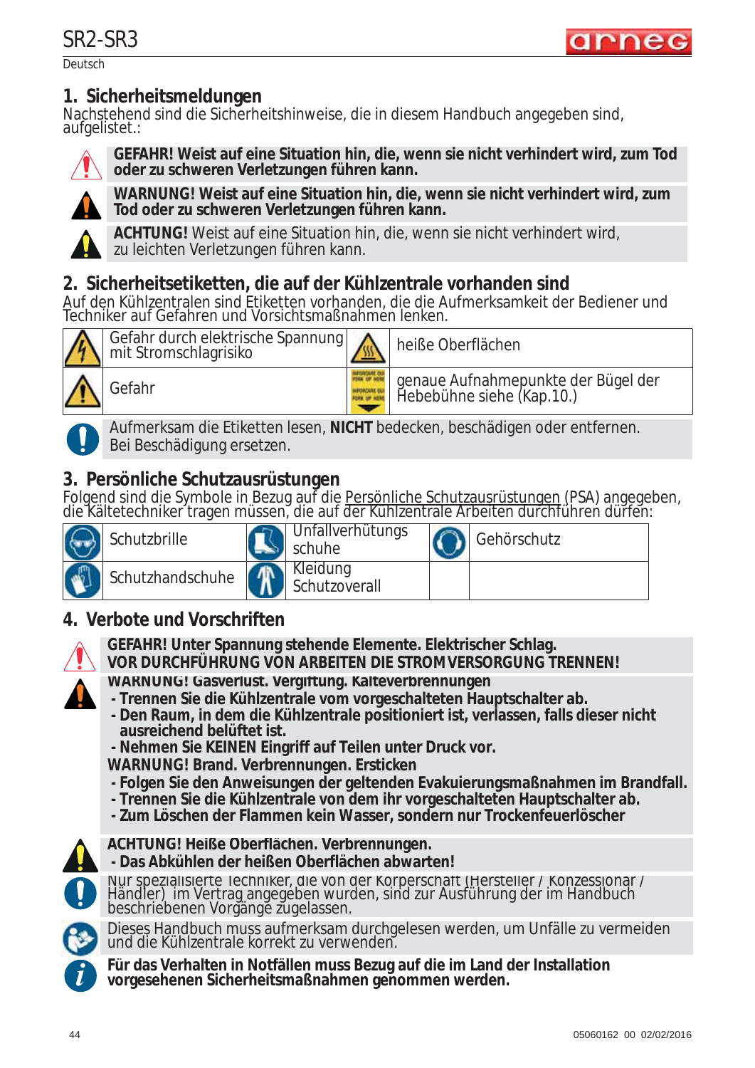## 1. Sicherheitsmeldungen

Nachstehend sind die Sicherheitshinweise, die in diesem Handbuch angegeben sind, aufgelistet.:

**GEFAHR! Weist auf eine Situation hin, die, wenn sie nicht verhindert wird, zum Tod oder zu schweren Verletzungen führen kann.**

**WARNUNG! Weist auf eine Situation hin, die, wenn sie nicht verhindert wird, zum Tod oder zu schweren Verletzungen führen kann.**

**ACHTUNG!** Weist auf eine Situation hin, die, wenn sie nicht verhindert wird, zu leichten Verletzungen führen kann.

## 2. Sicherheitsetiketten, die auf der Kühlzentrale vorhanden sind

Auf den Kühlzentralen sind Etiketten vorhanden, die die Aufmerksamkeit der Bediener und Techniker auf Gefahren und Vorsichtsmaßnahmen lenken.

| | | | |
|---|---|---|---|
| | Gefahr durch elektrische Spannung mit Stromschlagrisiko | | heiße Oberflächen |
| | Gefahr | | genaue Aufnahmepunkte der Bügel der Hebebühne siehe (Kap.10.) |

Aufmerksam die Etiketten lesen, **NICHT** bedecken, beschädigen oder entfernen. Bei Beschädigung ersetzen.

## 3. Persönliche Schutzausrüstungen

Folgend sind die Symbole in Bezug auf die Persönliche Schutzausrüstungen (PSA) angegeben, die Kältetechniker tragen müssen, die auf der Kühlzentrale Arbeiten durchführen dürfen:

| | | | | | |
|---|---|---|---|---|---|
| | Schutzbrille | | Unfallverhütungs schuhe | | Gehörschutz |
| | Schutzhandschuhe | | Kleidung Schutzoverall | | |

## 4. Verbote und Vorschriften

**GEFAHR! Unter Spannung stehende Elemente. Elektrischer Schlag.**
**VOR DURCHFÜHRUNG VON ARBEITEN DIE STROMVERSORGUNG TRENNEN!**

**WARNUNG! Gasverlust. Vergiftung. Kälteverbrennungen**
- **Trennen Sie die Kühlzentrale vom vorgeschalteten Hauptschalter ab.**
- **Den Raum, in dem die Kühlzentrale positioniert ist, verlassen, falls dieser nicht ausreichend belüftet ist.**
- **Nehmen Sie KEINEN Eingriff auf Teilen unter Druck vor.**

**WARNUNG! Brand. Verbrennungen. Ersticken**
- **Folgen Sie den Anweisungen der geltenden Evakuierungsmaßnahmen im Brandfall.**
- **Trennen Sie die Kühlzentrale von dem ihr vorgeschalteten Hauptschalter ab.**
- **Zum Löschen der Flammen kein Wasser, sondern nur Trockenfeuerlöscher**

**ACHTUNG! Heiße Oberflächen. Verbrennungen.**
- **Das Abkühlen der heißen Oberflächen abwarten!**

Nur spezialisierte Techniker, die von der Körperschaft (Hersteller / Konzessionar / Händler) im Vertrag angegeben wurden, sind zur Ausführung der im Handbuch beschriebenen Vorgänge zugelassen.

Dieses Handbuch muss aufmerksam durchgelesen werden, um Unfälle zu vermeiden und die Kühlzentrale korrekt zu verwenden.

**Für das Verhalten in Notfällen muss Bezug auf die im Land der Installation vorgesehenen Sicherheitsmaßnahmen genommen werden.**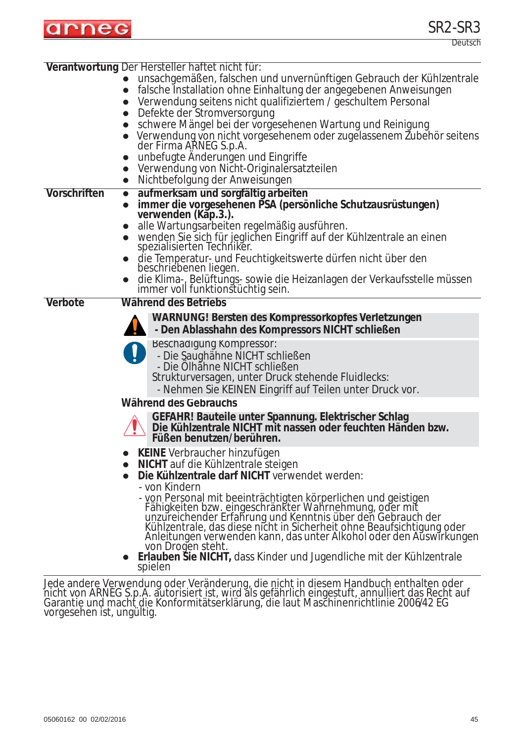**Verantwortung** Der Hersteller haftet nicht für:

- unsachgemäßen, falschen und unvernünftigen Gebrauch der Kühlzentrale
- falsche Installation ohne Einhaltung der angegebenen Anweisungen
- Verwendung seitens nicht qualifiziertem / geschultem Personal
- Defekte der Stromversorgung
- schwere Mängel bei der vorgesehenen Wartung und Reinigung
- Verwendung von nicht vorgesehenem oder zugelassenem Zubehör seitens der Firma ARNEG S.p.A.
- unbefugte Änderungen und Eingriffe
- Verwendung von Nicht-Originalersatzteilen
- Nichtbefolgung der Anweisungen

**Vorschriften**

- **aufmerksam und sorgfältig arbeiten**
- **immer die vorgesehenen PSA (persönliche Schutzausrüstungen) verwenden (Kap.3.).**
- alle Wartungsarbeiten regelmäßig ausführen.
- wenden Sie sich für jeglichen Eingriff auf der Kühlzentrale an einen spezialisierten Techniker.
- die Temperatur- und Feuchtigkeitswerte dürfen nicht über den beschriebenen liegen.
- die Klima-, Belüftungs- sowie die Heizanlagen der Verkaufsstelle müssen immer voll funktionstüchtig sein.

**Verbote**

**Während des Betriebs**

**WARNUNG! Bersten des Kompressorkopfes Verletzungen**
**- Den Ablasshahn des Kompressors NICHT schließen**

Beschädigung Kompressor:
- Die Saughähne NICHT schließen
- Die Ölhähne NICHT schließen

Strukturversagen, unter Druck stehende Fluidlecks:
- Nehmen Sie KEINEN Eingriff auf Teilen unter Druck vor.

**Während des Gebrauchs**

**GEFAHR! Bauteile unter Spannung. Elektrischer Schlag**
**Die Kühlzentrale NICHT mit nassen oder feuchten Händen bzw. Füßen benutzen/berühren.**

- **KEINE** Verbraucher hinzufügen
- **NICHT** auf die Kühlzentrale steigen
- **Die Kühlzentrale darf NICHT** verwendet werden:
  - von Kindern
  - von Personal mit beeinträchtigten körperlichen und geistigen Fähigkeiten bzw. eingeschränkter Wahrnehmung, oder mit unzureichender Erfahrung und Kenntnis über den Gebrauch der Kühlzentrale, das diese nicht in Sicherheit ohne Beaufsichtigung oder Anleitungen verwenden kann, das unter Alkohol oder den Auswirkungen von Drogen steht.
- **Erlauben Sie NICHT,** dass Kinder und Jugendliche mit der Kühlzentrale spielen

Jede andere Verwendung oder Veränderung, die nicht in diesem Handbuch enthalten oder nicht von ARNEG S.p.A. autorisiert ist, wird als gefährlich eingestuft, annulliert das Recht auf Garantie und macht die Konformitätserklärung, die laut Maschinenrichtlinie 2006/42 EG vorgesehen ist, ungültig.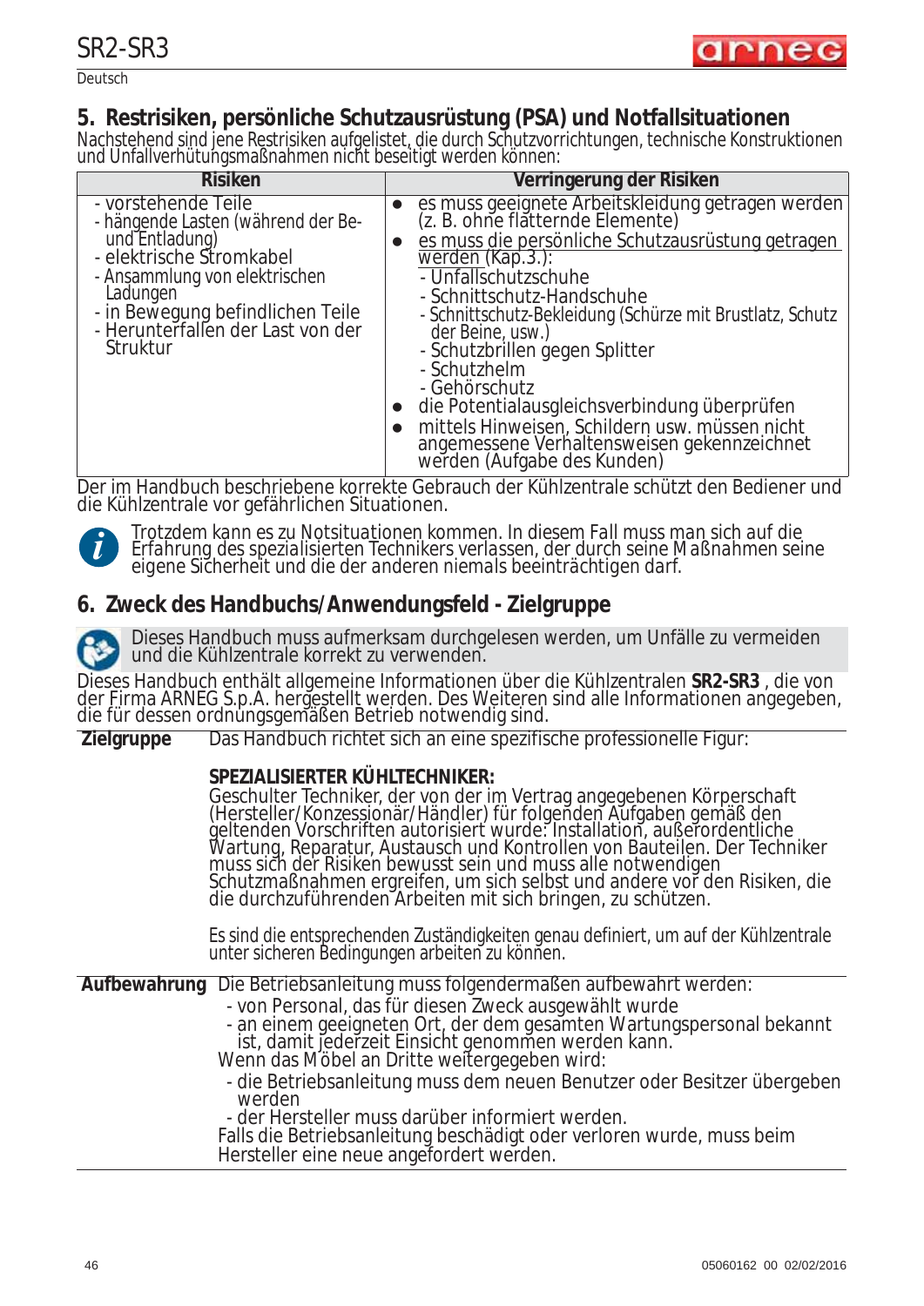# 5. Restrisiken, persönliche Schutzausrüstung (PSA) und Notfallsituationen

Nachstehend sind jene Restrisiken aufgelistet, die durch Schutzvorrichtungen, technische Konstruktionen und Unfallverhütungsmaßnahmen nicht beseitigt werden können:

| Risiken | Verringerung der Risiken |
|---|---|
| - vorstehende Teile<br>- hängende Lasten (während der Be- und Entladung)<br>- elektrische Stromkabel<br>- Ansammlung von elektrischen Ladungen<br>- in Bewegung befindlichen Teile<br>- Herunterfallen der Last von der Struktur | • es muss geeignete Arbeitskleidung getragen werden (z. B. ohne flätternde Elemente)<br>• es muss die persönliche Schutzausrüstung getragen werden (Kap.3.):<br>- Unfallschutzschuhe<br>- Schnittschutz-Handschuhe<br>- Schnittschutz-Bekleidung (Schürze mit Brustlatz, Schutz der Beine, usw.)<br>- Schutzbrillen gegen Splitter<br>- Schutzhelm<br>- Gehörschutz<br>• die Potentialausgleichsverbindung überprüfen<br>• mittels Hinweisen, Schildern usw. müssen nicht angemessene Verhaltensweisen gekennzeichnet werden (Aufgabe des Kunden) |

Der im Handbuch beschriebene korrekte Gebrauch der Kühlzentrale schützt den Bediener und die Kühlzentrale vor gefährlichen Situationen.

Trotzdem kann es zu Notsituationen kommen. In diesem Fall muss man sich auf die Erfahrung des spezialisierten Technikers verlassen, der durch seine Maßnahmen seine eigene Sicherheit und die der anderen niemals beeinträchtigen darf.

# 6. Zweck des Handbuchs/Anwendungsfeld - Zielgruppe

Dieses Handbuch muss aufmerksam durchgelesen werden, um Unfälle zu vermeiden und die Kühlzentrale korrekt zu verwenden.

Dieses Handbuch enthält allgemeine Informationen über die Kühlzentralen **SR2-SR3** , die von der Firma ARNEG S.p.A. hergestellt werden. Des Weiteren sind alle Informationen angegeben, die für dessen ordnungsgemäßen Betrieb notwendig sind.

**Zielgruppe**

Das Handbuch richtet sich an eine spezifische professionelle Figur:

**SPEZIALISIERTER KÜHLTECHNIKER:**
Geschulter Techniker, der von der im Vertrag angegebenen Körperschaft (Hersteller/Konzessionär/Händler) für folgenden Aufgaben gemäß den geltenden Vorschriften autorisiert wurde: Installation, außerordentliche Wartung, Reparatur, Austausch und Kontrollen von Bauteilen. Der Techniker muss sich der Risiken bewusst sein und muss alle notwendigen Schutzmaßnahmen ergreifen, um sich selbst und andere vor den Risiken, die die durchzuführenden Arbeiten mit sich bringen, zu schützen.

Es sind die entsprechenden Zuständigkeiten genau definiert, um auf der Kühlzentrale unter sicheren Bedingungen arbeiten zu können.

**Aufbewahrung**

Die Betriebsanleitung muss folgendermaßen aufbewahrt werden:
- von Personal, das für diesen Zweck ausgewählt wurde
- an einem geeigneten Ort, der dem gesamten Wartungspersonal bekannt ist, damit jederzeit Einsicht genommen werden kann.

Wenn das Möbel an Dritte weitergegeben wird:
- die Betriebsanleitung muss dem neuen Benutzer oder Besitzer übergeben werden
- der Hersteller muss darüber informiert werden.

Falls die Betriebsanleitung beschädigt oder verloren wurde, muss beim Hersteller eine neue angefordert werden.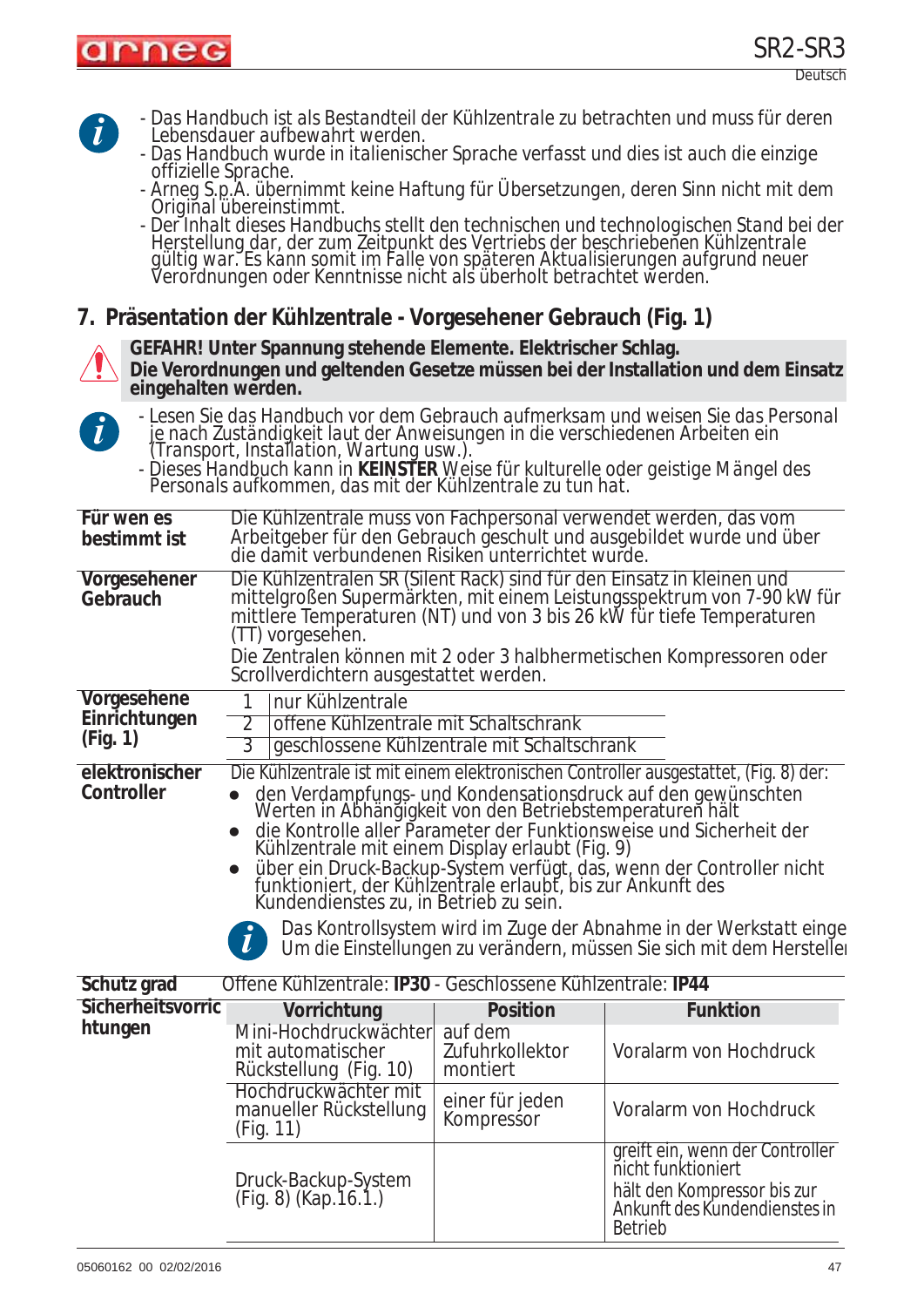- Das Handbuch ist als Bestandteil der Kühlzentrale zu betrachten und muss für deren Lebensdauer aufbewahrt werden.
- Das Handbuch wurde in italienischer Sprache verfasst und dies ist auch die einzige offizielle Sprache.
- Arneg S.p.A. übernimmt keine Haftung für Übersetzungen, deren Sinn nicht mit dem Original übereinstimmt.
- Der Inhalt dieses Handbuchs stellt den technischen und technologischen Stand bei der Herstellung dar, der zum Zeitpunkt des Vertriebs der beschriebenen Kühlzentrale gültig war. Es kann somit im Falle von späteren Aktualisierungen aufgrund neuer Verordnungen oder Kenntnisse nicht als überholt betrachtet werden.

## 7. Präsentation der Kühlzentrale - Vorgesehener Gebrauch (Fig. 1)

**GEFAHR! Unter Spannung stehende Elemente. Elektrischer Schlag.**
**Die Verordnungen und geltenden Gesetze müssen bei der Installation und dem Einsatz eingehalten werden.**

- Lesen Sie das Handbuch vor dem Gebrauch aufmerksam und weisen Sie das Personal je nach Zuständigkeit laut der Anweisungen in die verschiedenen Arbeiten ein (Transport, Installation, Wartung usw.).
- Dieses Handbuch kann in **KEINSTER** Weise für kulturelle oder geistige Mängel des Personals aufkommen, das mit der Kühlzentrale zu tun hat.

**Für wen es bestimmt ist**

Die Kühlzentrale muss von Fachpersonal verwendet werden, das vom Arbeitgeber für den Gebrauch geschult und ausgebildet wurde und über die damit verbundenen Risiken unterrichtet wurde.

**Vorgesehener Gebrauch**

Die Kühlzentralen SR (Silent Rack) sind für den Einsatz in kleinen und mittelgroßen Supermärkten, mit einem Leistungsspektrum von 7-90 kW für mittlere Temperaturen (NT) und von 3 bis 26 kW für tiefe Temperaturen (TT) vorgesehen.
Die Zentralen können mit 2 oder 3 halbhermetischen Kompressoren oder Scrollverdichtern ausgestattet werden.

**Vorgesehene Einrichtungen (Fig. 1)**

| | |
|---|---|
| 1 | nur Kühlzentrale |
| 2 | offene Kühlzentrale mit Schaltschrank |
| 3 | geschlossene Kühlzentrale mit Schaltschrank |

**elektronischer Controller**

Die Kühlzentrale ist mit einem elektronischen Controller ausgestattet, (Fig. 8) der:
- den Verdampfungs- und Kondensationsdruck auf den gewünschten Werten in Abhängigkeit von den Betriebstemperaturen hält
- die Kontrolle aller Parameter der Funktionsweise und Sicherheit der Kühlzentrale mit einem Display erlaubt (Fig. 9)
- über ein Druck-Backup-System verfügt, das, wenn der Controller nicht funktioniert, der Kühlzentrale erlaubt, bis zur Ankunft des Kundendienstes zu, in Betrieb zu sein.

Das Kontrollsystem wird im Zuge der Abnahme in der Werkstatt einge
Um die Einstellungen zu verändern, müssen Sie sich mit dem Hersteller

**Schutz grad**

Offene Kühlzentrale: **IP30** - Geschlossene Kühlzentrale: **IP44**

**Sicherheitsvorrichtungen**

| Vorrichtung | Position | Funktion |
|---|---|---|
| Mini-Hochdruckwächter mit automatischer Rückstellung (Fig. 10) | auf dem Zufuhrkollektor montiert | Voralarm von Hochdruck |
| Hochdruckwächter mit manueller Rückstellung (Fig. 11) | einer für jeden Kompressor | Voralarm von Hochdruck |
| Druck-Backup-System (Fig. 8) (Kap.16.1.) | | greift ein, wenn der Controller nicht funktioniert<br>hält den Kompressor bis zur Ankunft des Kundendienstes in Betrieb |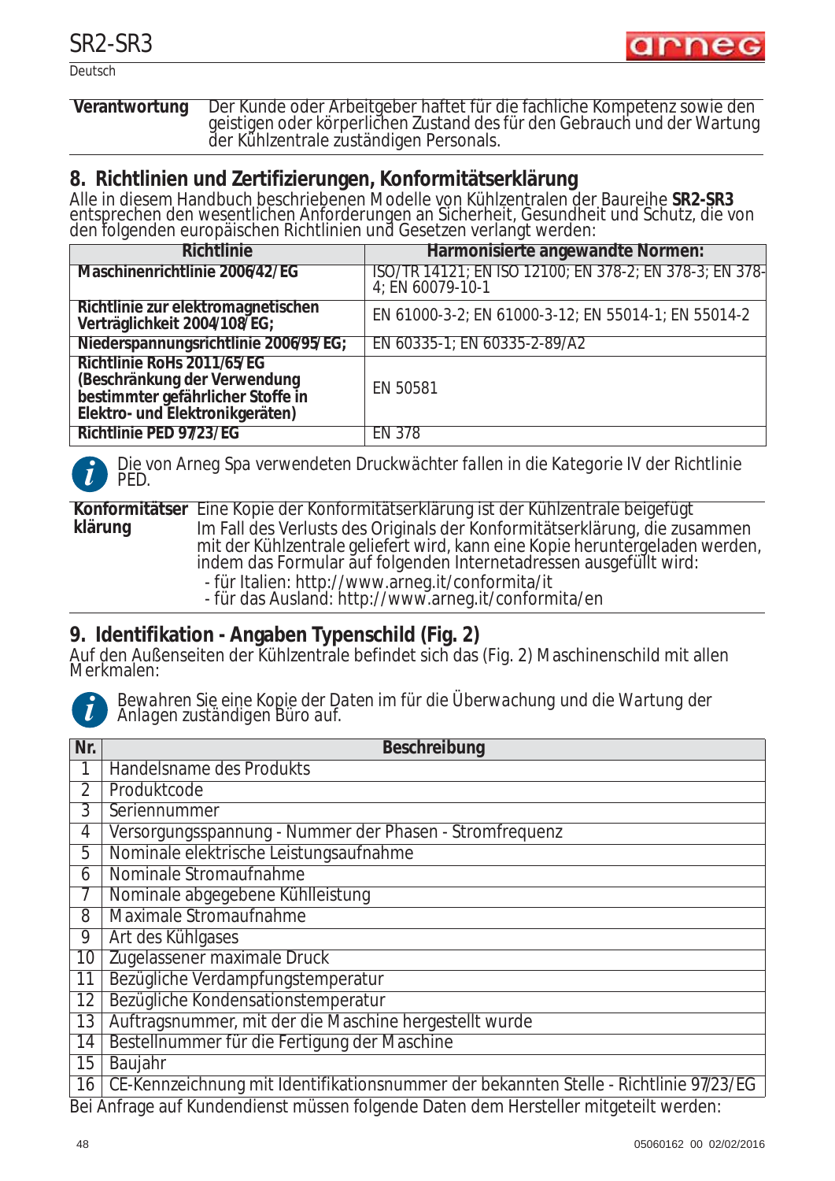| | |
|---|---|
| **Verantwortung** | Der Kunde oder Arbeitgeber haftet für die fachliche Kompetenz sowie den geistigen oder körperlichen Zustand des für den Gebrauch und der Wartung der Kühlzentrale zuständigen Personals. |

## 8. Richtlinien und Zertifizierungen, Konformitätserklärung

Alle in diesem Handbuch beschriebenen Modelle von Kühlzentralen der Baureihe **SR2-SR3** entsprechen den wesentlichen Anforderungen an Sicherheit, Gesundheit und Schutz, die von den folgenden europäischen Richtlinien und Gesetzen verlangt werden:

| Richtlinie | Harmonisierte angewandte Normen: |
|---|---|
| **Maschinenrichtlinie 2006/42/EG** | ISO/TR 14121; EN ISO 12100; EN 378-2; EN 378-3; EN 378-4; EN 60079-10-1 |
| **Richtlinie zur elektromagnetischen Verträglichkeit 2004/108/EG;** | EN 61000-3-2; EN 61000-3-12; EN 55014-1; EN 55014-2 |
| **Niederspannungsrichtlinie 2006/95/EG;** | EN 60335-1; EN 60335-2-89/A2 |
| **Richtlinie RoHs 2011/65/EG (Beschränkung der Verwendung bestimmter gefährlicher Stoffe in Elektro- und Elektronikgeräten)** | EN 50581 |
| **Richtlinie PED 97/23/EG** | EN 378 |

Die von Arneg Spa verwendeten Druckwächter fallen in die Kategorie IV der Richtlinie PED.

| | |
|---|---|
| **Konformitätserklärung** | Eine Kopie der Konformitätserklärung ist der Kühlzentrale beigefügt<br>Im Fall des Verlusts des Originals der Konformitätserklärung, die zusammen mit der Kühlzentrale geliefert wird, kann eine Kopie heruntergeladen werden, indem das Formular auf folgenden Internetadressen ausgefüllt wird:<br>- für Italien: http://www.arneg.it/conformita/it<br>- für das Ausland: http://www.arneg.it/conformita/en |

## 9. Identifikation - Angaben Typenschild (Fig. 2)

Auf den Außenseiten der Kühlzentrale befindet sich das (Fig. 2) Maschinenschild mit allen Merkmalen:

Bewahren Sie eine Kopie der Daten im für die Überwachung und die Wartung der Anlagen zuständigen Büro auf.

| Nr. | Beschreibung |
|---|---|
| 1 | Handelsname des Produkts |
| 2 | Produktcode |
| 3 | Seriennummer |
| 4 | Versorgungsspannung - Nummer der Phasen - Stromfrequenz |
| 5 | Nominale elektrische Leistungsaufnahme |
| 6 | Nominale Stromaufnahme |
| 7 | Nominale abgegebene Kühlleistung |
| 8 | Maximale Stromaufnahme |
| 9 | Art des Kühlgases |
| 10 | Zugelassener maximale Druck |
| 11 | Bezügliche Verdampfungstemperatur |
| 12 | Bezügliche Kondensationstemperatur |
| 13 | Auftragsnummer, mit der die Maschine hergestellt wurde |
| 14 | Bestellnummer für die Fertigung der Maschine |
| 15 | Baujahr |
| 16 | CE-Kennzeichnung mit Identifikationsnummer der bekannten Stelle - Richtlinie 97/23/EG |

Bei Anfrage auf Kundendienst müssen folgende Daten dem Hersteller mitgeteilt werden: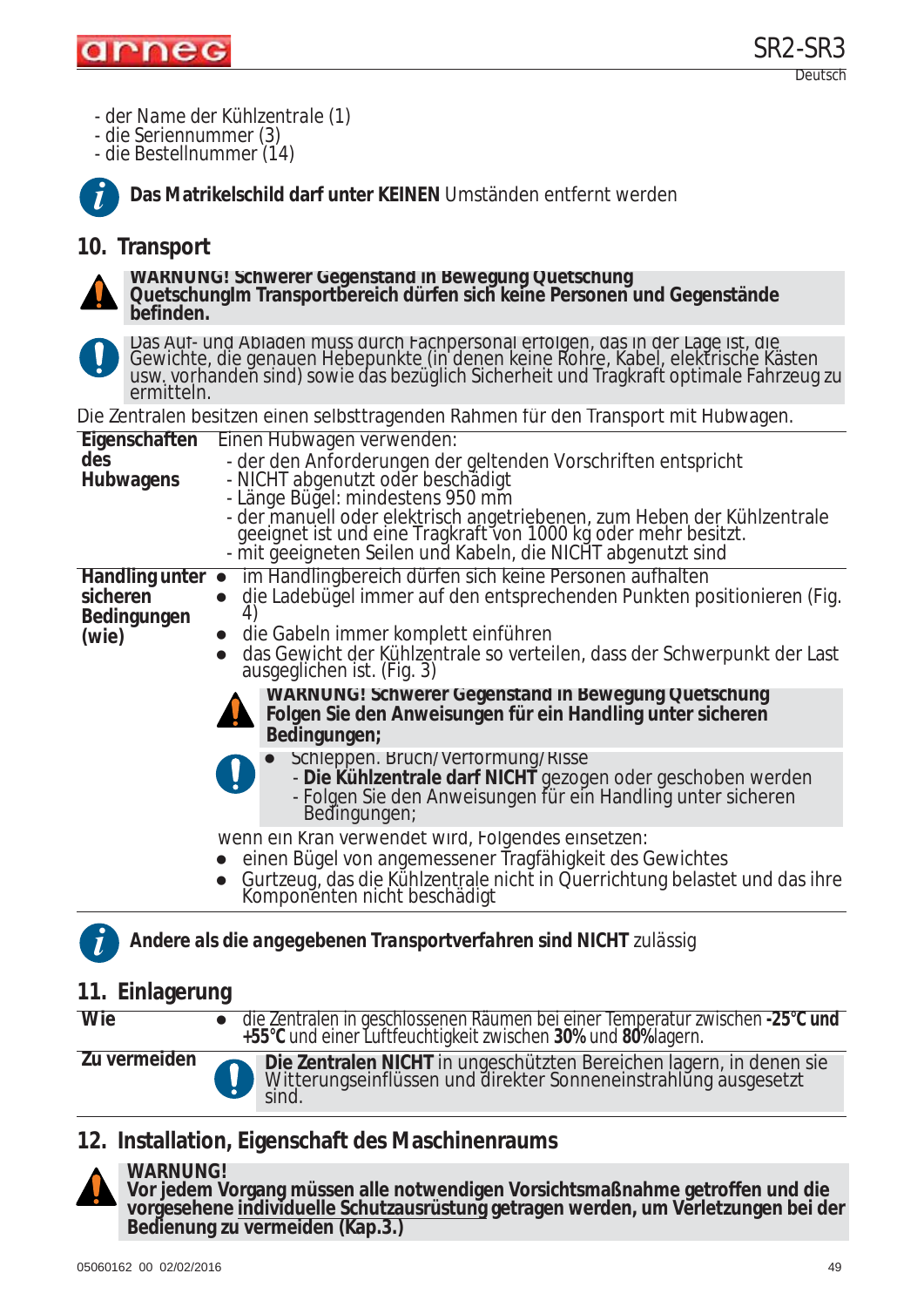- der Name der Kühlzentrale (1)
- die Seriennummer (3)
- die Bestellnummer (14)

**Das Matrikelschild darf unter KEINEN** Umständen entfernt werden

## 10. Transport

**WARNUNG! Schwerer Gegenstand in Bewegung Quetschung QuetschungIm Transportbereich dürfen sich keine Personen und Gegenstände befinden.**

Das Auf- und Abladen muss durch Fachpersonal erfolgen, das in der Lage ist, die Gewichte, die genauen Hebepunkte (in denen keine Rohre, Kabel, elektrische Kästen usw. vorhanden sind) sowie das bezüglich Sicherheit und Tragkraft optimale Fahrzeug zu ermitteln.

Die Zentralen besitzen einen selbsttragenden Rahmen für den Transport mit Hubwagen.

| | |
|---|---|
| **Eigenschaften des Hubwagens** | Einen Hubwagen verwenden:<br>- der den Anforderungen der geltenden Vorschriften entspricht<br>- NICHT abgenutzt oder beschädigt<br>- Länge Bügel: mindestens 950 mm<br>- der manuell oder elektrisch angetriebenen, zum Heben der Kühlzentrale geeignet ist und eine Tragkraft von 1000 kg oder mehr besitzt.<br>- mit geeigneten Seilen und Kabeln, die NICHT abgenutzt sind |
| **Handling unter sicheren Bedingungen (wie)** | ● im Handlingbereich dürfen sich keine Personen aufhalten<br>● die Ladebügel immer auf den entsprechenden Punkten positionieren (Fig. 4)<br>● die Gabeln immer komplett einführen<br>● das Gewicht der Kühlzentrale so verteilen, dass der Schwerpunkt der Last ausgeglichen ist. (Fig. 3)<br>**WARNUNG! Schwerer Gegenstand in Bewegung Quetschung Folgen Sie den Anweisungen für ein Handling unter sicheren Bedingungen;**<br>● Schleppen. Bruch/Verformung/Risse<br>- **Die Kühlzentrale darf NICHT** gezogen oder geschoben werden<br>- Folgen Sie den Anweisungen für ein Handling unter sicheren Bedingungen;<br>wenn ein Kran verwendet wird, Folgendes einsetzen:<br>● einen Bügel von angemessener Tragfähigkeit des Gewichtes<br>● Gurtzeug, das die Kühlzentrale nicht in Querrichtung belastet und das ihre Komponenten nicht beschädigt |

***Andere als die angegebenen Transportverfahren sind NICHT*** *zulässig*

## 11. Einlagerung

| | |
|---|---|
| **Wie** | ● die Zentralen in geschlossenen Räumen bei einer Temperatur zwischen **-25°C und +55°C** und einer Luftfeuchtigkeit zwischen **30%** und **80%** lagern. |
| **Zu vermeiden** | **Die Zentralen NICHT** in ungeschützten Bereichen lagern, in denen sie Witterungseinflüssen und direkter Sonneneinstrahlung ausgesetzt sind. |

## 12. Installation, Eigenschaft des Maschinenraums

**WARNUNG!**
**Vor jedem Vorgang müssen alle notwendigen Vorsichtsmaßnahme getroffen und die vorgesehene individuelle Schutzausrüstung getragen werden, um Verletzungen bei der Bedienung zu vermeiden (Kap.3.)**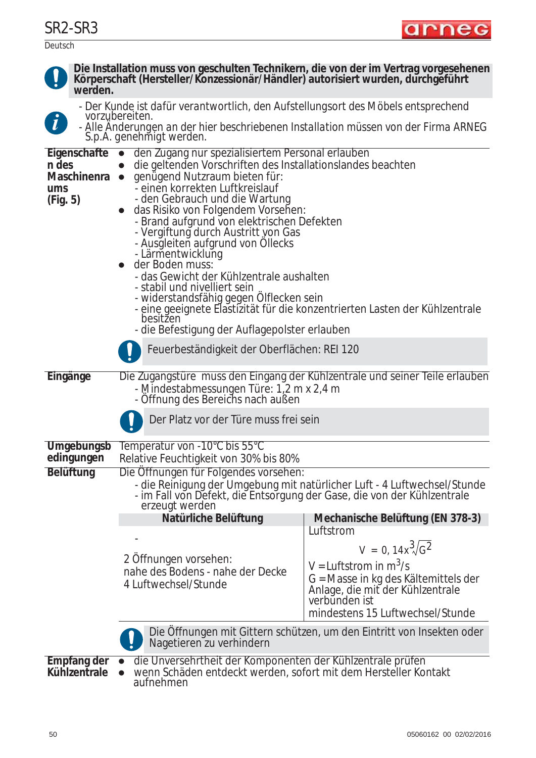**Die Installation muss von geschulten Technikern, die von der im Vertrag vorgesehenen Körperschaft (Hersteller/Konzessionär/Händler) autorisiert wurden, durchgeführt werden.**

- Der Kunde ist dafür verantwortlich, den Aufstellungsort des Möbels entsprechend vorzubereiten.
- Alle Änderungen an der hier beschriebenen Installation müssen von der Firma ARNEG S.p.A. genehmigt werden.

**Eigenschaften des Maschinenraums (Fig. 5)**

- den Zugang nur spezialisiertem Personal erlauben
- die geltenden Vorschriften des Installationslandes beachten
- genügend Nutzraum bieten für:
  - einen korrekten Luftkreislauf
  - den Gebrauch und die Wartung
- das Risiko von Folgendem Vorsehen:
  - Brand aufgrund von elektrischen Defekten
  - Vergiftung durch Austritt von Gas
  - Ausgleiten aufgrund von Öllecks
  - Lärmentwicklung
- der Boden muss:
  - das Gewicht der Kühlzentrale aushalten
  - stabil und nivelliert sein
  - widerstandsfähig gegen Ölflecken sein
  - eine geeignete Elastizität für die konzentrierten Lasten der Kühlzentrale besitzen
  - die Befestigung der Auflagepolster erlauben

> Feuerbeständigkeit der Oberflächen: REI 120

**Eingänge**

Die Zugangstüre muss den Eingang der Kühlzentrale und seiner Teile erlauben
- Mindestabmessungen Türe: 1,2 m x 2,4 m
- Öffnung des Bereichs nach außen

> Der Platz vor der Türe muss frei sein

**Umgebungsbedingungen**

Temperatur von -10°C bis 55°C
Relative Feuchtigkeit von 30% bis 80%

**Belüftung**

Die Öffnungen für Folgendes vorsehen:
- die Reinigung der Umgebung mit natürlicher Luft - 4 Luftwechsel/Stunde
- im Fall von Defekt, die Entsorgung der Gase, die von der Kühlzentrale erzeugt werden

| Natürliche Belüftung | Mechanische Belüftung (EN 378-3) |
|---|---|
| - | Luftstrom |
| 2 Öffnungen vorsehen:<br>nahe des Bodens - nahe der Decke<br>4 Luftwechsel/Stunde | $V = 0,14x\sqrt[3]{G^2}$<br>V = Luftstrom in $m^3/s$<br>G = Masse in kg des Kältemittels der Anlage, die mit der Kühlzentrale verbunden ist<br>mindestens 15 Luftwechsel/Stunde |

> Die Öffnungen mit Gittern schützen, um den Eintritt von Insekten oder Nagetieren zu verhindern

**Empfang der Kühlzentrale**

- die Unversehrtheit der Komponenten der Kühlzentrale prüfen
- wenn Schäden entdeckt werden, sofort mit dem Hersteller Kontakt aufnehmen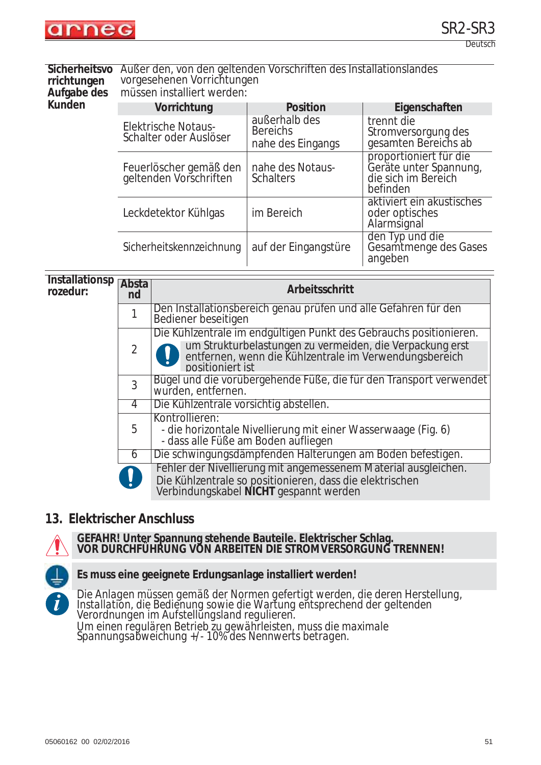**Sicherheitsvorrichtungen Aufgabe des Kunden**

Außer den, von den geltenden Vorschriften des Installationslandes vorgesehenen Vorrichtungen müssen installiert werden:

| Vorrichtung | Position | Eigenschaften |
|---|---|---|
| Elektrische Notaus-Schalter oder Auslöser | außerhalb des Bereichs nahe des Eingangs | trennt die Stromversorgung des gesamten Bereichs ab |
| Feuerlöscher gemäß den geltenden Vorschriften | nahe des Notaus-Schalters | proportioniert für die Geräte unter Spannung, die sich im Bereich befinden |
| Leckdetektor Kühlgas | im Bereich | aktiviert ein akustisches oder optisches Alarmsignal |
| Sicherheitskennzeichnung | auf der Eingangstüre | den Typ und die Gesamtmenge des Gases angeben |

**Installationsprozedur:**

| Abstand | Arbeitsschritt |
|---|---|
| 1 | Den Installationsbereich genau prüfen und alle Gefahren für den Bediener beseitigen |
| 2 | Die Kühlzentrale im endgültigen Punkt des Gebrauchs positionieren. ❗ um Strukturbelastungen zu vermeiden, die Verpackung erst entfernen, wenn die Kühlzentrale im Verwendungsbereich positioniert ist |
| 3 | Bügel und die vorübergehende Füße, die für den Transport verwendet wurden, entfernen. |
| 4 | Die Kühlzentrale vorsichtig abstellen. |
| 5 | Kontrollieren:<br>- die horizontale Nivellierung mit einer Wasserwaage (Fig. 6)<br>- dass alle Füße am Boden aufliegen |
| 6 | Die schwingungsdämpfenden Halterungen am Boden befestigen. |

❗ Fehler der Nivellierung mit angemessenem Material ausgleichen. Die Kühlzentrale so positionieren, dass die elektrischen Verbindungskabel **NICHT** gespannt werden

## 13. Elektrischer Anschluss

**GEFAHR! Unter Spannung stehende Bauteile. Elektrischer Schlag. VOR DURCHFÜHRUNG VON ARBEITEN DIE STROMVERSORGUNG TRENNEN!**

**Es muss eine geeignete Erdungsanlage installiert werden!**

Die Anlagen müssen gemäß der Normen gefertigt werden, die deren Herstellung, Installation, die Bedienung sowie die Wartung entsprechend der geltenden Verordnungen im Aufstellungsland regulieren.
Um einen regulären Betrieb zu gewährleisten, muss die maximale Spannungsabweichung +/- 10% des Nennwerts betragen.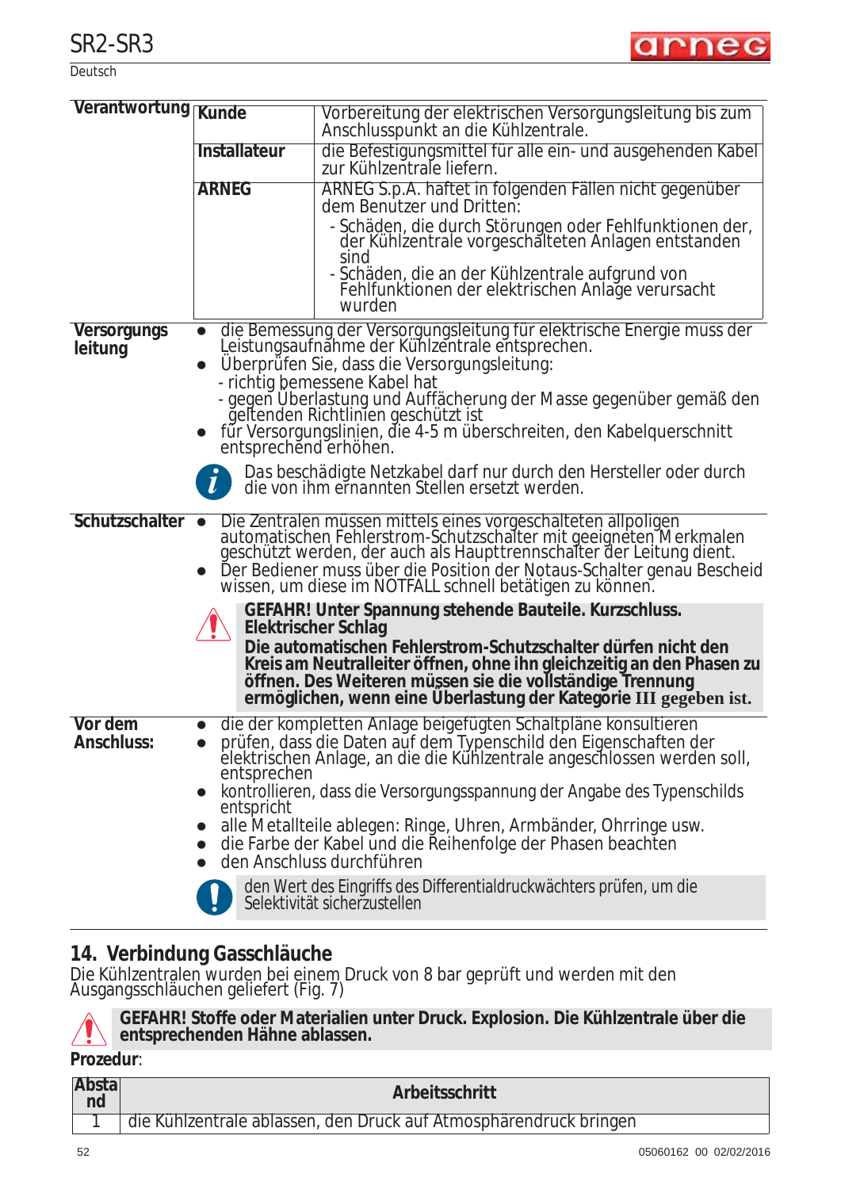| | | |
|---|---|---|
| **Verantwortung** | **Kunde** | Vorbereitung der elektrischen Versorgungsleitung bis zum Anschlusspunkt an die Kühlzentrale. |
| | **Installateur** | die Befestigungsmittel für alle ein- und ausgehenden Kabel zur Kühlzentrale liefern. |
| | **ARNEG** | ARNEG S.p.A. haftet in folgenden Fällen nicht gegenüber dem Benutzer und Dritten:<br>- Schäden, die durch Störungen oder Fehlfunktionen der, der Kühlzentrale vorgeschalteten Anlagen entstanden sind<br>- Schäden, die an der Kühlzentrale aufgrund von Fehlfunktionen der elektrischen Anlage verursacht wurden |

**Versorgungs leitung**

- die Bemessung der Versorgungsleitung für elektrische Energie muss der Leistungsaufnahme der Kühlzentrale entsprechen.
- Überprüfen Sie, dass die Versorgungsleitung:
  - richtig bemessene Kabel hat
  - gegen Überlastung und Auffächerung der Masse gegenüber gemäß den geltenden Richtlinien geschützt ist
- für Versorgungslinien, die 4-5 m überschreiten, den Kabelquerschnitt entsprechend erhöhen.

*Das beschädigte Netzkabel darf nur durch den Hersteller oder durch die von ihm ernannten Stellen ersetzt werden.*

**Schutzschalter**

- Die Zentralen müssen mittels eines vorgeschalteten allpoligen automatischen Fehlerstrom-Schutzschalter mit geeigneten Merkmalen geschützt werden, der auch als Haupttrennschalter der Leitung dient.
- Der Bediener muss über die Position der Notaus-Schalter genau Bescheid wissen, um diese im NOTFALL schnell betätigen zu können.

**GEFAHR! Unter Spannung stehende Bauteile. Kurzschluss. Elektrischer Schlag**
**Die automatischen Fehlerstrom-Schutzschalter dürfen nicht den Kreis am Neutralleiter öffnen, ohne ihn gleichzeitig an den Phasen zu öffnen. Des Weiteren müssen sie die vollständige Trennung ermöglichen, wenn eine Überlastung der Kategorie III gegeben ist.**

**Vor dem Anschluss:**

- die der kompletten Anlage beigefügten Schaltpläne konsultieren
- prüfen, dass die Daten auf dem Typenschild den Eigenschaften der elektrischen Anlage, an die die Kühlzentrale angeschlossen werden soll, entsprechen
- kontrollieren, dass die Versorgungsspannung der Angabe des Typenschilds entspricht
- alle Metallteile ablegen: Ringe, Uhren, Armbänder, Ohrringe usw.
- die Farbe der Kabel und die Reihenfolge der Phasen beachten
- den Anschluss durchführen

den Wert des Eingriffs des Differentialdruckwächters prüfen, um die Selektivität sicherzustellen

## 14. Verbindung Gasschläuche

Die Kühlzentralen wurden bei einem Druck von 8 bar geprüft und werden mit den Ausgangsschläuchen geliefert (Fig. 7)

**GEFAHR! Stoffe oder Materialien unter Druck. Explosion. Die Kühlzentrale über die entsprechenden Hähne ablassen.**

**Prozedur**:

| Abstand | Arbeitsschritt |
|---|---|
| 1 | die Kühlzentrale ablassen, den Druck auf Atmosphärendruck bringen |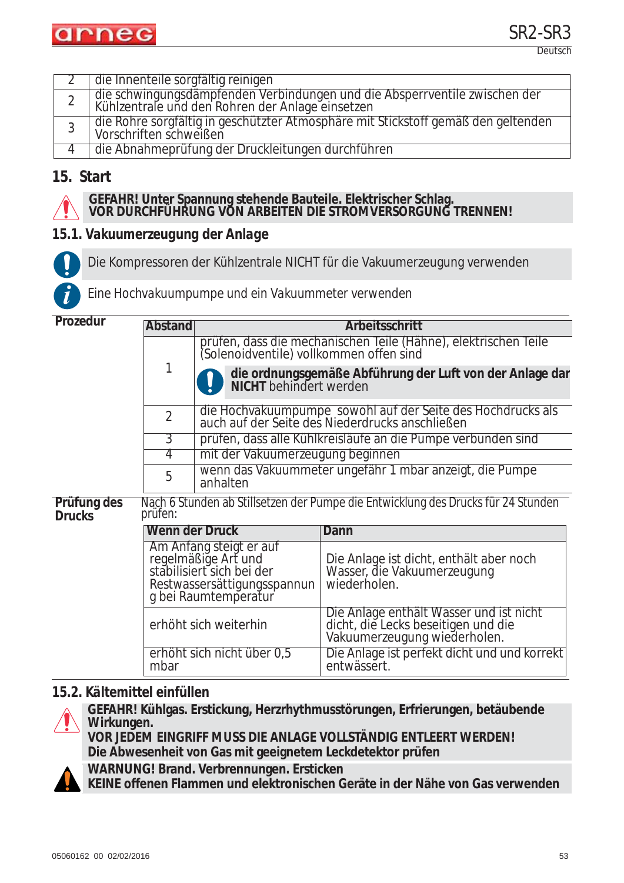| | |
|---|---|
| 2 | die Innenteile sorgfältig reinigen |
| 2 | die schwingungsdämpfenden Verbindungen und die Absperrventile zwischen der Kühlzentrale und den Rohren der Anlage einsetzen |
| 3 | die Rohre sorgfältig in geschützter Atmosphäre mit Stickstoff gemäß den geltenden Vorschriften schweißen |
| 4 | die Abnahmeprüfung der Druckleitungen durchführen |

## 15. Start

**GEFAHR! Unter Spannung stehende Bauteile. Elektrischer Schlag.**
**VOR DURCHFÜHRUNG VON ARBEITEN DIE STROMVERSORGUNG TRENNEN!**

### 15.1. Vakuumerzeugung der Anlage

Die Kompressoren der Kühlzentrale NICHT für die Vakuumerzeugung verwenden

Eine Hochvakuumpumpe und ein Vakuummeter verwenden

**Prozedur**

| Abstand | Arbeitsschritt |
|---|---|
| 1 | prüfen, dass die mechanischen Teile (Hähne), elektrischen Teile (Solenoidventile) vollkommen offen sind<br>**die ordnungsgemäße Abführung der Luft von der Anlage dar NICHT** behindert werden |
| 2 | die Hochvakuumpumpe sowohl auf der Seite des Hochdrucks als auch auf der Seite des Niederdrucks anschließen |
| 3 | prüfen, dass alle Kühlkreisläufe an die Pumpe verbunden sind |
| 4 | mit der Vakuumerzeugung beginnen |
| 5 | wenn das Vakuummeter ungefähr 1 mbar anzeigt, die Pumpe anhalten |

**Prüfung des Drucks**

Nach 6 Stunden ab Stillsetzen der Pumpe die Entwicklung des Drucks für 24 Stunden prüfen:

| Wenn der Druck | Dann |
|---|---|
| Am Anfang steigt er auf regelmäßige Art und stabilisiert sich bei der Restwassersättigungsspannung bei Raumtemperatur | Die Anlage ist dicht, enthält aber noch Wasser, die Vakuumerzeugung wiederholen. |
| erhöht sich weiterhin | Die Anlage enthält Wasser und ist nicht dicht, die Lecks beseitigen und die Vakuumerzeugung wiederholen. |
| erhöht sich nicht über 0,5 mbar | Die Anlage ist perfekt dicht und und korrekt entwässert. |

### 15.2. Kältemittel einfüllen

**GEFAHR! Kühlgas. Erstickung, Herzrhythmusstörungen, Erfrierungen, betäubende Wirkungen.**
**VOR JEDEM EINGRIFF MUSS DIE ANLAGE VOLLSTÄNDIG ENTLEERT WERDEN!**
**Die Abwesenheit von Gas mit geeignetem Leckdetektor prüfen**

**WARNUNG! Brand. Verbrennungen. Ersticken**
**KEINE offenen Flammen und elektronischen Geräte in der Nähe von Gas verwenden**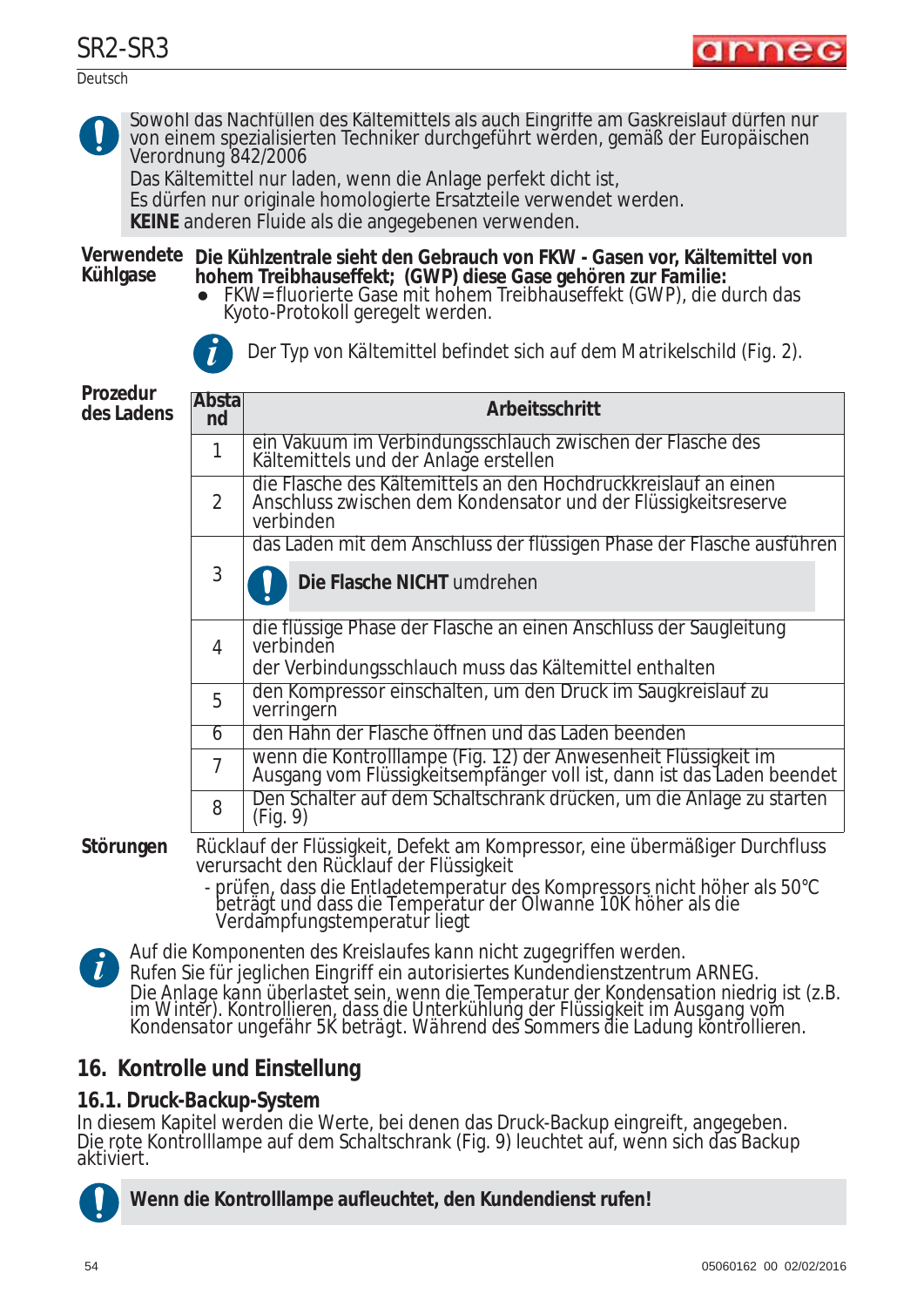Sowohl das Nachfüllen des Kältemittels als auch Eingriffe am Gaskreislauf dürfen nur von einem spezialisierten Techniker durchgeführt werden, gemäß der Europäischen Verordnung 842/2006

Das Kältemittel nur laden, wenn die Anlage perfekt dicht ist,

Es dürfen nur originale homologierte Ersatzteile verwendet werden.

**KEINE** anderen Fluide als die angegebenen verwenden.

**Verwendete Kühlgase**

**Die Kühlzentrale sieht den Gebrauch von FKW - Gasen vor, Kältemittel von hohem Treibhauseffekt; (GWP) diese Gase gehören zur Familie:**

- FKW=fluorierte Gase mit hohem Treibhauseffekt (GWP), die durch das Kyoto-Protokoll geregelt werden.

*Der Typ von Kältemittel befindet sich auf dem Matrikelschild (Fig. 2).*

**Prozedur des Ladens**

| Abstand | Arbeitsschritt |
|---|---|
| 1 | ein Vakuum im Verbindungsschlauch zwischen der Flasche des Kältemittels und der Anlage erstellen |
| 2 | die Flasche des Kältemittels an den Hochdruckkreislauf an einen Anschluss zwischen dem Kondensator und der Flüssigkeitsreserve verbinden |
| 3 | das Laden mit dem Anschluss der flüssigen Phase der Flasche ausführen<br>**Die Flasche NICHT** umdrehen |
| 4 | die flüssige Phase der Flasche an einen Anschluss der Saugleitung verbinden<br>der Verbindungsschlauch muss das Kältemittel enthalten |
| 5 | den Kompressor einschalten, um den Druck im Saugkreislauf zu verringern |
| 6 | den Hahn der Flasche öffnen und das Laden beenden |
| 7 | wenn die Kontrolllampe (Fig. 12) der Anwesenheit Flüssigkeit im Ausgang vom Flüssigkeitsempfänger voll ist, dann ist das Laden beendet |
| 8 | Den Schalter auf dem Schaltschrank drücken, um die Anlage zu starten (Fig. 9) |

**Störungen**

Rücklauf der Flüssigkeit, Defekt am Kompressor, eine übermäßiger Durchfluss verursacht den Rücklauf der Flüssigkeit

- prüfen, dass die Entladetemperatur des Kompressors nicht höher als 50°C beträgt und dass die Temperatur der Ölwanne 10K höher als die Verdampfungstemperatur liegt

*Auf die Komponenten des Kreislaufes kann nicht zugegriffen werden.*
*Rufen Sie für jeglichen Eingriff ein autorisiertes Kundendienstzentrum ARNEG.*
*Die Anlage kann überlastet sein, wenn die Temperatur der Kondensation niedrig ist (z.B. im Winter). Kontrollieren, dass die Unterkühlung der Flüssigkeit im Ausgang vom Kondensator ungefähr 5K beträgt. Während des Sommers die Ladung kontrollieren.*

## 16. Kontrolle und Einstellung

### 16.1. Druck-Backup-System

In diesem Kapitel werden die Werte, bei denen das Druck-Backup eingreift, angegeben. Die rote Kontrolllampe auf dem Schaltschrank (Fig. 9) leuchtet auf, wenn sich das Backup aktiviert.

**Wenn die Kontrolllampe aufleuchtet, den Kundendienst rufen!**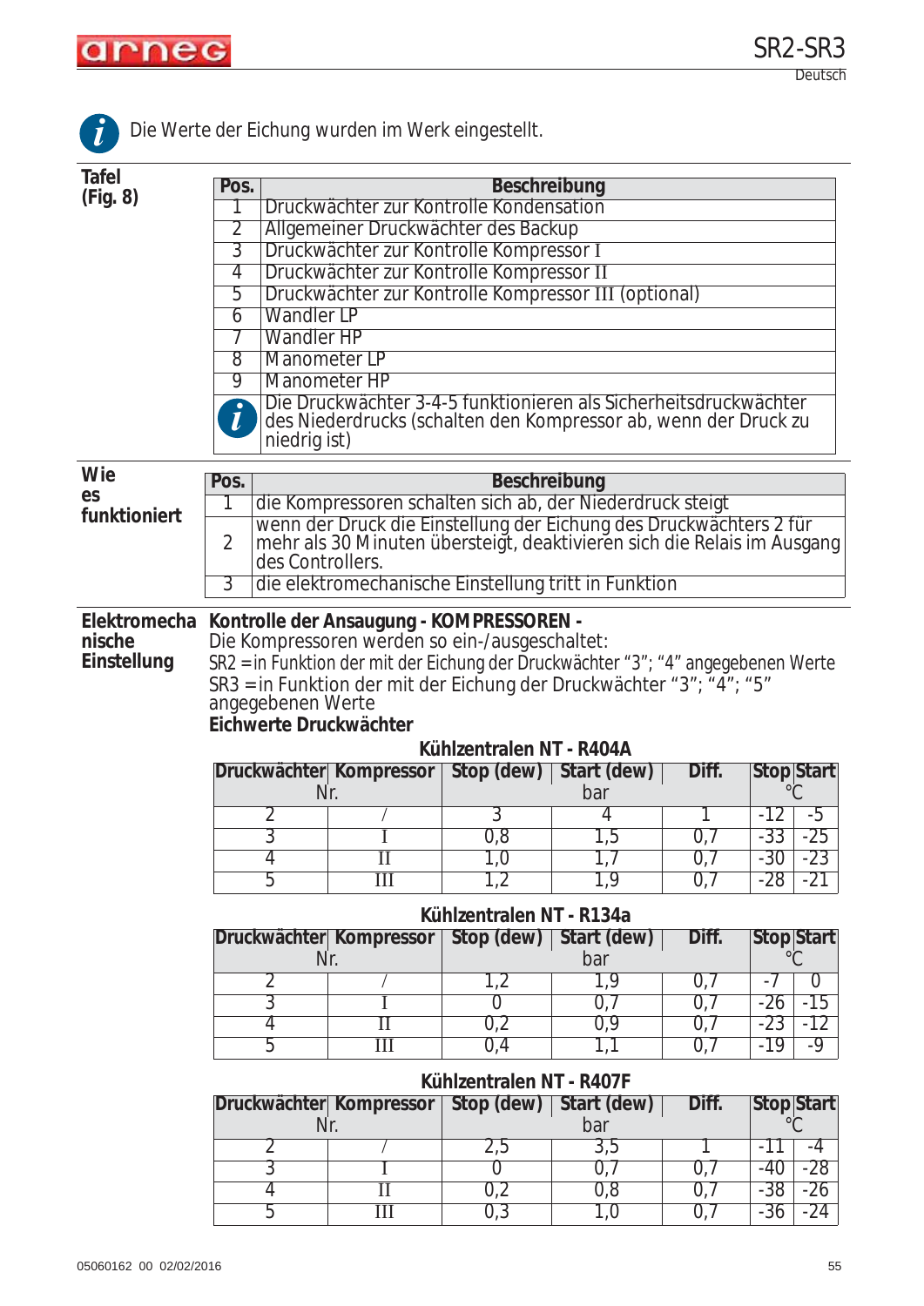Die Werte der Eichung wurden im Werk eingestellt.

**Tafel (Fig. 8)**

| Pos. | Beschreibung |
|---|---|
| 1 | Druckwächter zur Kontrolle Kondensation |
| 2 | Allgemeiner Druckwächter des Backup |
| 3 | Druckwächter zur Kontrolle Kompressor I |
| 4 | Druckwächter zur Kontrolle Kompressor II |
| 5 | Druckwächter zur Kontrolle Kompressor III (optional) |
| 6 | Wandler LP |
| 7 | Wandler HP |
| 8 | Manometer LP |
| 9 | Manometer HP |
| i | Die Druckwächter 3-4-5 funktionieren als Sicherheitsdruckwächter des Niederdrucks (schalten den Kompressor ab, wenn der Druck zu niedrig ist) |

**Wie es funktioniert**

| Pos. | Beschreibung |
|---|---|
| 1 | die Kompressoren schalten sich ab, der Niederdruck steigt |
| 2 | wenn der Druck die Einstellung der Eichung des Druckwächters 2 für mehr als 30 Minuten übersteigt, deaktivieren sich die Relais im Ausgang des Controllers. |
| 3 | die elektromechanische Einstellung tritt in Funktion |

**Elektromechanische Einstellung**

**Kontrolle der Ansaugung - KOMPRESSOREN -**

Die Kompressoren werden so ein-/ausgeschaltet:

SR2 = in Funktion der mit der Eichung der Druckwächter “3”; “4” angegebenen Werte

SR3 = in Funktion der mit der Eichung der Druckwächter “3”; “4”; “5” angegebenen Werte

**Eichwerte Druckwächter**

**Kühlzentralen NT - R404A**

| Druckwächter | Kompressor | Stop (dew) | Start (dew) | Diff. | Stop | Start |
|---|---|---|---|---|---|---|
| Nr. | | bar | | | °C | |
| 2 | / | 3 | 4 | 1 | -12 | -5 |
| 3 | I | 0,8 | 1,5 | 0,7 | -33 | -25 |
| 4 | II | 1,0 | 1,7 | 0,7 | -30 | -23 |
| 5 | III | 1,2 | 1,9 | 0,7 | -28 | -21 |

**Kühlzentralen NT - R134a**

| Druckwächter | Kompressor | Stop (dew) | Start (dew) | Diff. | Stop | Start |
|---|---|---|---|---|---|---|
| Nr. | | bar | | | °C | |
| 2 | / | 1,2 | 1,9 | 0,7 | -7 | 0 |
| 3 | I | 0 | 0,7 | 0,7 | -26 | -15 |
| 4 | II | 0,2 | 0,9 | 0,7 | -23 | -12 |
| 5 | III | 0,4 | 1,1 | 0,7 | -19 | -9 |

**Kühlzentralen NT - R407F**

| Druckwächter | Kompressor | Stop (dew) | Start (dew) | Diff. | Stop | Start |
|---|---|---|---|---|---|---|
| Nr. | | bar | | | °C | |
| 2 | / | 2,5 | 3,5 | 1 | -11 | -4 |
| 3 | I | 0 | 0,7 | 0,7 | -40 | -28 |
| 4 | II | 0,2 | 0,8 | 0,7 | -38 | -26 |
| 5 | III | 0,3 | 1,0 | 0,7 | -36 | -24 |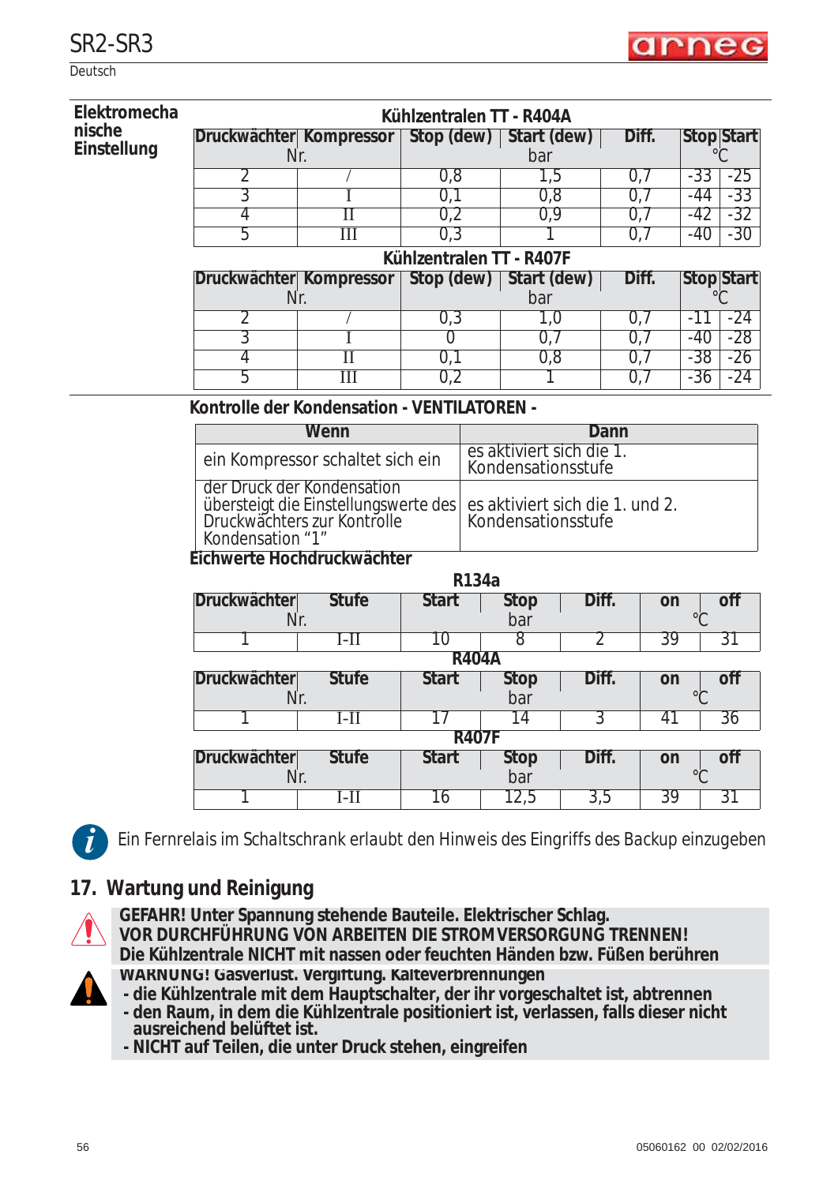**Elektromechanische Einstellung**

**Kühlzentralen TT - R404A**

| Druckwächter Nr. | Kompressor | Stop (dew) bar | Start (dew) bar | Diff. | Stop °C | Start °C |
|---|---|---|---|---|---|---|
| 2 | / | 0,8 | 1,5 | 0,7 | -33 | -25 |
| 3 | I | 0,1 | 0,8 | 0,7 | -44 | -33 |
| 4 | II | 0,2 | 0,9 | 0,7 | -42 | -32 |
| 5 | III | 0,3 | 1 | 0,7 | -40 | -30 |

**Kühlzentralen TT - R407F**

| Druckwächter Nr. | Kompressor | Stop (dew) bar | Start (dew) bar | Diff. | Stop °C | Start °C |
|---|---|---|---|---|---|---|
| 2 | / | 0,3 | 1,0 | 0,7 | -11 | -24 |
| 3 | I | 0 | 0,7 | 0,7 | -40 | -28 |
| 4 | II | 0,1 | 0,8 | 0,7 | -38 | -26 |
| 5 | III | 0,2 | 1 | 0,7 | -36 | -24 |

**Kontrolle der Kondensation - VENTILATOREN -**

| Wenn | Dann |
|---|---|
| ein Kompressor schaltet sich ein | es aktiviert sich die 1. Kondensationsstufe |
| der Druck der Kondensation übersteigt die Einstellungswerte des Druckwächters zur Kontrolle Kondensation "1" | es aktiviert sich die 1. und 2. Kondensationsstufe |

**Eichwerte Hochdruckwächter**

**R134a**

| Druckwächter Nr. | Stufe | Start bar | Stop bar | Diff. | on °C | off °C |
|---|---|---|---|---|---|---|
| 1 | I-II | 10 | 8 | 2 | 39 | 31 |

**R404A**

| Druckwächter Nr. | Stufe | Start bar | Stop bar | Diff. | on °C | off °C |
|---|---|---|---|---|---|---|
| 1 | I-II | 17 | 14 | 3 | 41 | 36 |

**R407F**

| Druckwächter Nr. | Stufe | Start bar | Stop bar | Diff. | on °C | off °C |
|---|---|---|---|---|---|---|
| 1 | I-II | 16 | 12,5 | 3,5 | 39 | 31 |

*Ein Fernrelais im Schaltschrank erlaubt den Hinweis des Eingriffs des Backup einzugeben*

## 17. Wartung und Reinigung

**GEFAHR! Unter Spannung stehende Bauteile. Elektrischer Schlag.**
**VOR DURCHFÜHRUNG VON ARBEITEN DIE STROMVERSORGUNG TRENNEN!**
**Die Kühlzentrale NICHT mit nassen oder feuchten Händen bzw. Füßen berühren**

**WARNUNG! Gasverlust. Vergiftung. Kälteverbrennungen**
- **die Kühlzentrale mit dem Hauptschalter, der ihr vorgeschaltet ist, abtrennen**
- **den Raum, in dem die Kühlzentrale positioniert ist, verlassen, falls dieser nicht ausreichend belüftet ist.**
- **NICHT auf Teilen, die unter Druck stehen, eingreifen**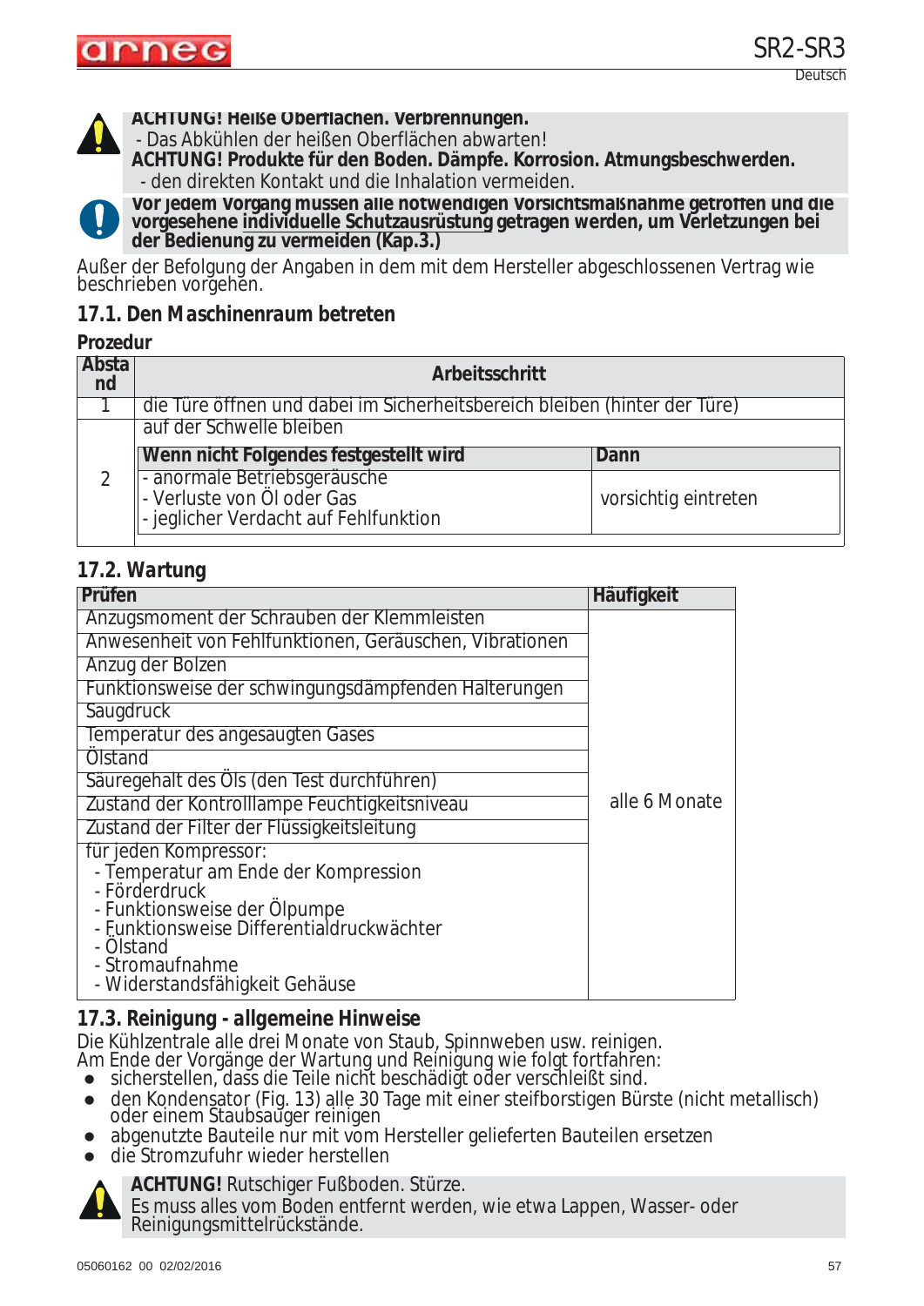**ACHTUNG! Heiße Oberflächen. Verbrennungen.**
- Das Abkühlen der heißen Oberflächen abwarten!

**ACHTUNG! Produkte für den Boden. Dämpfe. Korrosion. Atmungsbeschwerden.**
- den direkten Kontakt und die Inhalation vermeiden.

**Vor jedem Vorgang müssen alle notwendigen Vorsichtsmaßnahme getroffen und die vorgesehene individuelle Schutzausrüstung getragen werden, um Verletzungen bei der Bedienung zu vermeiden (Kap.3.)**

Außer der Befolgung der Angaben in dem mit dem Hersteller abgeschlossenen Vertrag wie beschrieben vorgehen.

## 17.1. Den Maschinenraum betreten

**Prozedur**

| Abstand | Arbeitsschritt | |
|---|---|---|
| 1 | die Türe öffnen und dabei im Sicherheitsbereich bleiben (hinter der Türe) | |
| 2 | auf der Schwelle bleiben | |
| | **Wenn nicht Folgendes festgestellt wird** | **Dann** |
| | - anormale Betriebsgeräusche<br>- Verluste von Öl oder Gas<br>- jeglicher Verdacht auf Fehlfunktion | vorsichtig eintreten |

## 17.2. Wartung

| Prüfen | Häufigkeit |
|---|---|
| Anzugsmoment der Schrauben der Klemmleisten | alle 6 Monate |
| Anwesenheit von Fehlfunktionen, Geräuschen, Vibrationen | |
| Anzug der Bolzen | |
| Funktionsweise der schwingungsdämpfenden Halterungen | |
| Saugdruck | |
| Temperatur des angesaugten Gases | |
| Ölstand | |
| Säuregehalt des Öls (den Test durchführen) | |
| Zustand der Kontrolllampe Feuchtigkeitsniveau | |
| Zustand der Filter der Flüssigkeitsleitung | |
| für jeden Kompressor:<br>- Temperatur am Ende der Kompression<br>- Förderdruck<br>- Funktionsweise der Ölpumpe<br>- Funktionsweise Differentialdruckwächter<br>- Ölstand<br>- Stromaufnahme<br>- Widerstandsfähigkeit Gehäuse | |

## 17.3. Reinigung - allgemeine Hinweise

Die Kühlzentrale alle drei Monate von Staub, Spinnweben usw. reinigen.
Am Ende der Vorgänge der Wartung und Reinigung wie folgt fortfahren:

- sicherstellen, dass die Teile nicht beschädigt oder verschleißt sind.
- den Kondensator (Fig. 13) alle 30 Tage mit einer steifborstigen Bürste (nicht metallisch) oder einem Staubsauger reinigen
- abgenutzte Bauteile nur mit vom Hersteller gelieferten Bauteilen ersetzen
- die Stromzufuhr wieder herstellen

**ACHTUNG!** Rutschiger Fußboden. Stürze.
Es muss alles vom Boden entfernt werden, wie etwa Lappen, Wasser- oder Reinigungsmittelrückstände.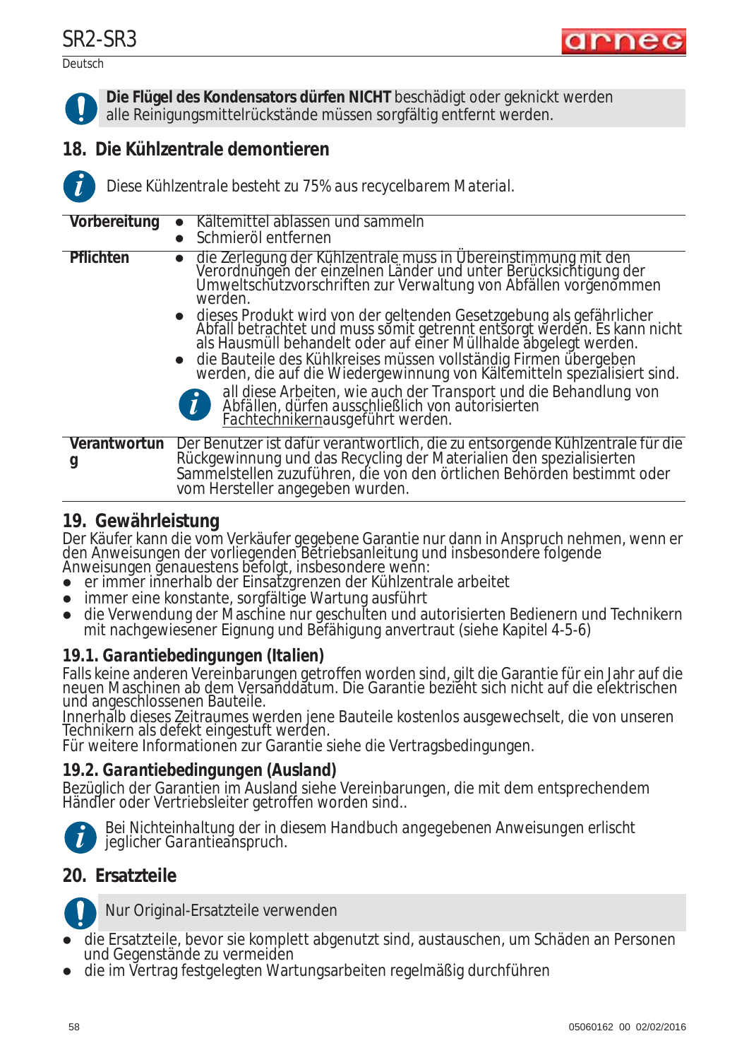**Die Flügel des Kondensators dürfen NICHT** beschädigt oder geknickt werden alle Reinigungsmittelrückstände müssen sorgfältig entfernt werden.

## 18. Die Kühlzentrale demontieren

*Diese Kühlzentrale besteht zu 75% aus recycelbarem Material.*

| | |
|---|---|
| **Vorbereitung** | • Kältemittel ablassen und sammeln<br>• Schmieröl entfernen |
| **Pflichten** | • die Zerlegung der Kühlzentrale muss in Übereinstimmung mit den Verordnungen der einzelnen Länder und unter Berücksichtigung der Umweltschutzvorschriften zur Verwaltung von Abfällen vorgenommen werden.<br>• dieses Produkt wird von der geltenden Gesetzgebung als gefährlicher Abfall betrachtet und muss somit getrennt entsorgt werden. Es kann nicht als Hausmüll behandelt oder auf einer Müllhalde abgelegt werden.<br>• die Bauteile des Kühlkreises müssen vollständig Firmen übergeben werden, die auf die Wiedergewinnung von Kältemitteln spezialisiert sind.<br>*all diese Arbeiten, wie auch der Transport und die Behandlung von Abfällen, dürfen ausschließlich von autorisierten Fachtechnikernausgeführt werden.* |
| **Verantwortung** | Der Benutzer ist dafür verantwortlich, die zu entsorgende Kühlzentrale für die Rückgewinnung und das Recycling der Materialien den spezialisierten Sammelstellen zuzuführen, die von den örtlichen Behörden bestimmt oder vom Hersteller angegeben wurden. |

## 19. Gewährleistung

Der Käufer kann die vom Verkäufer gegebene Garantie nur dann in Anspruch nehmen, wenn er den Anweisungen der vorliegenden Betriebsanleitung und insbesondere folgende Anweisungen genauestens befolgt, insbesondere wenn:

- er immer innerhalb der Einsatzgrenzen der Kühlzentrale arbeitet
- immer eine konstante, sorgfältige Wartung ausführt
- die Verwendung der Maschine nur geschulten und autorisierten Bedienern und Technikern mit nachgewiesener Eignung und Befähigung anvertraut (siehe Kapitel 4-5-6)

### 19.1. Garantiebedingungen (Italien)

Falls keine anderen Vereinbarungen getroffen worden sind, gilt die Garantie für ein Jahr auf die neuen Maschinen ab dem Versanddatum. Die Garantie bezieht sich nicht auf die elektrischen und angeschlossenen Bauteile.
Innerhalb dieses Zeitraumes werden jene Bauteile kostenlos ausgewechselt, die von unseren Technikern als defekt eingestuft werden.
Für weitere Informationen zur Garantie siehe die Vertragsbedingungen.

### 19.2. Garantiebedingungen (Ausland)

Bezüglich der Garantien im Ausland siehe Vereinbarungen, die mit dem entsprechendem Händler oder Vertriebsleiter getroffen worden sind..

*Bei Nichteinhaltung der in diesem Handbuch angegebenen Anweisungen erlischt jeglicher Garantieanspruch.*

## 20. Ersatzteile

Nur Original-Ersatzteile verwenden

- die Ersatzteile, bevor sie komplett abgenutzt sind, austauschen, um Schäden an Personen und Gegenstände zu vermeiden
- die im Vertrag festgelegten Wartungsarbeiten regelmäßig durchführen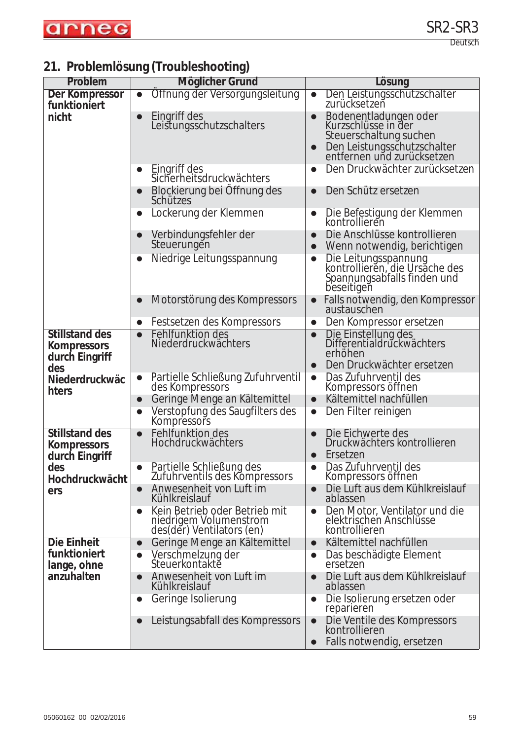## 21. Problemlösung (Troubleshooting)

| Problem | Möglicher Grund | Lösung |
|---|---|---|
| **Der Kompressor funktioniert nicht** | • Öffnung der Versorgungsleitung | • Den Leistungsschutzschalter zurücksetzen |
| | • Eingriff des Leistungsschutzschalters | • Bodenentladungen oder Kurzschlüsse in der Steuerschaltung suchen<br>• Den Leistungsschutzschalter entfernen und zurücksetzen |
| | • Eingriff des Sicherheitsdruckwächters | • Den Druckwächter zurücksetzen |
| | • Blockierung bei Öffnung des Schützes | • Den Schütz ersetzen |
| | • Lockerung der Klemmen | • Die Befestigung der Klemmen kontrollieren |
| | • Verbindungsfehler der Steuerungen | • Die Anschlüsse kontrollieren<br>• Wenn notwendig, berichtigen |
| | • Niedrige Leitungsspannung | • Die Leitungsspannung kontrollieren, die Ursache des Spannungsabfalls finden und beseitigen |
| | • Motorstörung des Kompressors | • Falls notwendig, den Kompressor austauschen |
| | • Festsetzen des Kompressors | • Den Kompressor ersetzen |
| **Stillstand des Kompressors durch Eingriff des Niederdruckwächters** | • Fehlfunktion des Niederdruckwächters | • Die Einstellung des Differentialdruckwächters erhöhen<br>• Den Druckwächter ersetzen |
| | • Partielle Schließung Zufuhrventil des Kompressors | • Das Zufuhrventil des Kompressors öffnen |
| | • Geringe Menge an Kältemittel | • Kältemittel nachfüllen |
| | • Verstopfung des Saugfilters des Kompressors | • Den Filter reinigen |
| **Stillstand des Kompressors durch Eingriff des Hochdruckwächters** | • Fehlfunktion des Hochdruckwächters | • Die Eichwerte des Druckwächters kontrollieren<br>• Ersetzen |
| | • Partielle Schließung des Zufuhrventils des Kompressors | • Das Zufuhrventil des Kompressors öffnen |
| | • Anwesenheit von Luft im Kühlkreislauf | • Die Luft aus dem Kühlkreislauf ablassen |
| | • Kein Betrieb oder Betrieb mit niedrigem Volumenstrom des(der) Ventilators (en) | • Den Motor, Ventilator und die elektrischen Anschlüsse kontrollieren |
| **Die Einheit funktioniert lange, ohne anzuhalten** | • Geringe Menge an Kältemittel | • Kältemittel nachfüllen |
| | • Verschmelzung der Steuerkontakte | • Das beschädigte Element ersetzen |
| | • Anwesenheit von Luft im Kühlkreislauf | • Die Luft aus dem Kühlkreislauf ablassen |
| | • Geringe Isolierung | • Die Isolierung ersetzen oder reparieren |
| | • Leistungsabfall des Kompressors | • Die Ventile des Kompressors kontrollieren<br>• Falls notwendig, ersetzen |

05060162 00 02/02/2016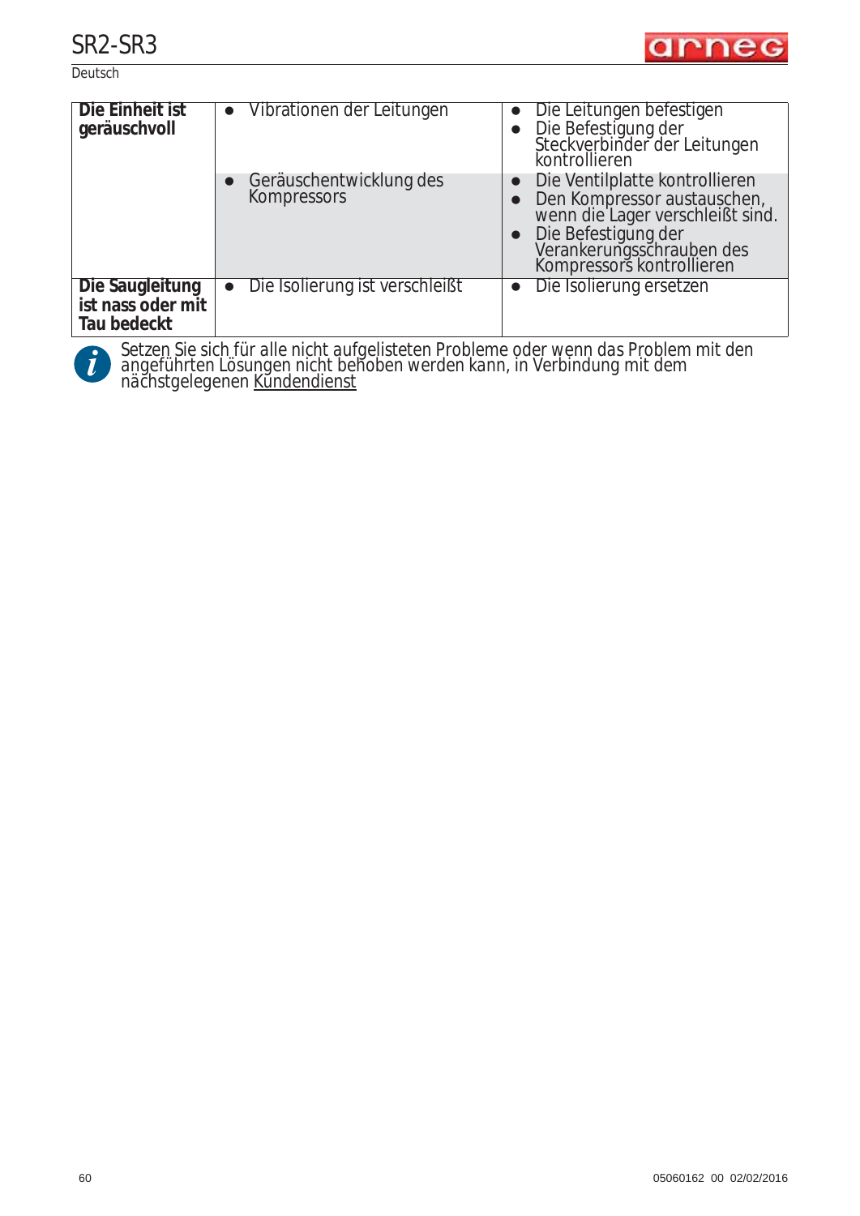| | | |
|---|---|---|
| **Die Einheit ist geräuschvoll** | • Vibrationen der Leitungen | • Die Leitungen befestigen<br>• Die Befestigung der Steckverbinder der Leitungen kontrollieren |
| | • Geräuschentwicklung des Kompressors | • Die Ventilplatte kontrollieren<br>• Den Kompressor austauschen, wenn die Lager verschleißt sind.<br>• Die Befestigung der Verankerungsschrauben des Kompressors kontrollieren |
| **Die Saugleitung ist nass oder mit Tau bedeckt** | • Die Isolierung ist verschleißt | • Die Isolierung ersetzen |

Setzen Sie sich für alle nicht aufgelisteten Probleme oder wenn das Problem mit den angeführten Lösungen nicht behoben werden kann, in Verbindung mit dem nächstgelegenen Kundendienst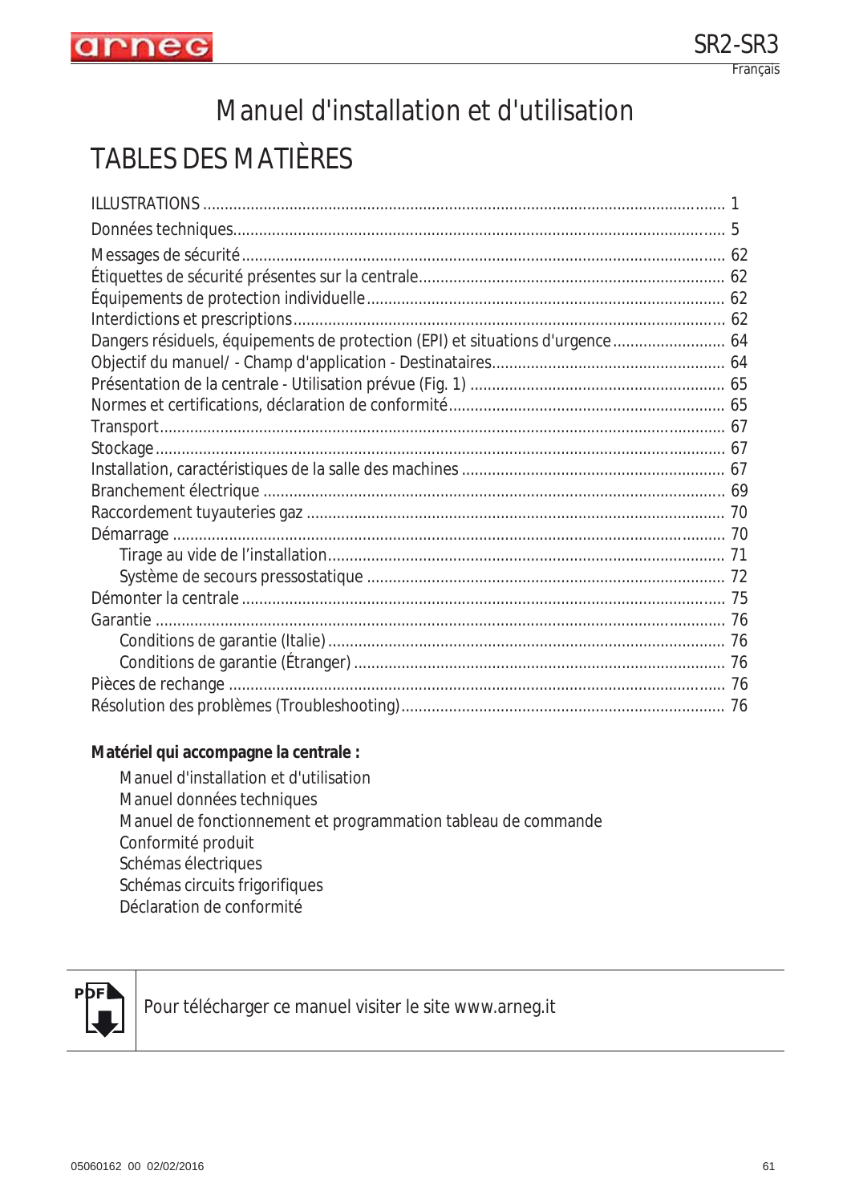# Manuel d'installation et d'utilisation

## TABLES DES MATIÈRES

ILLUSTRATIONS ........................................................................ 1
Données techniques........................................................................ 5
Messages de sécurité........................................................................ 62
Étiquettes de sécurité présentes sur la centrale........................................................................ 62
Équipements de protection individuelle........................................................................ 62
Interdictions et prescriptions........................................................................ 62
Dangers résiduels, équipements de protection (EPI) et situations d'urgence........................................................................ 64
Objectif du manuel/ - Champ d'application - Destinataires........................................................................ 64
Présentation de la centrale - Utilisation prévue (Fig. 1) ........................................................................ 65
Normes et certifications, déclaration de conformité........................................................................ 65
Transport........................................................................ 67
Stockage........................................................................ 67
Installation, caractéristiques de la salle des machines ........................................................................ 67
Branchement électrique ........................................................................ 69
Raccordement tuyauteries gaz ........................................................................ 70
Démarrage ........................................................................ 70
    Tirage au vide de l'installation........................................................................ 71
    Système de secours pressostatique ........................................................................ 72
Démonter la centrale ........................................................................ 75
Garantie ........................................................................ 76
    Conditions de garantie (Italie) ........................................................................ 76
    Conditions de garantie (Étranger) ........................................................................ 76
Pièces de rechange ........................................................................ 76
Résolution des problèmes (Troubleshooting)........................................................................ 76

**Matériel qui accompagne la centrale :**

- Manuel d'installation et d'utilisation
- Manuel données techniques
- Manuel de fonctionnement et programmation tableau de commande
- Conformité produit
- Schémas électriques
- Schémas circuits frigorifiques
- Déclaration de conformité

Pour télécharger ce manuel visiter le site www.arneg.it

05060162 00 02/02/2016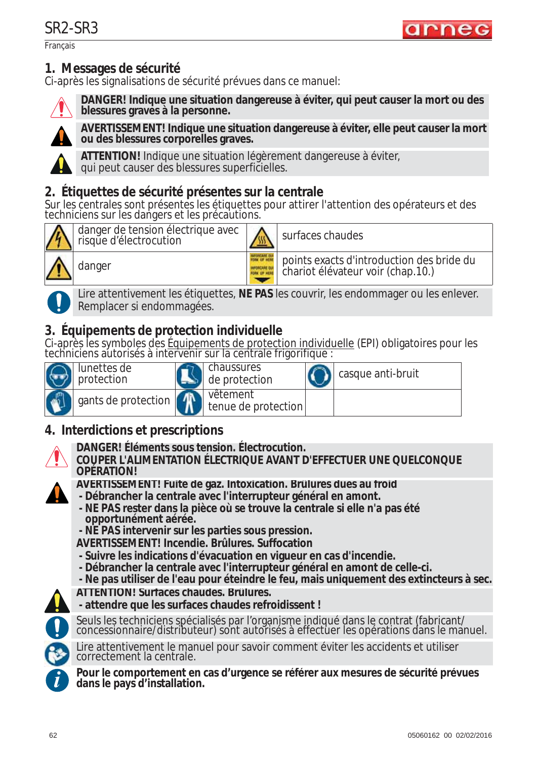## 1. Messages de sécurité

Ci-après les signalisations de sécurité prévues dans ce manuel:

**DANGER! Indique une situation dangereuse à éviter, qui peut causer la mort ou des blessures graves à la personne.**

**AVERTISSEMENT! Indique une situation dangereuse à éviter, elle peut causer la mort ou des blessures corporelles graves.**

**ATTENTION!** Indique une situation légèrement dangereuse à éviter, qui peut causer des blessures superficielles.

## 2. Étiquettes de sécurité présentes sur la centrale

Sur les centrales sont présentes les étiquettes pour attirer l'attention des opérateurs et des techniciens sur les dangers et les précautions.

| | | | |
|---|---|---|---|
| | danger de tension électrique avec risque d'électrocution | | surfaces chaudes |
| | danger | | points exacts d'introduction des bride du chariot élévateur voir (chap.10.) |

Lire attentivement les étiquettes, **NE PAS** les couvrir, les endommager ou les enlever. Remplacer si endommagées.

## 3. Équipements de protection individuelle

Ci-après les symboles des Équipements de protection individuelle (EPI) obligatoires pour les techniciens autorisés à intervenir sur la centrale frigorifique :

| | | | | | |
|---|---|---|---|---|---|
| | lunettes de protection | | chaussures de protection | | casque anti-bruit |
| | gants de protection | | vêtement tenue de protection | | |

## 4. Interdictions et prescriptions

**DANGER! Éléments sous tension. Électrocution.**
**COUPER L'ALIMENTATION ÉLECTRIQUE AVANT D'EFFECTUER UNE QUELCONQUE OPÉRATION!**

**AVERTISSEMENT! Fuite de gaz. Intoxication. Brûlures dues au froid**
- **Débrancher la centrale avec l'interrupteur général en amont.**
- **NE PAS rester dans la pièce où se trouve la centrale si elle n'a pas été opportunément aérée.**
- **NE PAS intervenir sur les parties sous pression.**

**AVERTISSEMENT! Incendie. Brûlures. Suffocation**
- **Suivre les indications d'évacuation en vigueur en cas d'incendie.**
- **Débrancher la centrale avec l'interrupteur général en amont de celle-ci.**
- **Ne pas utiliser de l'eau pour éteindre le feu, mais uniquement des extincteurs à sec.**

**ATTENTION! Surfaces chaudes. Brûlures.**
- **attendre que les surfaces chaudes refroidissent !**

Seuls les techniciens spécialisés par l'organisme indiqué dans le contrat (fabricant/ concessionnaire/distributeur) sont autorisés à effectuer les opérations dans le manuel.

Lire attentivement le manuel pour savoir comment éviter les accidents et utiliser correctement la centrale.

**Pour le comportement en cas d'urgence se référer aux mesures de sécurité prévues dans le pays d'installation.**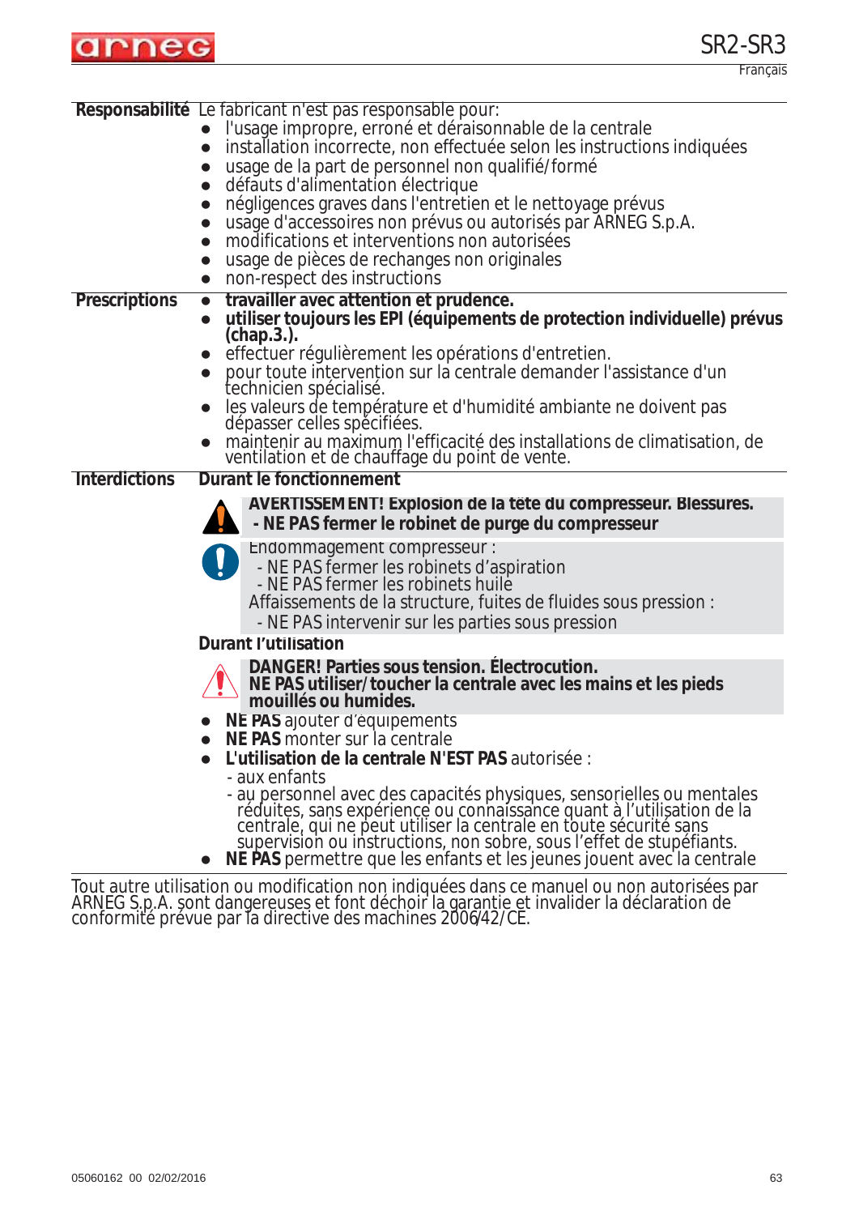| | |
|---|---|
| **Responsabilité** | Le fabricant n'est pas responsable pour:<br>● l'usage impropre, erroné et déraisonnable de la centrale<br>● installation incorrecte, non effectuée selon les instructions indiquées<br>● usage de la part de personnel non qualifié/formé<br>● défauts d'alimentation électrique<br>● négligences graves dans l'entretien et le nettoyage prévus<br>● usage d'accessoires non prévus ou autorisés par ARNEG S.p.A.<br>● modifications et interventions non autorisées<br>● usage de pièces de rechanges non originales<br>● non-respect des instructions |
| **Prescriptions** | ● **travailler avec attention et prudence.**<br>● **utiliser toujours les EPI (équipements de protection individuelle) prévus (chap.3.).**<br>● effectuer régulièrement les opérations d'entretien.<br>● pour toute intervention sur la centrale demander l'assistance d'un technicien spécialisé.<br>● les valeurs de température et d'humidité ambiante ne doivent pas dépasser celles spécifiées.<br>● maintenir au maximum l'efficacité des installations de climatisation, de ventilation et de chauffage du point de vente. |
| **Interdictions** | **Durant le fonctionnement**<br>**AVERTISSEMENT! Explosion de la tête du compresseur. Blessures.**<br>**- NE PAS fermer le robinet de purge du compresseur**<br>Endommagement compresseur :<br>- NE PAS fermer les robinets d'aspiration<br>- NE PAS fermer les robinets huile<br>Affaissements de la structure, fuites de fluides sous pression :<br>- NE PAS intervenir sur les parties sous pression<br>**Durant l'utilisation**<br>**DANGER! Parties sous tension. Électrocution.**<br>**NE PAS utiliser/toucher la centrale avec les mains et les pieds mouillés ou humides.**<br>● **NE PAS** ajouter d'équipements<br>● **NE PAS** monter sur la centrale<br>● **L'utilisation de la centrale N'EST PAS** autorisée :<br>- aux enfants<br>- au personnel avec des capacités physiques, sensorielles ou mentales réduites, sans expérience ou connaissance quant à l'utilisation de la centrale, qui ne peut utiliser la centrale en toute sécurité sans supervision ou instructions, non sobre, sous l'effet de stupéfiants.<br>● **NE PAS** permettre que les enfants et les jeunes jouent avec la centrale |

Tout autre utilisation ou modification non indiquées dans ce manuel ou non autorisées par ARNEG S.p.A. sont dangereuses et font déchoir la garantie et invalider la déclaration de conformité prévue par la directive des machines 2006/42/CE.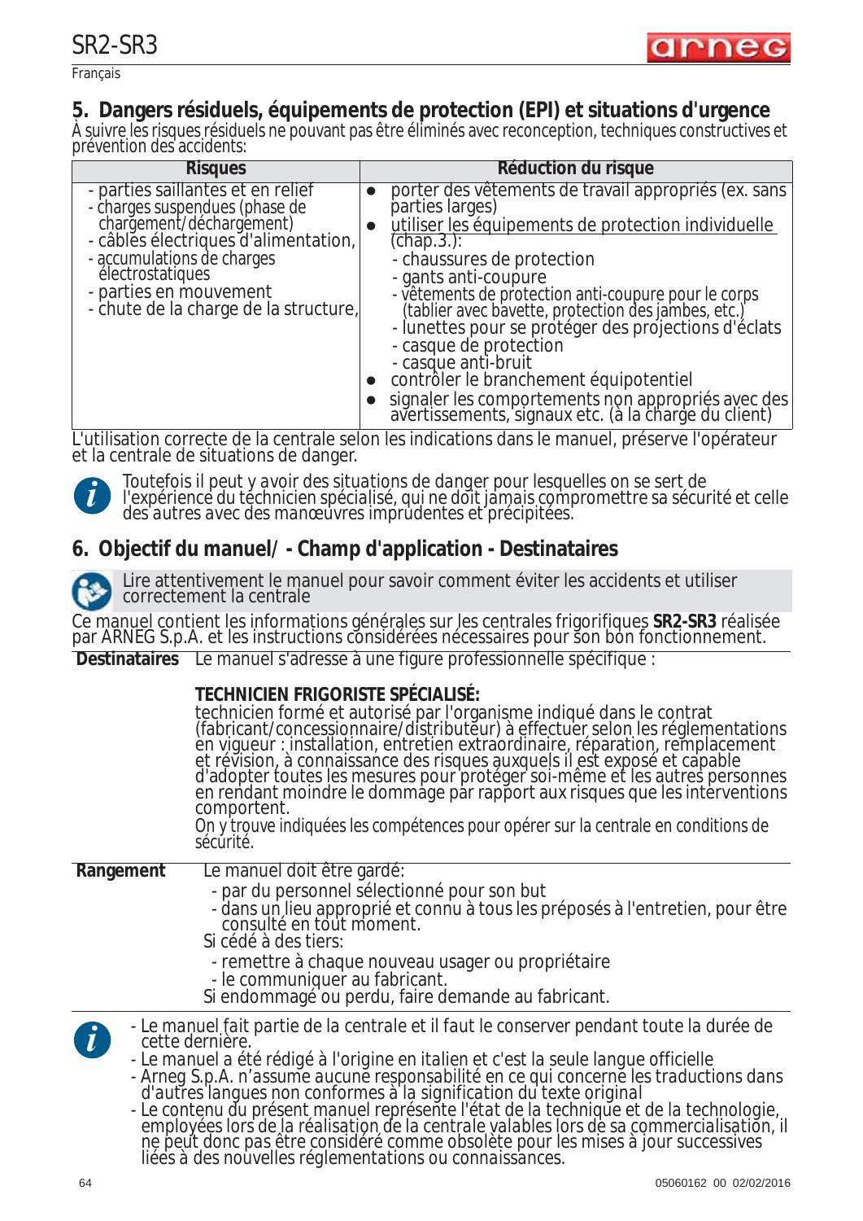## 5. Dangers résiduels, équipements de protection (EPI) et situations d'urgence

À suivre les risques résiduels ne pouvant pas être éliminés avec reconception, techniques constructives et prévention des accidents:

| Risques | Réduction du risque |
|---|---|
| - parties saillantes et en relief<br>- charges suspendues (phase de chargement/déchargement)<br>- câbles électriques d'alimentation,<br>- accumulations de charges électrostatiques<br>- parties en mouvement<br>- chute de la charge de la structure, | ● porter des vêtements de travail appropriés (ex. sans parties larges)<br>● utiliser les équipements de protection individuelle (chap.3.):<br>- chaussures de protection<br>- gants anti-coupure<br>- vêtements de protection anti-coupure pour le corps (tablier avec bavette, protection des jambes, etc.)<br>- lunettes pour se protéger des projections d'éclats<br>- casque de protection<br>- casque anti-bruit<br>● contrôler le branchement équipotentiel<br>● signaler les comportements non appropriés avec des avertissements, signaux etc. (à la charge du client) |

L'utilisation correcte de la centrale selon les indications dans le manuel, préserve l'opérateur et la centrale de situations de danger.

*Toutefois il peut y avoir des situations de danger pour lesquelles on se sert de l'expérience du technicien spécialisé, qui ne doit jamais compromettre sa sécurité et celle des autres avec des manœuvres imprudentes et précipitées.*

## 6. Objectif du manuel/ - Champ d'application - Destinataires

Lire attentivement le manuel pour savoir comment éviter les accidents et utiliser correctement la centrale

Ce manuel contient les informations générales sur les centrales frigorifiques **SR2-SR3** réalisée par ARNEG S.p.A. et les instructions considérées nécessaires pour son bon fonctionnement.

**Destinataires** Le manuel s'adresse à une figure professionnelle spécifique :

**TECHNICIEN FRIGORISTE SPÉCIALISÉ:**
technicien formé et autorisé par l'organisme indiqué dans le contrat (fabricant/concessionnaire/distributeur) à effectuer selon les réglementations en vigueur : installation, entretien extraordinaire, réparation, remplacement et révision, à connaissance des risques auxquels il est exposé et capable d'adopter toutes les mesures pour protéger soi-même et les autres personnes en rendant moindre le dommage par rapport aux risques que les interventions comportent.
On y trouve indiquées les compétences pour opérer sur la centrale en conditions de sécurité.

**Rangement** Le manuel doit être gardé:
- par du personnel sélectionné pour son but
- dans un lieu approprié et connu à tous les préposés à l'entretien, pour être consulté en tout moment.

Si cédé à des tiers:
- remettre à chaque nouveau usager ou propriétaire
- le communiquer au fabricant.

Si endommagé ou perdu, faire demande au fabricant.

- Le manuel fait partie de la centrale et il faut le conserver pendant toute la durée de cette dernière.
- Le manuel a été rédigé à l'origine en italien et c'est la seule langue officielle
- Arneg S.p.A. n'assume aucune responsabilité en ce qui concerne les traductions dans d'autres langues non conformes à la signification du texte original
- Le contenu du présent manuel représente l'état de la technique et de la technologie, employées lors de la réalisation de la centrale valables lors de sa commercialisation, il ne peut donc pas être considéré comme obsolète pour les mises à jour successives liées à des nouvelles réglementations ou connaissances.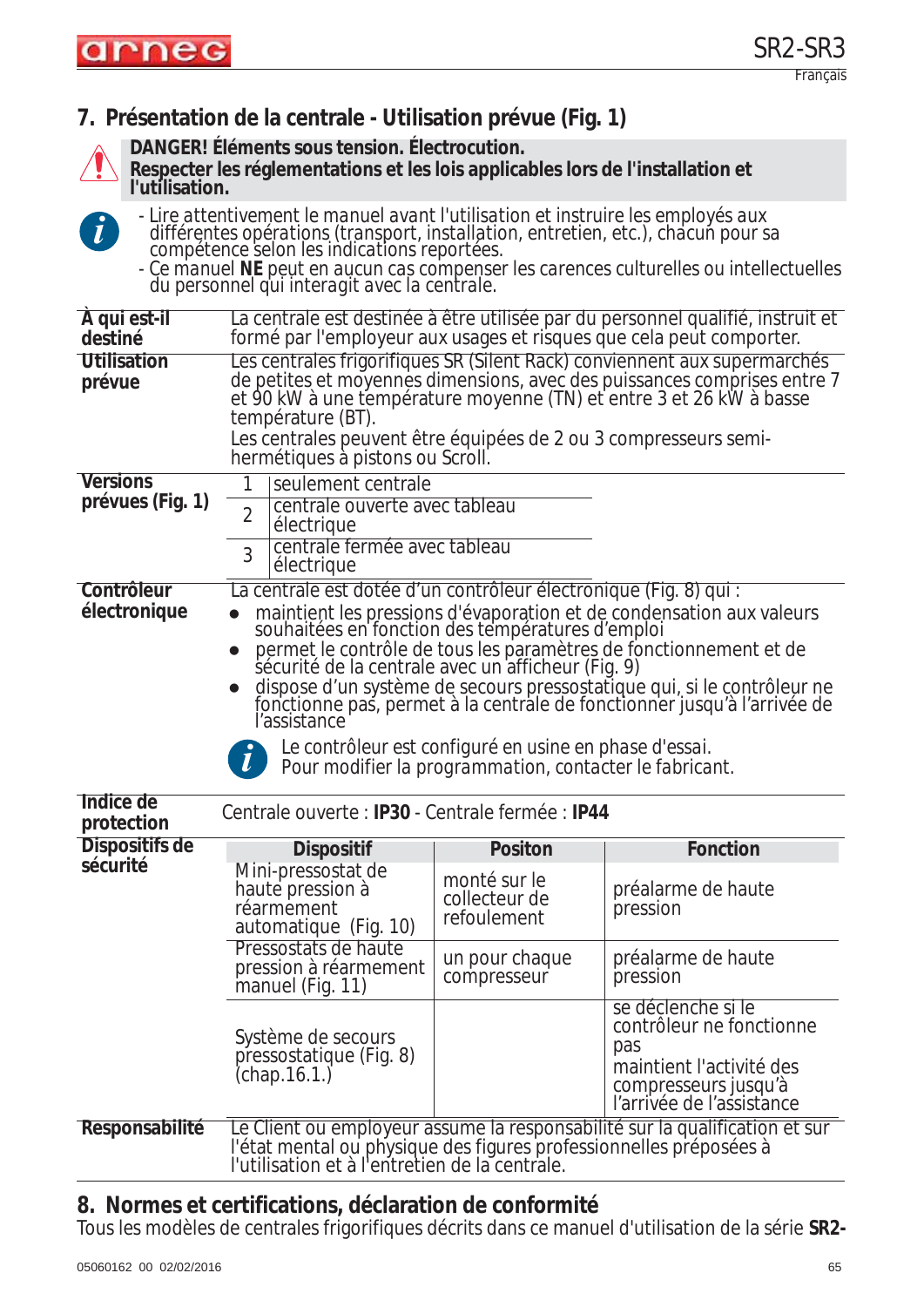## 7. Présentation de la centrale - Utilisation prévue (Fig. 1)

**DANGER! Éléments sous tension. Électrocution.**
**Respecter les réglementations et les lois applicables lors de l'installation et l'utilisation.**

- Lire attentivement le manuel avant l'utilisation et instruire les employés aux différentes opérations (transport, installation, entretien, etc.), chacun pour sa compétence selon les indications reportées.
- Ce manuel **NE** peut en aucun cas compenser les carences culturelles ou intellectuelles du personnel qui interagit avec la centrale.

**À qui est-il destiné**
La centrale est destinée à être utilisée par du personnel qualifié, instruit et formé par l'employeur aux usages et risques que cela peut comporter.

**Utilisation prévue**
Les centrales frigorifiques SR (Silent Rack) conviennent aux supermarchés de petites et moyennes dimensions, avec des puissances comprises entre 7 et 90 kW à une température moyenne (TN) et entre 3 et 26 kW à basse température (BT).
Les centrales peuvent être équipées de 2 ou 3 compresseurs semi-hermétiques à pistons ou Scroll.

**Versions prévues (Fig. 1)**

| | |
|---|---|
| 1 | seulement centrale |
| 2 | centrale ouverte avec tableau électrique |
| 3 | centrale fermée avec tableau électrique |

**Contrôleur électronique**
La centrale est dotée d'un contrôleur électronique (Fig. 8) qui :

- maintient les pressions d'évaporation et de condensation aux valeurs souhaitées en fonction des températures d'emploi
- permet le contrôle de tous les paramètres de fonctionnement et de sécurité de la centrale avec un afficheur (Fig. 9)
- dispose d'un système de secours pressostatique qui, si le contrôleur ne fonctionne pas, permet à la centrale de fonctionner jusqu'à l'arrivée de l'assistance

Le contrôleur est configuré en usine en phase d'essai.
Pour modifier la programmation, contacter le fabricant.

**Indice de protection**
Centrale ouverte : **IP30** - Centrale fermée : **IP44**

**Dispositifs de sécurité**

| Dispositif | Positon | Fonction |
|---|---|---|
| Mini-pressostat de haute pression à réarmement automatique (Fig. 10) | monté sur le collecteur de refoulement | préalarme de haute pression |
| Pressostats de haute pression à réarmement manuel (Fig. 11) | un pour chaque compresseur | préalarme de haute pression |
| Système de secours pressostatique (Fig. 8) (chap.16.1.) | | se déclenche si le contrôleur ne fonctionne pas<br>maintient l'activité des compresseurs jusqu'à l'arrivée de l'assistance |

**Responsabilité**
Le Client ou employeur assume la responsabilité sur la qualification et sur l'état mental ou physique des figures professionnelles préposées à l'utilisation et à l'entretien de la centrale.

## 8. Normes et certifications, déclaration de conformité

Tous les modèles de centrales frigorifiques décrits dans ce manuel d'utilisation de la série **SR2-**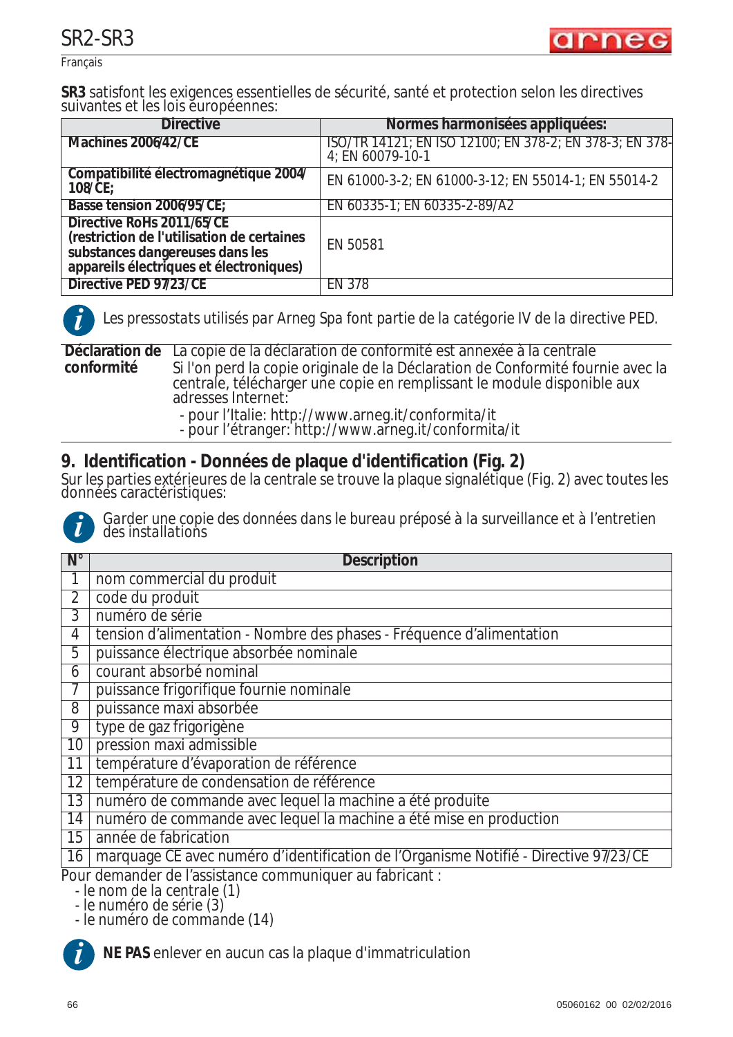**SR3** satisfont les exigences essentielles de sécurité, santé et protection selon les directives suivantes et les lois européennes:

| Directive | Normes harmonisées appliquées: |
|---|---|
| **Machines 2006/42/CE** | ISO/TR 14121; EN ISO 12100; EN 378-2; EN 378-3; EN 378-4; EN 60079-10-1 |
| **Compatibilité électromagnétique 2004/108/CE;** | EN 61000-3-2; EN 61000-3-12; EN 55014-1; EN 55014-2 |
| **Basse tension 2006/95/CE;** | EN 60335-1; EN 60335-2-89/A2 |
| **Directive RoHs 2011/65/CE (restriction de l'utilisation de certaines substances dangereuses dans les appareils électriques et électroniques)** | EN 50581 |
| **Directive PED 97/23/CE** | EN 378 |

*Les pressostats utilisés par Arneg Spa font partie de la catégorie IV de la directive PED.*

**Déclaration de conformité**

La copie de la déclaration de conformité est annexée à la centrale

Si l'on perd la copie originale de la Déclaration de Conformité fournie avec la centrale, télécharger une copie en remplissant le module disponible aux adresses Internet:

- pour l'Italie: http://www.arneg.it/conformita/it
- pour l'étranger: http://www.arneg.it/conformita/it

## 9. Identification - Données de plaque d'identification (Fig. 2)

Sur les parties extérieures de la centrale se trouve la plaque signalétique (Fig. 2) avec toutes les données caractéristiques:

*Garder une copie des données dans le bureau préposé à la surveillance et à l'entretien des installations*

| N° | Description |
|---|---|
| 1 | nom commercial du produit |
| 2 | code du produit |
| 3 | numéro de série |
| 4 | tension d'alimentation - Nombre des phases - Fréquence d'alimentation |
| 5 | puissance électrique absorbée nominale |
| 6 | courant absorbé nominal |
| 7 | puissance frigorifique fournie nominale |
| 8 | puissance maxi absorbée |
| 9 | type de gaz frigorigène |
| 10 | pression maxi admissible |
| 11 | température d'évaporation de référence |
| 12 | température de condensation de référence |
| 13 | numéro de commande avec lequel la machine a été produite |
| 14 | numéro de commande avec lequel la machine a été mise en production |
| 15 | année de fabrication |
| 16 | marquage CE avec numéro d'identification de l'Organisme Notifié - Directive 97/23/CE |

Pour demander de l'assistance communiquer au fabricant :

- le nom de la centrale (1)
- le numéro de série (3)
- le numéro de commande (14)

**NE PAS** enlever en aucun cas la plaque d'immatriculation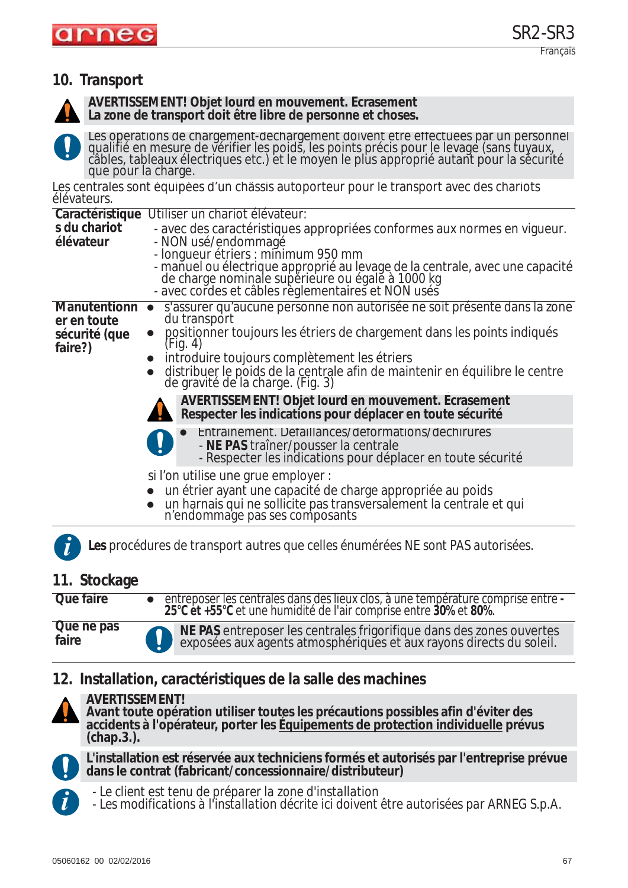## 10. Transport

**AVERTISSEMENT! Objet lourd en mouvement. Ecrasement**
**La zone de transport doit être libre de personne et choses.**

Les opérations de chargement-déchargement doivent être effectuées par un personnel qualifié en mesure de vérifier les poids, les points précis pour le levage (sans tuyaux, câbles, tableaux électriques etc.) et le moyen le plus approprié autant pour la sécurité que pour la charge.

Les centrales sont équipées d'un châssis autoporteur pour le transport avec des chariots élévateurs.

| | |
|---|---|
| **Caractéristiques du chariot élévateur** | Utiliser un chariot élévateur:<br>- avec des caractéristiques appropriées conformes aux normes en vigueur.<br>- NON usé/endommagé<br>- longueur étriers : minimum 950 mm<br>- manuel ou électrique approprié au levage de la centrale, avec une capacité de charge nominale supérieure ou égale à 1000 kg<br>- avec cordes et câbles règlementaires et NON usés |
| **Manutentionner en toute sécurité (que faire?)** | • s'assurer qu'aucune personne non autorisée ne soit présente dans la zone du transport<br>• positionner toujours les étriers de chargement dans les points indiqués (Fig. 4)<br>• introduire toujours complètement les étriers<br>• distribuer le poids de la centrale afin de maintenir en équilibre le centre de gravité de la charge. (Fig. 3)<br>**AVERTISSEMENT! Objet lourd en mouvement. Ecrasement**<br>**Respecter les indications pour déplacer en toute sécurité**<br>• Entrainement. Défaillances/déformations/déchirures<br>- **NE PAS** traîner/pousser la centrale<br>- Respecter les indications pour déplacer en toute sécurité<br>si l'on utilise une grue employer :<br>• un étrier ayant une capacité de charge appropriée au poids<br>• un harnais qui ne sollicite pas transversalement la centrale et qui n'endommage pas ses composants |

**Les** *procédures de transport autres que celles énumérées NE sont PAS autorisées.*

## 11. Stockage

| | |
|---|---|
| **Que faire** | • entreposer les centrales dans des lieux clos, à une température comprise entre **-25°C et +55°C** et une humidité de l'air comprise entre **30%** et **80%**. |
| **Que ne pas faire** | **NE PAS** entreposer les centrales frigorifique dans des zones ouvertes exposées aux agents atmosphériques et aux rayons directs du soleil. |

## 12. Installation, caractéristiques de la salle des machines

**AVERTISSEMENT!**
**Avant toute opération utiliser toutes les précautions possibles afin d'éviter des accidents à l'opérateur, porter les Équipements de protection individuelle prévus (chap.3.).**

**L'installation est réservée aux techniciens formés et autorisés par l'entreprise prévue dans le contrat (fabricant/concessionnaire/distributeur)**

- Le client est tenu de préparer la zone d'installation
- Les modifications à l'installation décrite ici doivent être autorisées par ARNEG S.p.A.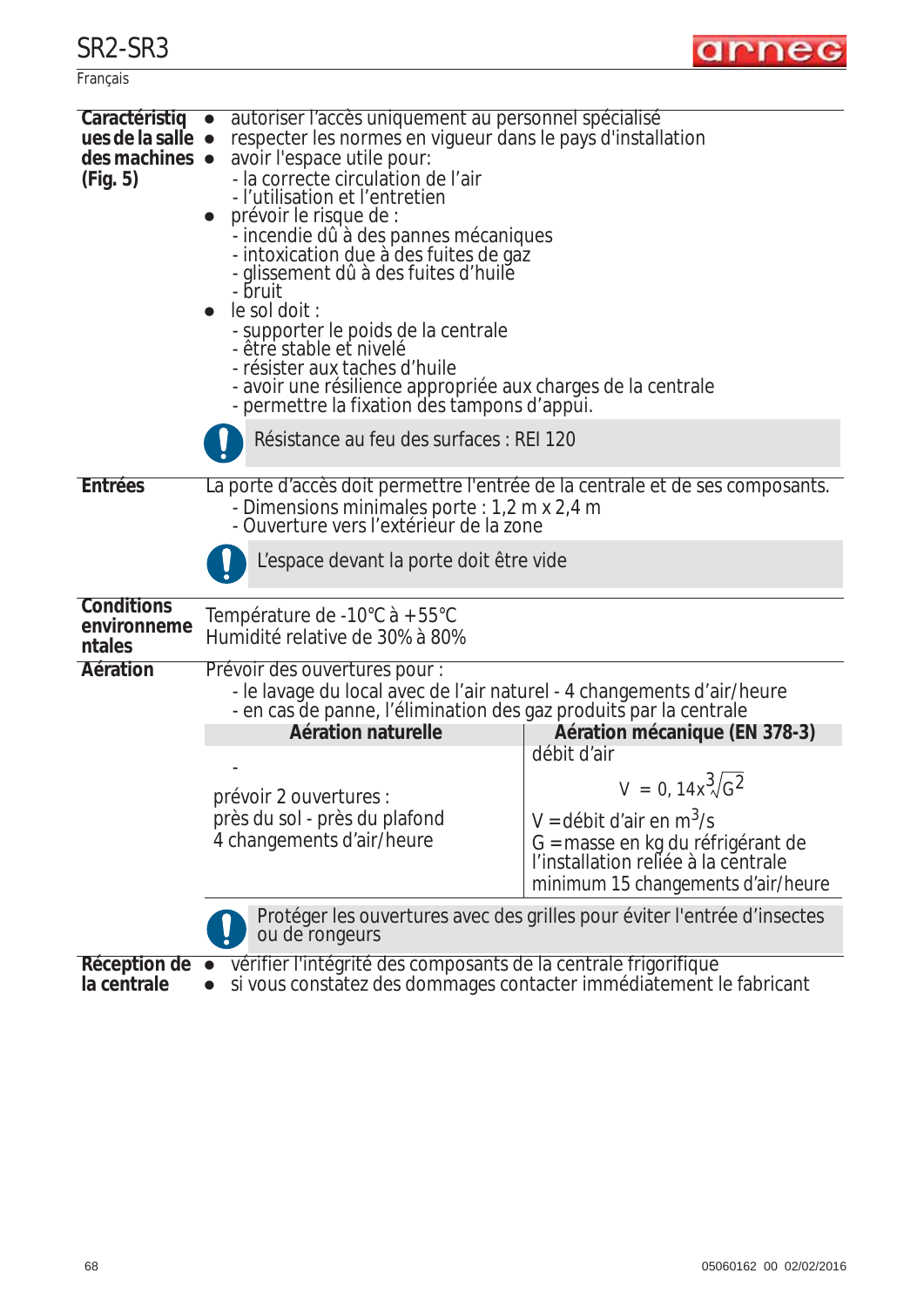| | |
|---|---|
| **Caractéristiques de la salle des machines (Fig. 5)** | • autoriser l'accès uniquement au personnel spécialisé<br>• respecter les normes en vigueur dans le pays d'installation<br>• avoir l'espace utile pour:<br>- la correcte circulation de l'air<br>- l'utilisation et l'entretien<br>• prévoir le risque de :<br>- incendie dû à des pannes mécaniques<br>- intoxication due à des fuites de gaz<br>- glissement dû à des fuites d'huile<br>- bruit<br>• le sol doit :<br>- supporter le poids de la centrale<br>- être stable et nivelé<br>- résister aux taches d'huile<br>- avoir une résilience appropriée aux charges de la centrale<br>- permettre la fixation des tampons d'appui.<br>**!** Résistance au feu des surfaces : REI 120 |
| **Entrées** | La porte d'accès doit permettre l'entrée de la centrale et de ses composants.<br>- Dimensions minimales porte : 1,2 m x 2,4 m<br>- Ouverture vers l'extérieur de la zone<br>**!** L'espace devant la porte doit être vide |
| **Conditions environnementales** | Température de -10°C à +55°C<br>Humidité relative de 30% à 80% |
| **Aération** | Prévoir des ouvertures pour :<br>- le lavage du local avec de l'air naturel - 4 changements d'air/heure<br>- en cas de panne, l'élimination des gaz produits par la centrale |

| Aération naturelle | Aération mécanique (EN 378-3) |
|---|---|
| -<br>prévoir 2 ouvertures :<br>près du sol - près du plafond<br>4 changements d'air/heure | débit d'air<br>$V = 0,14 x \sqrt[3]{G^2}$<br>V = débit d'air en $m^3/s$<br>G = masse en kg du réfrigérant de l'installation reliée à la centrale<br>minimum 15 changements d'air/heure |

**!** Protéger les ouvertures avec des grilles pour éviter l'entrée d'insectes ou de rongeurs

| | |
|---|---|
| **Réception de la centrale** | • vérifier l'intégrité des composants de la centrale frigorifique<br>• si vous constatez des dommages contacter immédiatement le fabricant |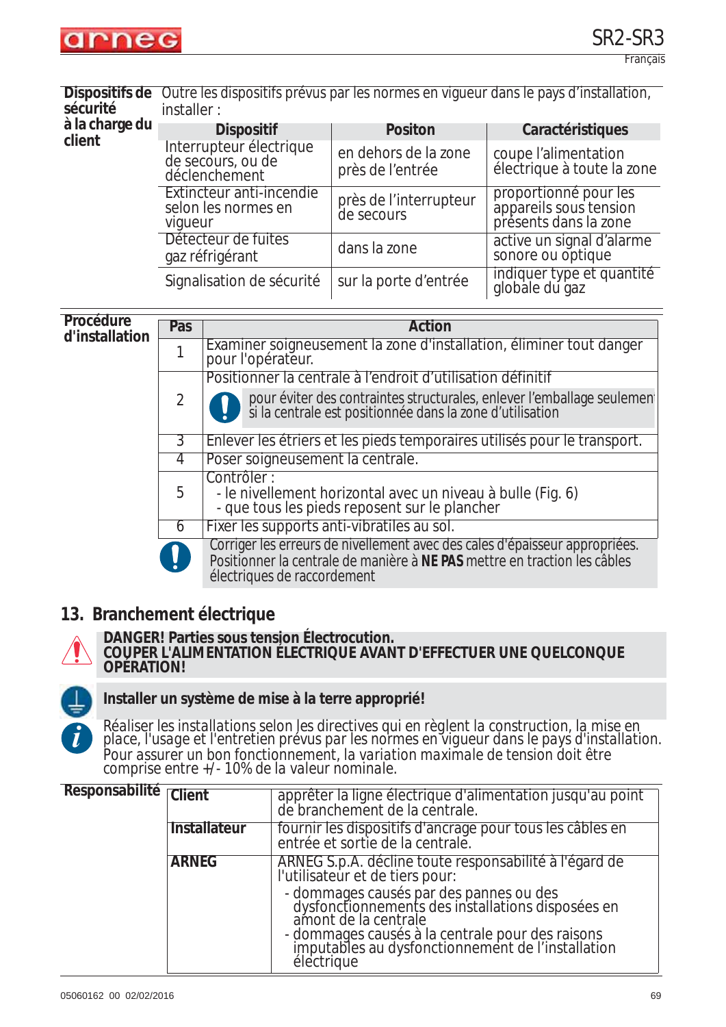**Dispositifs de sécurité à la charge du client**

Outre les dispositifs prévus par les normes en vigueur dans le pays d'installation, installer :

| Dispositif | Positon | Caractéristiques |
|---|---|---|
| Interrupteur électrique de secours, ou de déclenchement | en dehors de la zone près de l'entrée | coupe l'alimentation électrique à toute la zone |
| Extincteur anti-incendie selon les normes en vigueur | près de l'interrupteur de secours | proportionné pour les appareils sous tension présents dans la zone |
| Détecteur de fuites gaz réfrigérant | dans la zone | active un signal d'alarme sonore ou optique |
| Signalisation de sécurité | sur la porte d'entrée | indiquer type et quantité globale du gaz |

**Procédure d'installation**

| Pas | Action |
|---|---|
| 1 | Examiner soigneusement la zone d'installation, éliminer tout danger pour l'opérateur. |
| 2 | Positionner la centrale à l'endroit d'utilisation définitif<br>pour éviter des contraintes structurales, enlever l'emballage seulement si la centrale est positionnée dans la zone d'utilisation |
| 3 | Enlever les étriers et les pieds temporaires utilisés pour le transport. |
| 4 | Poser soigneusement la centrale. |
| 5 | Contrôler :<br>- le nivellement horizontal avec un niveau à bulle (Fig. 6)<br>- que tous les pieds reposent sur le plancher |
| 6 | Fixer les supports anti-vibratiles au sol. |

Corriger les erreurs de nivellement avec des cales d'épaisseur appropriées. Positionner la centrale de manière à **NE PAS** mettre en traction les câbles électriques de raccordement

## 13. Branchement électrique

**DANGER! Parties sous tension Électrocution.**
**COUPER L'ALIMENTATION ÉLECTRIQUE AVANT D'EFFECTUER UNE QUELCONQUE OPÉRATION!**

**Installer un système de mise à la terre approprié!**

Réaliser les installations selon les directives qui en règlent la construction, la mise en place, l'usage et l'entretien prévus par les normes en vigueur dans le pays d'installation. Pour assurer un bon fonctionnement, la variation maximale de tension doit être comprise entre +/- 10% de la valeur nominale.

**Responsabilité**

| | |
|---|---|
| **Client** | apprêter la ligne électrique d'alimentation jusqu'au point de branchement de la centrale. |
| **Installateur** | fournir les dispositifs d'ancrage pour tous les câbles en entrée et sortie de la centrale. |
| **ARNEG** | ARNEG S.p.A. décline toute responsabilité à l'égard de l'utilisateur et de tiers pour:<br>- dommages causés par des pannes ou des dysfonctionnements des installations disposées en amont de la centrale<br>- dommages causés à la centrale pour des raisons imputables au dysfonctionnement de l'installation électrique |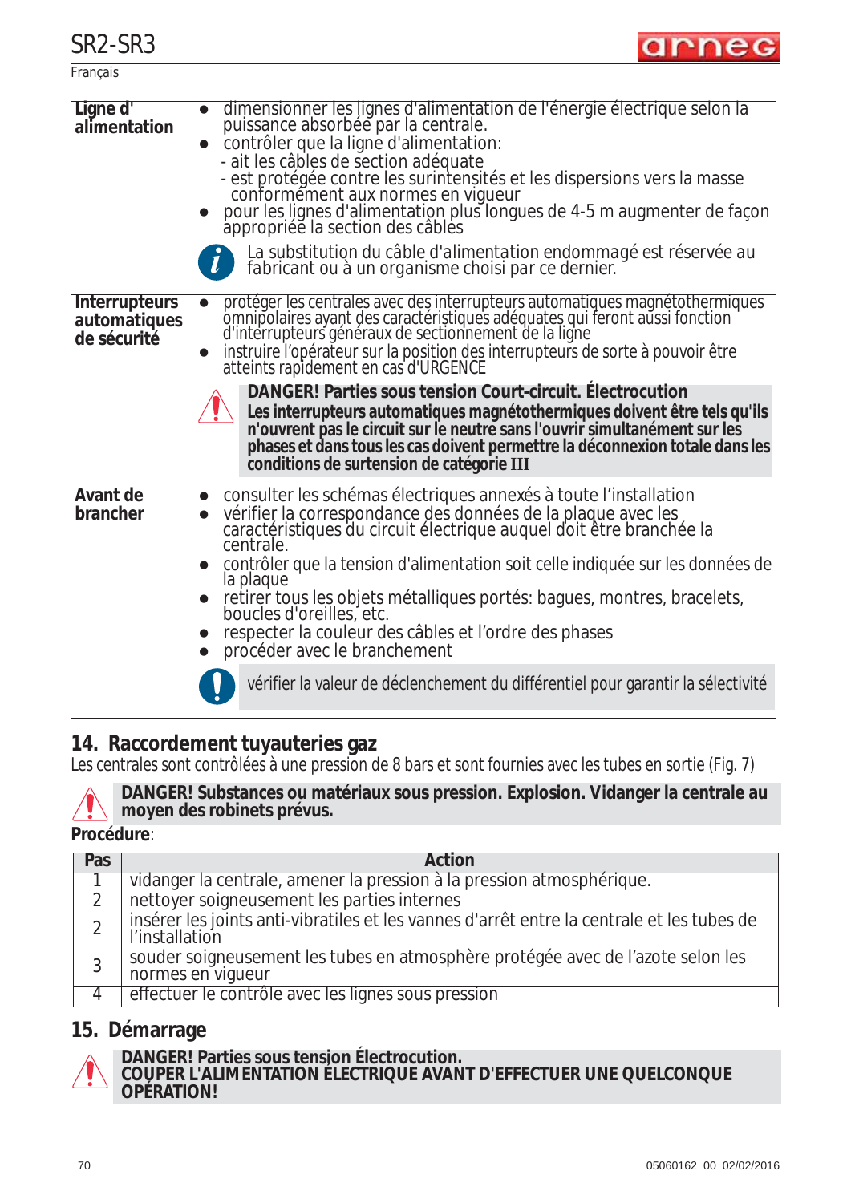| | |
|---|---|
| **Ligne d' alimentation** | • dimensionner les lignes d'alimentation de l'énergie électrique selon la puissance absorbée par la centrale.<br>• contrôler que la ligne d'alimentation:<br>- ait les câbles de section adéquate<br>- est protégée contre les surintensités et les dispersions vers la masse conformément aux normes en vigueur<br>• pour les lignes d'alimentation plus longues de 4-5 m augmenter de façon appropriée la section des câbles<br><br>La substitution du câble d'alimentation endommagé est réservée au fabricant ou à un organisme choisi par ce dernier. |
| **Interrupteurs automatiques de sécurité** | • protéger les centrales avec des interrupteurs automatiques magnétothermiques omnipolaires ayant des caractéristiques adéquates qui feront aussi fonction d'interrupteurs généraux de sectionnement de la ligne<br>• instruire l'opérateur sur la position des interrupteurs de sorte à pouvoir être atteints rapidement en cas d'URGENCE<br><br>**DANGER! Parties sous tension Court-circuit. Électrocution**<br>**Les interrupteurs automatiques magnétothermiques doivent être tels qu'ils n'ouvrent pas le circuit sur le neutre sans l'ouvrir simultanément sur les phases et dans tous les cas doivent permettre la déconnexion totale dans les conditions de surtension de catégorie III** |
| **Avant de brancher** | • consulter les schémas électriques annexés à toute l'installation<br>• vérifier la correspondance des données de la plaque avec les caractéristiques du circuit électrique auquel doit être branchée la centrale.<br>• contrôler que la tension d'alimentation soit celle indiquée sur les données de la plaque<br>• retirer tous les objets métalliques portés: bagues, montres, bracelets, boucles d'oreilles, etc.<br>• respecter la couleur des câbles et l'ordre des phases<br>• procéder avec le branchement<br><br>vérifier la valeur de déclenchement du différentiel pour garantir la sélectivité |

## 14. Raccordement tuyauteries gaz

Les centrales sont contrôlées à une pression de 8 bars et sont fournies avec les tubes en sortie (Fig. 7)

**DANGER! Substances ou matériaux sous pression. Explosion. Vidanger la centrale au moyen des robinets prévus.**

**Procédure**:

| Pas | Action |
|---|---|
| 1 | vidanger la centrale, amener la pression à la pression atmosphérique. |
| 2 | nettoyer soigneusement les parties internes |
| 2 | insérer les joints anti-vibratiles et les vannes d'arrêt entre la centrale et les tubes de l'installation |
| 3 | souder soigneusement les tubes en atmosphère protégée avec de l'azote selon les normes en vigueur |
| 4 | effectuer le contrôle avec les lignes sous pression |

## 15. Démarrage

**DANGER! Parties sous tension Électrocution.**
**COUPER L'ALIMENTATION ÉLECTRIQUE AVANT D'EFFECTUER UNE QUELCONQUE OPÉRATION!**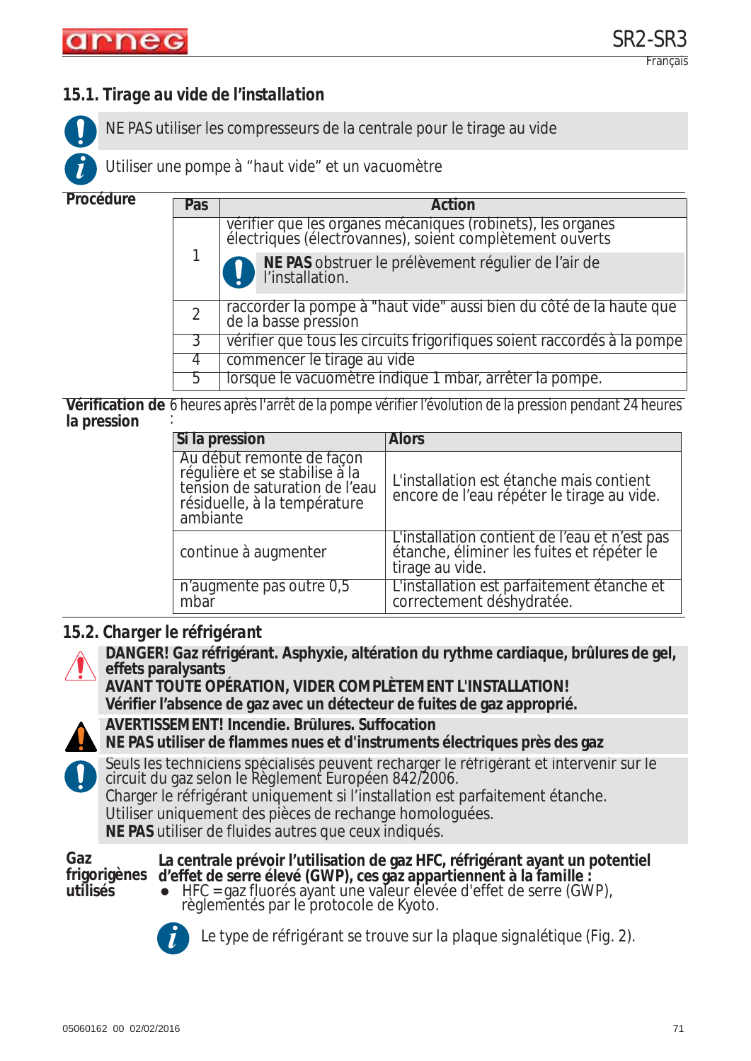## 15.1. Tirage au vide de l'installation

NE PAS utiliser les compresseurs de la centrale pour le tirage au vide

Utiliser une pompe à "haut vide" et un vacuomètre

**Procédure**

| Pas | Action |
|---|---|
| 1 | vérifier que les organes mécaniques (robinets), les organes électriques (électrovannes), soient complètement ouverts<br>**NE PAS** obstruer le prélèvement régulier de l'air de l'installation. |
| 2 | raccorder la pompe à "haut vide" aussi bien du côté de la haute que de la basse pression |
| 3 | vérifier que tous les circuits frigorifiques soient raccordés à la pompe |
| 4 | commencer le tirage au vide |
| 5 | lorsque le vacuomètre indique 1 mbar, arrêter la pompe. |

**Vérification de la pression** 6 heures après l'arrêt de la pompe vérifier l'évolution de la pression pendant 24 heures :

| Si la pression | Alors |
|---|---|
| Au début remonte de façon régulière et se stabilise à la tension de saturation de l'eau résiduelle, à la température ambiante | L'installation est étanche mais contient encore de l'eau répéter le tirage au vide. |
| continue à augmenter | L'installation contient de l'eau et n'est pas étanche, éliminer les fuites et répéter le tirage au vide. |
| n'augmente pas outre 0,5 mbar | L'installation est parfaitement étanche et correctement déshydratée. |

## 15.2. Charger le réfrigérant

**DANGER! Gaz réfrigérant. Asphyxie, altération du rythme cardiaque, brûlures de gel, effets paralysants**
**AVANT TOUTE OPÉRATION, VIDER COMPLÈTEMENT L'INSTALLATION!**
**Vérifier l'absence de gaz avec un détecteur de fuites de gaz approprié.**

**AVERTISSEMENT! Incendie. Brûlures. Suffocation**
**NE PAS utiliser de flammes nues et d'instruments électriques près des gaz**

Seuls les techniciens spécialisés peuvent recharger le réfrigérant et intervenir sur le circuit du gaz selon le Règlement Européen 842/2006.
Charger le réfrigérant uniquement si l'installation est parfaitement étanche.
Utiliser uniquement des pièces de rechange homologuées.
**NE PAS** utiliser de fluides autres que ceux indiqués.

**Gaz frigorigènes utilisés**

**La centrale prévoir l'utilisation de gaz HFC, réfrigérant ayant un potentiel d'effet de serre élevé (GWP), ces gaz appartiennent à la famille :**

- HFC = gaz fluorés ayant une valeur élevée d'effet de serre (GWP), règlementés par le protocole de Kyoto.

Le type de réfrigérant se trouve sur la plaque signalétique (Fig. 2).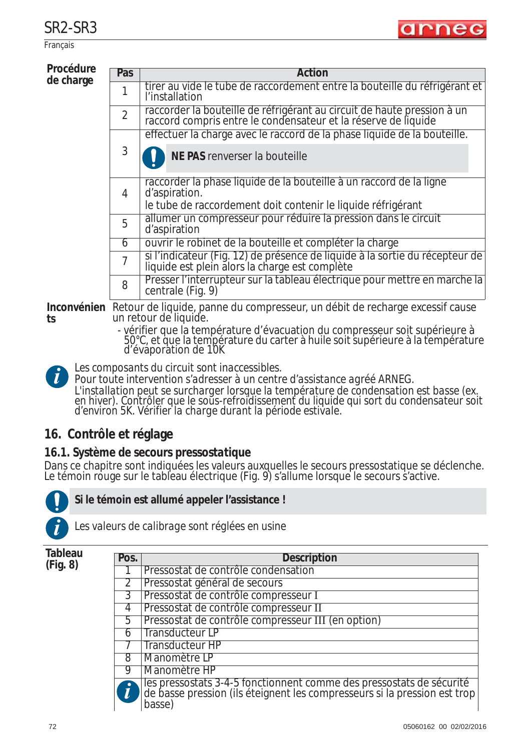**Procédure de charge**

| Pas | Action |
|---|---|
| 1 | tirer au vide le tube de raccordement entre la bouteille du réfrigérant et l'installation |
| 2 | raccorder la bouteille de réfrigérant au circuit de haute pression à un raccord compris entre le condensateur et la réserve de liquide |
| 3 | effectuer la charge avec le raccord de la phase liquide de la bouteille. **NE PAS** renverser la bouteille |
| 4 | raccorder la phase liquide de la bouteille à un raccord de la ligne d'aspiration. le tube de raccordement doit contenir le liquide réfrigérant |
| 5 | allumer un compresseur pour réduire la pression dans le circuit d'aspiration |
| 6 | ouvrir le robinet de la bouteille et compléter la charge |
| 7 | si l'indicateur (Fig. 12) de présence de liquide à la sortie du récepteur de liquide est plein alors la charge est complète |
| 8 | Presser l'interrupteur sur la tableau électrique pour mettre en marche la centrale (Fig. 9) |

**Inconvénients** Retour de liquide, panne du compresseur, un débit de recharge excessif cause un retour de liquide.

- vérifier que la température d'évacuation du compresseur soit supérieure à 50°C, et que la température du carter à huile soit supérieure à la température d'évaporation de 10K

*Les composants du circuit sont inaccessibles.*
*Pour toute intervention s'adresser à un centre d'assistance agréé ARNEG.*
*L'installation peut se surcharger lorsque la température de condensation est basse (ex. en hiver). Contrôler que le sous-refroidissement du liquide qui sort du condensateur soit d'environ 5K. Vérifier la charge durant la période estivale.*

## 16. Contrôle et réglage

### 16.1. Système de secours pressostatique

Dans ce chapitre sont indiquées les valeurs auxquelles le secours pressostatique se déclenche. Le témoin rouge sur le tableau électrique (Fig. 9) s'allume lorsque le secours s'active.

**Si le témoin est allumé appeler l'assistance !**

*Les valeurs de calibrage sont réglées en usine*

**Tableau (Fig. 8)**

| Pos. | Description |
|---|---|
| 1 | Pressostat de contrôle condensation |
| 2 | Pressostat général de secours |
| 3 | Pressostat de contrôle compresseur I |
| 4 | Pressostat de contrôle compresseur II |
| 5 | Pressostat de contrôle compresseur III (en option) |
| 6 | Transducteur LP |
| 7 | Transducteur HP |
| 8 | Manomètre LP |
| 9 | Manomètre HP |
| | les pressostats 3-4-5 fonctionnent comme des pressostats de sécurité de basse pression (ils éteignent les compresseurs si la pression est trop basse) |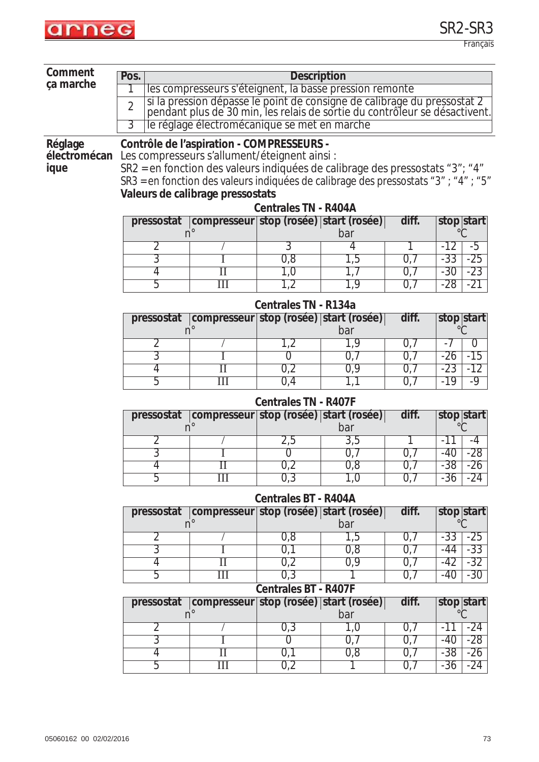**Comment ça marche**

| Pos. | Description |
|---|---|
| 1 | les compresseurs s'éteignent, la basse pression remonte |
| 2 | si la pression dépasse le point de consigne de calibrage du pressostat 2 pendant plus de 30 min, les relais de sortie du contrôleur se désactivent. |
| 3 | le réglage électromécanique se met en marche |

**Réglage électromécanique**

**Contrôle de l'aspiration - COMPRESSEURS -**

Les compresseurs s'allument/éteignent ainsi :

SR2 = en fonction des valeurs indiquées de calibrage des pressostats "3"; "4"

SR3 = en fonction des valeurs indiquées de calibrage des pressostats "3" ; "4" ; "5"

**Valeurs de calibrage pressostats**

**Centrales TN - R404A**

| pressostat | compresseur | stop (rosée) | start (rosée) | diff. | stop | start |
|---|---|---|---|---|---|---|
| n° | | bar | | | °C | |
| 2 | / | 3 | 4 | 1 | -12 | -5 |
| 3 | I | 0,8 | 1,5 | 0,7 | -33 | -25 |
| 4 | II | 1,0 | 1,7 | 0,7 | -30 | -23 |
| 5 | III | 1,2 | 1,9 | 0,7 | -28 | -21 |

**Centrales TN - R134a**

| pressostat | compresseur | stop (rosée) | start (rosée) | diff. | stop | start |
|---|---|---|---|---|---|---|
| n° | | bar | | | °C | |
| 2 | / | 1,2 | 1,9 | 0,7 | -7 | 0 |
| 3 | I | 0 | 0,7 | 0,7 | -26 | -15 |
| 4 | II | 0,2 | 0,9 | 0,7 | -23 | -12 |
| 5 | III | 0,4 | 1,1 | 0,7 | -19 | -9 |

**Centrales TN - R407F**

| pressostat | compresseur | stop (rosée) | start (rosée) | diff. | stop | start |
|---|---|---|---|---|---|---|
| n° | | bar | | | °C | |
| 2 | / | 2,5 | 3,5 | 1 | -11 | -4 |
| 3 | I | 0 | 0,7 | 0,7 | -40 | -28 |
| 4 | II | 0,2 | 0,8 | 0,7 | -38 | -26 |
| 5 | III | 0,3 | 1,0 | 0,7 | -36 | -24 |

**Centrales BT - R404A**

| pressostat | compresseur | stop (rosée) | start (rosée) | diff. | stop | start |
|---|---|---|---|---|---|---|
| n° | | bar | | | °C | |
| 2 | / | 0,8 | 1,5 | 0,7 | -33 | -25 |
| 3 | I | 0,1 | 0,8 | 0,7 | -44 | -33 |
| 4 | II | 0,2 | 0,9 | 0,7 | -42 | -32 |
| 5 | III | 0,3 | 1 | 0,7 | -40 | -30 |

**Centrales BT - R407F**

| pressostat | compresseur | stop (rosée) | start (rosée) | diff. | stop | start |
|---|---|---|---|---|---|---|
| n° | | bar | | | °C | |
| 2 | / | 0,3 | 1,0 | 0,7 | -11 | -24 |
| 3 | I | 0 | 0,7 | 0,7 | -40 | -28 |
| 4 | II | 0,1 | 0,8 | 0,7 | -38 | -26 |
| 5 | III | 0,2 | 1 | 0,7 | -36 | -24 |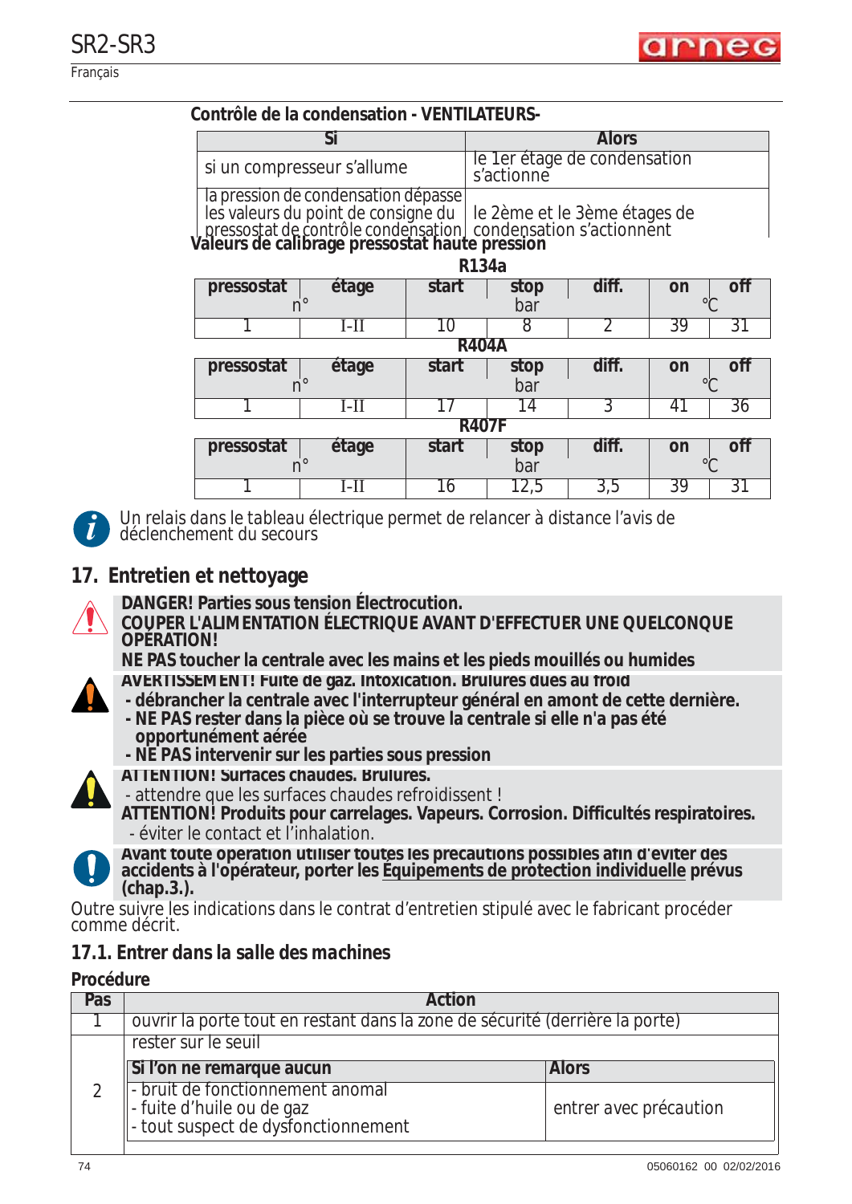**Contrôle de la condensation - VENTILATEURS-**

| Si | Alors |
|---|---|
| si un compresseur s'allume | le 1er étage de condensation s'actionne |
| la pression de condensation dépasse les valeurs du point de consigne du pressostat de contrôle condensation | le 2ème et le 3ème étages de condensation s'actionnent |

**Valeurs de calibrage pressostat haute pression**

**R134a**

| pressostat n° | étage | start | stop | diff. | on | off |
|---|---|---|---|---|---|---|
| | | | bar | | | °C |
| 1 | I-II | 10 | 8 | 2 | 39 | 31 |

**R404A**

| pressostat n° | étage | start | stop | diff. | on | off |
|---|---|---|---|---|---|---|
| | | | bar | | | °C |
| 1 | I-II | 17 | 14 | 3 | 41 | 36 |

**R407F**

| pressostat n° | étage | start | stop | diff. | on | off |
|---|---|---|---|---|---|---|
| | | | bar | | | °C |
| 1 | I-II | 16 | 12,5 | 3,5 | 39 | 31 |

*Un relais dans le tableau électrique permet de relancer à distance l'avis de déclenchement du secours*

## 17. Entretien et nettoyage

**DANGER! Parties sous tension Électrocution.**
**COUPER L'ALIMENTATION ÉLECTRIQUE AVANT D'EFFECTUER UNE QUELCONQUE OPÉRATION!**
**NE PAS toucher la centrale avec les mains et les pieds mouillés ou humides**

**AVERTISSEMENT! Fuite de gaz. Intoxication. Brulures dues au froid**
- **débrancher la centrale avec l'interrupteur général en amont de cette dernière.**
- **NE PAS rester dans la pièce où se trouve la centrale si elle n'a pas été opportunément aérée**
- **NE PAS intervenir sur les parties sous pression**

**ATTENTION! Surfaces chaudes. Brulures.**
- attendre que les surfaces chaudes refroidissent !

**ATTENTION! Produits pour carrelages. Vapeurs. Corrosion. Difficultés respiratoires.**
- éviter le contact et l'inhalation.

**Avant toute opération utiliser toutes les précautions possibles afin d'éviter des accidents à l'opérateur, porter les Équipements de protection individuelle prévus (chap.3.).**

Outre suivre les indications dans le contrat d'entretien stipulé avec le fabricant procéder comme décrit.

### 17.1. Entrer dans la salle des machines

**Procédure**

| Pas | Action | |
|---|---|---|
| 1 | ouvrir la porte tout en restant dans la zone de sécurité (derrière la porte) | |
| 2 | rester sur le seuil | |
| | **Si l'on ne remarque aucun** | **Alors** |
| | - bruit de fonctionnement anomal<br>- fuite d'huile ou de gaz<br>- tout suspect de dysfonctionnement | entrer avec précaution |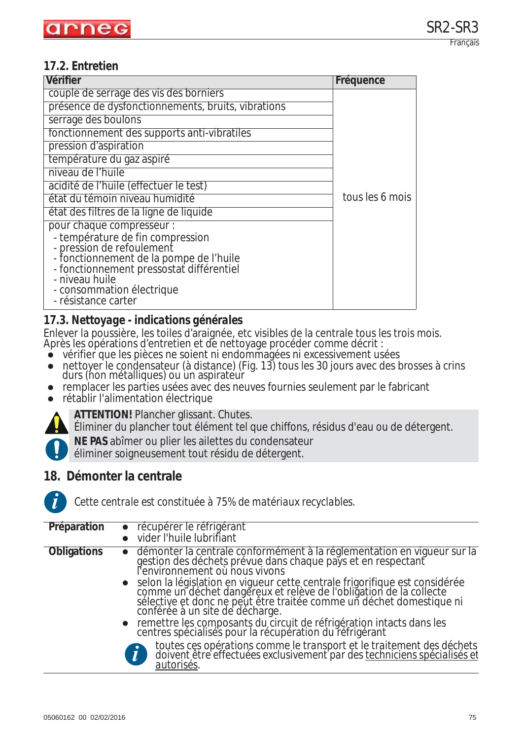## 17.2. Entretien

| Vérifier | Fréquence |
|---|---|
| couple de serrage des vis des borniers | tous les 6 mois |
| présence de dysfonctionnements, bruits, vibrations | |
| serrage des boulons | |
| fonctionnement des supports anti-vibratiles | |
| pression d'aspiration | |
| température du gaz aspiré | |
| niveau de l'huile | |
| acidité de l'huile (effectuer le test) | |
| état du témoin niveau humidité | |
| état des filtres de la ligne de liquide | |
| pour chaque compresseur :<br>- température de fin compression<br>- pression de refoulement<br>- fonctionnement de la pompe de l'huile<br>- fonctionnement pressostat différentiel<br>- niveau huile<br>- consommation électrique<br>- résistance carter | |

## 17.3. Nettoyage - indications générales

Enlever la poussière, les toiles d'araignée, etc visibles de la centrale tous les trois mois.
Après les opérations d'entretien et de nettoyage procéder comme décrit :

- vérifier que les pièces ne soient ni endommagées ni excessivement usées
- nettoyer le condensateur (à distance) (Fig. 13) tous les 30 jours avec des brosses à crins durs (non métalliques) ou un aspirateur
- remplacer les parties usées avec des neuves fournies seulement par le fabricant
- rétablir l'alimentation électrique

**ATTENTION!** Plancher glissant. Chutes.
Éliminer du plancher tout élément tel que chiffons, résidus d'eau ou de détergent.

**NE PAS** abîmer ou plier les ailettes du condensateur
éliminer soigneusement tout résidu de détergent.

## 18. Démonter la centrale

*Cette centrale est constituée à 75% de matériaux recyclables.*

**Préparation**

- récupérer le réfrigérant
- vider l'huile lubrifiant

**Obligations**

- démonter la centrale conformément à la réglementation en vigueur sur la gestion des déchets prévue dans chaque pays et en respectant l'environnement où nous vivons
- selon la législation en vigueur cette centrale frigorifique est considérée comme un déchet dangéreux et relève de l'obligation de la collecte sélective et donc ne peut être traitée comme un déchet domestique ni conférée à un site de décharge.
- remettre les composants du circuit de réfrigération intacts dans les centres spécialisés pour la récupération du réfrigérant

toutes ces opérations comme le transport et le traitement des déchets doivent être effectuées exclusivement par des techniciens spécialisés et autorisés.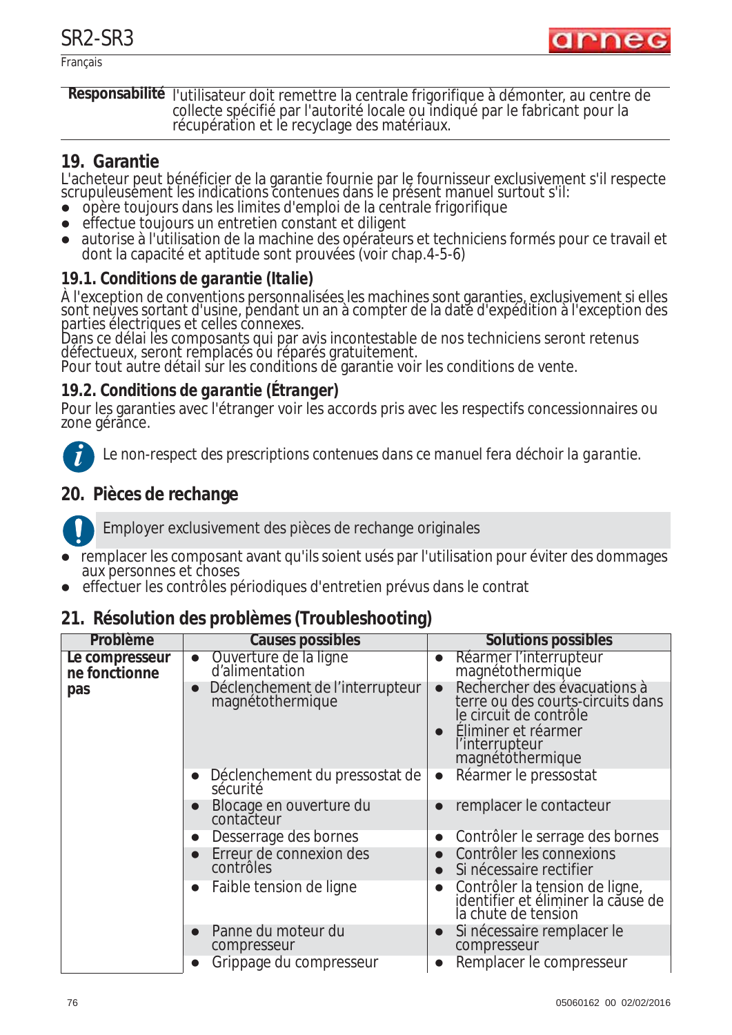| Responsabilité | l'utilisateur doit remettre la centrale frigorifique à démonter, au centre de collecte spécifié par l'autorité locale ou indiqué par le fabricant pour la récupération et le recyclage des matériaux. |
|---|---|

## 19. Garantie

L'acheteur peut bénéficier de la garantie fournie par le fournisseur exclusivement s'il respecte scrupuleusement les indications contenues dans le présent manuel surtout s'il:

- opère toujours dans les limites d'emploi de la centrale frigorifique
- effectue toujours un entretien constant et diligent
- autorise à l'utilisation de la machine des opérateurs et techniciens formés pour ce travail et dont la capacité et aptitude sont prouvées (voir chap.4-5-6)

### 19.1. Conditions de garantie (Italie)

À l'exception de conventions personnalisées les machines sont garanties, exclusivement si elles sont neuves sortant d'usine, pendant un an à compter de la date d'expédition à l'exception des parties électriques et celles connexes.
Dans ce délai les composants qui par avis incontestable de nos techniciens seront retenus défectueux, seront remplacés ou réparés gratuitement.
Pour tout autre détail sur les conditions de garantie voir les conditions de vente.

### 19.2. Conditions de garantie (Étranger)

Pour les garanties avec l'étranger voir les accords pris avec les respectifs concessionnaires ou zone gérance.

*Le non-respect des prescriptions contenues dans ce manuel fera déchoir la garantie.*

## 20. Pièces de rechange

Employer exclusivement des pièces de rechange originales

- remplacer les composant avant qu'ils soient usés par l'utilisation pour éviter des dommages aux personnes et choses
- effectuer les contrôles périodiques d'entretien prévus dans le contrat

## 21. Résolution des problèmes (Troubleshooting)

| Problème | Causes possibles | Solutions possibles |
|---|---|---|
| **Le compresseur ne fonctionne pas** | ● Ouverture de la ligne d'alimentation | ● Réarmer l'interrupteur magnétothermique |
| | ● Déclenchement de l'interrupteur magnétothermique | ● Rechercher des évacuations à terre ou des courts-circuits dans le circuit de contrôle<br>● Éliminer et réarmer l'interrupteur magnétothermique |
| | ● Déclenchement du pressostat de sécurité | ● Réarmer le pressostat |
| | ● Blocage en ouverture du contacteur | ● remplacer le contacteur |
| | ● Desserrage des bornes | ● Contrôler le serrage des bornes |
| | ● Erreur de connexion des contrôles | ● Contrôler les connexions<br>● Si nécessaire rectifier |
| | ● Faible tension de ligne | ● Contrôler la tension de ligne, identifier et éliminer la cause de la chute de tension |
| | ● Panne du moteur du compresseur | ● Si nécessaire remplacer le compresseur |
| | ● Grippage du compresseur | ● Remplacer le compresseur |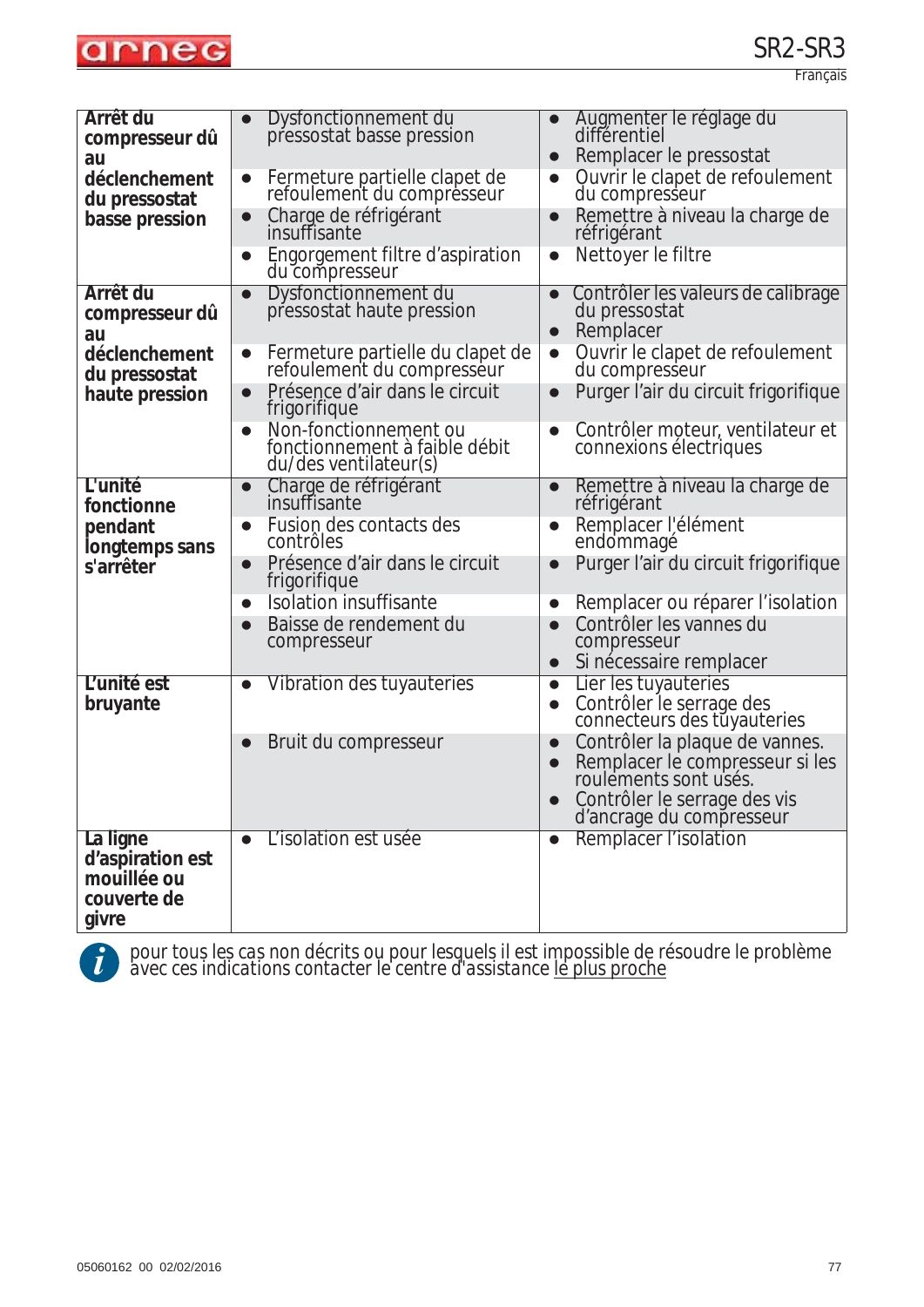| | | |
|---|---|---|
| **Arrêt du compresseur dû au déclenchement du pressostat basse pression** | • Dysfonctionnement du pressostat basse pression | • Augmenter le réglage du différentiel<br>• Remplacer le pressostat |
| | • Fermeture partielle clapet de refoulement du compresseur | • Ouvrir le clapet de refoulement du compresseur |
| | • Charge de réfrigérant insuffisante | • Remettre à niveau la charge de réfrigérant |
| | • Engorgement filtre d'aspiration du compresseur | • Nettoyer le filtre |
| **Arrêt du compresseur dû au déclenchement du pressostat haute pression** | • Dysfonctionnement du pressostat haute pression | • Contrôler les valeurs de calibrage du pressostat<br>• Remplacer |
| | • Fermeture partielle du clapet de refoulement du compresseur | • Ouvrir le clapet de refoulement du compresseur |
| | • Présence d'air dans le circuit frigorifique | • Purger l'air du circuit frigorifique |
| | • Non-fonctionnement ou fonctionnement à faible débit du/des ventilateur(s) | • Contrôler moteur, ventilateur et connexions électriques |
| **L'unité fonctionne pendant longtemps sans s'arrêter** | • Charge de réfrigérant insuffisante | • Remettre à niveau la charge de réfrigérant |
| | • Fusion des contacts des contrôles | • Remplacer l'élément endommagé |
| | • Présence d'air dans le circuit frigorifique | • Purger l'air du circuit frigorifique |
| | • Isolation insuffisante | • Remplacer ou réparer l'isolation |
| | • Baisse de rendement du compresseur | • Contrôler les vannes du compresseur<br>• Si nécessaire remplacer |
| **L'unité est bruyante** | • Vibration des tuyauteries | • Lier les tuyauteries<br>• Contrôler le serrage des connecteurs des tuyauteries |
| | • Bruit du compresseur | • Contrôler la plaque de vannes.<br>• Remplacer le compresseur si les roulements sont usés.<br>• Contrôler le serrage des vis d'ancrage du compresseur |
| **La ligne d'aspiration est mouillée ou couverte de givre** | • L'isolation est usée | • Remplacer l'isolation |

pour tous les cas non décrits ou pour lesquels il est impossible de résoudre le problème avec ces indications contacter le centre d'assistance le plus proche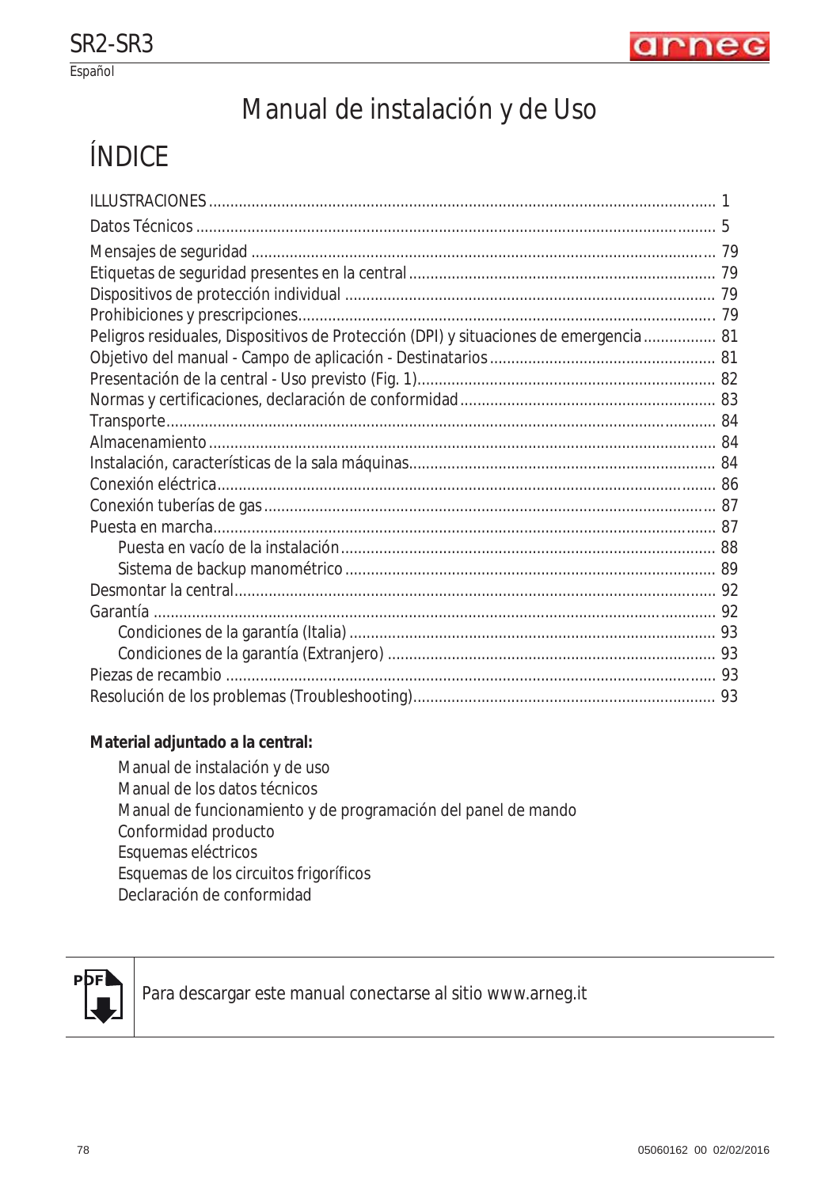# Manual de instalación y de Uso

## ÍNDICE

ILLUSTRACIONES .......... 1
Datos Técnicos .......... 5
Mensajes de seguridad .......... 79
Etiquetas de seguridad presentes en la central .......... 79
Dispositivos de protección individual .......... 79
Prohibiciones y prescripciones .......... 79
Peligros residuales, Dispositivos de Protección (DPI) y situaciones de emergencia .......... 81
Objetivo del manual - Campo de aplicación - Destinatarios .......... 81
Presentación de la central - Uso previsto (Fig. 1) .......... 82
Normas y certificaciones, declaración de conformidad .......... 83
Transporte .......... 84
Almacenamiento .......... 84
Instalación, características de la sala máquinas .......... 84
Conexión eléctrica .......... 86
Conexión tuberías de gas .......... 87
Puesta en marcha .......... 87
- Puesta en vacío de la instalación .......... 88
- Sistema de backup manométrico .......... 89

Desmontar la central .......... 92
Garantía .......... 92
- Condiciones de la garantía (Italia) .......... 93
- Condiciones de la garantía (Extranjero) .......... 93

Piezas de recambio .......... 93
Resolución de los problemas (Troubleshooting) .......... 93

**Material adjuntado a la central:**

- Manual de instalación y de uso
- Manual de los datos técnicos
- Manual de funcionamiento y de programación del panel de mando
- Conformidad producto
- Esquemas eléctricos
- Esquemas de los circuitos frigoríficos
- Declaración de conformidad

Para descargar este manual conectarse al sitio www.arneg.it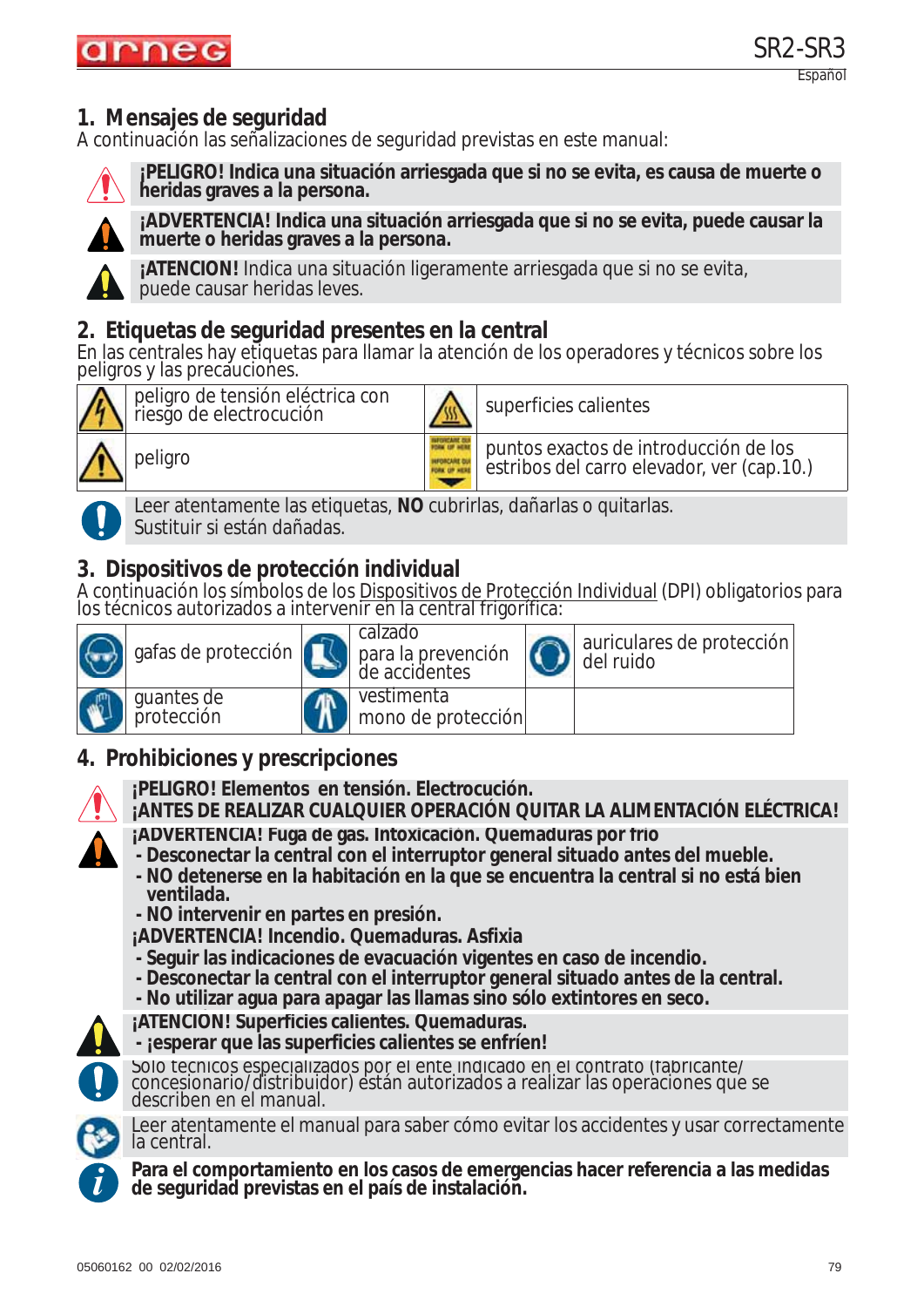## 1. Mensajes de seguridad

A continuación las señalizaciones de seguridad previstas en este manual:

**¡PELIGRO! Indica una situación arriesgada que si no se evita, es causa de muerte o heridas graves a la persona.**

**¡ADVERTENCIA! Indica una situación arriesgada que si no se evita, puede causar la muerte o heridas graves a la persona.**

**¡ATENCION!** Indica una situación ligeramente arriesgada que si no se evita, puede causar heridas leves.

## 2. Etiquetas de seguridad presentes en la central

En las centrales hay etiquetas para llamar la atención de los operadores y técnicos sobre los peligros y las precauciones.

| | | | |
|---|---|---|---|
| | peligro de tensión eléctrica con riesgo de electrocución | | superficies calientes |
| | peligro | | puntos exactos de introducción de los estribos del carro elevador, ver (cap.10.) |

Leer atentamente las etiquetas, **NO** cubrirlas, dañarlas o quitarlas.
Sustituir si están dañadas.

## 3. Dispositivos de protección individual

A continuación los símbolos de los Dispositivos de Protección Individual (DPI) obligatorios para los técnicos autorizados a intervenir en la central frigorífica:

| | | | | | |
|---|---|---|---|---|---|
| | gafas de protección | | calzado para la prevención de accidentes | | auriculares de protección del ruido |
| | guantes de protección | | vestimenta mono de protección | | |

## 4. Prohibiciones y prescripciones

**¡PELIGRO! Elementos en tensión. Electrocución.**
**¡ANTES DE REALIZAR CUALQUIER OPERACIÓN QUITAR LA ALIMENTACIÓN ELÉCTRICA!**

**¡ADVERTENCIA! Fuga de gas. Intoxicación. Quemaduras por frío**
- **Desconectar la central con el interruptor general situado antes del mueble.**
- **NO detenerse en la habitación en la que se encuentra la central si no está bien ventilada.**
- **NO intervenir en partes en presión.**

**¡ADVERTENCIA! Incendio. Quemaduras. Asfixia**
- **Seguir las indicaciones de evacuación vigentes en caso de incendio.**
- **Desconectar la central con el interruptor general situado antes de la central.**
- **No utilizar agua para apagar las llamas sino sólo extintores en seco.**

**¡ATENCION! Superficies calientes. Quemaduras.**
- **¡esperar que las superficies calientes se enfríen!**

Sólo técnicos especializados por el ente indicado en el contrato (fabricante/ concesionario/distribuidor) están autorizados a realizar las operaciones que se describen en el manual.

Leer atentamente el manual para saber cómo evitar los accidentes y usar correctamente la central.

**Para el comportamiento en los casos de emergencias hacer referencia a las medidas de seguridad previstas en el país de instalación.**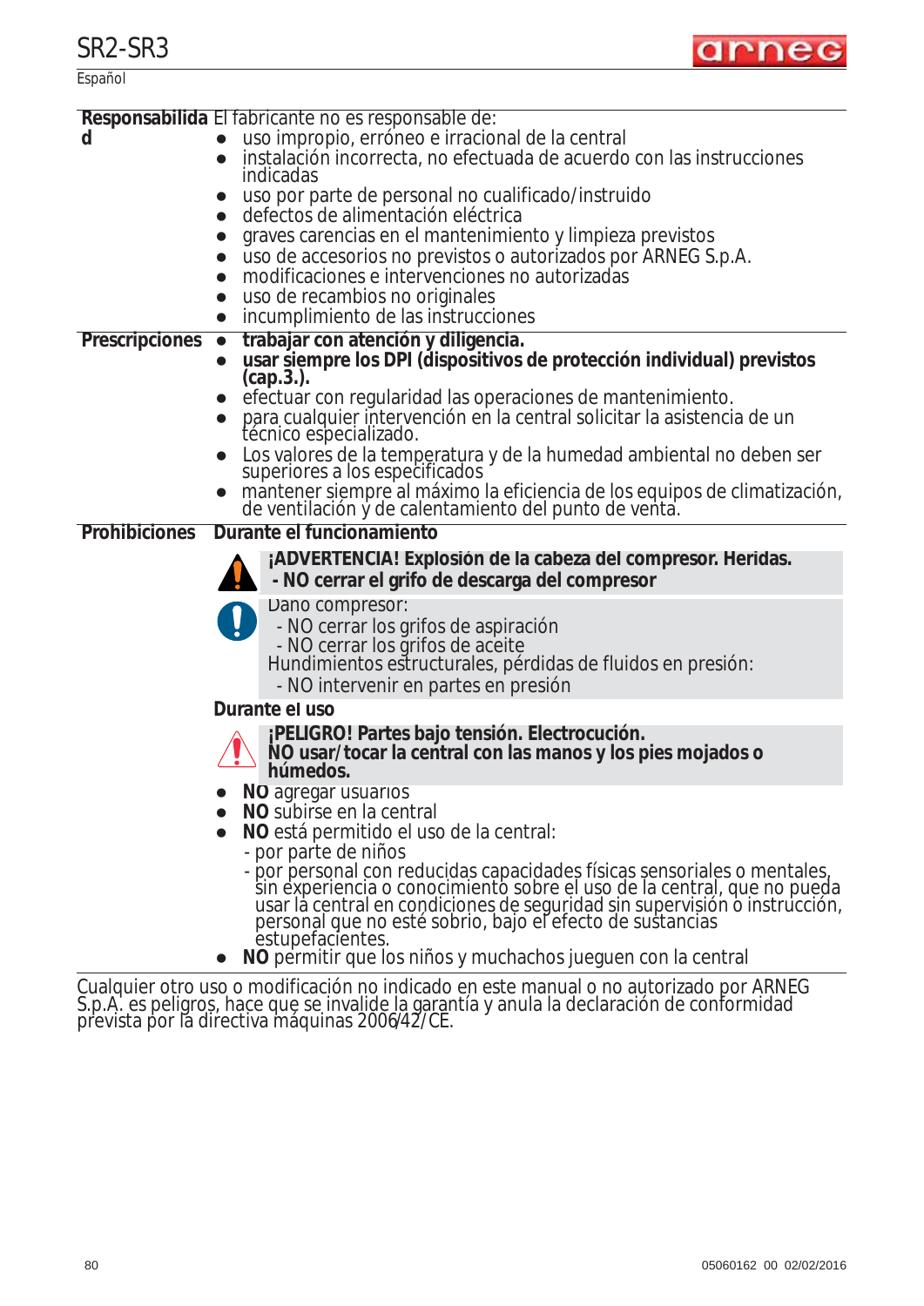| | |
|---|---|
| **Responsabilidad** | El fabricante no es responsable de:<br>● uso impropio, erróneo e irracional de la central<br>● instalación incorrecta, no efectuada de acuerdo con las instrucciones indicadas<br>● uso por parte de personal no cualificado/instruido<br>● defectos de alimentación eléctrica<br>● graves carencias en el mantenimiento y limpieza previstos<br>● uso de accesorios no previstos o autorizados por ARNEG S.p.A.<br>● modificaciones e intervenciones no autorizadas<br>● uso de recambios no originales<br>● incumplimiento de las instrucciones |
| **Prescripciones** | ● **trabajar con atención y diligencia.**<br>● **usar siempre los DPI (dispositivos de protección individual) previstos (cap.3.).**<br>● efectuar con regularidad las operaciones de mantenimiento.<br>● para cualquier intervención en la central solicitar la asistencia de un técnico especializado.<br>● Los valores de la temperatura y de la humedad ambiental no deben ser superiores a los especificados<br>● mantener siempre al máximo la eficiencia de los equipos de climatización, de ventilación y de calentamiento del punto de venta. |
| **Prohibiciones** | **Durante el funcionamiento**<br>**¡ADVERTENCIA! Explosión de la cabeza del compresor. Heridas.**<br>**- NO cerrar el grifo de descarga del compresor**<br>Daño compresor:<br>- NO cerrar los grifos de aspiración<br>- NO cerrar los grifos de aceite<br>Hundimientos estructurales, pérdidas de fluidos en presión:<br>- NO intervenir en partes en presión<br>**Durante el uso**<br>**¡PELIGRO! Partes bajo tensión. Electrocución.**<br>**NO usar/tocar la central con las manos y los pies mojados o húmedos.**<br>● **NO** agregar usuarios<br>● **NO** subirse en la central<br>● **NO** está permitido el uso de la central:<br>- por parte de niños<br>- por personal con reducidas capacidades físicas sensoriales o mentales, sin experiencia o conocimiento sobre el uso de la central, que no pueda usar la central en condiciones de seguridad sin supervisión o instrucción, personal que no esté sobrio, bajo el efecto de sustancias estupefacientes.<br>● **NO** permitir que los niños y muchachos jueguen con la central |

Cualquier otro uso o modificación no indicado en este manual o no autorizado por ARNEG S.p.A. es peligros, hace que se invalide la garantía y anula la declaración de conformidad prevista por la directiva máquinas 2006/42/CE.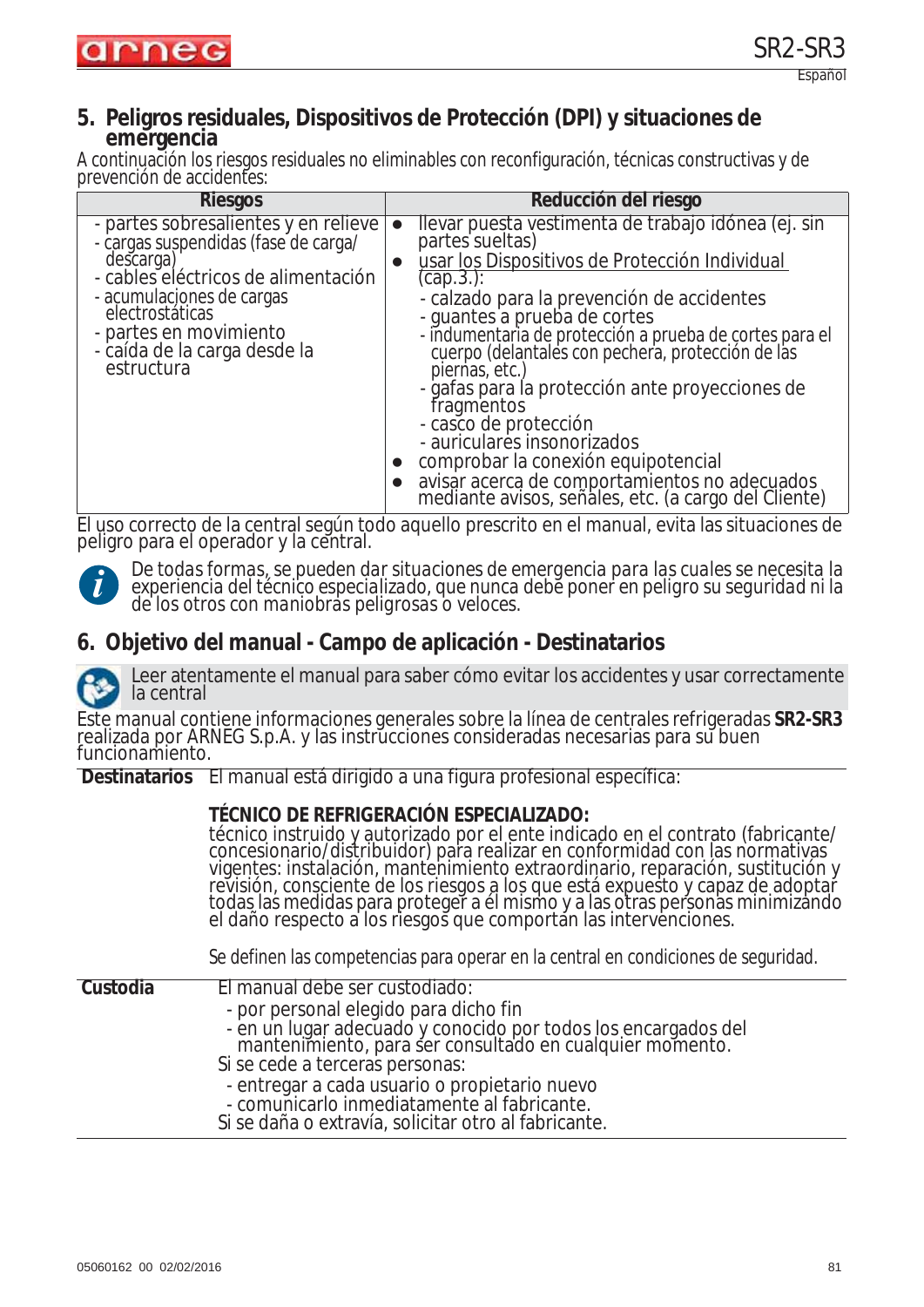## 5. Peligros residuales, Dispositivos de Protección (DPI) y situaciones de emergencia

A continuación los riesgos residuales no eliminables con reconfiguración, técnicas constructivas y de prevención de accidentes:

| Riesgos | Reducción del riesgo |
|---|---|
| - partes sobresalientes y en relieve<br>- cargas suspendidas (fase de carga/descarga)<br>- cables eléctricos de alimentación<br>- acumulaciones de cargas electrostáticas<br>- partes en movimiento<br>- caída de la carga desde la estructura | ● llevar puesta vestimenta de trabajo idónea (ej. sin partes sueltas)<br>● usar los Dispositivos de Protección Individual (cap.3.):<br>- calzado para la prevención de accidentes<br>- guantes a prueba de cortes<br>- indumentaria de protección a prueba de cortes para el cuerpo (delantales con pechera, protección de las piernas, etc.)<br>- gafas para la protección ante proyecciones de fragmentos<br>- casco de protección<br>- auriculares insonorizados<br>● comprobar la conexión equipotencial<br>● avisar acerca de comportamientos no adecuados mediante avisos, señales, etc. (a cargo del Cliente) |

El uso correcto de la central según todo aquello prescrito en el manual, evita las situaciones de peligro para el operador y la central.

De todas formas, se pueden dar situaciones de emergencia para las cuales se necesita la experiencia del técnico especializado, que nunca debe poner en peligro su seguridad ni la de los otros con maniobras peligrosas o veloces.

## 6. Objetivo del manual - Campo de aplicación - Destinatarios

Leer atentamente el manual para saber cómo evitar los accidentes y usar correctamente la central

Este manual contiene informaciones generales sobre la línea de centrales refrigeradas **SR2-SR3** realizada por ARNEG S.p.A. y las instrucciones consideradas necesarias para su buen funcionamiento.

**Destinatarios** El manual está dirigido a una figura profesional específica:

**TÉCNICO DE REFRIGERACIÓN ESPECIALIZADO:**
técnico instruido y autorizado por el ente indicado en el contrato (fabricante/ concesionario/distribuidor) para realizar en conformidad con las normativas vigentes: instalación, mantenimiento extraordinario, reparación, sustitución y revisión, consciente de los riesgos a los que está expuesto y capaz de adoptar todas las medidas para proteger a él mismo y a las otras personas minimizando el daño respecto a los riesgos que comportan las intervenciones.

Se definen las competencias para operar en la central en condiciones de seguridad.

**Custodia** El manual debe ser custodiado:

- por personal elegido para dicho fin
- en un lugar adecuado y conocido por todos los encargados del mantenimiento, para ser consultado en cualquier momento.

Si se cede a terceras personas:

- entregar a cada usuario o propietario nuevo
- comunicarlo inmediatamente al fabricante.

Si se daña o extravía, solicitar otro al fabricante.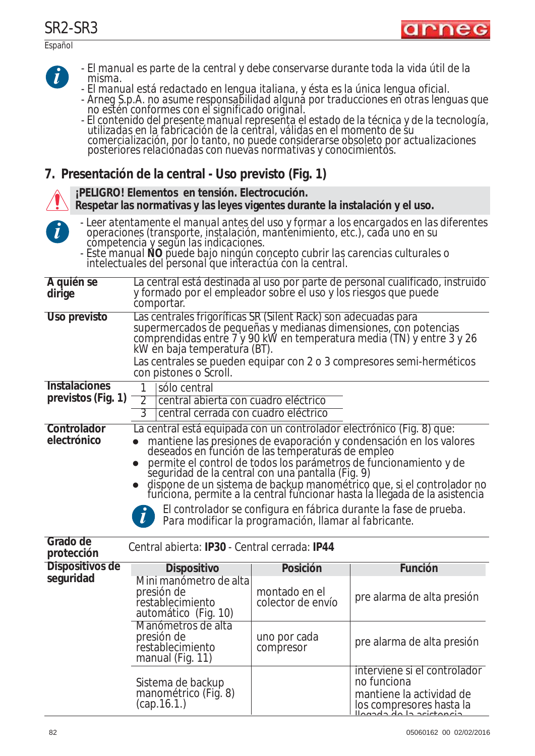- El manual es parte de la central y debe conservarse durante toda la vida útil de la misma.
- El manual está redactado en lengua italiana, y ésta es la única lengua oficial.
- Arneg S.p.A. no asume responsabilidad alguna por traducciones en otras lenguas que no estén conformes con el significado original.
- El contenido del presente manual representa el estado de la técnica y de la tecnología, utilizadas en la fabricación de la central, válidas en el momento de su comercialización, por lo tanto, no puede considerarse obsoleto por actualizaciones posteriores relacionadas con nuevas normativas y conocimientos.

## 7. Presentación de la central - Uso previsto (Fig. 1)

**¡PELIGRO! Elementos en tensión. Electrocución.**
**Respetar las normativas y las leyes vigentes durante la instalación y el uso.**

- Leer atentamente el manual antes del uso y formar a los encargados en las diferentes operaciones (transporte, instalación, mantenimiento, etc.), cada uno en su competencia y según las indicaciones.
- Este manual **NO** puede bajo ningún concepto cubrir las carencias culturales o intelectuales del personal que interactúa con la central.

**A quién se dirige**

La central está destinada al uso por parte de personal cualificado, instruido y formado por el empleador sobre el uso y los riesgos que puede comportar.

**Uso previsto**

Las centrales frigoríficas SR (Silent Rack) son adecuadas para supermercados de pequeñas y medianas dimensiones, con potencias comprendidas entre 7 y 90 kW en temperatura media (TN) y entre 3 y 26 kW en baja temperatura (BT).

Las centrales se pueden equipar con 2 o 3 compresores semi-herméticos con pistones o Scroll.

**Instalaciones previstos (Fig. 1)**

| | |
|---|---|
| 1 | sólo central |
| 2 | central abierta con cuadro eléctrico |
| 3 | central cerrada con cuadro eléctrico |

**Controlador electrónico**

La central está equipada con un controlador electrónico (Fig. 8) que:

- mantiene las presiones de evaporación y condensación en los valores deseados en función de las temperaturas de empleo
- permite el control de todos los parámetros de funcionamiento y de seguridad de la central con una pantalla (Fig. 9)
- dispone de un sistema de backup manométrico que, si el controlador no funciona, permite a la central funcionar hasta la llegada de la asistencia

El controlador se configura en fábrica durante la fase de prueba. Para modificar la programación, llamar al fabricante.

**Grado de protección**

Central abierta: **IP30** - Central cerrada: **IP44**

**Dispositivos de seguridad**

| Dispositivo | Posición | Función |
|---|---|---|
| Mini manómetro de alta presión de restablecimiento automático (Fig. 10) | montado en el colector de envío | pre alarma de alta presión |
| Manómetros de alta presión de restablecimiento manual (Fig. 11) | uno por cada compresor | pre alarma de alta presión |
| Sistema de backup manométrico (Fig. 8) (cap.16.1.) | | interviene si el controlador no funciona mantiene la actividad de los compresores hasta la llegada de la asistencia |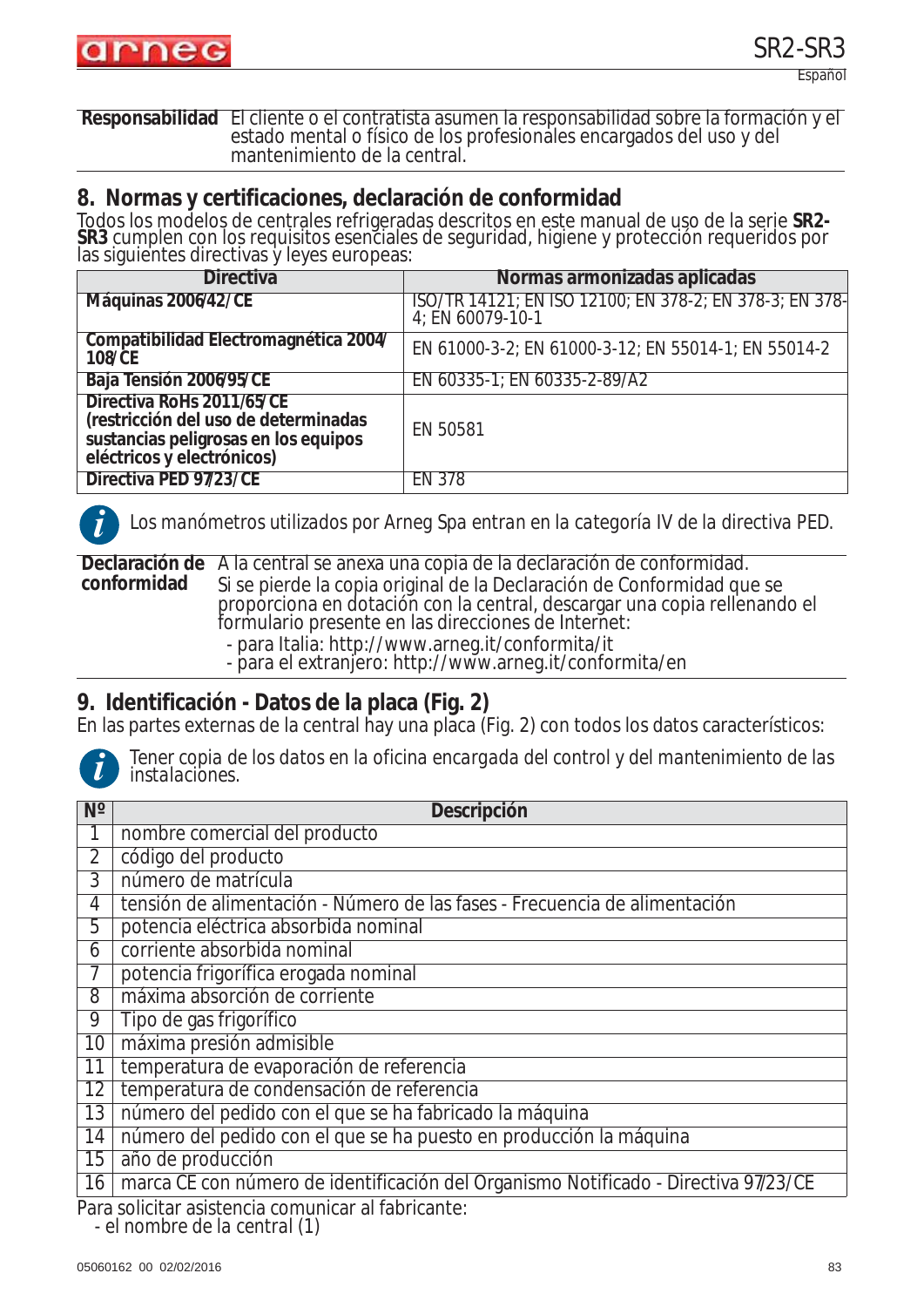| **Responsabilidad** | El cliente o el contratista asumen la responsabilidad sobre la formación y el estado mental o físico de los profesionales encargados del uso y del mantenimiento de la central. |
|---|---|

## 8. Normas y certificaciones, declaración de conformidad

Todos los modelos de centrales refrigeradas descritos en este manual de uso de la serie **SR2-SR3** cumplen con los requisitos esenciales de seguridad, higiene y protección requeridos por las siguientes directivas y leyes europeas:

| Directiva | Normas armonizadas aplicadas |
|---|---|
| **Máquinas 2006/42/CE** | ISO/TR 14121; EN ISO 12100; EN 378-2; EN 378-3; EN 378-4; EN 60079-10-1 |
| **Compatibilidad Electromagnética 2004/108/CE** | EN 61000-3-2; EN 61000-3-12; EN 55014-1; EN 55014-2 |
| **Baja Tensión 2006/95/CE** | EN 60335-1; EN 60335-2-89/A2 |
| **Directiva RoHs 2011/65/CE (restricción del uso de determinadas sustancias peligrosas en los equipos eléctricos y electrónicos)** | EN 50581 |
| **Directiva PED 97/23/CE** | EN 378 |

*Los manómetros utilizados por Arneg Spa entran en la categoría IV de la directiva PED.*

**Declaración de conformidad**

A la central se anexa una copia de la declaración de conformidad.
Si se pierde la copia original de la Declaración de Conformidad que se proporciona en dotación con la central, descargar una copia rellenando el formulario presente en las direcciones de Internet:

- para Italia: http://www.arneg.it/conformita/it
- para el extranjero: http://www.arneg.it/conformita/en

## 9. Identificación - Datos de la placa (Fig. 2)

En las partes externas de la central hay una placa (Fig. 2) con todos los datos característicos:

*Tener copia de los datos en la oficina encargada del control y del mantenimiento de las instalaciones.*

| Nº | Descripción |
|---|---|
| 1 | nombre comercial del producto |
| 2 | código del producto |
| 3 | número de matrícula |
| 4 | tensión de alimentación - Número de las fases - Frecuencia de alimentación |
| 5 | potencia eléctrica absorbida nominal |
| 6 | corriente absorbida nominal |
| 7 | potencia frigorífica erogada nominal |
| 8 | máxima absorción de corriente |
| 9 | Tipo de gas frigorífico |
| 10 | máxima presión admisible |
| 11 | temperatura de evaporación de referencia |
| 12 | temperatura de condensación de referencia |
| 13 | número del pedido con el que se ha fabricado la máquina |
| 14 | número del pedido con el que se ha puesto en producción la máquina |
| 15 | año de producción |
| 16 | marca CE con número de identificación del Organismo Notificado - Directiva 97/23/CE |

Para solicitar asistencia comunicar al fabricante:

- el nombre de la central (1)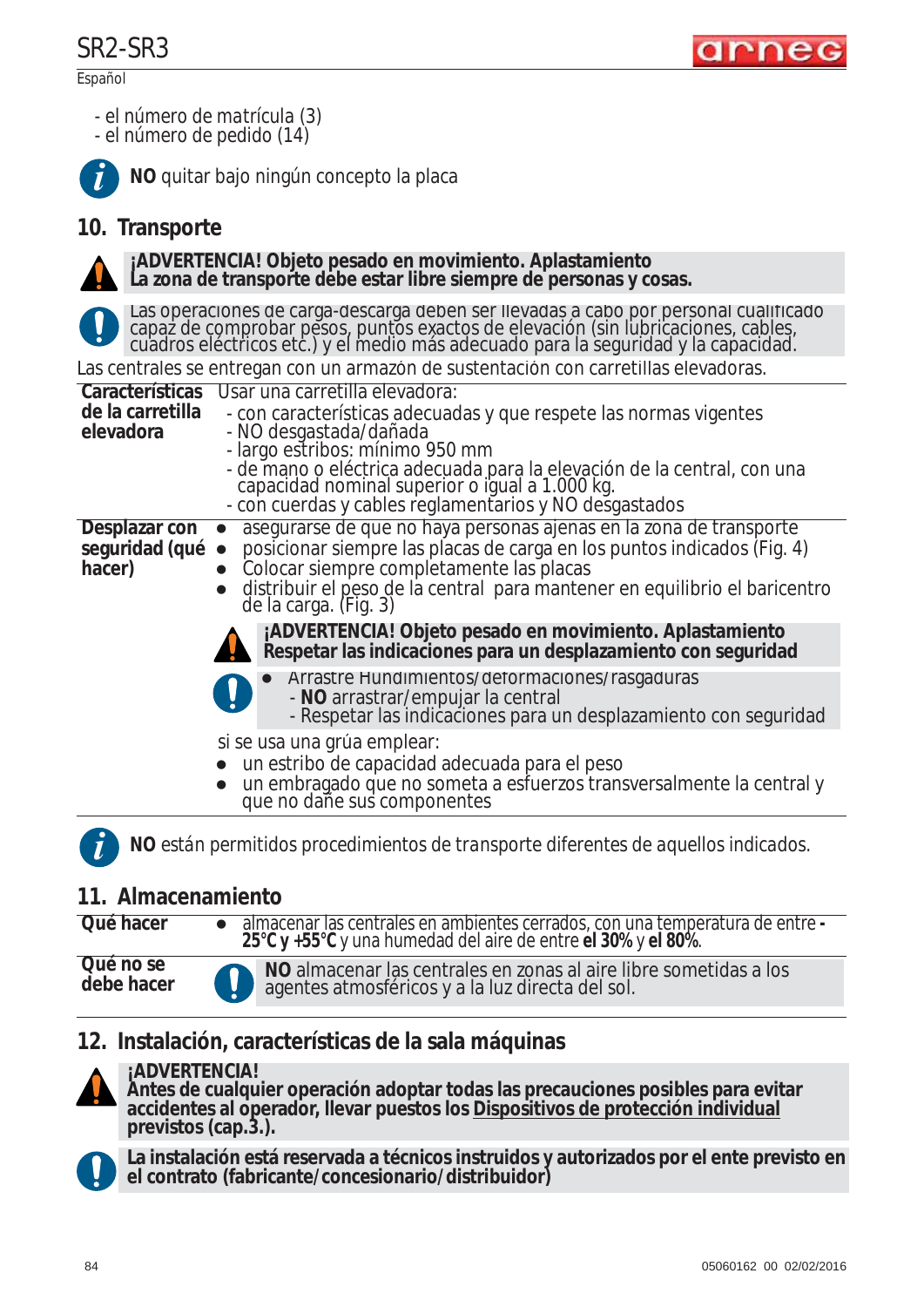- el número de matrícula (3)
- el número de pedido (14)

**NO** quitar bajo ningún concepto la placa

## 10. Transporte

**¡ADVERTENCIA! Objeto pesado en movimiento. Aplastamiento**
**La zona de transporte debe estar libre siempre de personas y cosas.**

Las operaciones de carga-descarga deben ser llevadas a cabo por personal cualificado capaz de comprobar pesos, puntos exactos de elevación (sin lubricaciones, cables, cuadros eléctricos etc.) y el medio más adecuado para la seguridad y la capacidad.

Las centrales se entregan con un armazón de sustentación con carretillas elevadoras.

| | |
|---|---|
| **Características de la carretilla elevadora** | Usar una carretilla elevadora:<br>- con características adecuadas y que respete las normas vigentes<br>- NO desgastada/dañada<br>- largo estribos: mínimo 950 mm<br>- de mano o eléctrica adecuada para la elevación de la central, con una capacidad nominal superior o igual a 1.000 kg.<br>- con cuerdas y cables reglamentarios y NO desgastados |
| **Desplazar con seguridad (qué hacer)** | ● asegurarse de que no haya personas ajenas en la zona de transporte<br>● posicionar siempre las placas de carga en los puntos indicados (Fig. 4)<br>● Colocar siempre completamente las placas<br>● distribuir el peso de la central para mantener en equilibrio el baricentro de la carga. (Fig. 3)<br>**¡ADVERTENCIA! Objeto pesado en movimiento. Aplastamiento**<br>**Respetar las indicaciones para un desplazamiento con seguridad**<br>● Arrastre Hundimientos/deformaciones/rasgaduras<br>- **NO** arrastrar/empujar la central<br>- Respetar las indicaciones para un desplazamiento con seguridad<br>si se usa una grúa emplear:<br>● un estribo de capacidad adecuada para el peso<br>● un embragado que no someta a esfuerzos transversalmente la central y que no dañe sus componentes |

**NO** están permitidos procedimientos de transporte diferentes de aquellos indicados.

## 11. Almacenamiento

| | |
|---|---|
| **Qué hacer** | ● almacenar las centrales en ambientes cerrados, con una temperatura de entre **-25°C y +55°C** y una humedad del aire de entre **el 30%** y **el 80%**. |
| **Qué no se debe hacer** | **NO** almacenar las centrales en zonas al aire libre sometidas a los agentes atmosféricos y a la luz directa del sol. |

## 12. Instalación, características de la sala máquinas

**¡ADVERTENCIA!**
**Antes de cualquier operación adoptar todas las precauciones posibles para evitar accidentes al operador, llevar puestos los <u>Dispositivos de protección individual</u> previstos (cap.3.).**

**La instalación está reservada a técnicos instruidos y autorizados por el ente previsto en el contrato (fabricante/concesionario/distribuidor)**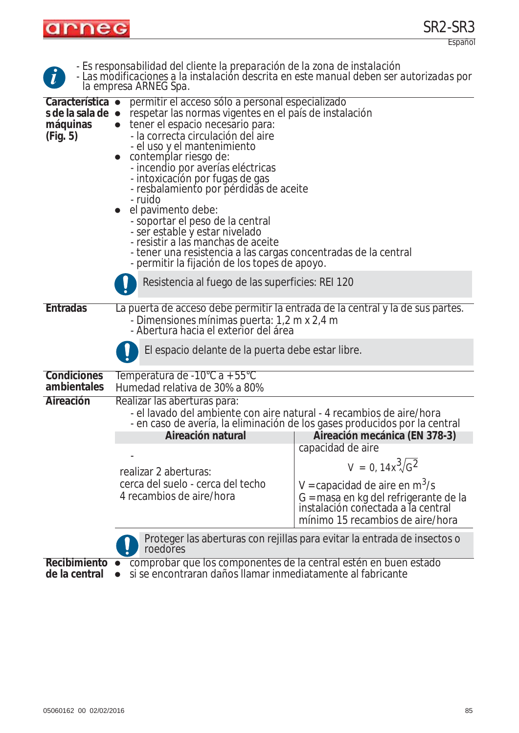- Es responsabilidad del cliente la preparación de la zona de instalación
- Las modificaciones a la instalación descrita en este manual deben ser autorizadas por la empresa ARNEG Spa.

**Características de la sala de máquinas (Fig. 5)**

- permitir el acceso sólo a personal especializado
- respetar las normas vigentes en el país de instalación
- tener el espacio necesario para:
  - la correcta circulación del aire
  - el uso y el mantenimiento
- contemplar riesgo de:
  - incendio por averías eléctricas
  - intoxicación por fugas de gas
  - resbalamiento por pérdidas de aceite
  - ruido
- el pavimento debe:
  - soportar el peso de la central
  - ser estable y estar nivelado
  - resistir a las manchas de aceite
  - tener una resistencia a las cargas concentradas de la central
  - permitir la fijación de los topes de apoyo.

> **!** Resistencia al fuego de las superficies: REI 120

**Entradas**

La puerta de acceso debe permitir la entrada de la central y la de sus partes.
- Dimensiones mínimas puerta: 1,2 m x 2,4 m
- Abertura hacia el exterior del área

> **!** El espacio delante de la puerta debe estar libre.

**Condiciones ambientales**

Temperatura de -10°C a +55°C
Humedad relativa de 30% a 80%

**Aireación**

Realizar las aberturas para:
- el lavado del ambiente con aire natural - 4 recambios de aire/hora
- en caso de avería, la eliminación de los gases producidos por la central

| Aireación natural | Aireación mecánica (EN 378-3) |
|---|---|
| -<br>realizar 2 aberturas:<br>cerca del suelo - cerca del techo<br>4 recambios de aire/hora | capacidad de aire<br>$V = 0,14x\sqrt[3]{G^2}$<br>V = capacidad de aire en $m^3/s$<br>G = masa en kg del refrigerante de la instalación conectada a la central<br>mínimo 15 recambios de aire/hora |

> **!** Proteger las aberturas con rejillas para evitar la entrada de insectos o roedores

**Recibimiento de la central**

- comprobar que los componentes de la central estén en buen estado
- si se encontraran daños llamar inmediatamente al fabricante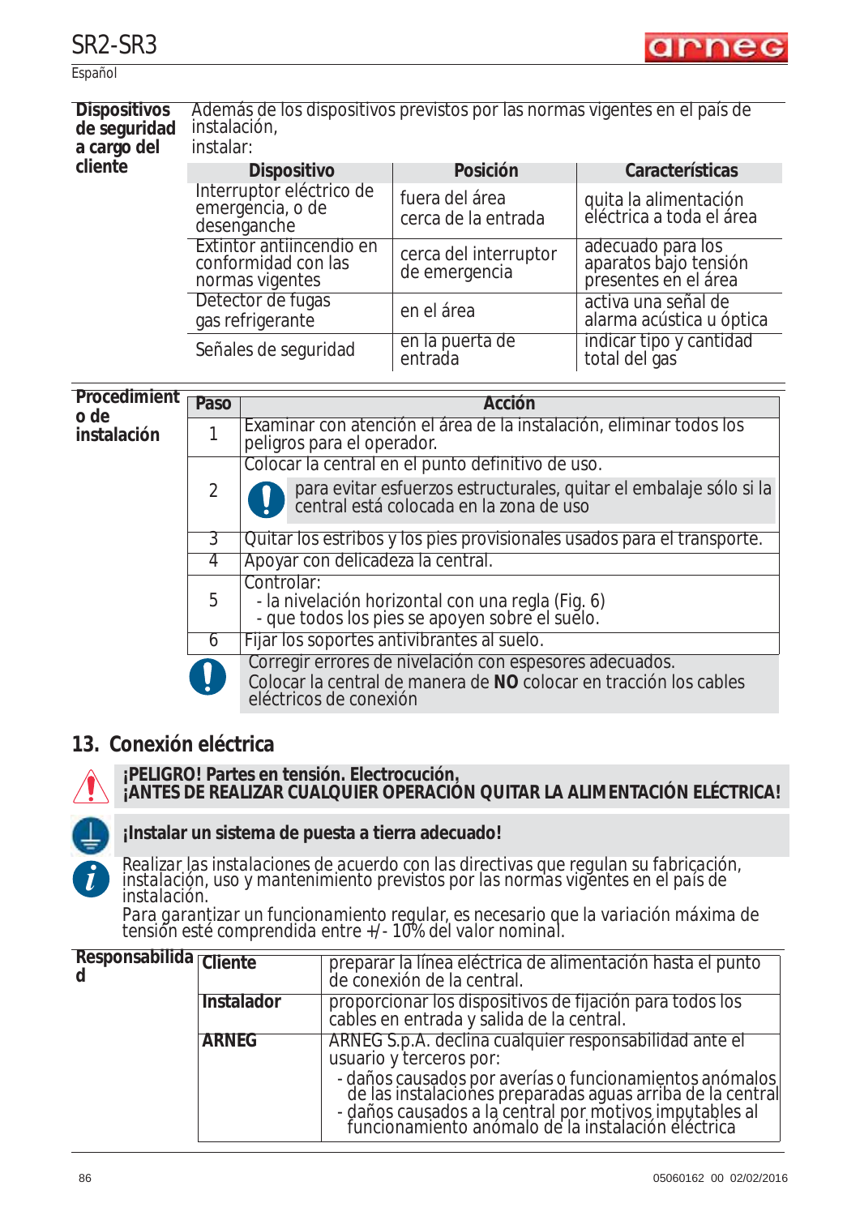**Dispositivos de seguridad a cargo del cliente**

Además de los dispositivos previstos por las normas vigentes en el país de instalación,
instalar:

| Dispositivo | Posición | Características |
|---|---|---|
| Interruptor eléctrico de emergencia, o de desenganche | fuera del área cerca de la entrada | quita la alimentación eléctrica a toda el área |
| Extintor antiincendio en conformidad con las normas vigentes | cerca del interruptor de emergencia | adecuado para los aparatos bajo tensión presentes en el área |
| Detector de fugas gas refrigerante | en el área | activa una señal de alarma acústica u óptica |
| Señales de seguridad | en la puerta de entrada | indicar tipo y cantidad total del gas |

**Procedimiento de instalación**

| Paso | Acción |
|---|---|
| 1 | Examinar con atención el área de la instalación, eliminar todos los peligros para el operador. |
| 2 | Colocar la central en el punto definitivo de uso. ⚠ para evitar esfuerzos estructurales, quitar el embalaje sólo si la central está colocada en la zona de uso |
| 3 | Quitar los estribos y los pies provisionales usados para el transporte. |
| 4 | Apoyar con delicadeza la central. |
| 5 | Controlar:<br>- la nivelación horizontal con una regla (Fig. 6)<br>- que todos los pies se apoyen sobre el suelo. |
| 6 | Fijar los soportes antivibrantes al suelo. |

⚠ Corregir errores de nivelación con espesores adecuados.
Colocar la central de manera de **NO** colocar en tracción los cables eléctricos de conexión

## 13. Conexión eléctrica

**¡PELIGRO! Partes en tensión. Electrocución.**
**¡ANTES DE REALIZAR CUALQUIER OPERACIÓN QUITAR LA ALIMENTACIÓN ELÉCTRICA!**

**¡Instalar un sistema de puesta a tierra adecuado!**

Realizar las instalaciones de acuerdo con las directivas que regulan su fabricación, instalación, uso y mantenimiento previstos por las normas vigentes en el país de instalación.
Para garantizar un funcionamiento regular, es necesario que la variación máxima de tensión esté comprendida entre +/- 10% del valor nominal.

**Responsabilidad**

| | |
|---|---|
| **Cliente** | preparar la línea eléctrica de alimentación hasta el punto de conexión de la central. |
| **Instalador** | proporcionar los dispositivos de fijación para todos los cables en entrada y salida de la central. |
| **ARNEG** | ARNEG S.p.A. declina cualquier responsabilidad ante el usuario y terceros por:<br>- daños causados por averías o funcionamientos anómalos de las instalaciones preparadas aguas arriba de la central<br>- daños causados a la central por motivos imputables al funcionamiento anómalo de la instalación eléctrica |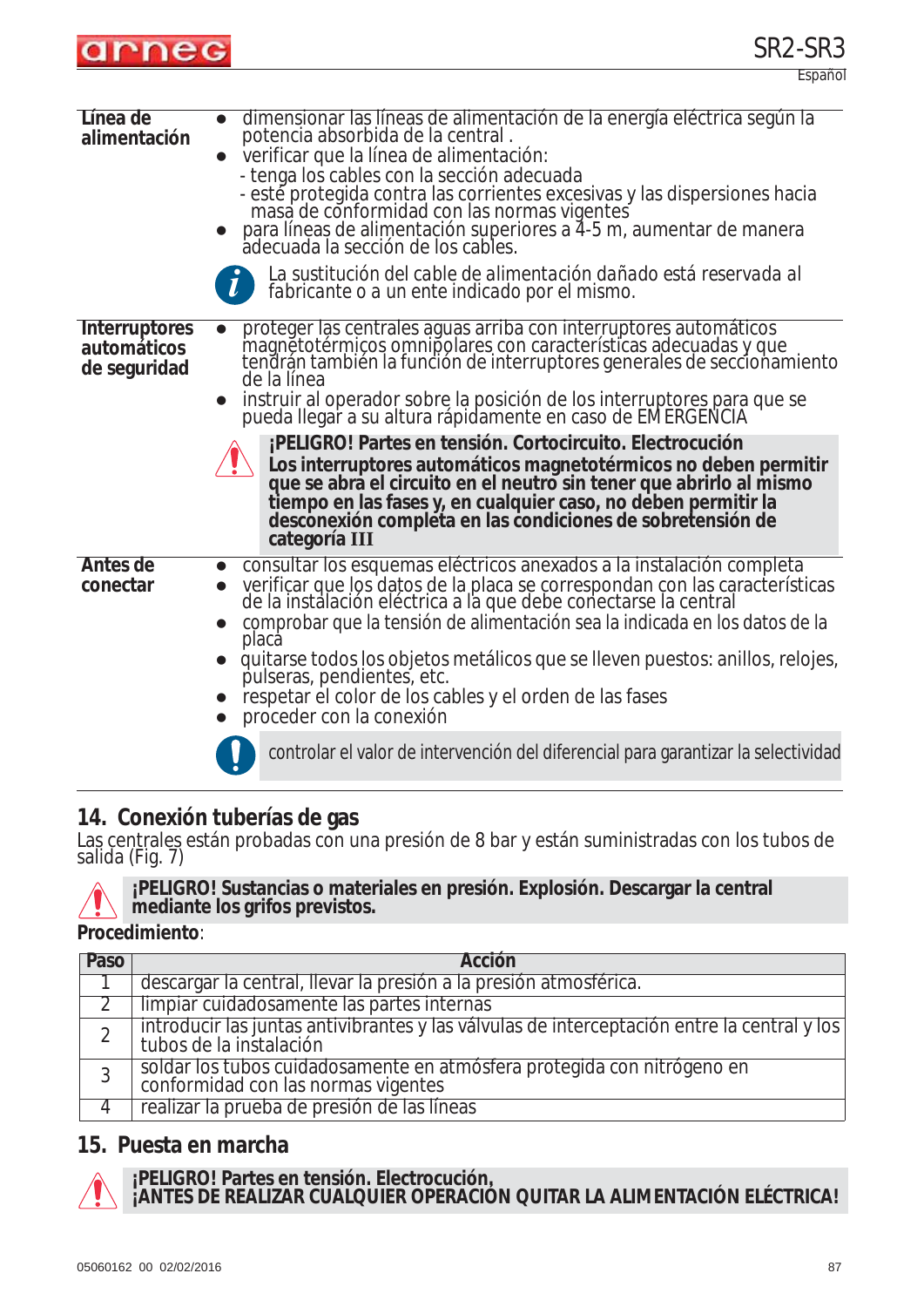| | |
|---|---|
| **Línea de alimentación** | ● dimensionar las líneas de alimentación de la energía eléctrica según la potencia absorbida de la central .<br>● verificar que la línea de alimentación:<br>- tenga los cables con la sección adecuada<br>- esté protegida contra las corrientes excesivas y las dispersiones hacia masa de conformidad con las normas vigentes<br>● para líneas de alimentación superiores a 4-5 m, aumentar de manera adecuada la sección de los cables.<br>*La sustitución del cable de alimentación dañado está reservada al fabricante o a un ente indicado por el mismo.* |
| **Interruptores automáticos de seguridad** | ● proteger las centrales aguas arriba con interruptores automáticos magnetotérmicos omnipolares con características adecuadas y que tendrán también la función de interruptores generales de seccionamiento de la línea<br>● instruir al operador sobre la posición de los interruptores para que se pueda llegar a su altura rápidamente en caso de EMERGENCIA<br>**¡PELIGRO! Partes en tensión. Cortocircuito. Electrocución**<br>**Los interruptores automáticos magnetotérmicos no deben permitir que se abra el circuito en el neutro sin tener que abrirlo al mismo tiempo en las fases y, en cualquier caso, no deben permitir la desconexión completa en las condiciones de sobretensión de categoría III** |
| **Antes de conectar** | ● consultar los esquemas eléctricos anexados a la instalación completa<br>● verificar que los datos de la placa se correspondan con las características de la instalación eléctrica a la que debe conectarse la central<br>● comprobar que la tensión de alimentación sea la indicada en los datos de la placa<br>● quitarse todos los objetos metálicos que se lleven puestos: anillos, relojes, pulseras, pendientes, etc.<br>● respetar el color de los cables y el orden de las fases<br>● proceder con la conexión<br>controlar el valor de intervención del diferencial para garantizar la selectividad |

## 14. Conexión tuberías de gas

Las centrales están probadas con una presión de 8 bar y están suministradas con los tubos de salida (Fig. 7)

**¡PELIGRO! Sustancias o materiales en presión. Explosión. Descargar la central mediante los grifos previstos.**

**Procedimiento**:

| Paso | Acción |
|---|---|
| 1 | descargar la central, llevar la presión a la presión atmosférica. |
| 2 | limpiar cuidadosamente las partes internas |
| 2 | introducir las juntas antivibrantes y las válvulas de interceptación entre la central y los tubos de la instalación |
| 3 | soldar los tubos cuidadosamente en atmósfera protegida con nitrógeno en conformidad con las normas vigentes |
| 4 | realizar la prueba de presión de las líneas |

## 15. Puesta en marcha

**¡PELIGRO! Partes en tensión. Electrocución,**
**¡ANTES DE REALIZAR CUALQUIER OPERACIÓN QUITAR LA ALIMENTACIÓN ELÉCTRICA!**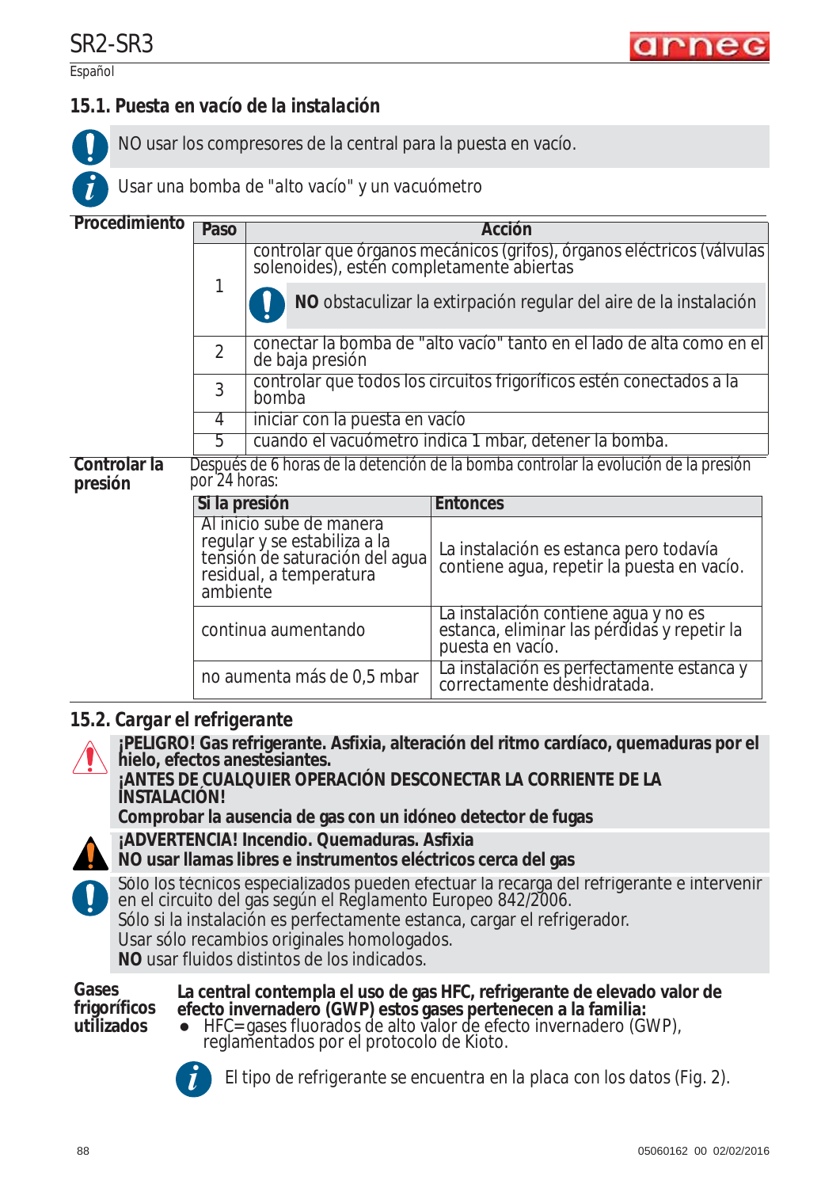## 15.1. Puesta en vacío de la instalación

NO usar los compresores de la central para la puesta en vacío.

Usar una bomba de "alto vacío" y un vacuómetro

**Procedimiento**

| Paso | Acción |
|---|---|
| 1 | controlar que órganos mecánicos (grifos), órganos eléctricos (válvulas solenoides), estén completamente abiertas<br>**NO** obstaculizar la extirpación regular del aire de la instalación |
| 2 | conectar la bomba de "alto vacío" tanto en el lado de alta como en el de baja presión |
| 3 | controlar que todos los circuitos frigoríficos estén conectados a la bomba |
| 4 | iniciar con la puesta en vacío |
| 5 | cuando el vacuómetro indica 1 mbar, detener la bomba. |

**Controlar la presión**

Después de 6 horas de la detención de la bomba controlar la evolución de la presión por 24 horas:

| Si la presión | Entonces |
|---|---|
| Al inicio sube de manera regular y se estabiliza a la tensión de saturación del agua residual, a temperatura ambiente | La instalación es estanca pero todavía contiene agua, repetir la puesta en vacío. |
| continua aumentando | La instalación contiene agua y no es estanca, eliminar las pérdidas y repetir la puesta en vacío. |
| no aumenta más de 0,5 mbar | La instalación es perfectamente estanca y correctamente deshidratada. |

## 15.2. Cargar el refrigerante

**¡PELIGRO! Gas refrigerante. Asfixia, alteración del ritmo cardíaco, quemaduras por el hielo, efectos anestesiantes.**
**¡ANTES DE CUALQUIER OPERACIÓN DESCONECTAR LA CORRIENTE DE LA INSTALACIÓN!**
**Comprobar la ausencia de gas con un idóneo detector de fugas**

**¡ADVERTENCIA! Incendio. Quemaduras. Asfixia**
**NO usar llamas libres e instrumentos eléctricos cerca del gas**

Sólo los técnicos especializados pueden efectuar la recarga del refrigerante e intervenir en el circuito del gas según el Reglamento Europeo 842/2006.
Sólo si la instalación es perfectamente estanca, cargar el refrigerador.
Usar sólo recambios originales homologados.
**NO** usar fluidos distintos de los indicados.

**Gases frigoríficos utilizados**

**La central contempla el uso de gas HFC, refrigerante de elevado valor de efecto invernadero (GWP) estos gases pertenecen a la familia:**

- HFC=gases fluorados de alto valor de efecto invernadero (GWP), reglamentados por el protocolo de Kioto.

El tipo de refrigerante se encuentra en la placa con los datos (Fig. 2).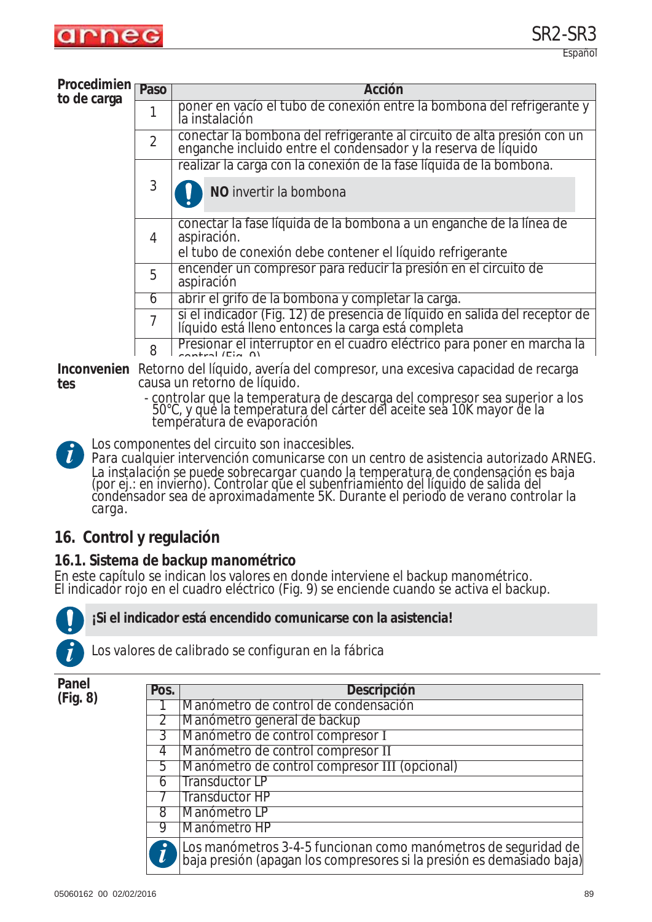**Procedimiento de carga**

| Paso | Acción |
|---|---|
| 1 | poner en vacío el tubo de conexión entre la bombona del refrigerante y la instalación |
| 2 | conectar la bombona del refrigerante al circuito de alta presión con un enganche incluido entre el condensador y la reserva de líquido |
| 3 | realizar la carga con la conexión de la fase líquida de la bombona. **NO** invertir la bombona |
| 4 | conectar la fase líquida de la bombona a un enganche de la línea de aspiración. el tubo de conexión debe contener el líquido refrigerante |
| 5 | encender un compresor para reducir la presión en el circuito de aspiración |
| 6 | abrir el grifo de la bombona y completar la carga. |
| 7 | si el indicador (Fig. 12) de presencia de líquido en salida del receptor de líquido está lleno entonces la carga está completa |
| 8 | Presionar el interruptor en el cuadro eléctrico para poner en marcha la central (Fig. 9) |

**Inconvenientes** Retorno del líquido, avería del compresor, una excesiva capacidad de recarga causa un retorno de líquido.

- controlar que la temperatura de descarga del compresor sea superior a los 50°C, y que la temperatura del cárter del aceite sea 10K mayor de la temperatura de evaporación

Los componentes del circuito son inaccesibles.
Para cualquier intervención comunicarse con un centro de asistencia autorizado ARNEG.
La instalación se puede sobrecargar cuando la temperatura de condensación es baja (por ej.: en invierno). Controlar que el subenfriamiento del líquido de salida del condensador sea de aproximadamente 5K. Durante el periodo de verano controlar la carga.

## 16. Control y regulación

### 16.1. Sistema de backup manométrico

En este capítulo se indican los valores en donde interviene el backup manométrico.
El indicador rojo en el cuadro eléctrico (Fig. 9) se enciende cuando se activa el backup.

**¡Si el indicador está encendido comunicarse con la asistencia!**

Los valores de calibrado se configuran en la fábrica

**Panel (Fig. 8)**

| Pos. | Descripción |
|---|---|
| 1 | Manómetro de control de condensación |
| 2 | Manómetro general de backup |
| 3 | Manómetro de control compresor I |
| 4 | Manómetro de control compresor II |
| 5 | Manómetro de control compresor III (opcional) |
| 6 | Transductor LP |
| 7 | Transductor HP |
| 8 | Manómetro LP |
| 9 | Manómetro HP |
| | Los manómetros 3-4-5 funcionan como manómetros de seguridad de baja presión (apagan los compresores si la presión es demasiado baja) |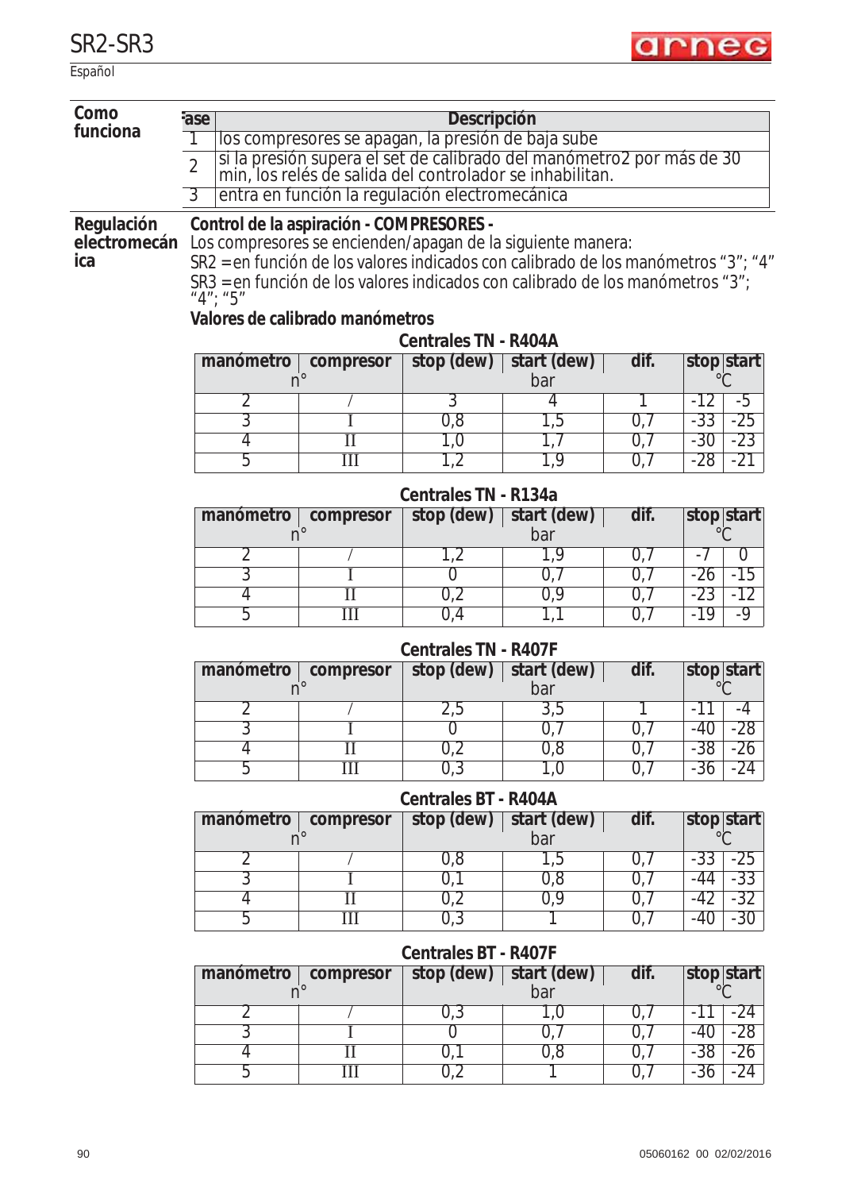## Como funciona

| Fase | Descripción |
|---|---|
| 1 | los compresores se apagan, la presión de baja sube |
| 2 | si la presión supera el set de calibrado del manómetro2 por más de 30 min, los relés de salida del controlador se inhabilitan. |
| 3 | entra en función la regulación electromecánica |

## Regulación electromecánica

**Control de la aspiración - COMPRESORES -**

Los compresores se encienden/apagan de la siguiente manera:

SR2 = en función de los valores indicados con calibrado de los manómetros "3"; "4"

SR3 = en función de los valores indicados con calibrado de los manómetros "3"; "4"; "5"

**Valores de calibrado manómetros**

**Centrales TN - R404A**

| manómetro | compresor | stop (dew) | start (dew) | dif. | stop | start |
|---|---|---|---|---|---|---|
| n° | | bar | | | °C | |
| 2 | / | 3 | 4 | 1 | -12 | -5 |
| 3 | I | 0,8 | 1,5 | 0,7 | -33 | -25 |
| 4 | II | 1,0 | 1,7 | 0,7 | -30 | -23 |
| 5 | III | 1,2 | 1,9 | 0,7 | -28 | -21 |

**Centrales TN - R134a**

| manómetro | compresor | stop (dew) | start (dew) | dif. | stop | start |
|---|---|---|---|---|---|---|
| n° | | bar | | | °C | |
| 2 | / | 1,2 | 1,9 | 0,7 | -7 | 0 |
| 3 | I | 0 | 0,7 | 0,7 | -26 | -15 |
| 4 | II | 0,2 | 0,9 | 0,7 | -23 | -12 |
| 5 | III | 0,4 | 1,1 | 0,7 | -19 | -9 |

**Centrales TN - R407F**

| manómetro | compresor | stop (dew) | start (dew) | dif. | stop | start |
|---|---|---|---|---|---|---|
| n° | | bar | | | °C | |
| 2 | / | 2,5 | 3,5 | 1 | -11 | -4 |
| 3 | I | 0 | 0,7 | 0,7 | -40 | -28 |
| 4 | II | 0,2 | 0,8 | 0,7 | -38 | -26 |
| 5 | III | 0,3 | 1,0 | 0,7 | -36 | -24 |

**Centrales BT - R404A**

| manómetro | compresor | stop (dew) | start (dew) | dif. | stop | start |
|---|---|---|---|---|---|---|
| n° | | bar | | | °C | |
| 2 | / | 0,8 | 1,5 | 0,7 | -33 | -25 |
| 3 | I | 0,1 | 0,8 | 0,7 | -44 | -33 |
| 4 | II | 0,2 | 0,9 | 0,7 | -42 | -32 |
| 5 | III | 0,3 | 1 | 0,7 | -40 | -30 |

**Centrales BT - R407F**

| manómetro | compresor | stop (dew) | start (dew) | dif. | stop | start |
|---|---|---|---|---|---|---|
| n° | | bar | | | °C | |
| 2 | / | 0,3 | 1,0 | 0,7 | -11 | -24 |
| 3 | I | 0 | 0,7 | 0,7 | -40 | -28 |
| 4 | II | 0,1 | 0,8 | 0,7 | -38 | -26 |
| 5 | III | 0,2 | 1 | 0,7 | -36 | -24 |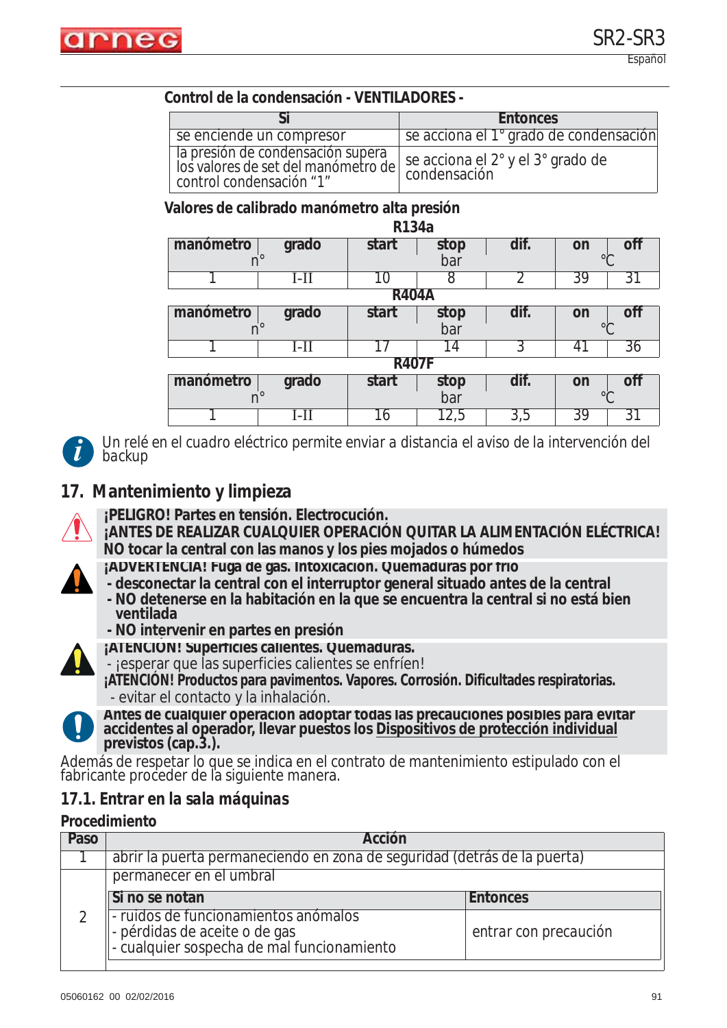**Control de la condensación - VENTILADORES -**

| Si | Entonces |
|---|---|
| se enciende un compresor | se acciona el 1° grado de condensación |
| la presión de condensación supera los valores de set del manómetro de control condensación "1" | se acciona el 2° y el 3° grado de condensación |

**Valores de calibrado manómetro alta presión**

**R134a**

| manómetro | grado | start | stop | dif. | on | off |
|---|---|---|---|---|---|---|
| n° | | bar | | | °C | |
| 1 | I-II | 10 | 8 | 2 | 39 | 31 |

**R404A**

| manómetro | grado | start | stop | dif. | on | off |
|---|---|---|---|---|---|---|
| n° | | bar | | | °C | |
| 1 | I-II | 17 | 14 | 3 | 41 | 36 |

**R407F**

| manómetro | grado | start | stop | dif. | on | off |
|---|---|---|---|---|---|---|
| n° | | bar | | | °C | |
| 1 | I-II | 16 | 12,5 | 3,5 | 39 | 31 |

Un relé en el cuadro eléctrico permite enviar a distancia el aviso de la intervención del backup

## 17. Mantenimiento y limpieza

**¡PELIGRO! Partes en tensión. Electrocución.**
**¡ANTES DE REALIZAR CUALQUIER OPERACIÓN QUITAR LA ALIMENTACIÓN ELÉCTRICA!**
**NO tocar la central con las manos y los pies mojados o húmedos**

**¡ADVERTENCIA! Fuga de gas. Intoxicación. Quemaduras por frío**
- **desconectar la central con el interruptor general situado antes de la central**
- **NO detenerse en la habitación en la que se encuentra la central si no está bien ventilada**
- **NO intervenir en partes en presión**

**¡ATENCIÓN! Superficies calientes. Quemaduras.**
- ¡esperar que las superficies calientes se enfríen!

**¡ATENCIÓN! Productos para pavimentos. Vapores. Corrosión. Dificultades respiratorias.**
- evitar el contacto y la inhalación.

**Antes de cualquier operación adoptar todas las precauciones posibles para evitar accidentes al operador, llevar puestos los Dispositivos de protección individual previstos (cap.3.).**

Además de respetar lo que se indica en el contrato de mantenimiento estipulado con el fabricante proceder de la siguiente manera.

### 17.1. Entrar en la sala máquinas

**Procedimiento**

| Paso | Acción | |
|---|---|---|
| 1 | abrir la puerta permaneciendo en zona de seguridad (detrás de la puerta) | |
| 2 | permanecer en el umbral | |
| | **Si no se notan** | **Entonces** |
| | - ruidos de funcionamientos anómalos<br>- pérdidas de aceite o de gas<br>- cualquier sospecha de mal funcionamiento | entrar con precaución |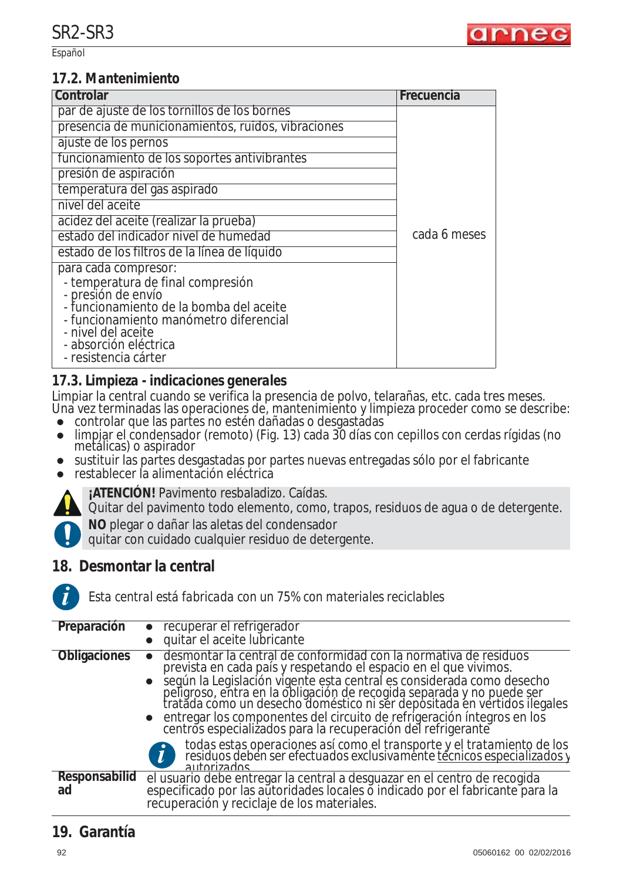## 17.2. Mantenimiento

| Controlar | Frecuencia |
|---|---|
| par de ajuste de los tornillos de los bornes | cada 6 meses |
| presencia de municionamientos, ruidos, vibraciones | |
| ajuste de los pernos | |
| funcionamiento de los soportes antivibrantes | |
| presión de aspiración | |
| temperatura del gas aspirado | |
| nivel del aceite | |
| acidez del aceite (realizar la prueba) | |
| estado del indicador nivel de humedad | |
| estado de los filtros de la línea de líquido | |
| para cada compresor:<br>- temperatura de final compresión<br>- presión de envío<br>- funcionamiento de la bomba del aceite<br>- funcionamiento manómetro diferencial<br>- nivel del aceite<br>- absorción eléctrica<br>- resistencia cárter | |

## 17.3. Limpieza - indicaciones generales

Limpiar la central cuando se verifica la presencia de polvo, telarañas, etc. cada tres meses.
Una vez terminadas las operaciones de, mantenimiento y limpieza proceder como se describe:

- controlar que las partes no estén dañadas o desgastadas
- limpiar el condensador (remoto) (Fig. 13) cada 30 días con cepillos con cerdas rígidas (no metálicas) o aspirador
- sustituir las partes desgastadas por partes nuevas entregadas sólo por el fabricante
- restablecer la alimentación eléctrica

**¡ATENCIÓN!** Pavimento resbaladizo. Caídas.
Quitar del pavimento todo elemento, como, trapos, residuos de agua o de detergente.

**NO** plegar o dañar las aletas del condensador
quitar con cuidado cualquier residuo de detergente.

## 18. Desmontar la central

*Esta central está fabricada con un 75% con materiales reciclables*

| | |
|---|---|
| **Preparación** | • recuperar el refrigerador<br>• quitar el aceite lubricante |
| **Obligaciones** | • desmontar la central de conformidad con la normativa de residuos prevista en cada país y respetando el espacio en el que vivimos.<br>• según la Legislación vigente esta central es considerada como desecho peligroso, entra en la obligación de recogida separada y no puede ser tratada como un desecho doméstico ni ser depositada en vertidos ilegales<br>• entregar los componentes del circuito de refrigeración íntegros en los centros especializados para la recuperación del refrigerante<br>*todas estas operaciones así como el transporte y el tratamiento de los residuos deben ser efectuados exclusivamente técnicos especializados y autorizados* |
| **Responsabilidad** | el usuario debe entregar la central a desguazar en el centro de recogida especificado por las autoridades locales o indicado por el fabricante para la recuperación y reciclaje de los materiales. |

## 19. Garantía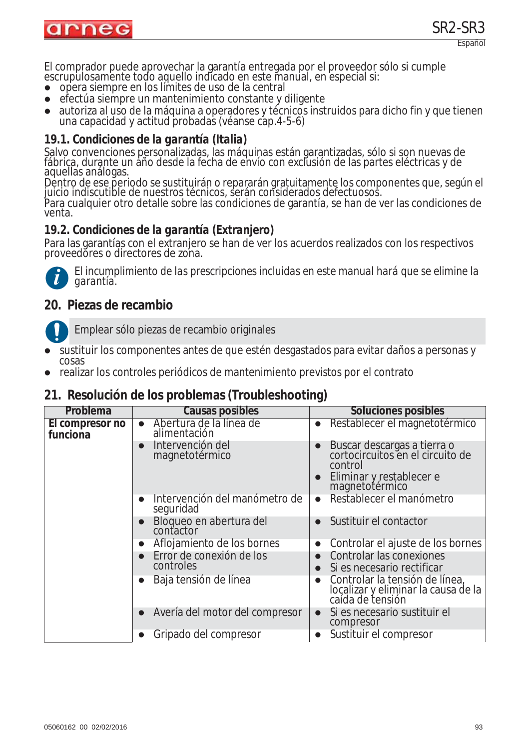El comprador puede aprovechar la garantía entregada por el proveedor sólo si cumple escrupulosamente todo aquello indicado en este manual, en especial si:

- opera siempre en los límites de uso de la central
- efectúa siempre un mantenimiento constante y diligente
- autoriza al uso de la máquina a operadores y técnicos instruidos para dicho fin y que tienen una capacidad y actitud probadas (véanse cap.4-5-6)

### 19.1. Condiciones de la garantía (Italia)

Salvo convenciones personalizadas, las máquinas están garantizadas, sólo si son nuevas de fábrica, durante un año desde la fecha de envío con exclusión de las partes eléctricas y de aquellas análogas.
Dentro de ese periodo se sustituirán o repararán gratuitamente los componentes que, según el juicio indiscutible de nuestros técnicos, serán considerados defectuosos.
Para cualquier otro detalle sobre las condiciones de garantía, se han de ver las condiciones de venta.

### 19.2. Condiciones de la garantía (Extranjero)

Para las garantías con el extranjero se han de ver los acuerdos realizados con los respectivos proveedores o directores de zona.

El incumplimiento de las prescripciones incluidas en este manual hará que se elimine la garantía.

## 20. Piezas de recambio

Emplear sólo piezas de recambio originales

- sustituir los componentes antes de que estén desgastados para evitar daños a personas y cosas
- realizar los controles periódicos de mantenimiento previstos por el contrato

## 21. Resolución de los problemas (Troubleshooting)

| Problema | Causas posibles | Soluciones posibles |
|---|---|---|
| **El compresor no funciona** | • Abertura de la línea de alimentación | • Restablecer el magnetotérmico |
| | • Intervención del magnetotérmico | • Buscar descargas a tierra o cortocircuitos en el circuito de control<br>• Eliminar y restablecer e magnetotérmico |
| | • Intervención del manómetro de seguridad | • Restablecer el manómetro |
| | • Bloqueo en abertura del contactor | • Sustituir el contactor |
| | • Aflojamiento de los bornes | • Controlar el ajuste de los bornes |
| | • Error de conexión de los controles | • Controlar las conexiones<br>• Si es necesario rectificar |
| | • Baja tensión de línea | • Controlar la tensión de línea, localizar y eliminar la causa de la caída de tensión |
| | • Avería del motor del compresor | • Si es necesario sustituir el compresor |
| | • Gripado del compresor | • Sustituir el compresor |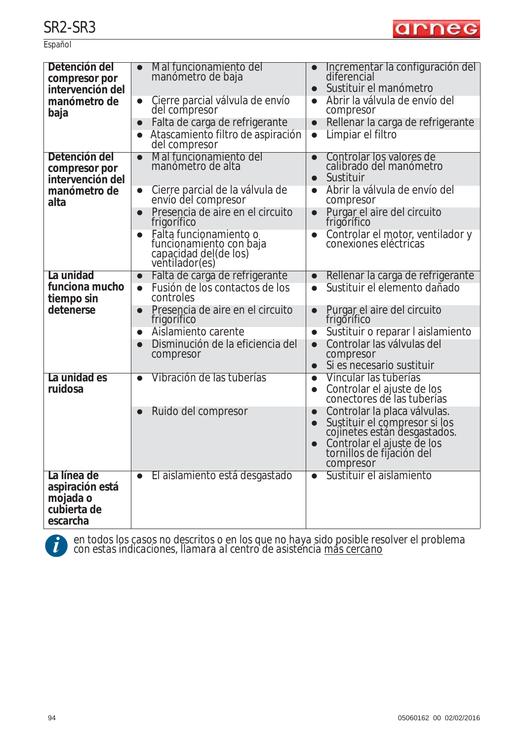| | | |
|---|---|---|
| **Detención del compresor por intervención del manómetro de baja** | • Mal funcionamiento del manómetro de baja | • Incrementar la configuración del diferencial<br>• Sustituir el manómetro |
| | • Cierre parcial válvula de envío del compresor | • Abrir la válvula de envío del compresor |
| | • Falta de carga de refrigerante | • Rellenar la carga de refrigerante |
| | • Atascamiento filtro de aspiración del compresor | • Limpiar el filtro |
| **Detención del compresor por intervención del manómetro de alta** | • Mal funcionamiento del manómetro de alta | • Controlar los valores de calibrado del manómetro<br>• Sustituir |
| | • Cierre parcial de la válvula de envío del compresor | • Abrir la válvula de envío del compresor |
| | • Presencia de aire en el circuito frigorífico | • Purgar el aire del circuito frigorífico |
| | • Falta funcionamiento o funcionamiento con baja capacidad del(de los) ventilador(es) | • Controlar el motor, ventilador y conexiones eléctricas |
| **La unidad funciona mucho tiempo sin detenerse** | • Falta de carga de refrigerante | • Rellenar la carga de refrigerante |
| | • Fusión de los contactos de los controles | • Sustituir el elemento dañado |
| | • Presencia de aire en el circuito frigorífico | • Purgar el aire del circuito frigorífico |
| | • Aislamiento carente | • Sustituir o reparar l aislamiento |
| | • Disminución de la eficiencia del compresor | • Controlar las válvulas del compresor<br>• Si es necesario sustituir |
| **La unidad es ruidosa** | • Vibración de las tuberías | • Vincular las tuberías<br>• Controlar el ajuste de los conectores de las tuberías |
| | • Ruido del compresor | • Controlar la placa válvulas.<br>• Sustituir el compresor si los cojinetes están desgastados.<br>• Controlar el ajuste de los tornillos de fijación del compresor |
| **La línea de aspiración está mojada o cubierta de escarcha** | • El aislamiento está desgastado | • Sustituir el aislamiento |

en todos los casos no descritos o en los que no haya sido posible resolver el problema con estas indicaciones, llamara al centro de asistencia más cercano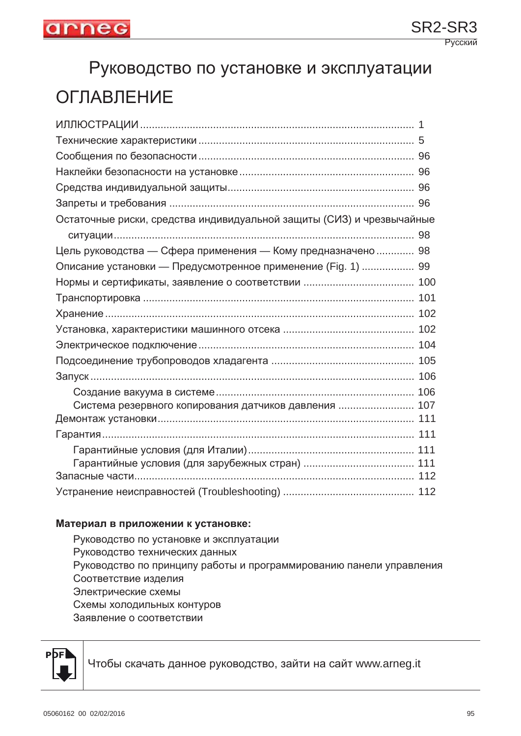# Руководство по установке и эксплуатации

## ОГЛАВЛЕНИЕ

ИЛЛЮСТРАЦИИ ........................................................................................ 1
Технические характеристики ........................................................................ 5
Сообщения по безопасности ........................................................................ 96
Наклейки безопасности на установке .......................................................... 96
Средства индивидуальной защиты............................................................... 96
Запреты и требования .................................................................................. 96
Остаточные риски, средства индивидуальной защиты (СИЗ) и чрезвычайные ситуации........................................................................................................ 98
Цель руководства — Сфера применения — Кому предназначено ............. 98
Описание установки — Предусмотренное применение (Fig. 1) ................. 99
Нормы и сертификаты, заявление о соответствии ..................................... 100
Транспортировка ........................................................................................... 101
Хранение........................................................................................................ 102
Установка, характеристики машинного отсека ............................................ 102
Электрическое подключение........................................................................ 104
Подсоединение трубопроводов хладагента ................................................ 105
Запуск ............................................................................................................. 106
- Создание вакуума в системе.................................................................. 106
- Система резервного копирования датчиков давления .......................... 107

Демонтаж установки..................................................................................... 111
Гарантия......................................................................................................... 111
- Гарантийные условия (для Италии)........................................................ 111
- Гарантийные условия (для зарубежных стран) ...................................... 111

Запасные части.............................................................................................. 112
Устранение неисправностей (Troubleshooting) ............................................ 112

**Материал в приложении к установке:**

- Руководство по установке и эксплуатации
- Руководство технических данных
- Руководство по принципу работы и программированию панели управления
- Соответствие изделия
- Электрические схемы
- Схемы холодильных контуров
- Заявление о соответствии

Чтобы скачать данное руководство, зайти на сайт www.arneg.it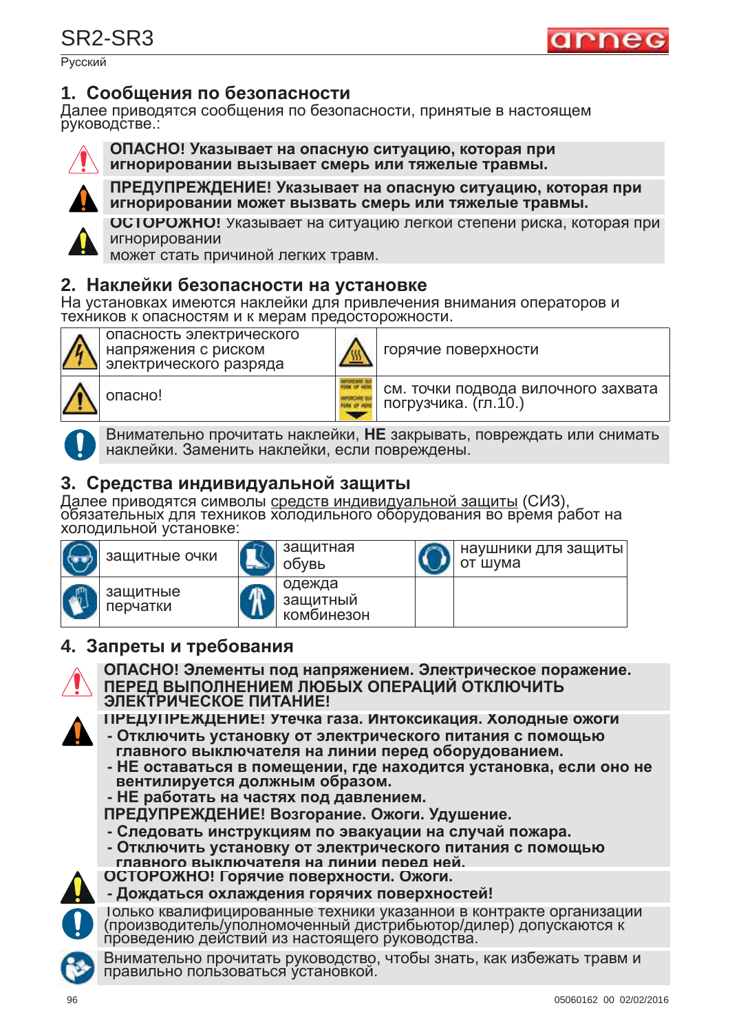## 1. Сообщения по безопасности

Далее приводятся сообщения по безопасности, принятые в настоящем руководстве.:

**ОПАСНО! Указывает на опасную ситуацию, которая при игнорировании вызывает смерть или тяжелые травмы.**

**ПРЕДУПРЕЖДЕНИЕ! Указывает на опасную ситуацию, которая при игнорировании может вызвать смерть или тяжелые травмы.**

**ОСТОРОЖНО!** Указывает на ситуацию легкой степени риска, которая при игнорировании может стать причиной легких травм.

## 2. Наклейки безопасности на установке

На установках имеются наклейки для привлечения внимания операторов и техников к опасностям и к мерам предосторожности.

| | | | |
|---|---|---|---|
| | опасность электрического напряжения с риском электрического разряда | | горячие поверхности |
| | опасно! | | см. точки подвода вилочного захвата погрузчика. (гл.10.) |

Внимательно прочитать наклейки, **НЕ** закрывать, повреждать или снимать наклейки. Заменить наклейки, если повреждены.

## 3. Средства индивидуальной защиты

Далее приводятся символы средств индивидуальной защиты (СИЗ), обязательных для техников холодильного оборудования во время работ на холодильной установке:

| | | | | | |
|---|---|---|---|---|---|
| | защитные очки | | защитная обувь | | наушники для защиты от шума |
| | защитные перчатки | | одежда защитный комбинезон | | |

## 4. Запреты и требования

**ОПАСНО! Элементы под напряжением. Электрическое поражение.**
**ПЕРЕД ВЫПОЛНЕНИЕМ ЛЮБЫХ ОПЕРАЦИЙ ОТКЛЮЧИТЬ ЭЛЕКТРИЧЕСКОЕ ПИТАНИЕ!**

**ПРЕДУПРЕЖДЕНИЕ! Утечка газа. Интоксикация. Холодные ожоги**
- **Отключить установку от электрического питания с помощью главного выключателя на линии перед оборудованием.**
- **НЕ оставаться в помещении, где находится установка, если оно не вентилируется должным образом.**
- **НЕ работать на частях под давлением.**

**ПРЕДУПРЕЖДЕНИЕ! Возгорание. Ожоги. Удушение.**
- **Следовать инструкциям по эвакуации на случай пожара.**
- **Отключить установку от электрического питания с помощью главного выключателя на линии перед ней.**

**ОСТОРОЖНО! Горячие поверхности. Ожоги.**
- **Дождаться охлаждения горячих поверхностей!**

Только квалифицированные техники указанной в контракте организации (производитель/уполномоченный дистрибьютор/дилер) допускаются к проведению действий из настоящего руководства.

Внимательно прочитать руководство, чтобы знать, как избежать травм и правильно пользоваться установкой.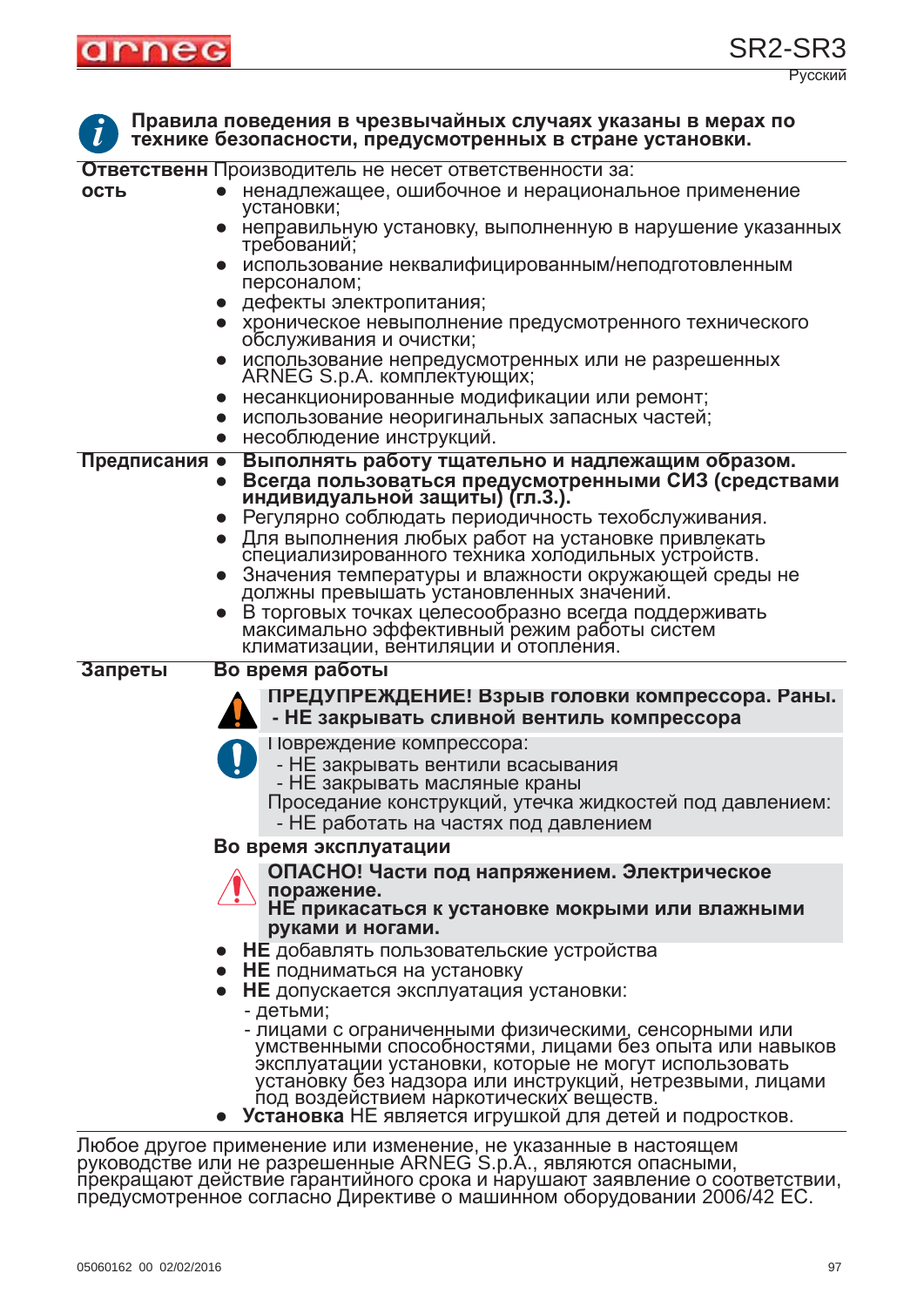**Правила поведения в чрезвычайных случаях указаны в мерах по технике безопасности, предусмотренных в стране установки.**

**Ответственность**

Производитель не несет ответственности за:

- ненадлежащее, ошибочное и нерациональное применение установки;
- неправильную установку, выполненную в нарушение указанных требований;
- использование неквалифицированным/неподготовленным персоналом;
- дефекты электропитания;
- хроническое невыполнение предусмотренного технического обслуживания и очистки;
- использование непредусмотренных или не разрешенных ARNEG S.p.A. комплектующих;
- несанкционированные модификации или ремонт;
- использование неоригинальных запасных частей;
- несоблюдение инструкций.

**Предписания**

- **Выполнять работу тщательно и надлежащим образом.**
- **Всегда пользоваться предусмотренными СИЗ (средствами индивидуальной защиты) (гл.3.).**
- Регулярно соблюдать периодичность техобслуживания.
- Для выполнения любых работ на установке привлекать специализированного техника холодильных устройств.
- Значения температуры и влажности окружающей среды не должны превышать установленных значений.
- В торговых точках целесообразно всегда поддерживать максимально эффективный режим работы систем климатизации, вентиляции и отопления.

**Запреты**

**Во время работы**

**ПРЕДУПРЕЖДЕНИЕ! Взрыв головки компрессора. Раны.**
**- НЕ закрывать сливной вентиль компрессора**

Повреждение компрессора:
- НЕ закрывать вентили всасывания
- НЕ закрывать масляные краны

Проседание конструкций, утечка жидкостей под давлением:
- НЕ работать на частях под давлением

**Во время эксплуатации**

**ОПАСНО! Части под напряжением. Электрическое поражение.**
**НЕ прикасаться к установке мокрыми или влажными руками и ногами.**

- **НЕ** добавлять пользовательские устройства
- **НЕ** подниматься на установку
- **НЕ** допускается эксплуатация установки:
  - детьми;
  - лицами с ограниченными физическими, сенсорными или умственными способностями, лицами без опыта или навыков эксплуатации установки, которые не могут использовать установку без надзора или инструкций, нетрезвыми, лицами под воздействием наркотических веществ.
- **Установка** НЕ является игрушкой для детей и подростков.

Любое другое применение или изменение, не указанные в настоящем руководстве или не разрешенные ARNEG S.p.A., являются опасными, прекращают действие гарантийного срока и нарушают заявление о соответствии, предусмотренное согласно Директиве о машинном оборудовании 2006/42 ЕС.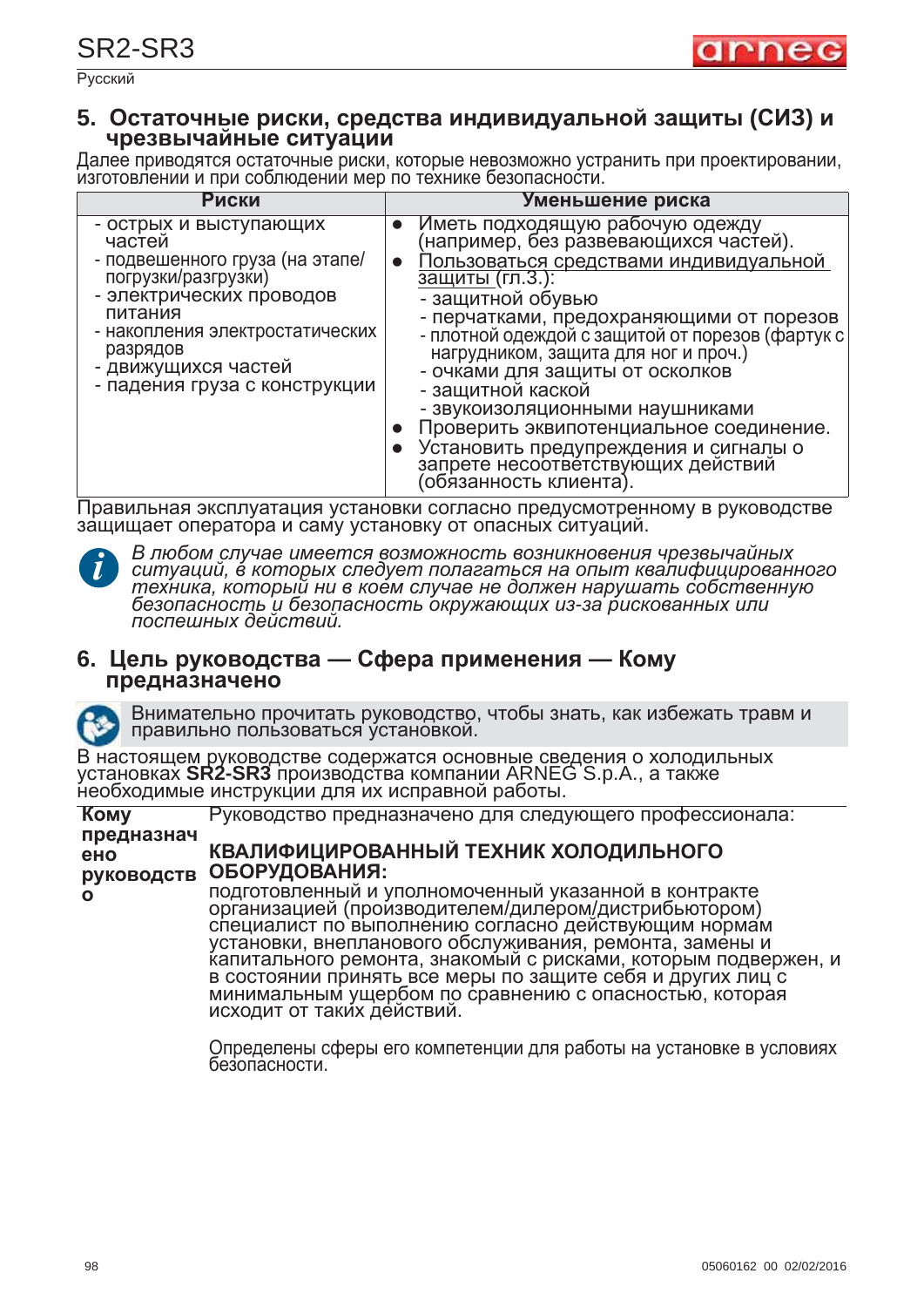## 5. Остаточные риски, средства индивидуальной защиты (СИЗ) и чрезвычайные ситуации

Далее приводятся остаточные риски, которые невозможно устранить при проектировании, изготовлении и при соблюдении мер по технике безопасности.

| Риски | Уменьшение риска |
|---|---|
| - острых и выступающих частей<br>- подвешенного груза (на этапе/погрузки/разгрузки)<br>- электрических проводов питания<br>- накопления электростатических разрядов<br>- движущихся частей<br>- падения груза с конструкции | ● Иметь подходящую рабочую одежду (например, без развевающихся частей).<br>● Пользоваться средствами индивидуальной защиты (гл.3.):<br>- защитной обувью<br>- перчатками, предохраняющими от порезов<br>- плотной одеждой с защитой от порезов (фартук с нагрудником, защита для ног и проч.)<br>- очками для защиты от осколков<br>- защитной каской<br>- звукоизоляционными наушниками<br>● Проверить эквипотенциальное соединение.<br>● Установить предупреждения и сигналы о запрете несоответствующих действий (обязанность клиента). |

Правильная эксплуатация установки согласно предусмотренному в руководстве защищает оператора и саму установку от опасных ситуаций.

*В любом случае имеется возможность возникновения чрезвычайных ситуаций, в которых следует полагаться на опыт квалифицированного техника, который ни в коем случае не должен нарушать собственную безопасность и безопасность окружающих из-за рискованных или поспешных действий.*

## 6. Цель руководства — Сфера применения — Кому предназначено

Внимательно прочитать руководство, чтобы знать, как избежать травм и правильно пользоваться установкой.

В настоящем руководстве содержатся основные сведения о холодильных установках **SR2-SR3** производства компании ARNEG S.p.A., а также необходимые инструкции для их исправной работы.

**Кому предназначено руководство**

Руководство предназначено для следующего профессионала:

**КВАЛИФИЦИРОВАННЫЙ ТЕХНИК ХОЛОДИЛЬНОГО ОБОРУДОВАНИЯ:**
подготовленный и уполномоченный указанной в контракте организацией (производителем/дилером/дистрибьютором) специалист по выполнению согласно действующим нормам установки, внепланового обслуживания, ремонта, замены и капитального ремонта, знакомый с рисками, которым подвержен, и в состоянии принять все меры по защите себя и других лиц с минимальным ущербом по сравнению с опасностью, которая исходит от таких действий.

Определены сферы его компетенции для работы на установке в условиях безопасности.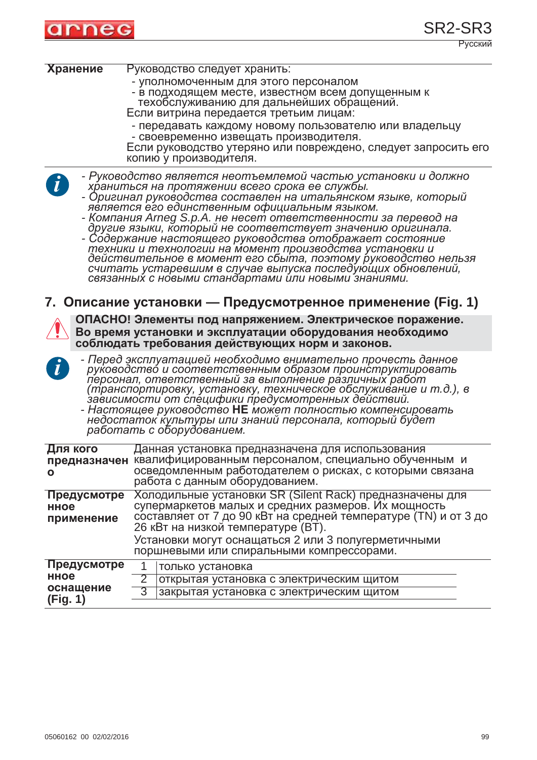| | |
|---|---|
| **Хранение** | Руководство следует хранить:<br>- уполномоченным для этого персоналом<br>- в подходящем месте, известном всем допущенным к техобслуживанию для дальнейших обращений.<br>Если витрина передается третьим лицам:<br>- передавать каждому новому пользователю или владельцу<br>- своевременно извещать производителя.<br>Если руководство утеряно или повреждено, следует запросить его копию у производителя. |

- *Руководство является неотъемлемой частью установки и должно храниться на протяжении всего срока ее службы.*
- *Оригинал руководства составлен на итальянском языке, который является его единственным официальным языком.*
- *Компания Arneg S.p.A. не несет ответственности за перевод на другие языки, который не соответствует значению оригинала.*
- *Содержание настоящего руководства отображает состояние техники и технологии на момент производства установки и действительное в момент его сбыта, поэтому руководство нельзя считать устаревшим в случае выпуска последующих обновлений, связанных с новыми стандартами или новыми знаниями.*

## 7. Описание установки — Предусмотренное применение (Fig. 1)

**ОПАСНО! Элементы под напряжением. Электрическое поражение. Во время установки и эксплуатации оборудования необходимо соблюдать требования действующих норм и законов.**

- *Перед эксплуатацией необходимо внимательно прочесть данное руководство и соответственным образом проинструктировать персонал, ответственный за выполнение различных работ (транспортировку, установку, техническое обслуживание и т.д.), в зависимости от специфики предусмотренных действий.*
- *Настоящее руководство* **НЕ** *может полностью компенсировать недостаток культуры или знаний персонала, который будет работать с оборудованием.*

| | |
|---|---|
| **Для кого предназначено** | Данная установка предназначена для использования квалифицированным персоналом, специально обученным и осведомленным работодателем о рисках, с которыми связана работа с данным оборудованием. |
| **Предусмотренное применение** | Холодильные установки SR (Silent Rack) предназначены для супермаркетов малых и средних размеров. Их мощность составляет от 7 до 90 кВт на средней температуре (TN) и от 3 до 26 кВт на низкой температуре (BT).<br>Установки могут оснащаться 2 или 3 полугерметичными поршневыми или спиральными компрессорами. |
| **Предусмотренное оснащение (Fig. 1)** | 1 — только установка<br>2 — открытая установка с электрическим щитом<br>3 — закрытая установка с электрическим щитом |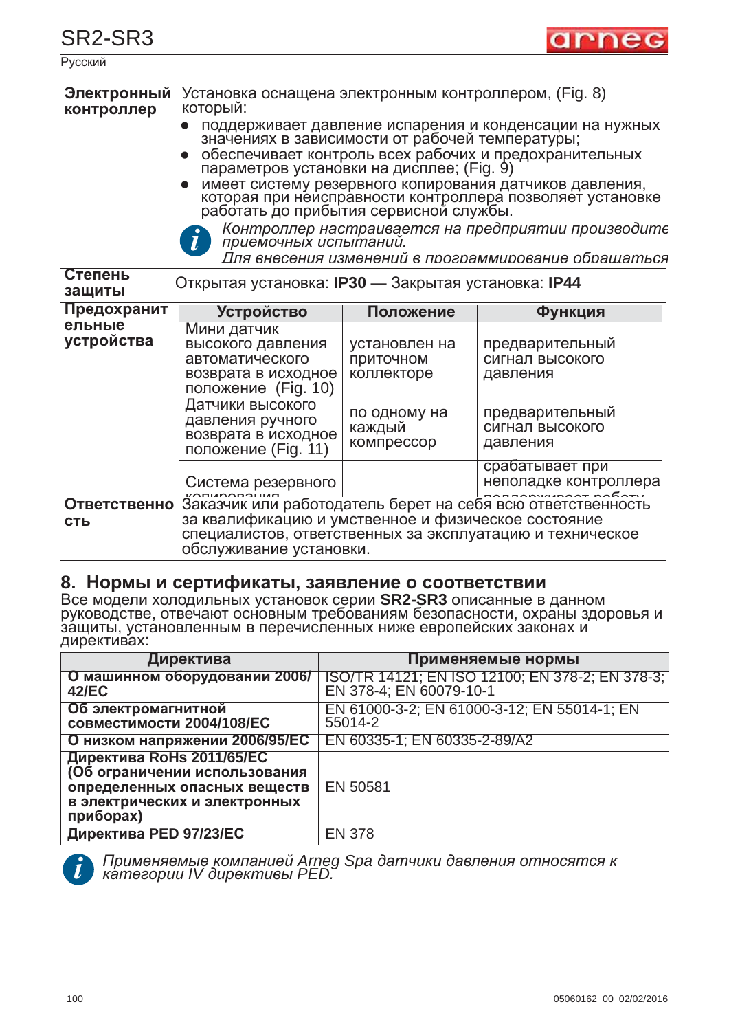| | |
|---|---|
| **Электронный контроллер** | Установка оснащена электронным контроллером, (Fig. 8) который:<br>● поддерживает давление испарения и конденсации на нужных значениях в зависимости от рабочей температуры;<br>● обеспечивает контроль всех рабочих и предохранительных параметров установки на дисплее; (Fig. 9)<br>● имеет систему резервного копирования датчиков давления, которая при неисправности контроллера позволяет установке работать до прибытия сервисной службы.<br>*Контроллер настраивается на предприятии производите приемочных испытаний.*<br>*Для внесения изменений в программирование обращаться* |
| **Степень защиты** | Открытая установка: **IP30** — Закрытая установка: **IP44** |

**Предохранительные устройства**

| Устройство | Положение | Функция |
|---|---|---|
| Мини датчик высокого давления автоматического возврата в исходное положение (Fig. 10) | установлен на приточном коллекторе | предварительный сигнал высокого давления |
| Датчики высокого давления ручного возврата в исходное положение (Fig. 11) | по одному на каждый компрессор | предварительный сигнал высокого давления |
| Система резервного копирования | | срабатывает при неполадке контроллера поддерживает работу |

| | |
|---|---|
| **Ответственность** | Заказчик или работодатель берет на себя всю ответственность за квалификацию и умственное и физическое состояние специалистов, ответственных за эксплуатацию и техническое обслуживание установки. |

## 8. Нормы и сертификаты, заявление о соответствии

Все модели холодильных установок серии **SR2-SR3** описанные в данном руководстве, отвечают основным требованиям безопасности, охраны здоровья и защиты, установленным в перечисленных ниже европейских законах и директивах:

| Директива | Применяемые нормы |
|---|---|
| **О машинном оборудовании 2006/42/EC** | ISO/TR 14121; EN ISO 12100; EN 378-2; EN 378-3; EN 378-4; EN 60079-10-1 |
| **Об электромагнитной совместимости 2004/108/EC** | EN 61000-3-2; EN 61000-3-12; EN 55014-1; EN 55014-2 |
| **О низком напряжении 2006/95/EC** | EN 60335-1; EN 60335-2-89/A2 |
| **Директива RoHs 2011/65/EC (Об ограничении использования определенных опасных веществ в электрических и электронных приборах)** | EN 50581 |
| **Директива PED 97/23/EC** | EN 378 |

*Применяемые компанией Arneg Spa датчики давления относятся к категории IV директивы PED.*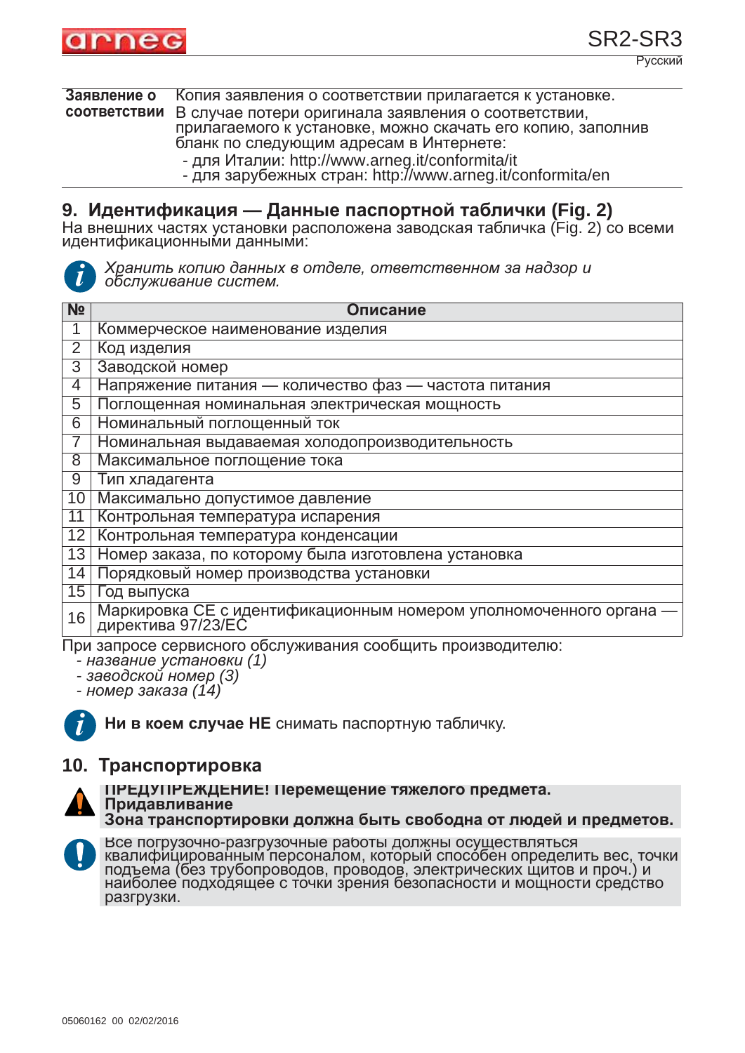| **Заявление о соответствии** | Копия заявления о соответствии прилагается к установке. В случае потери оригинала заявления о соответствии, прилагаемого к установке, можно скачать его копию, заполнив бланк по следующим адресам в Интернете:<br>- для Италии: http://www.arneg.it/conformita/it<br>- для зарубежных стран: http://www.arneg.it/conformita/en |
|---|---|

## 9. Идентификация — Данные паспортной таблички (Fig. 2)

На внешних частях установки расположена заводская табличка (Fig. 2) со всеми идентификационными данными:

*Хранить копию данных в отделе, ответственном за надзор и обслуживание систем.*

| № | Описание |
|---|---|
| 1 | Коммерческое наименование изделия |
| 2 | Код изделия |
| 3 | Заводской номер |
| 4 | Напряжение питания — количество фаз — частота питания |
| 5 | Поглощенная номинальная электрическая мощность |
| 6 | Номинальный поглощенный ток |
| 7 | Номинальная выдаваемая холодопроизводительность |
| 8 | Максимальное поглощение тока |
| 9 | Тип хладагента |
| 10 | Максимально допустимое давление |
| 11 | Контрольная температура испарения |
| 12 | Контрольная температура конденсации |
| 13 | Номер заказа, по которому была изготовлена установка |
| 14 | Порядковый номер производства установки |
| 15 | Год выпуска |
| 16 | Маркировка СЕ с идентификационным номером уполномоченного органа — директива 97/23/ЕС |

При запросе сервисного обслуживания сообщить производителю:
- *название установки (1)*
- *заводской номер (3)*
- *номер заказа (14)*

**Ни в коем случае НЕ** снимать паспортную табличку.

## 10. Транспортировка

**ПРЕДУПРЕЖДЕНИЕ! Перемещение тяжелого предмета. Придавливание**
**Зона транспортировки должна быть свободна от людей и предметов.**

Все погрузочно-разгрузочные работы должны осуществляться квалифицированным персоналом, который способен определить вес, точки подъема (без трубопроводов, проводов, электрических щитов и проч.) и наиболее подходящее с точки зрения безопасности и мощности средство разгрузки.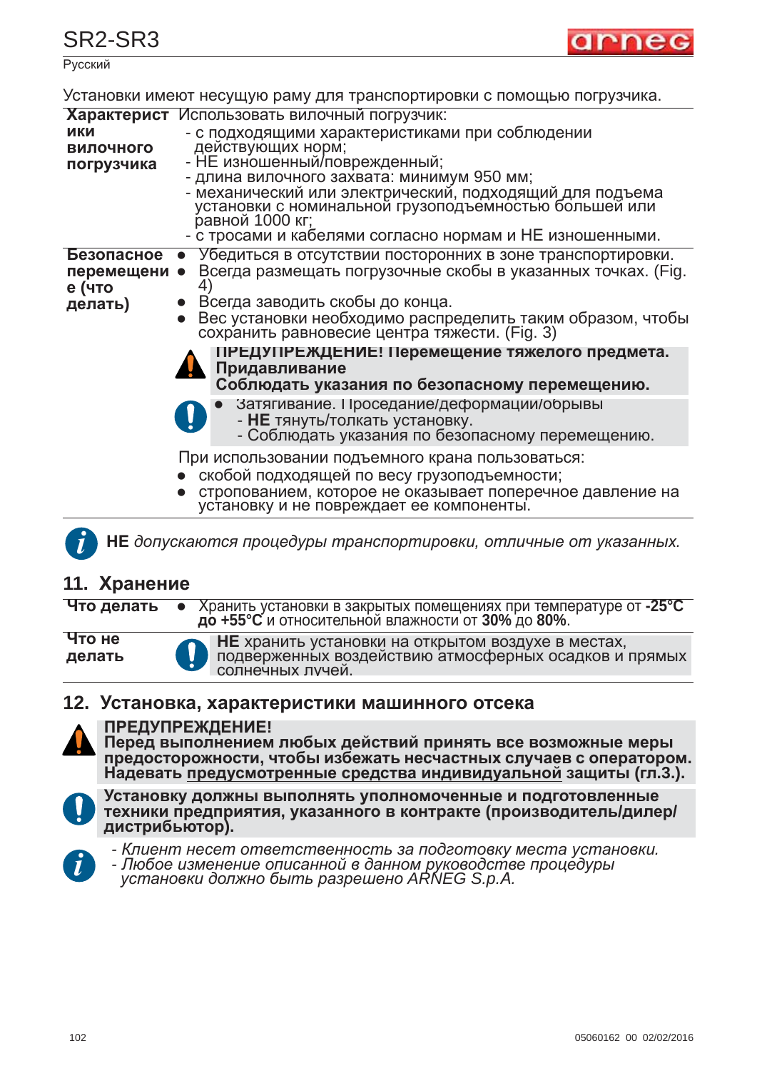Установки имеют несущую раму для транспортировки с помощью погрузчика.

| | |
|---|---|
| **Характеристики вилочного погрузчика** | Использовать вилочный погрузчик:<br>- с подходящими характеристиками при соблюдении действующих норм;<br>- НЕ изношенный/поврежденный;<br>- длина вилочного захвата: минимум 950 мм;<br>- механический или электрический, подходящий для подъема установки с номинальной грузоподъемностью большей или равной 1000 кг;<br>- с тросами и кабелями согласно нормам и НЕ изношенными. |
| **Безопасное перемещение (что делать)** | • Убедиться в отсутствии посторонних в зоне транспортировки.<br>• Всегда размещать погрузочные скобы в указанных точках. (Fig. 4)<br>• Всегда заводить скобы до конца.<br>• Вес установки необходимо распределить таким образом, чтобы сохранить равновесие центра тяжести. (Fig. 3)<br>**ПРЕДУПРЕЖДЕНИЕ! Перемещение тяжелого предмета. Придавливание**<br>**Соблюдать указания по безопасному перемещению.**<br>• Затягивание. Проседание/деформации/обрывы<br>- **НЕ** тянуть/толкать установку.<br>- Соблюдать указания по безопасному перемещению.<br>При использовании подъемного крана пользоваться:<br>• скобой подходящей по весу грузоподъемности;<br>• строповкой, которое не оказывает поперечное давление на установку и не повреждает ее компоненты. |

**НЕ** *допускаются процедуры транспортировки, отличные от указанных.*

## 11. Хранение

| | |
|---|---|
| **Что делать** | • Хранить установки в закрытых помещениях при температуре от **-25°C до +55°C** и относительной влажности от **30%** до **80%**. |
| **Что не делать** | **НЕ** хранить установки на открытом воздухе в местах, подверженных воздействию атмосферных осадков и прямых солнечных лучей. |

## 12. Установка, характеристики машинного отсека

**ПРЕДУПРЕЖДЕНИЕ!**
**Перед выполнением любых действий принять все возможные меры предосторожности, чтобы избежать несчастных случаев с оператором. Надевать предусмотренные средства индивидуальной защиты (гл.3.).**

**Установку должны выполнять уполномоченные и подготовленные техники предприятия, указанного в контракте (производитель/дилер/дистрибьютор).**

*- Клиент несет ответственность за подготовку места установки.*
*- Любое изменение описанной в данном руководстве процедуры установки должно быть разрешено ARNEG S.p.A.*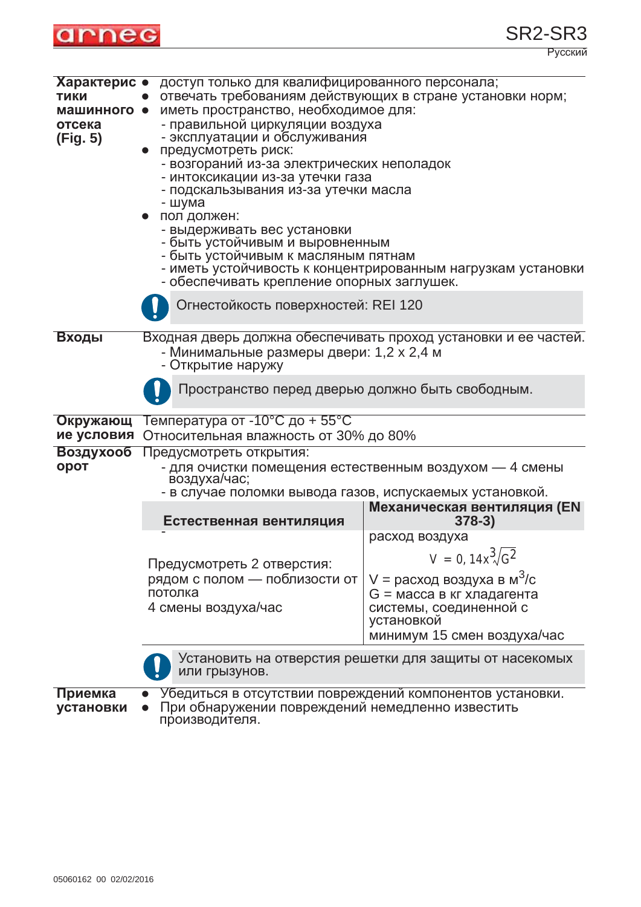| | |
|---|---|
| **Характеристики машинного отсека (Fig. 5)** | • доступ только для квалифицированного персонала;<br>• отвечать требованиям действующих в стране установки норм;<br>• иметь пространство, необходимое для:<br>- правильной циркуляции воздуха<br>- эксплуатации и обслуживания<br>• предусмотреть риск:<br>- возгораний из-за электрических неполадок<br>- интоксикации из-за утечки газа<br>- подскальзывания из-за утечки масла<br>- шума<br>• пол должен:<br>- выдерживать вес установки<br>- быть устойчивым и выровненным<br>- быть устойчивым к масляным пятнам<br>- иметь устойчивость к концентрированным нагрузкам установки<br>- обеспечивать крепление опорных заглушек.<br><br>**!** Огнестойкость поверхностей: REI 120 |
| **Входы** | Входная дверь должна обеспечивать проход установки и ее частей.<br>- Минимальные размеры двери: 1,2 x 2,4 м<br>- Открытие наружу<br><br>**!** Пространство перед дверью должно быть свободным. |
| **Окружающие условия** | Температура от -10°C до + 55°C<br>Относительная влажность от 30% до 80% |
| **Воздухооборот** | Предусмотреть открытия:<br>- для очистки помещения естественным воздухом — 4 смены воздуха/час;<br>- в случае поломки вывода газов, испускаемых установкой. |

| Естественная вентиляция | Механическая вентиляция (EN 378-3) |
|---|---|
| - | расход воздуха |
| Предусмотреть 2 отверстия:<br>рядом с полом — поблизости от потолка<br>4 смены воздуха/час | $V = 0,14 x \sqrt[3]{G^2}$<br>V = расход воздуха в $м^3/с$<br>G = масса в кг хладагента системы, соединенной с установкой<br>минимум 15 смен воздуха/час |

**!** Установить на отверстия решетки для защиты от насекомых или грызунов.

| | |
|---|---|
| **Приемка установки** | • Убедиться в отсутствии повреждений компонентов установки.<br>• При обнаружении повреждений немедленно известить производителя. |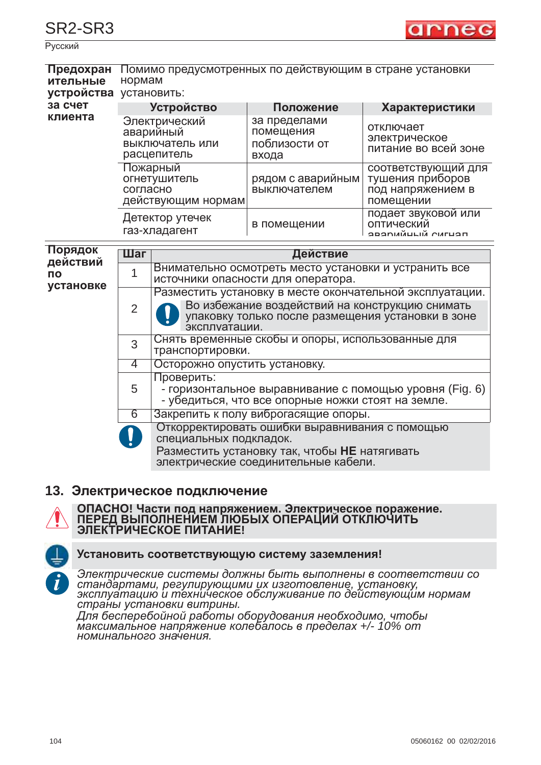**Предохранительные устройства за счет клиента**

Помимо предусмотренных по действующим в стране установки нормам установить:

| Устройство | Положение | Характеристики |
|---|---|---|
| Электрический аварийный выключатель или расцепитель | за пределами помещения поблизости от входа | отключает электрическое питание во всей зоне |
| Пожарный огнетушитель согласно действующим нормам | рядом с аварийным выключателем | соответствующий для тушения приборов под напряжением в помещении |
| Детектор утечек газ-хладагент | в помещении | подает звуковой или оптический аварийный сигнал |

**Порядок действий по установке**

| Шаг | Действие |
|---|---|
| 1 | Внимательно осмотреть место установки и устранить все источники опасности для оператора. |
| 2 | Разместить установку в месте окончательной эксплуатации. ❗ Во избежание воздействий на конструкцию снимать упаковку только после размещения установки в зоне эксплуатации. |
| 3 | Снять временные скобы и опоры, использованные для транспортировки. |
| 4 | Осторожно опустить установку. |
| 5 | Проверить: - горизонтальное выравнивание с помощью уровня (Fig. 6) - убедиться, что все опорные ножки стоят на земле. |
| 6 | Закрепить к полу виброгасящие опоры. |

❗ Откорректировать ошибки выравнивания с помощью специальных подкладок.
Разместить установку так, чтобы **НЕ** натягивать электрические соединительные кабели.

## 13. Электрическое подключение

**ОПАСНО! Части под напряжением. Электрическое поражение. ПЕРЕД ВЫПОЛНЕНИЕМ ЛЮБЫХ ОПЕРАЦИЙ ОТКЛЮЧИТЬ ЭЛЕКТРИЧЕСКОЕ ПИТАНИЕ!**

**Установить соответствующую систему заземления!**

*Электрические системы должны быть выполнены в соответствии со стандартами, регулирующими их изготовление, установку, эксплуатацию и техническое обслуживание по действующим нормам страны установки витрины.*
*Для бесперебойной работы оборудования необходимо, чтобы максимальное напряжение колебалось в пределах +/- 10% от номинального значения.*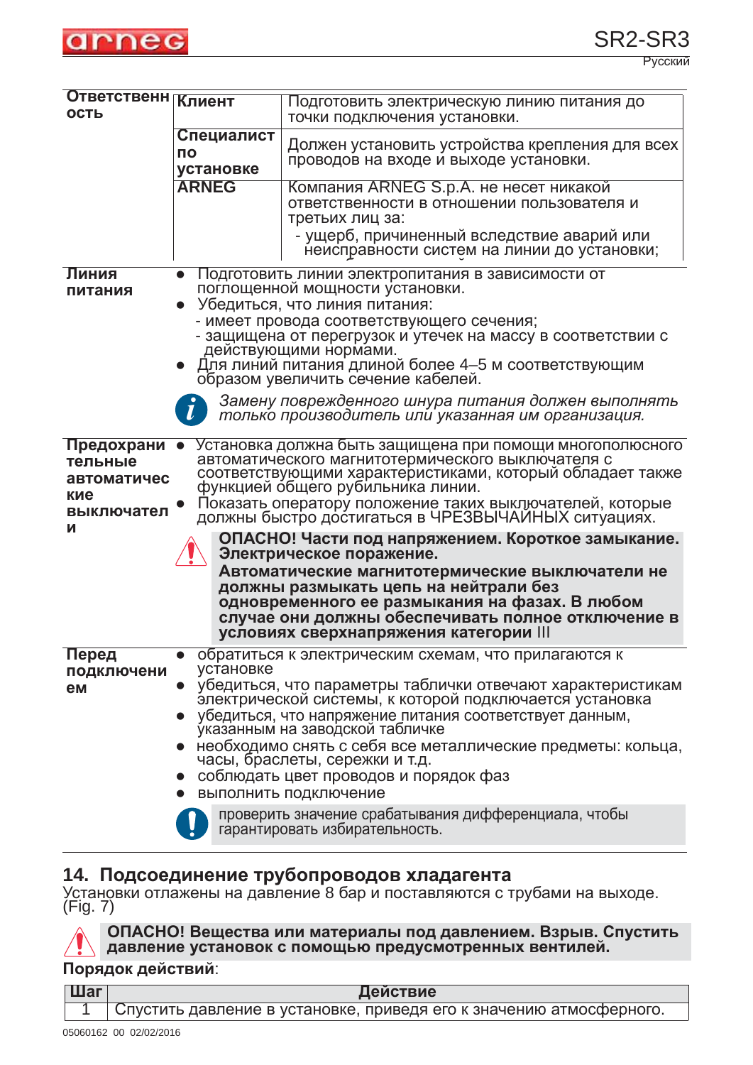| Ответственность | | |
|---|---|---|
| | **Клиент** | Подготовить электрическую линию питания до точки подключения установки. |
| | **Специалист по установке** | Должен установить устройства крепления для всех проводов на входе и выходе установки. |
| | **ARNEG** | Компания ARNEG S.p.A. не несет никакой ответственности в отношении пользователя и третьих лиц за:<br>- ущерб, причиненный вследствие аварий или неисправности систем на линии до установки; |

**Линия питания**

- Подготовить линии электропитания в зависимости от поглощенной мощности установки.
- Убедиться, что линия питания:
  - имеет провода соответствующего сечения;
  - защищена от перегрузок и утечек на массу в соответствии с действующими нормами.
- Для линий питания длиной более 4–5 м соответствующим образом увеличить сечение кабелей.

*Замену поврежденного шнура питания должен выполнять только производитель или указанная им организация.*

**Предохранительные автоматические выключатели**

- Установка должна быть защищена при помощи многополюсного автоматического магнитотермического выключателя с соответствующими характеристиками, который обладает также функцией общего рубильника линии.
- Показать оператору положение таких выключателей, которые должны быстро достигаться в ЧРЕЗВЫЧАЙНЫХ ситуациях.

**ОПАСНО! Части под напряжением. Короткое замыкание. Электрическое поражение.**
**Автоматические магнитотермические выключатели не должны размыкать цепь на нейтрали без одновременного ее размыкания на фазах. В любом случае они должны обеспечивать полное отключение в условиях сверхнапряжения категории III**

**Перед подключением**

- обратиться к электрическим схемам, что прилагаются к установке
- убедиться, что параметры таблички отвечают характеристикам электрической системы, к которой подключается установка
- убедиться, что напряжение питания соответствует данным, указанным на заводской табличке
- необходимо снять с себя все металлические предметы: кольца, часы, браслеты, сережки и т.д.
- соблюдать цвет проводов и порядок фаз
- выполнить подключение

проверить значение срабатывания дифференциала, чтобы гарантировать избирательность.

## 14. Подсоединение трубопроводов хладагента

Установки отлажены на давление 8 бар и поставляются с трубами на выходе. (Fig. 7)

**ОПАСНО! Вещества или материалы под давлением. Взрыв. Спустить давление установок с помощью предусмотренных вентилей.**

**Порядок действий**:

| Шаг | Действие |
|---|---|
| 1 | Спустить давление в установке, приведя его к значению атмосферного. |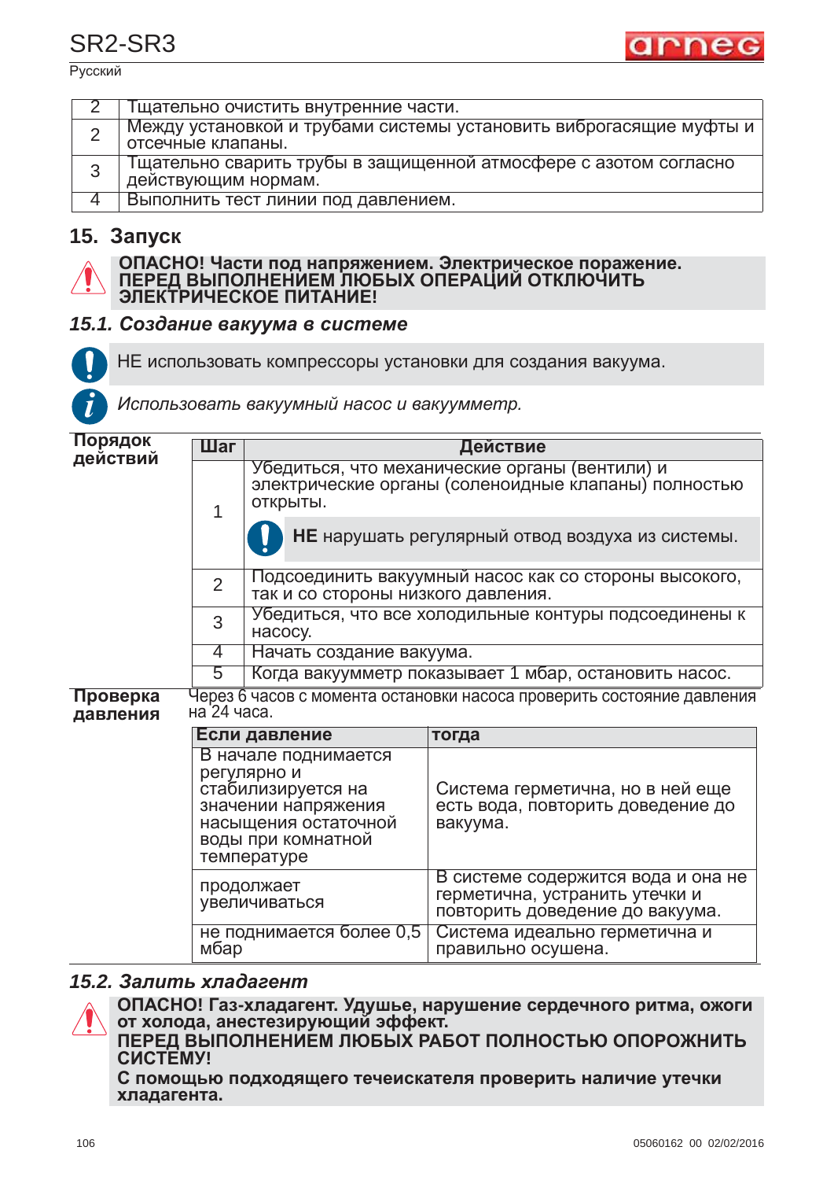| 2 | Тщательно очистить внутренние части. |
|---|---|
| 2 | Между установкой и трубами системы установить виброгасящие муфты и отсечные клапаны. |
| 3 | Тщательно сварить трубы в защищенной атмосфере с азотом согласно действующим нормам. |
| 4 | Выполнить тест линии под давлением. |

## 15. Запуск

**ОПАСНО! Части под напряжением. Электрическое поражение. ПЕРЕД ВЫПОЛНЕНИЕМ ЛЮБЫХ ОПЕРАЦИЙ ОТКЛЮЧИТЬ ЭЛЕКТРИЧЕСКОЕ ПИТАНИЕ!**

### *15.1. Создание вакуума в системе*

НЕ использовать компрессоры установки для создания вакуума.

*Использовать вакуумный насос и вакуумметр.*

**Порядок действий**

| Шаг | Действие |
|---|---|
| 1 | Убедиться, что механические органы (вентили) и электрические органы (соленоидные клапаны) полностью открыты. **НЕ** нарушать регулярный отвод воздуха из системы. |
| 2 | Подсоединить вакуумный насос как со стороны высокого, так и со стороны низкого давления. |
| 3 | Убедиться, что все холодильные контуры подсоединены к насосу. |
| 4 | Начать создание вакуума. |
| 5 | Когда вакуумметр показывает 1 мбар, остановить насос. |

**Проверка давления**

Через 6 часов с момента остановки насоса проверить состояние давления на 24 часа.

| Если давление | тогда |
|---|---|
| В начале поднимается регулярно и стабилизируется на значении напряжения насыщения остаточной воды при комнатной температуре | Система герметична, но в ней еще есть вода, повторить доведение до вакуума. |
| продолжает увеличиваться | В системе содержится вода и она не герметична, устранить утечки и повторить доведение до вакуума. |
| не поднимается более 0,5 мбар | Система идеально герметична и правильно осушена. |

### *15.2. Залить хладагент*

**ОПАСНО! Газ-хладагент. Удушье, нарушение сердечного ритма, ожоги от холода, анестезирующий эффект.**
**ПЕРЕД ВЫПОЛНЕНИЕМ ЛЮБЫХ РАБОТ ПОЛНОСТЬЮ ОПОРОЖНИТЬ СИСТЕМУ!**
**С помощью подходящего течеискателя проверить наличие утечки хладагента.**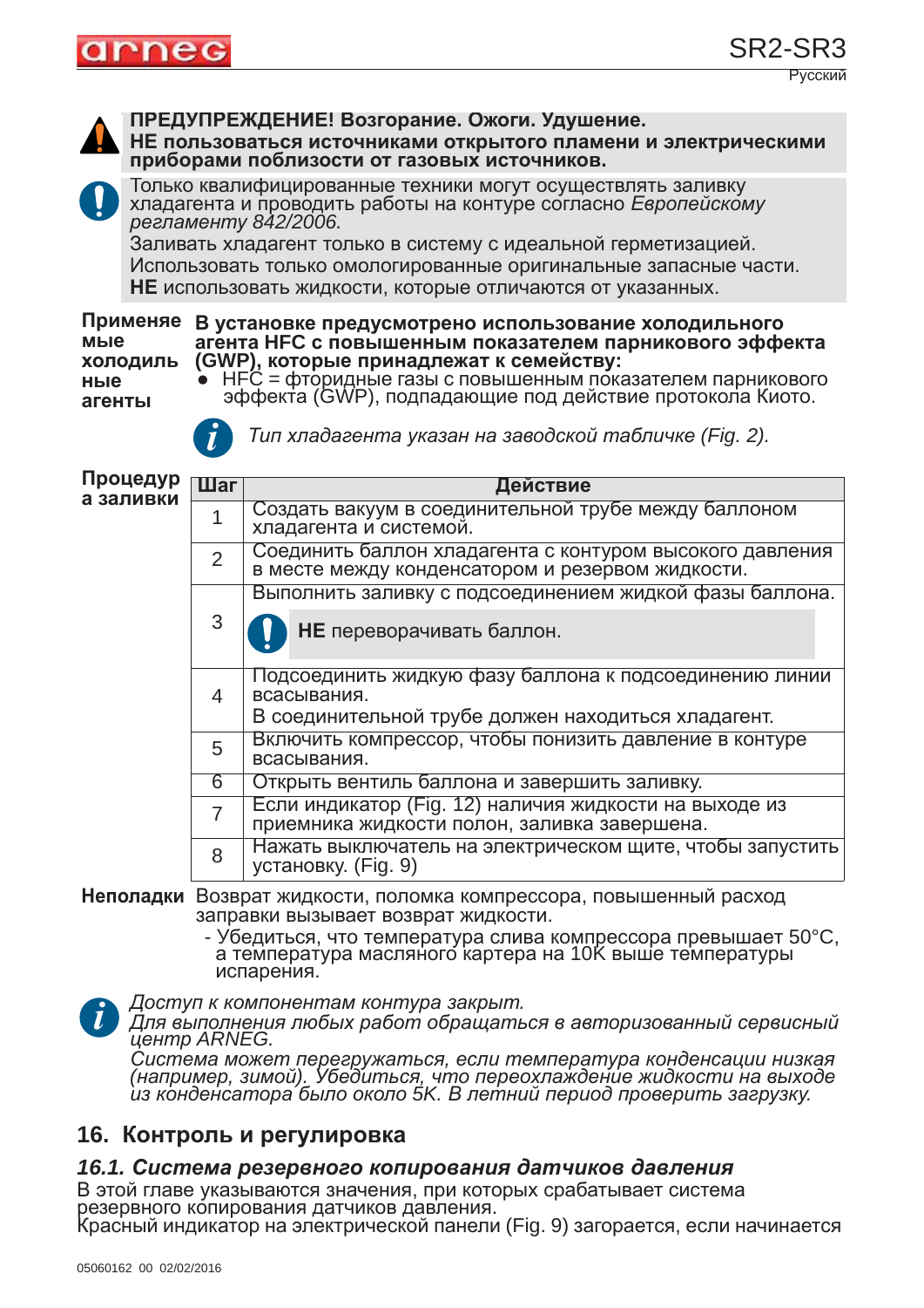**ПРЕДУПРЕЖДЕНИЕ! Возгорание. Ожоги. Удушение.**
**НЕ пользоваться источниками открытого пламени и электрическими приборами поблизости от газовых источников.**

Только квалифицированные техники могут осуществлять заливку хладагента и проводить работы на контуре согласно *Европейскому регламенту 842/2006.*
Заливать хладагент только в систему с идеальной герметизацией.
Использовать только омологированные оригинальные запасные части.
**НЕ** использовать жидкости, которые отличаются от указанных.

**Применяемые холодильные агенты**

**В установке предусмотрено использование холодильного агента HFC с повышенным показателем парникового эффекта (GWP), которые принадлежат к семейству:**

- HFC = фторидные газы с повышенным показателем парникового эффекта (GWP), подпадающие под действие протокола Киото.

*Тип хладагента указан на заводской табличке (Fig. 2).*

**Процедура заливки**

| Шаг | Действие |
|---|---|
| 1 | Создать вакуум в соединительной трубе между баллоном хладагента и системой. |
| 2 | Соединить баллон хладагента с контуром высокого давления в месте между конденсатором и резервом жидкости. |
| 3 | Выполнить заливку с подсоединением жидкой фазы баллона. **НЕ** переворачивать баллон. |
| 4 | Подсоединить жидкую фазу баллона к подсоединению линии всасывания. В соединительной трубе должен находиться хладагент. |
| 5 | Включить компрессор, чтобы понизить давление в контуре всасывания. |
| 6 | Открыть вентиль баллона и завершить заливку. |
| 7 | Если индикатор (Fig. 12) наличия жидкости на выходе из приемника жидкости полон, заливка завершена. |
| 8 | Нажать выключатель на электрическом щите, чтобы запустить установку. (Fig. 9) |

**Неполадки** Возврат жидкости, поломка компрессора, повышенный расход заправки вызывает возврат жидкости.

- Убедиться, что температура слива компрессора превышает 50°C, а температура масляного картера на 10K выше температуры испарения.

*Доступ к компонентам контура закрыт.*
*Для выполнения любых работ обращаться в авторизованный сервисный центр ARNEG.*
*Система может перегружаться, если температура конденсации низкая (например, зимой). Убедиться, что переохлаждение жидкости на выходе из конденсатора было около 5K. В летний период проверить загрузку.*

## 16. Контроль и регулировка

### *16.1. Система резервного копирования датчиков давления*

В этой главе указываются значения, при которых срабатывает система резервного копирования датчиков давления.
Красный индикатор на электрической панели (Fig. 9) загорается, если начинается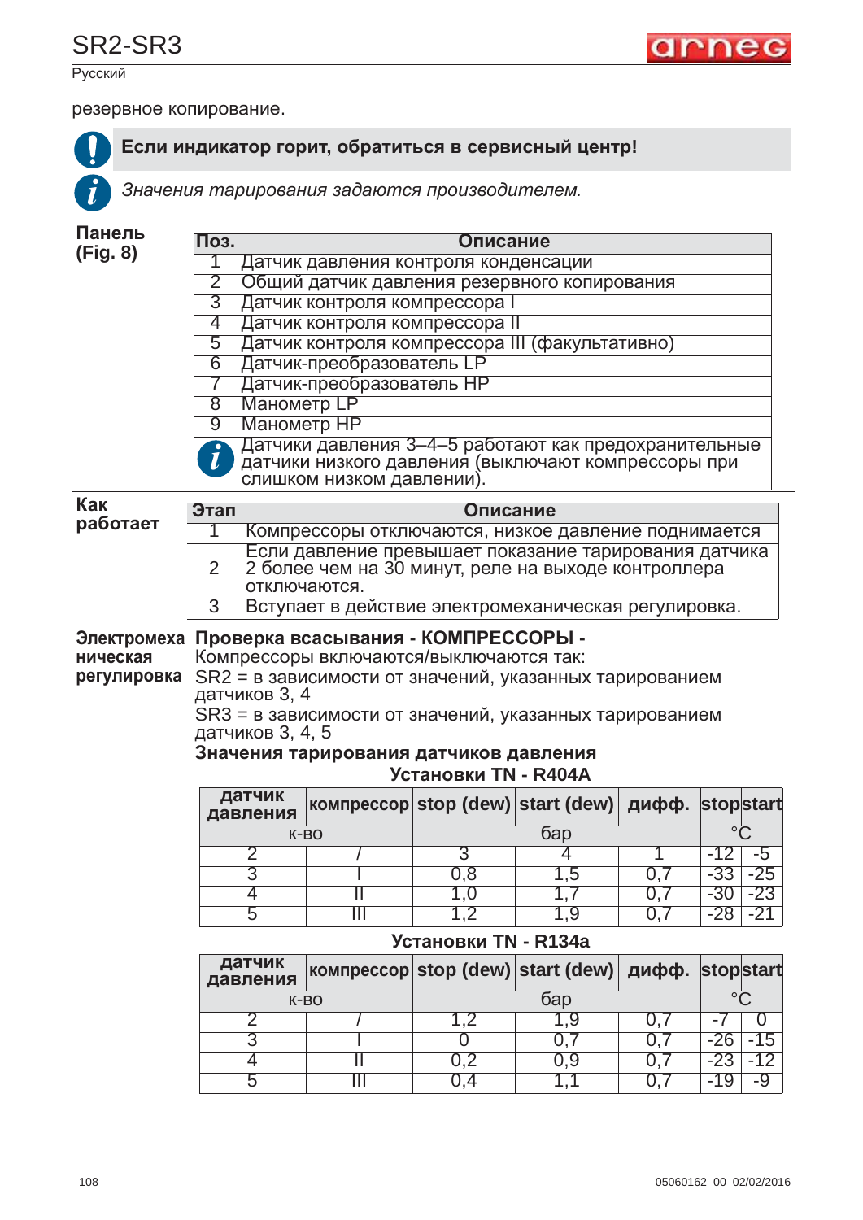резервное копирование.

**Если индикатор горит, обратиться в сервисный центр!**

*Значения тарирования задаются производителем.*

**Панель (Fig. 8)**

| Поз. | Описание |
|---|---|
| 1 | Датчик давления контроля конденсации |
| 2 | Общий датчик давления резервного копирования |
| 3 | Датчик контроля компрессора I |
| 4 | Датчик контроля компрессора II |
| 5 | Датчик контроля компрессора III (факультативно) |
| 6 | Датчик-преобразователь LP |
| 7 | Датчик-преобразователь HP |
| 8 | Манометр LP |
| 9 | Манометр HP |
| i | Датчики давления 3–4–5 работают как предохранительные датчики низкого давления (выключают компрессоры при слишком низком давлении). |

**Как работает**

| Этап | Описание |
|---|---|
| 1 | Компрессоры отключаются, низкое давление поднимается |
| 2 | Если давление превышает показание тарирования датчика 2 более чем на 30 минут, реле на выходе контроллера отключаются. |
| 3 | Вступает в действие электромеханическая регулировка. |

**Электромеханическая регулировка**

**Проверка всасывания - КОМПРЕССОРЫ -**

Компрессоры включаются/выключаются так:

SR2 = в зависимости от значений, указанных тарированием датчиков 3, 4

SR3 = в зависимости от значений, указанных тарированием датчиков 3, 4, 5

**Значения тарирования датчиков давления**

**Установки TN - R404A**

| датчик давления | компрессор | stop (dew) | start (dew) | дифф. | stop | start |
|---|---|---|---|---|---|---|
| к-во | | бар | | | °C | |
| 2 | / | 3 | 4 | 1 | -12 | -5 |
| 3 | I | 0,8 | 1,5 | 0,7 | -33 | -25 |
| 4 | II | 1,0 | 1,7 | 0,7 | -30 | -23 |
| 5 | III | 1,2 | 1,9 | 0,7 | -28 | -21 |

**Установки TN - R134a**

| датчик давления | компрессор | stop (dew) | start (dew) | дифф. | stop | start |
|---|---|---|---|---|---|---|
| к-во | | бар | | | °C | |
| 2 | / | 1,2 | 1,9 | 0,7 | -7 | 0 |
| 3 | I | 0 | 0,7 | 0,7 | -26 | -15 |
| 4 | II | 0,2 | 0,9 | 0,7 | -23 | -12 |
| 5 | III | 0,4 | 1,1 | 0,7 | -19 | -9 |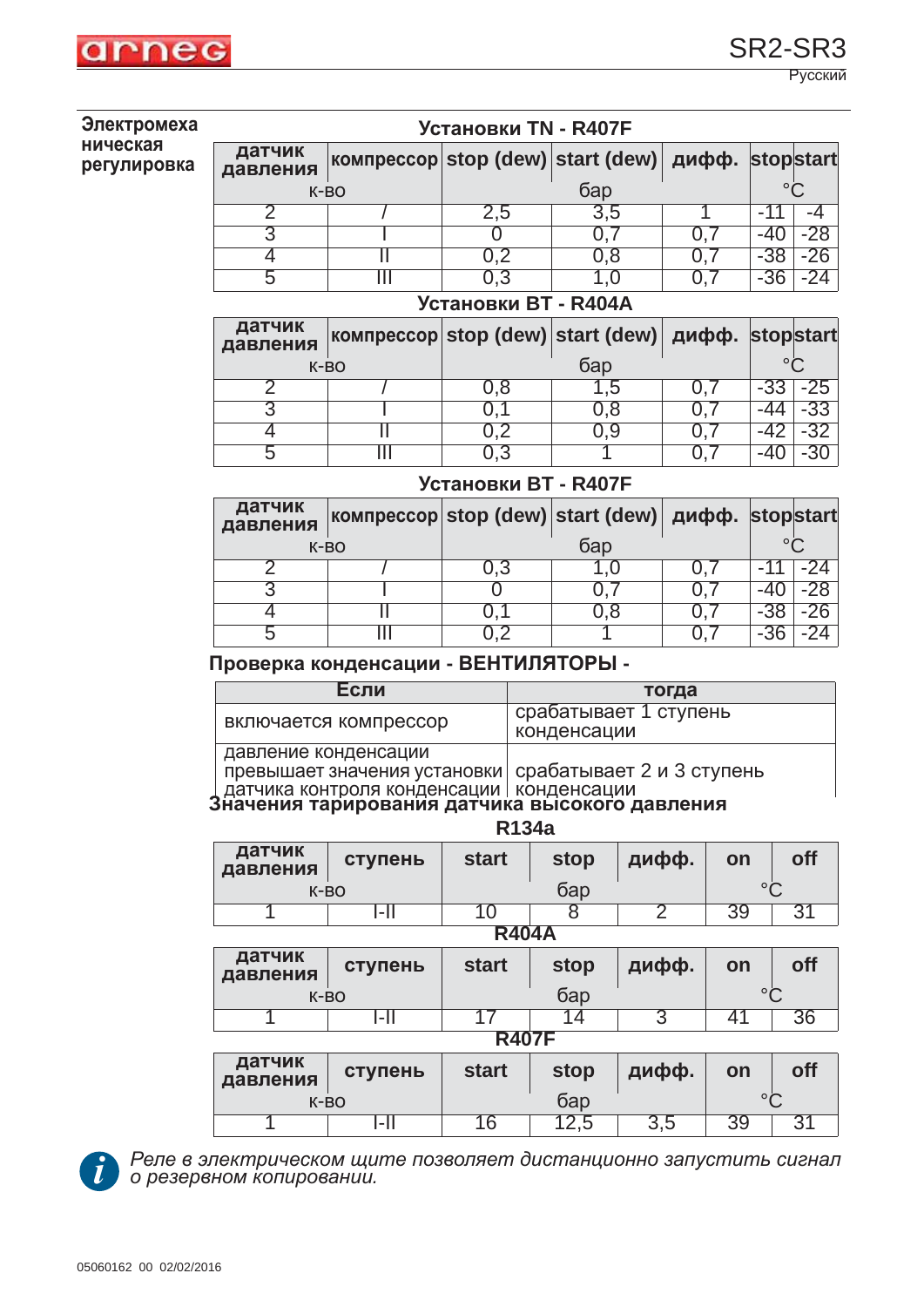**Электромеханическая регулировка**

### Установки TN - R407F

| датчик давления | компрессор | stop (dew) | start (dew) | дифф. | stop | start |
|---|---|---|---|---|---|---|
| к-во | | бар | | | °C | |
| 2 | / | 2,5 | 3,5 | 1 | -11 | -4 |
| 3 | I | 0 | 0,7 | 0,7 | -40 | -28 |
| 4 | II | 0,2 | 0,8 | 0,7 | -38 | -26 |
| 5 | III | 0,3 | 1,0 | 0,7 | -36 | -24 |

### Установки BT - R404A

| датчик давления | компрессор | stop (dew) | start (dew) | дифф. | stop | start |
|---|---|---|---|---|---|---|
| к-во | | бар | | | °C | |
| 2 | / | 0,8 | 1,5 | 0,7 | -33 | -25 |
| 3 | I | 0,1 | 0,8 | 0,7 | -44 | -33 |
| 4 | II | 0,2 | 0,9 | 0,7 | -42 | -32 |
| 5 | III | 0,3 | 1 | 0,7 | -40 | -30 |

### Установки BT - R407F

| датчик давления | компрессор | stop (dew) | start (dew) | дифф. | stop | start |
|---|---|---|---|---|---|---|
| к-во | | бар | | | °C | |
| 2 | / | 0,3 | 1,0 | 0,7 | -11 | -24 |
| 3 | I | 0 | 0,7 | 0,7 | -40 | -28 |
| 4 | II | 0,1 | 0,8 | 0,7 | -38 | -26 |
| 5 | III | 0,2 | 1 | 0,7 | -36 | -24 |

### Проверка конденсации - ВЕНТИЛЯТОРЫ -

| Если | тогда |
|---|---|
| включается компрессор | срабатывает 1 ступень конденсации |
| давление конденсации превышает значения установки датчика контроля конденсации | срабатывает 2 и 3 ступень конденсации |

### Значения тарирования датчика высокого давления

**R134a**

| датчик давления | ступень | start | stop | дифф. | on | off |
|---|---|---|---|---|---|---|
| к-во | | бар | | | °C | |
| 1 | I-II | 10 | 8 | 2 | 39 | 31 |

**R404A**

| датчик давления | ступень | start | stop | дифф. | on | off |
|---|---|---|---|---|---|---|
| к-во | | бар | | | °C | |
| 1 | I-II | 17 | 14 | 3 | 41 | 36 |

**R407F**

| датчик давления | ступень | start | stop | дифф. | on | off |
|---|---|---|---|---|---|---|
| к-во | | бар | | | °C | |
| 1 | I-II | 16 | 12,5 | 3,5 | 39 | 31 |

*Реле в электрическом щите позволяет дистанционно запустить сигнал о резервном копировании.*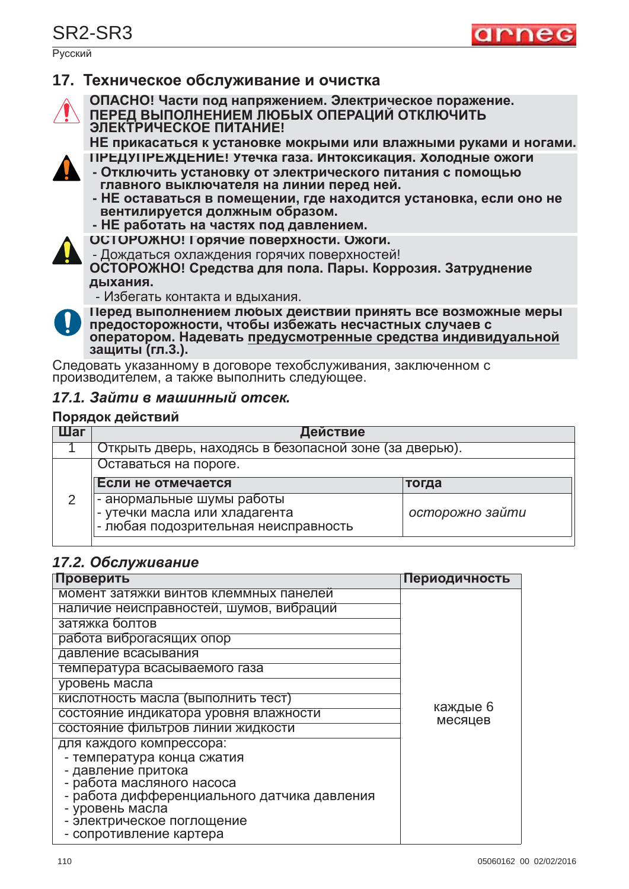## 17. Техническое обслуживание и очистка

**ОПАСНО! Части под напряжением. Электрическое поражение.**
**ПЕРЕД ВЫПОЛНЕНИЕМ ЛЮБЫХ ОПЕРАЦИЙ ОТКЛЮЧИТЬ ЭЛЕКТРИЧЕСКОЕ ПИТАНИЕ!**
**НЕ прикасаться к установке мокрыми или влажными руками и ногами.**

**ПРЕДУПРЕЖДЕНИЕ! Утечка газа. Интоксикация. Холодные ожоги**
- **Отключить установку от электрического питания с помощью главного выключателя на линии перед ней.**
- **НЕ оставаться в помещении, где находится установка, если оно не вентилируется должным образом.**
- **НЕ работать на частях под давлением.**

**ОСТОРОЖНО! Горячие поверхности. Ожоги.**
- Дождаться охлаждения горячих поверхностей!

**ОСТОРОЖНО! Средства для пола. Пары. Коррозия. Затруднение дыхания.**
- Избегать контакта и вдыхания.

**Перед выполнением любых действий принять все возможные меры предосторожности, чтобы избежать несчастных случаев с оператором. Надевать предусмотренные средства индивидуальной защиты (гл.3.).**

Следовать указанному в договоре техобслуживания, заключенном с производителем, а также выполнить следующее.

### *17.1. Зайти в машинный отсек.*

**Порядок действий**

| Шаг | Действие | |
|---|---|---|
| 1 | Открыть дверь, находясь в безопасной зоне (за дверью). | |
| 2 | Оставаться на пороге. | |
| | **Если не отмечается** | **тогда** |
| | - анормальные шумы работы<br>- утечки масла или хладагента<br>- любая подозрительная неисправность | *осторожно зайти* |

### *17.2. Обслуживание*

| Проверить | Периодичность |
|---|---|
| момент затяжки винтов клеммных панелей | каждые 6 месяцев |
| наличие неисправностей, шумов, вибраций | |
| затяжка болтов | |
| работа виброгасящих опор | |
| давление всасывания | |
| температура всасываемого газа | |
| уровень масла | |
| кислотность масла (выполнить тест) | |
| состояние индикатора уровня влажности | |
| состояние фильтров линии жидкости | |
| для каждого компрессора:<br>- температура конца сжатия<br>- давление притока<br>- работа масляного насоса<br>- работа дифференциального датчика давления<br>- уровень масла<br>- электрическое поглощение<br>- сопротивление картера | |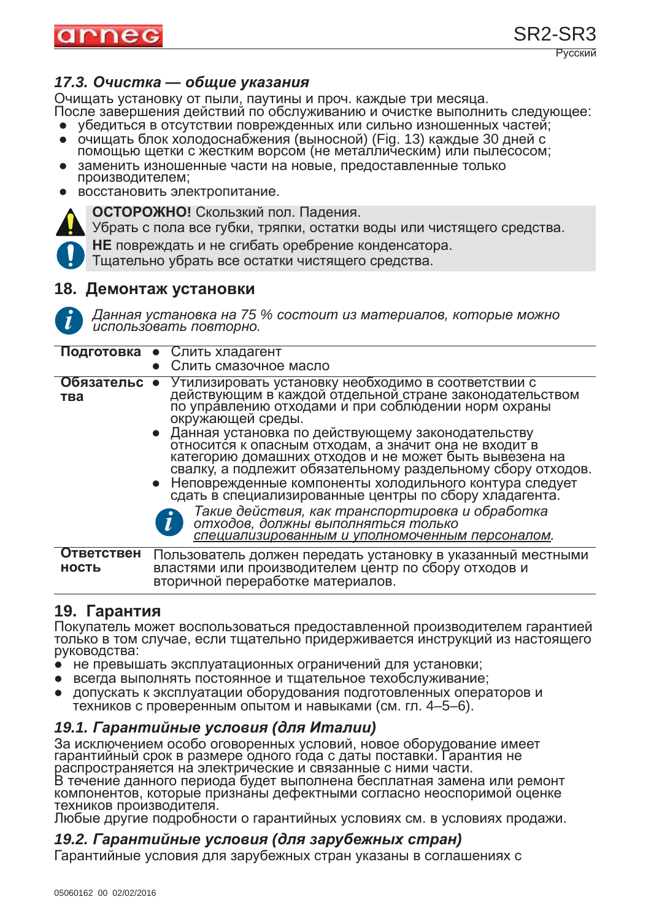### *17.3. Очистка — общие указания*

Очищать установку от пыли, паутины и проч. каждые три месяца.
После завершения действий по обслуживанию и очистке выполнить следующее:

- убедиться в отсутствии поврежденных или сильно изношенных частей;
- очищать блок холодоснабжения (выносной) (Fig. 13) каждые 30 дней с помощью щетки с жестким ворсом (не металлическим) или пылесосом;
- заменить изношенные части на новые, предоставленные только производителем;
- восстановить электропитание.

**ОСТОРОЖНО!** Скользкий пол. Падения.
Убрать с пола все губки, тряпки, остатки воды или чистящего средства.

**НЕ** повреждать и не сгибать оребрение конденсатора.
Тщательно убрать все остатки чистящего средства.

## 18. Демонтаж установки

*Данная установка на 75 % состоит из материалов, которые можно использовать повторно.*

| | |
|---|---|
| **Подготовка** | • Слить хладагент<br>• Слить смазочное масло |
| **Обязательства** | • Утилизировать установку необходимо в соответствии с действующим в каждой отдельной стране законодательством по управлению отходами и при соблюдении норм охраны окружающей среды.<br>• Данная установка по действующему законодательству относится к опасным отходам, а значит она не входит в категорию домашних отходов и не может быть вывезена на свалку, а подлежит обязательному раздельному сбору отходов.<br>• Неповрежденные компоненты холодильного контура следует сдать в специализированные центры по сбору хладагента.<br>*Такие действия, как транспортировка и обработка отходов, должны выполняться только специализированным и уполномоченным персоналом.* |
| **Ответственность** | Пользователь должен передать установку в указанный местными властями или производителем центр по сбору отходов и вторичной переработке материалов. |

## 19. Гарантия

Покупатель может воспользоваться предоставленной производителем гарантией только в том случае, если тщательно придерживается инструкций из настоящего руководства:

- не превышать эксплуатационных ограничений для установки;
- всегда выполнять постоянное и тщательное техобслуживание;
- допускать к эксплуатации оборудования подготовленных операторов и техников с проверенным опытом и навыками (см. гл. 4–5–6).

### *19.1. Гарантийные условия (для Италии)*

За исключением особо оговоренных условий, новое оборудование имеет гарантийный срок в размере одного года с даты поставки. Гарантия не распространяется на электрические и связанные с ними части.
В течение данного периода будет выполнена бесплатная замена или ремонт компонентов, которые признаны дефектными согласно неоспоримой оценке техников производителя.
Любые другие подробности о гарантийных условиях см. в условиях продажи.

### *19.2. Гарантийные условия (для зарубежных стран)*

Гарантийные условия для зарубежных стран указаны в соглашениях с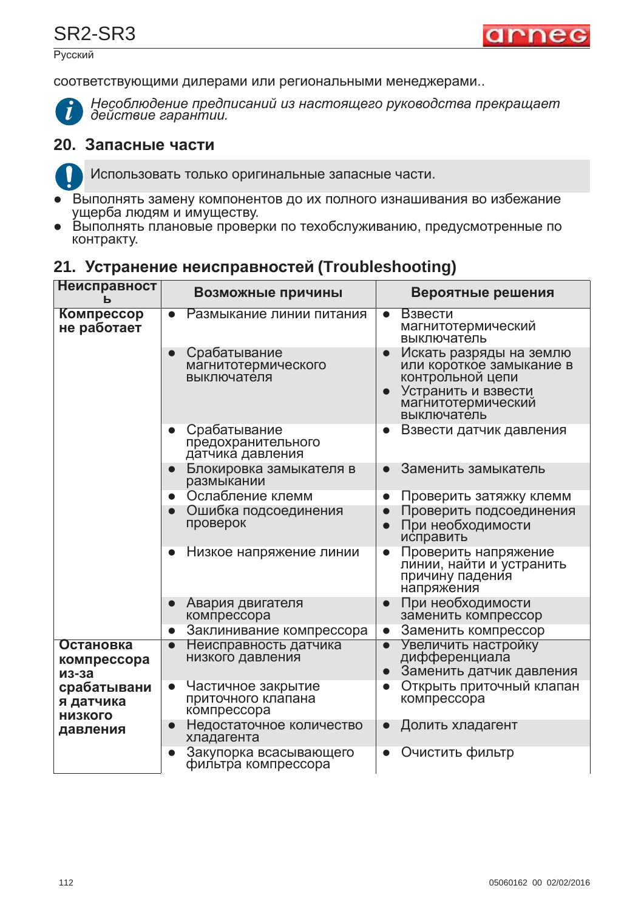соответствующими дилерами или региональными менеджерами..

*Несоблюдение предписаний из настоящего руководства прекращает действие гарантии.*

## 20. Запасные части

Использовать только оригинальные запасные части.

- Выполнять замену компонентов до их полного изнашивания во избежание ущерба людям и имуществу.
- Выполнять плановые проверки по техобслуживанию, предусмотренные по контракту.

## 21. Устранение неисправностей (Troubleshooting)

| Неисправность | Возможные причины | Вероятные решения |
|---|---|---|
| **Компрессор не работает** | • Размыкание линии питания | • Взвести магнитотермический выключатель |
| | • Срабатывание магнитотермического выключателя | • Искать разряды на землю или короткое замыкание в контрольной цепи<br>• Устранить и взвести магнитотермический выключатель |
| | • Срабатывание предохранительного датчика давления | • Взвести датчик давления |
| | • Блокировка замыкателя в размыкании | • Заменить замыкатель |
| | • Ослабление клемм | • Проверить затяжку клемм |
| | • Ошибка подсоединения проверок | • Проверить подсоединения<br>• При необходимости исправить |
| | • Низкое напряжение линии | • Проверить напряжение линии, найти и устранить причину падения напряжения |
| | • Авария двигателя компрессора | • При необходимости заменить компрессор |
| | • Заклинивание компрессора | • Заменить компрессор |
| **Остановка компрессора из-за срабатывания датчика низкого давления** | • Неисправность датчика низкого давления | • Увеличить настройку дифференциала<br>• Заменить датчик давления |
| | • Частичное закрытие приточного клапана компрессора | • Открыть приточный клапан компрессора |
| | • Недостаточное количество хладагента | • Долить хладагент |
| | • Закупорка всасывающего фильтра компрессора | • Очистить фильтр |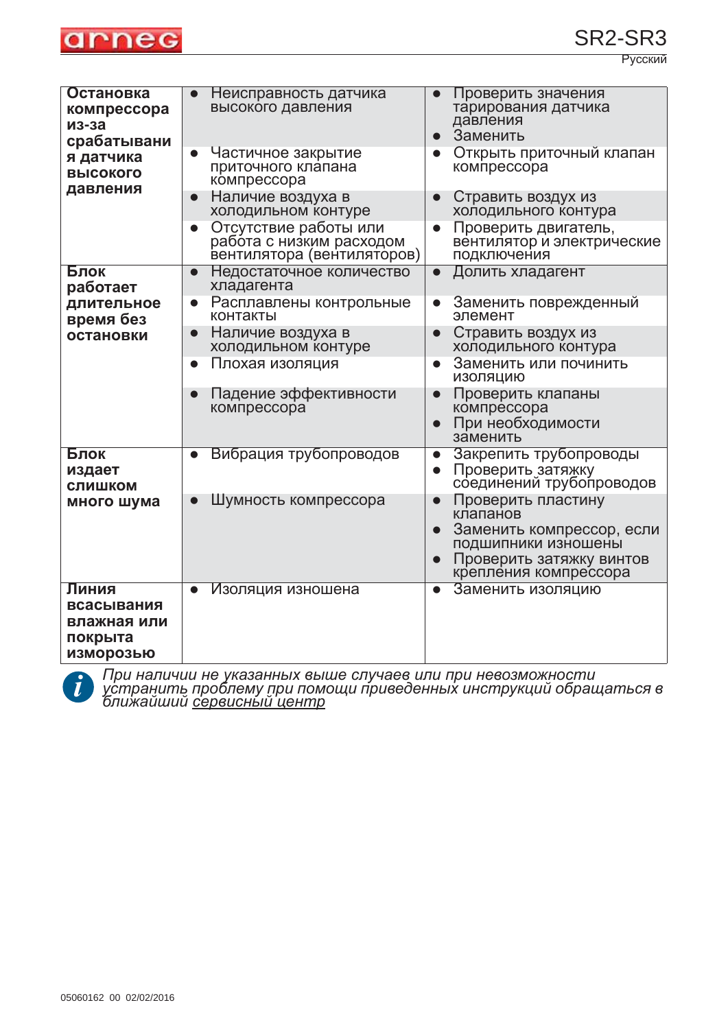| | | |
|---|---|---|
| **Остановка компрессора из-за срабатывания датчика высокого давления** | • Неисправность датчика высокого давления | • Проверить значения тарирования датчика давления<br>• Заменить |
| | • Частичное закрытие приточного клапана компрессора | • Открыть приточный клапан компрессора |
| | • Наличие воздуха в холодильном контуре | • Стравить воздух из холодильного контура |
| | • Отсутствие работы или работа с низким расходом вентилятора (вентиляторов) | • Проверить двигатель, вентилятор и электрические подключения |
| **Блок работает длительное время без остановки** | • Недостаточное количество хладагента | • Долить хладагент |
| | • Расплавлены контрольные контакты | • Заменить поврежденный элемент |
| | • Наличие воздуха в холодильном контуре | • Стравить воздух из холодильного контура |
| | • Плохая изоляция | • Заменить или починить изоляцию |
| | • Падение эффективности компрессора | • Проверить клапаны компрессора<br>• При необходимости заменить |
| **Блок издает слишком много шума** | • Вибрация трубопроводов | • Закрепить трубопроводы<br>• Проверить затяжку соединений трубопроводов |
| | • Шумность компрессора | • Проверить пластину клапанов<br>• Заменить компрессор, если подшипники изношены<br>• Проверить затяжку винтов крепления компрессора |
| **Линия всасывания влажная или покрыта изморозью** | • Изоляция изношена | • Заменить изоляцию |

*При наличии не указанных выше случаев или при невозможности устранить проблему при помощи приведенных инструкций обращаться в ближайший сервисный центр*

05060162 00 02/02/2016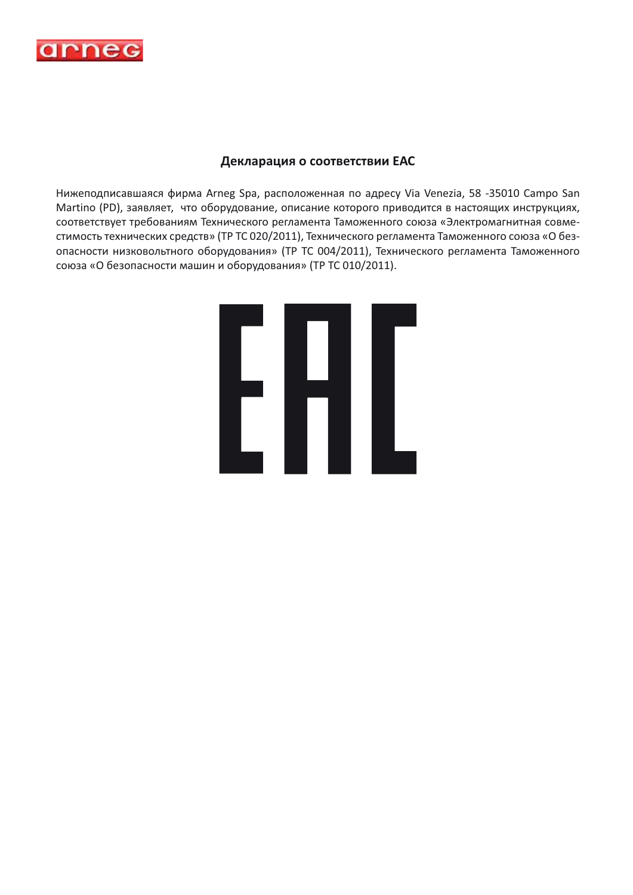## Декларация о соответствии EAC

Нижеподписавшаяся фирма Arneg Spa, расположенная по адресу Via Venezia, 58 -35010 Campo San Martino (PD), заявляет, что оборудование, описание которого приводится в настоящих инструкциях, соответствует требованиям Технического регламента Таможенного союза «Электромагнитная совместимость технических средств» (ТР ТС 020/2011), Технического регламента Таможенного союза «О безопасности низковольтного оборудования» (ТР ТС 004/2011), Технического регламента Таможенного союза «О безопасности машин и оборудования» (ТР ТС 010/2011).

EAC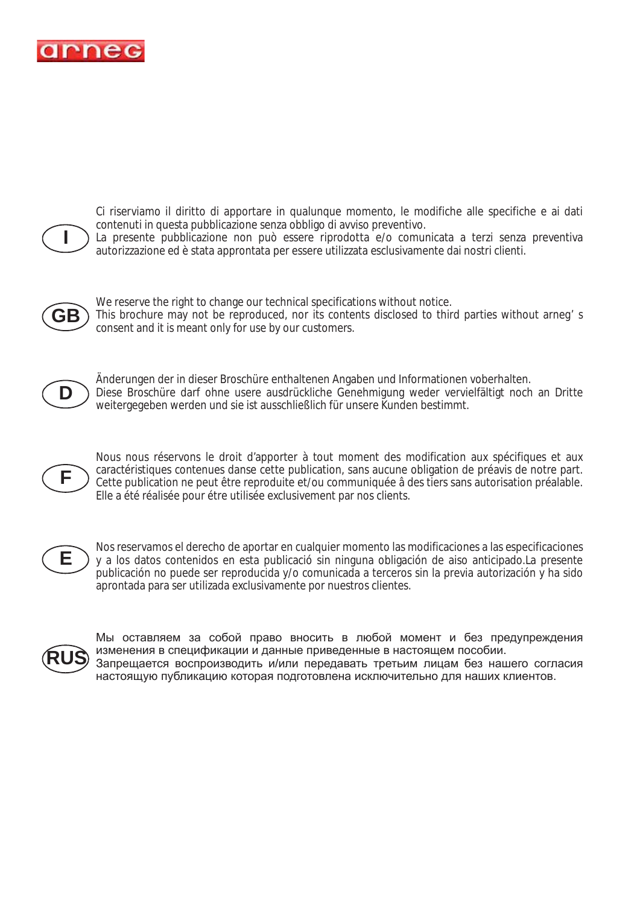arneg

**I**

Ci riserviamo il diritto di apportare in qualunque momento, le modifiche alle specifiche e ai dati contenuti in questa pubblicazione senza obbligo di avviso preventivo.
La presente pubblicazione non può essere riprodotta e/o comunicata a terzi senza preventiva autorizzazione ed è stata approntata per essere utilizzata esclusivamente dai nostri clienti.

**GB**

We reserve the right to change our technical specifications without notice.
This brochure may not be reproduced, nor its contents disclosed to third parties without arneg' s consent and it is meant only for use by our customers.

**D**

Änderungen der in dieser Broschüre enthaltenen Angaben und Informationen voberhalten.
Diese Broschüre darf ohne usere ausdrückliche Genehmigung weder vervielfältigt noch an Dritte weitergegeben werden und sie ist ausschließlich für unsere Kunden bestimmt.

**F**

Nous nous réservons le droit d'apporter à tout moment des modification aux spécifiques et aux caractéristiques contenues danse cette publication, sans aucune obligation de préavis de notre part.
Cette publication ne peut être reproduite et/ou communiquée â des tiers sans autorisation préalable.
Elle a été réalisée pour étre utilisée exclusivement par nos clients.

**E**

Nos reservamos el derecho de aportar en cualquier momento las modificaciones a las especificaciones y a los datos contenidos en esta publicació sin ninguna obligación de aiso anticipado.La presente publicación no puede ser reproducida y/o comunicada a terceros sin la previa autorización y ha sido aprontada para ser utilizada exclusivamente por nuestros clientes.

**RUS**

Мы оставляем за собой право вносить в любой момент и без предупреждения изменения в спецификации и данные приведенные в настоящем пособии.
Запрещается воспроизводить и/или передавать третьим лицам без нашего согласия настоящую публикацию которая подготовлена исключительно для наших клиентов.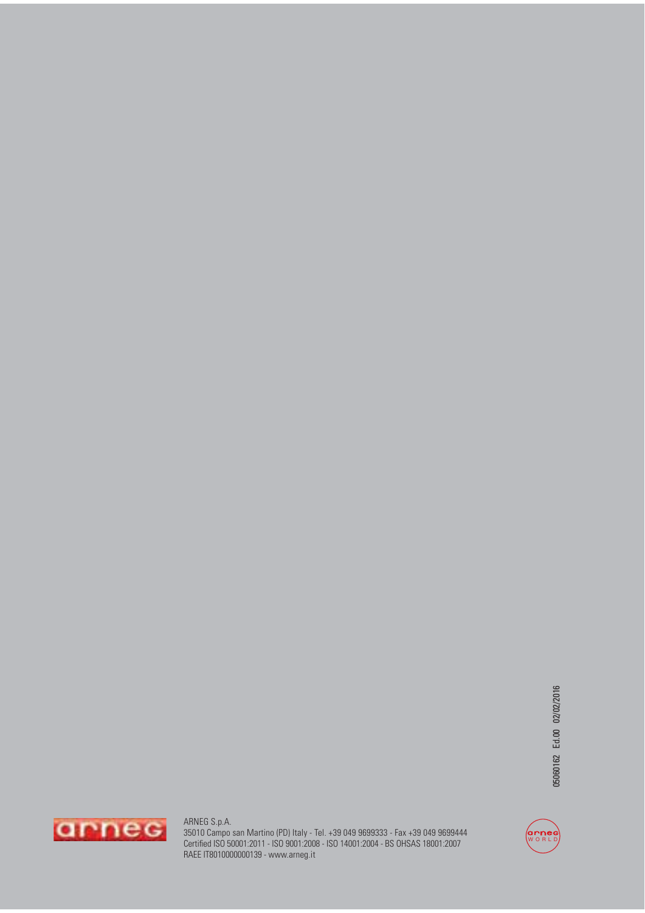05060162 Ed.00 02/02/2016

ARNEG S.p.A.
35010 Campo san Martino (PD) Italy - Tel. +39 049 9699333 - Fax +39 049 9699444
Certified ISO 50001:2011 - ISO 9001:2008 - ISO 14001:2004 - BS OHSAS 18001:2007
RAEE IT8010000000139 - www.arneg.it